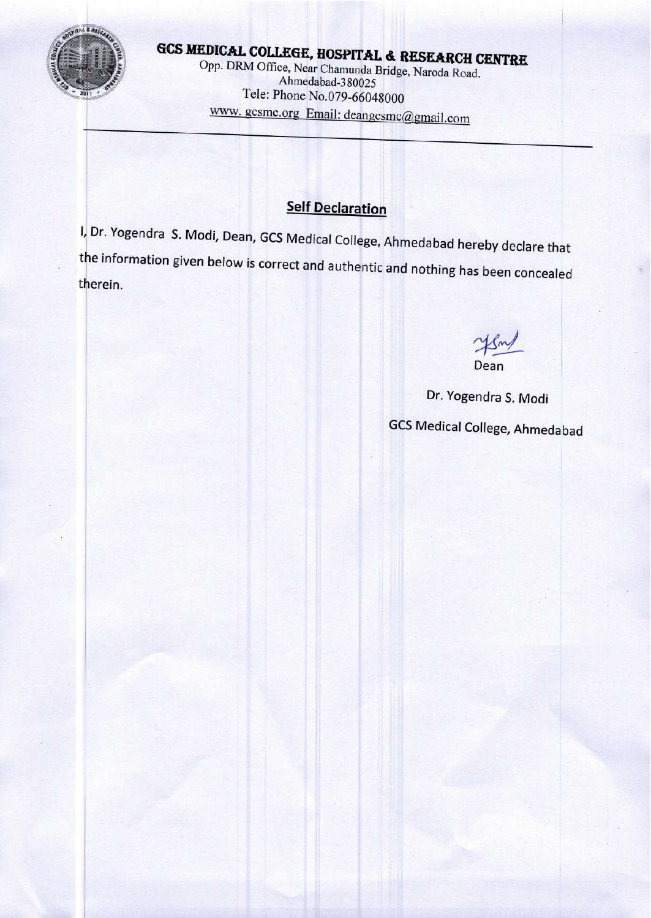# GCS MEDICAL COLLEGE, HOSPITAL & RESEARCH CENTRE

Opp. DRM Office, Near Chamunda Bridge, Naroda Road.
Ahmedabad-380025
Tele: Phone No.079-66048000
www. gcsmc.org Email: deangcsmc@gmail.com

## Self Declaration

I, Dr. Yogendra S. Modi, Dean, GCS Medical College, Ahmedabad hereby declare that the information given below is correct and authentic and nothing has been concealed therein.

Dean

Dr. Yogendra S. Modi

GCS Medical College, Ahmedabad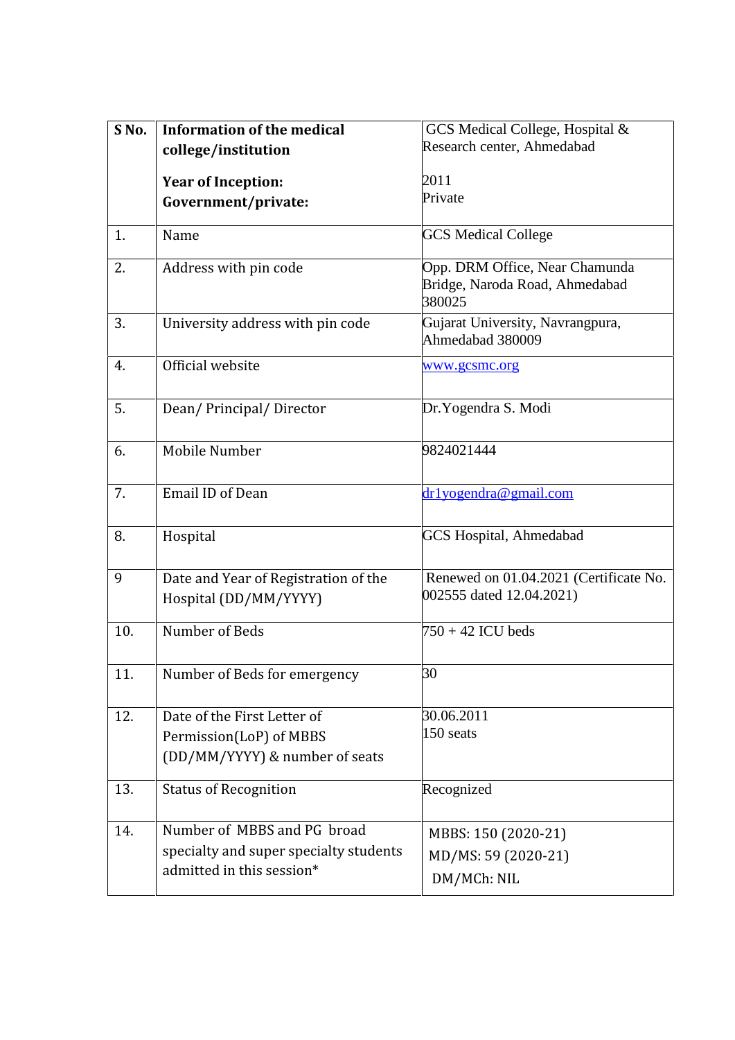| S No. | **Information of the medical college/institution**<br><br>**Year of Inception:**<br>**Government/private:** | GCS Medical College, Hospital & Research center, Ahmedabad<br><br>2011<br>Private |
|---|---|---|
| 1. | Name | GCS Medical College |
| 2. | Address with pin code | Opp. DRM Office, Near Chamunda Bridge, Naroda Road, Ahmedabad 380025 |
| 3. | University address with pin code | Gujarat University, Navrangpura, Ahmedabad 380009 |
| 4. | Official website | www.gcsmc.org |
| 5. | Dean/ Principal/ Director | Dr.Yogendra S. Modi |
| 6. | Mobile Number | 9824021444 |
| 7. | Email ID of Dean | dr1yogendra@gmail.com |
| 8. | Hospital | GCS Hospital, Ahmedabad |
| 9 | Date and Year of Registration of the Hospital (DD/MM/YYYY) | Renewed on 01.04.2021 (Certificate No. 002555 dated 12.04.2021) |
| 10. | Number of Beds | 750 + 42 ICU beds |
| 11. | Number of Beds for emergency | 30 |
| 12. | Date of the First Letter of Permission(LoP) of MBBS (DD/MM/YYYY) & number of seats | 30.06.2011<br>150 seats |
| 13. | Status of Recognition | Recognized |
| 14. | Number of MBBS and PG broad specialty and super specialty students admitted in this session* | MBBS: 150 (2020-21)<br>MD/MS: 59 (2020-21)<br>DM/MCh: NIL |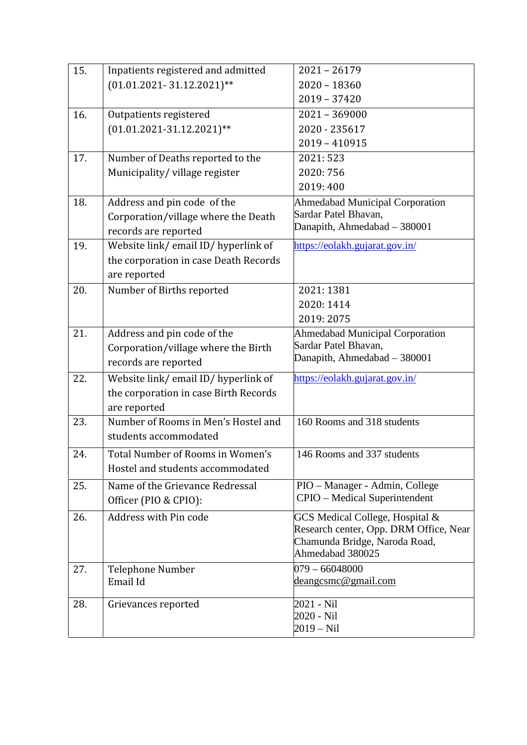| | | |
|---|---|---|
| 15. | Inpatients registered and admitted (01.01.2021- 31.12.2021)** | 2021 – 26179<br>2020 – 18360<br>2019 – 37420 |
| 16. | Outpatients registered (01.01.2021-31.12.2021)** | 2021 – 369000<br>2020 - 235617<br>2019 – 410915 |
| 17. | Number of Deaths reported to the Municipality/ village register | 2021: 523<br>2020: 756<br>2019: 400 |
| 18. | Address and pin code of the Corporation/village where the Death records are reported | Ahmedabad Municipal Corporation<br>Sardar Patel Bhavan,<br>Danapith, Ahmedabad – 380001 |
| 19. | Website link/ email ID/ hyperlink of the corporation in case Death Records are reported | https://eolakh.gujarat.gov.in/ |
| 20. | Number of Births reported | 2021: 1381<br>2020: 1414<br>2019: 2075 |
| 21. | Address and pin code of the Corporation/village where the Birth records are reported | Ahmedabad Municipal Corporation<br>Sardar Patel Bhavan,<br>Danapith, Ahmedabad – 380001 |
| 22. | Website link/ email ID/ hyperlink of the corporation in case Birth Records are reported | https://eolakh.gujarat.gov.in/ |
| 23. | Number of Rooms in Men's Hostel and students accommodated | 160 Rooms and 318 students |
| 24. | Total Number of Rooms in Women's Hostel and students accommodated | 146 Rooms and 337 students |
| 25. | Name of the Grievance Redressal Officer (PIO & CPIO): | PIO – Manager - Admin, College<br>CPIO – Medical Superintendent |
| 26. | Address with Pin code | GCS Medical College, Hospital & Research center, Opp. DRM Office, Near Chamunda Bridge, Naroda Road, Ahmedabad 380025 |
| 27. | Telephone Number<br>Email Id | 079 – 66048000<br>deangcsmc@gmail.com |
| 28. | Grievances reported | 2021 - Nil<br>2020 - Nil<br>2019 – Nil |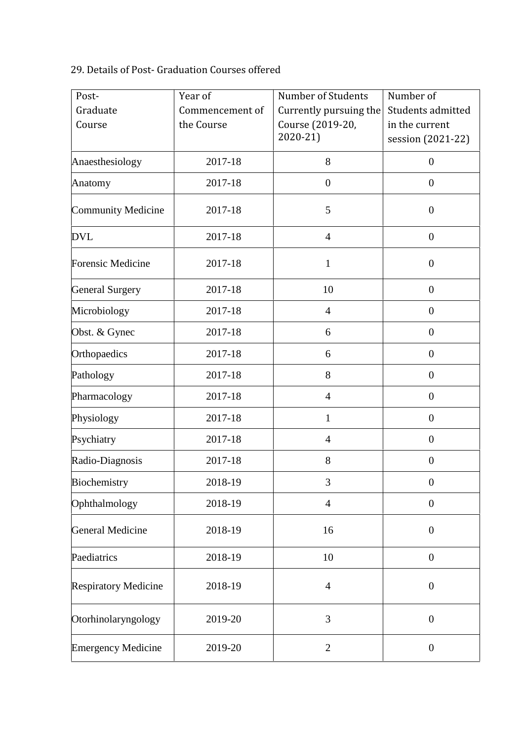29. Details of Post- Graduation Courses offered

| Post-Graduate Course | Year of Commencement of the Course | Number of Students Currently pursuing the Course (2019-20, 2020-21) | Number of Students admitted in the current session (2021-22) |
|---|---|---|---|
| Anaesthesiology | 2017-18 | 8 | 0 |
| Anatomy | 2017-18 | 0 | 0 |
| Community Medicine | 2017-18 | 5 | 0 |
| DVL | 2017-18 | 4 | 0 |
| Forensic Medicine | 2017-18 | 1 | 0 |
| General Surgery | 2017-18 | 10 | 0 |
| Microbiology | 2017-18 | 4 | 0 |
| Obst. & Gynec | 2017-18 | 6 | 0 |
| Orthopaedics | 2017-18 | 6 | 0 |
| Pathology | 2017-18 | 8 | 0 |
| Pharmacology | 2017-18 | 4 | 0 |
| Physiology | 2017-18 | 1 | 0 |
| Psychiatry | 2017-18 | 4 | 0 |
| Radio-Diagnosis | 2017-18 | 8 | 0 |
| Biochemistry | 2018-19 | 3 | 0 |
| Ophthalmology | 2018-19 | 4 | 0 |
| General Medicine | 2018-19 | 16 | 0 |
| Paediatrics | 2018-19 | 10 | 0 |
| Respiratory Medicine | 2018-19 | 4 | 0 |
| Otorhinolaryngology | 2019-20 | 3 | 0 |
| Emergency Medicine | 2019-20 | 2 | 0 |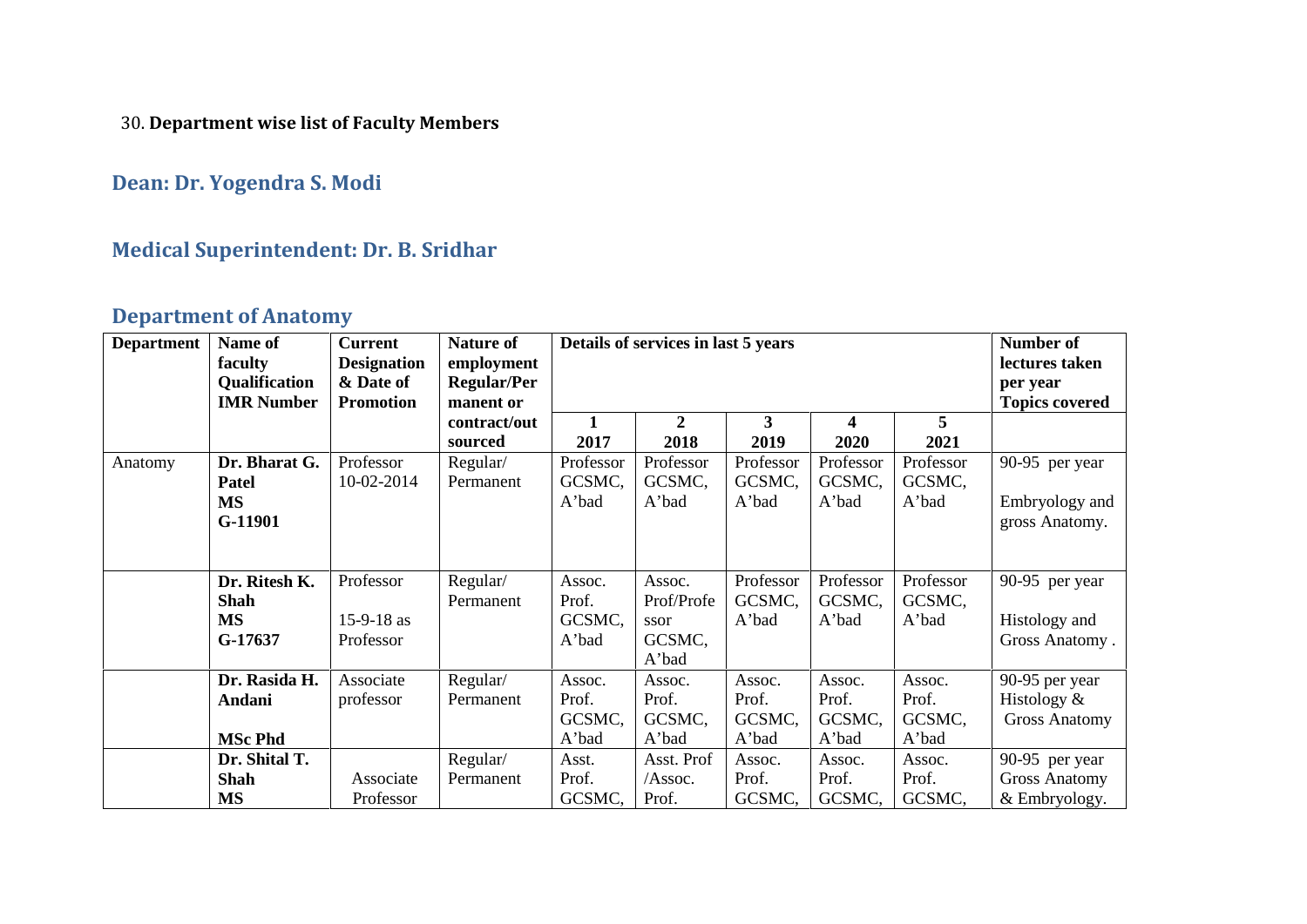30. **Department wise list of Faculty Members**

## Dean: Dr. Yogendra S. Modi

## Medical Superintendent: Dr. B. Sridhar

## Department of Anatomy

| Department | Name of faculty Qualification IMR Number | Current Designation & Date of Promotion | Nature of employment Regular/Permanent or contract/out sourced | Details of services in last 5 years | | | | | Number of lectures taken per year Topics covered |
|---|---|---|---|---|---|---|---|---|---|
| | | | | 1 2017 | 2 2018 | 3 2019 | 4 2020 | 5 2021 | |
| Anatomy | **Dr. Bharat G. Patel MS G-11901** | Professor 10-02-2014 | Regular/ Permanent | Professor GCSMC, A'bad | Professor GCSMC, A'bad | Professor GCSMC, A'bad | Professor GCSMC, A'bad | Professor GCSMC, A'bad | 90-95 per year Embryology and gross Anatomy. |
| | **Dr. Ritesh K. Shah MS G-17637** | Professor 15-9-18 as Professor | Regular/ Permanent | Assoc. Prof. GCSMC, A'bad | Assoc. Prof/Professor GCSMC, A'bad | Professor GCSMC, A'bad | Professor GCSMC, A'bad | Professor GCSMC, A'bad | 90-95 per year Histology and Gross Anatomy . |
| | **Dr. Rasida H. Andani MSc Phd** | Associate professor | Regular/ Permanent | Assoc. Prof. GCSMC, A'bad | Assoc. Prof. GCSMC, A'bad | Assoc. Prof. GCSMC, A'bad | Assoc. Prof. GCSMC, A'bad | Assoc. Prof. GCSMC, A'bad | 90-95 per year Histology & Gross Anatomy |
| | **Dr. Shital T. Shah MS** | Associate Professor | Regular/ Permanent | Asst. Prof. GCSMC, | Asst. Prof /Assoc. Prof. | Assoc. Prof. GCSMC, | Assoc. Prof. GCSMC, | Assoc. Prof. GCSMC, | 90-95 per year Gross Anatomy & Embryology. |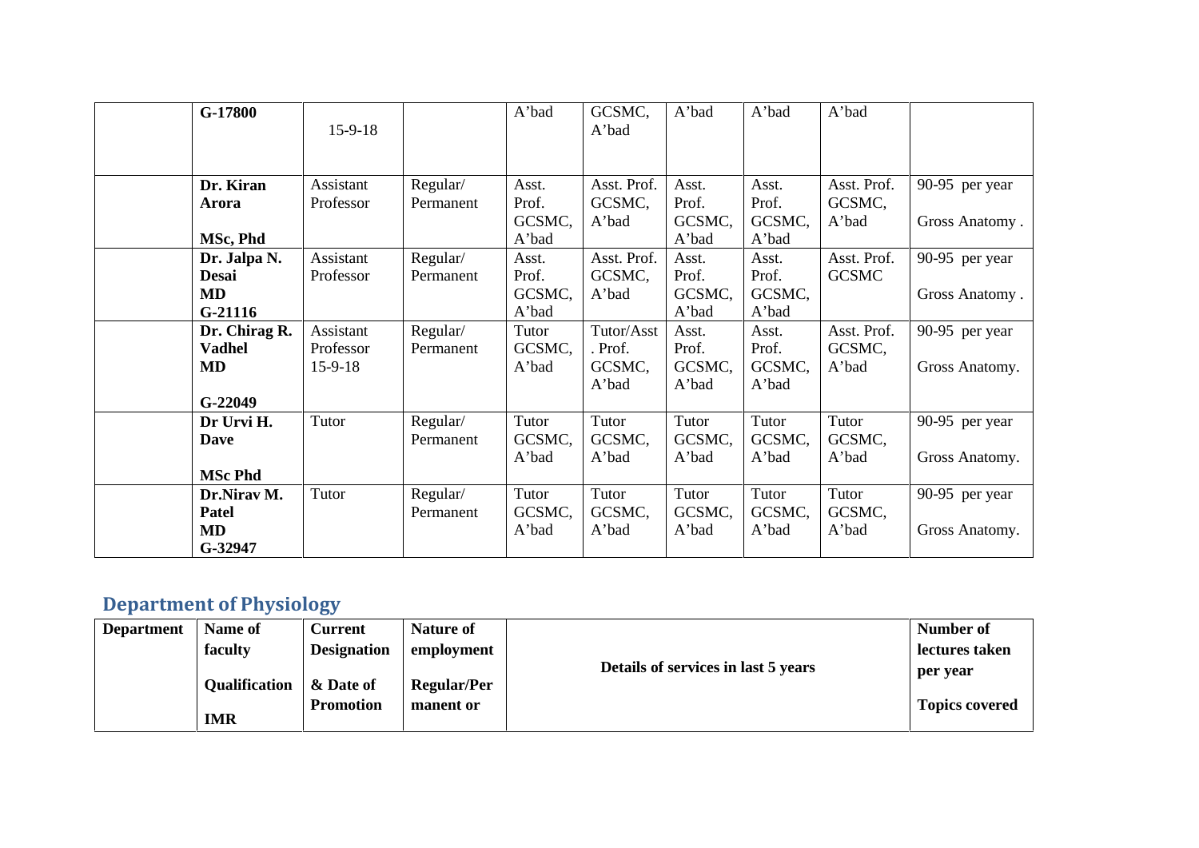| | | | | | | | | | |
|---|---|---|---|---|---|---|---|---|---|
| | **G-17800** | 15-9-18 | | A'bad | GCSMC, A'bad | A'bad | A'bad | A'bad | |
| | **Dr. Kiran Arora** **MSc, Phd** | Assistant Professor | Regular/ Permanent | Asst. Prof. GCSMC, A'bad | Asst. Prof. GCSMC, A'bad | Asst. Prof. GCSMC, A'bad | Asst. Prof. GCSMC, A'bad | Asst. Prof. GCSMC, A'bad | 90-95 per year Gross Anatomy . |
| | **Dr. Jalpa N. Desai** **MD** **G-21116** | Assistant Professor | Regular/ Permanent | Asst. Prof. GCSMC, A'bad | Asst. Prof. GCSMC, A'bad | Asst. Prof. GCSMC, A'bad | Asst. Prof. GCSMC, A'bad | Asst. Prof. GCSMC | 90-95 per year Gross Anatomy . |
| | **Dr. Chirag R. Vadhel** **MD** **G-22049** | Assistant Professor 15-9-18 | Regular/ Permanent | Tutor GCSMC, A'bad | Tutor/Asst . Prof. GCSMC, A'bad | Asst. Prof. GCSMC, A'bad | Asst. Prof. GCSMC, A'bad | Asst. Prof. GCSMC, A'bad | 90-95 per year Gross Anatomy. |
| | **Dr Urvi H. Dave** **MSc Phd** | Tutor | Regular/ Permanent | Tutor GCSMC, A'bad | Tutor GCSMC, A'bad | Tutor GCSMC, A'bad | Tutor GCSMC, A'bad | Tutor GCSMC, A'bad | 90-95 per year Gross Anatomy. |
| | **Dr.Nirav M. Patel** **MD** **G-32947** | Tutor | Regular/ Permanent | Tutor GCSMC, A'bad | Tutor GCSMC, A'bad | Tutor GCSMC, A'bad | Tutor GCSMC, A'bad | Tutor GCSMC, A'bad | 90-95 per year Gross Anatomy. |

## Department of Physiology

| Department | Name of faculty Qualification IMR | Current Designation & Date of Promotion | Nature of employment Regular/Permanent or | Details of services in last 5 years | Number of lectures taken per year Topics covered |
|---|---|---|---|---|---|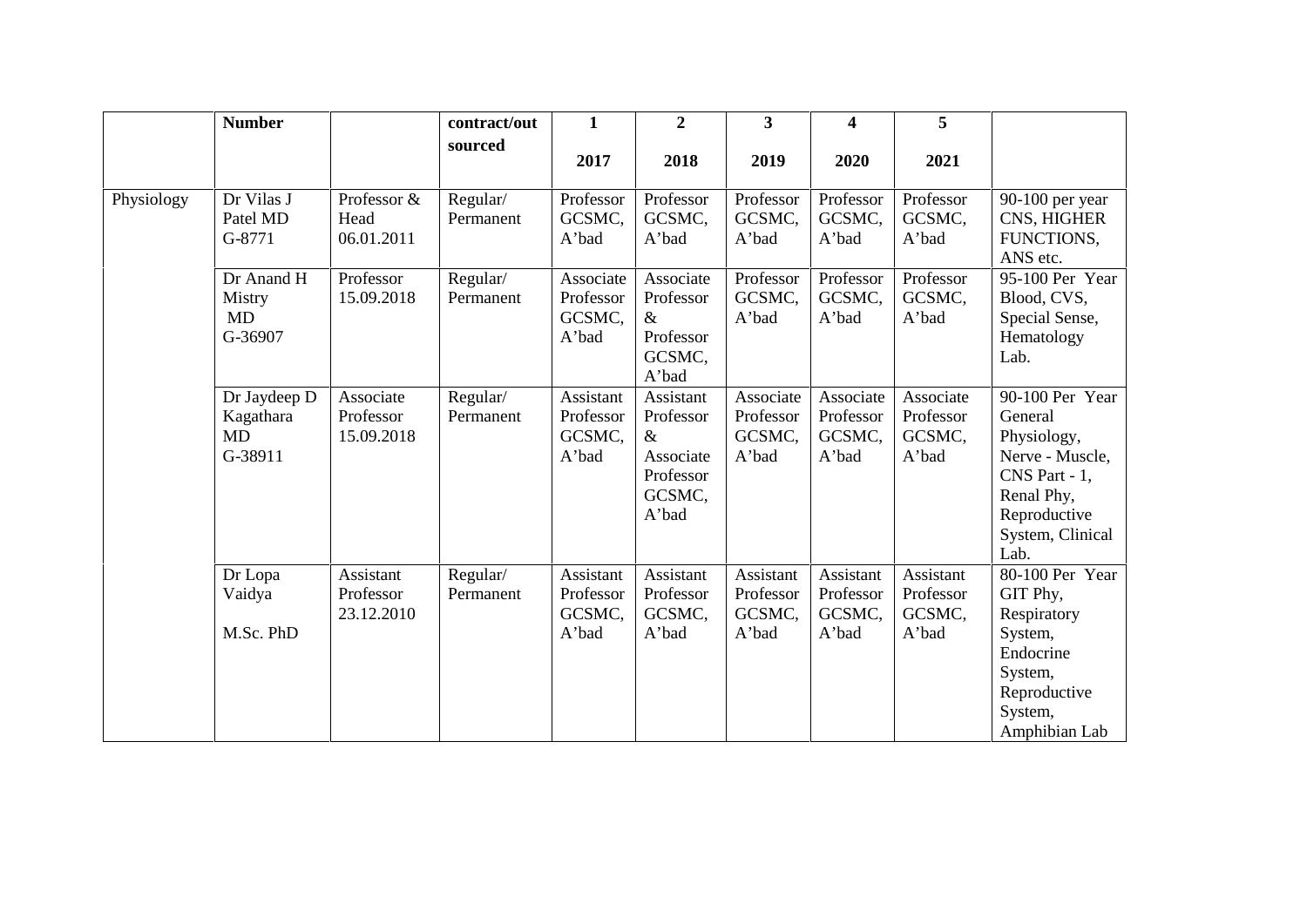|  | Number |  | contract/out sourced | 1<br>2017 | 2<br>2018 | 3<br>2019 | 4<br>2020 | 5<br>2021 |  |
|---|---|---|---|---|---|---|---|---|---|
| Physiology | Dr Vilas J Patel MD G-8771 | Professor & Head 06.01.2011 | Regular/ Permanent | Professor GCSMC, A'bad | Professor GCSMC, A'bad | Professor GCSMC, A'bad | Professor GCSMC, A'bad | Professor GCSMC, A'bad | 90-100 per year CNS, HIGHER FUNCTIONS, ANS etc. |
|  | Dr Anand H Mistry MD G-36907 | Professor 15.09.2018 | Regular/ Permanent | Associate Professor GCSMC, A'bad | Associate Professor & Professor GCSMC, A'bad | Professor GCSMC, A'bad | Professor GCSMC, A'bad | Professor GCSMC, A'bad | 95-100 Per Year Blood, CVS, Special Sense, Hematology Lab. |
|  | Dr Jaydeep D Kagathara MD G-38911 | Associate Professor 15.09.2018 | Regular/ Permanent | Assistant Professor GCSMC, A'bad | Assistant Professor & Associate Professor GCSMC, A'bad | Associate Professor GCSMC, A'bad | Associate Professor GCSMC, A'bad | Associate Professor GCSMC, A'bad | 90-100 Per Year General Physiology, Nerve - Muscle, CNS Part - 1, Renal Phy, Reproductive System, Clinical Lab. |
|  | Dr Lopa Vaidya M.Sc. PhD | Assistant Professor 23.12.2010 | Regular/ Permanent | Assistant Professor GCSMC, A'bad | Assistant Professor GCSMC, A'bad | Assistant Professor GCSMC, A'bad | Assistant Professor GCSMC, A'bad | Assistant Professor GCSMC, A'bad | 80-100 Per Year GIT Phy, Respiratory System, Endocrine System, Reproductive System, Amphibian Lab |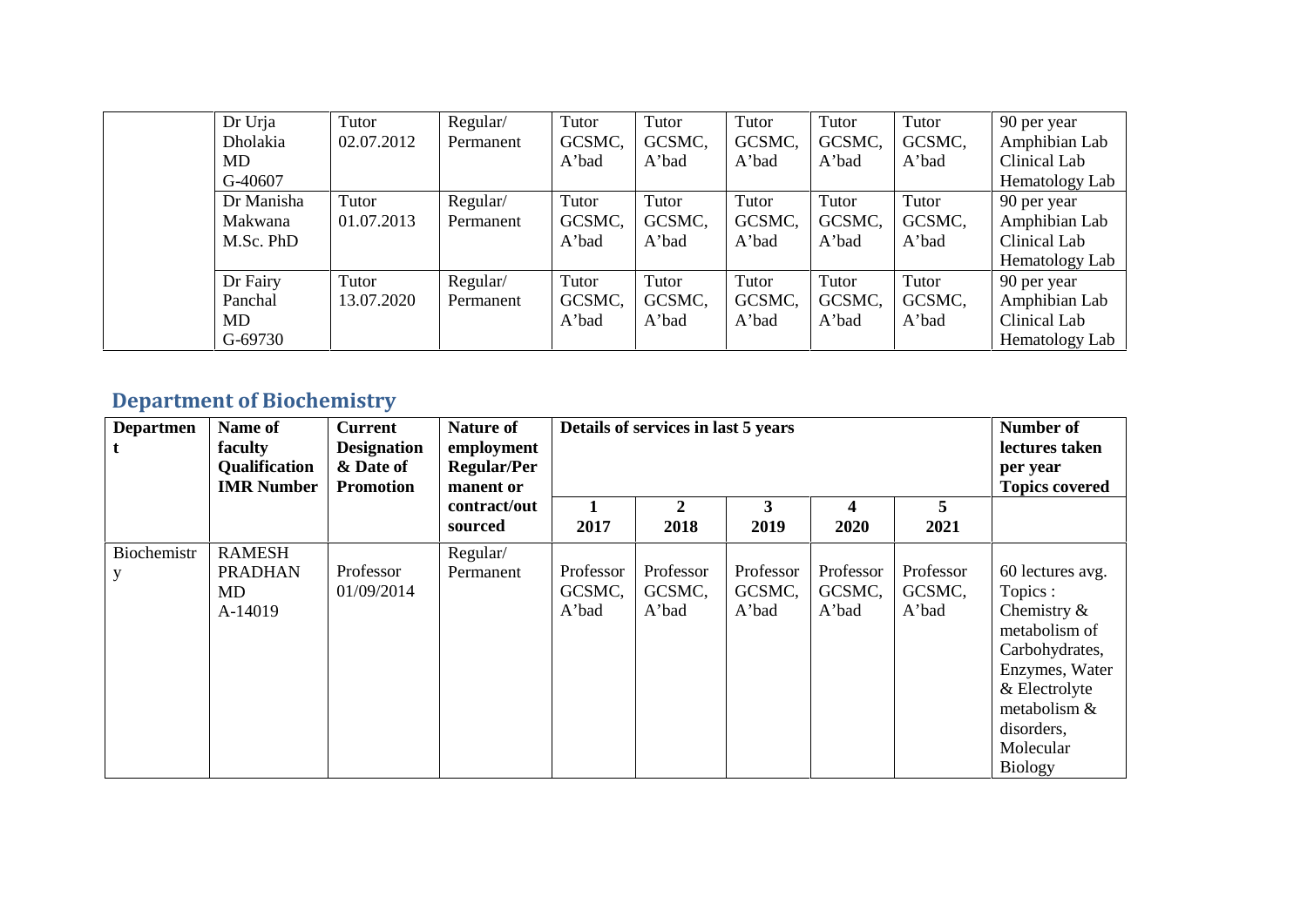| | Dr Urja Dholakia MD G-40607 | Tutor 02.07.2012 | Regular/ Permanent | Tutor GCSMC, A'bad | Tutor GCSMC, A'bad | Tutor GCSMC, A'bad | Tutor GCSMC, A'bad | Tutor GCSMC, A'bad | 90 per year Amphibian Lab Clinical Lab Hematology Lab |
|---|---|---|---|---|---|---|---|---|---|
| | Dr Manisha Makwana M.Sc. PhD | Tutor 01.07.2013 | Regular/ Permanent | Tutor GCSMC, A'bad | Tutor GCSMC, A'bad | Tutor GCSMC, A'bad | Tutor GCSMC, A'bad | Tutor GCSMC, A'bad | 90 per year Amphibian Lab Clinical Lab Hematology Lab |
| | Dr Fairy Panchal MD G-69730 | Tutor 13.07.2020 | Regular/ Permanent | Tutor GCSMC, A'bad | Tutor GCSMC, A'bad | Tutor GCSMC, A'bad | Tutor GCSMC, A'bad | Tutor GCSMC, A'bad | 90 per year Amphibian Lab Clinical Lab Hematology Lab |

## Department of Biochemistry

| **Department** | **Name of faculty Qualification IMR Number** | **Current Designation & Date of Promotion** | **Nature of employment Regular/Permanent or contract/out sourced** | **Details of services in last 5 years** | | | | | **Number of lectures taken per year Topics covered** |
|---|---|---|---|---|---|---|---|---|---|
| | | | | **1 2017** | **2 2018** | **3 2019** | **4 2020** | **5 2021** | |
| Biochemistry | RAMESH PRADHAN MD A-14019 | Professor 01/09/2014 | Regular/ Permanent | Professor GCSMC, A'bad | Professor GCSMC, A'bad | Professor GCSMC, A'bad | Professor GCSMC, A'bad | Professor GCSMC, A'bad | 60 lectures avg. Topics : Chemistry & metabolism of Carbohydrates, Enzymes, Water & Electrolyte metabolism & disorders, Molecular Biology |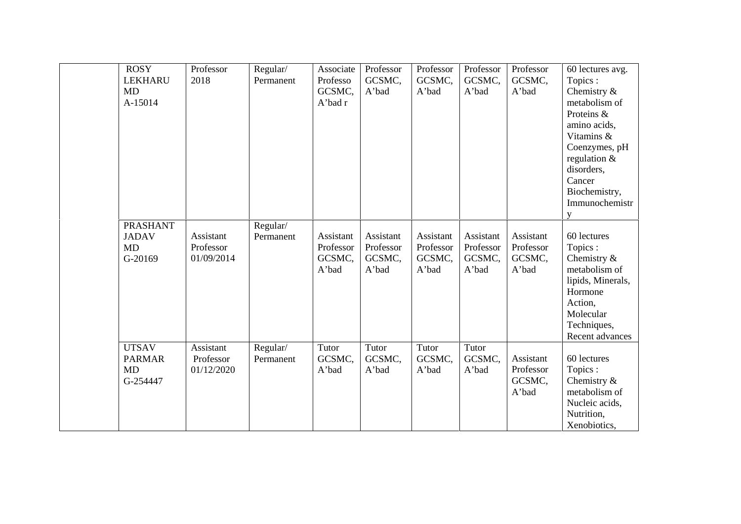| | | | | | | | | | |
|---|---|---|---|---|---|---|---|---|---|
| | ROSY LEKHARU MD A-15014 | Professor 2018 | Regular/ Permanent | Associate Professo GCSMC, A'bad r | Professor GCSMC, A'bad | Professor GCSMC, A'bad | Professor GCSMC, A'bad | Professor GCSMC, A'bad | 60 lectures avg. Topics : Chemistry & metabolism of Proteins & amino acids, Vitamins & Coenzymes, pH regulation & disorders, Cancer Biochemistry, Immunochemistr y |
| | PRASHANT JADAV MD G-20169 | Assistant Professor 01/09/2014 | Regular/ Permanent | Assistant Professor GCSMC, A'bad | Assistant Professor GCSMC, A'bad | Assistant Professor GCSMC, A'bad | Assistant Professor GCSMC, A'bad | Assistant Professor GCSMC, A'bad | 60 lectures Topics : Chemistry & metabolism of lipids, Minerals, Hormone Action, Molecular Techniques, Recent advances |
| | UTSAV PARMAR MD G-254447 | Assistant Professor 01/12/2020 | Regular/ Permanent | Tutor GCSMC, A'bad | Tutor GCSMC, A'bad | Tutor GCSMC, A'bad | Tutor GCSMC, A'bad | Assistant Professor GCSMC, A'bad | 60 lectures Topics : Chemistry & metabolism of Nucleic acids, Nutrition, Xenobiotics, |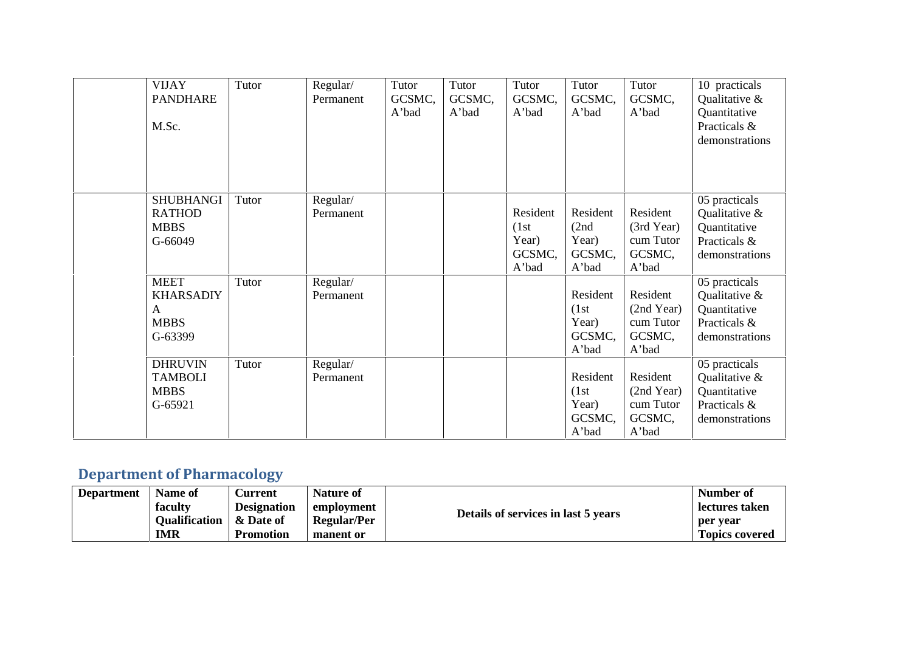| | | | | | | | | | |
|---|---|---|---|---|---|---|---|---|---|
| | VIJAY PANDHARE M.Sc. | Tutor | Regular/ Permanent | Tutor GCSMC, A'bad | Tutor GCSMC, A'bad | Tutor GCSMC, A'bad | Tutor GCSMC, A'bad | Tutor GCSMC, A'bad | 10 practicals Qualitative & Quantitative Practicals & demonstrations |
| | SHUBHANGI RATHOD MBBS G-66049 | Tutor | Regular/ Permanent | | | Resident (1st Year) GCSMC, A'bad | Resident (2nd Year) GCSMC, A'bad | Resident (3rd Year) cum Tutor GCSMC, A'bad | 05 practicals Qualitative & Quantitative Practicals & demonstrations |
| | MEET KHARSADIYA MBBS G-63399 | Tutor | Regular/ Permanent | | | | Resident (1st Year) GCSMC, A'bad | Resident (2nd Year) cum Tutor GCSMC, A'bad | 05 practicals Qualitative & Quantitative Practicals & demonstrations |
| | DHRUVIN TAMBOLI MBBS G-65921 | Tutor | Regular/ Permanent | | | | Resident (1st Year) GCSMC, A'bad | Resident (2nd Year) cum Tutor GCSMC, A'bad | 05 practicals Qualitative & Quantitative Practicals & demonstrations |

## Department of Pharmacology

| Department | Name of faculty Qualification IMR | Current Designation & Date of Promotion | Nature of employment Regular/Permanent or | Details of services in last 5 years | Number of lectures taken per year Topics covered |
|---|---|---|---|---|---|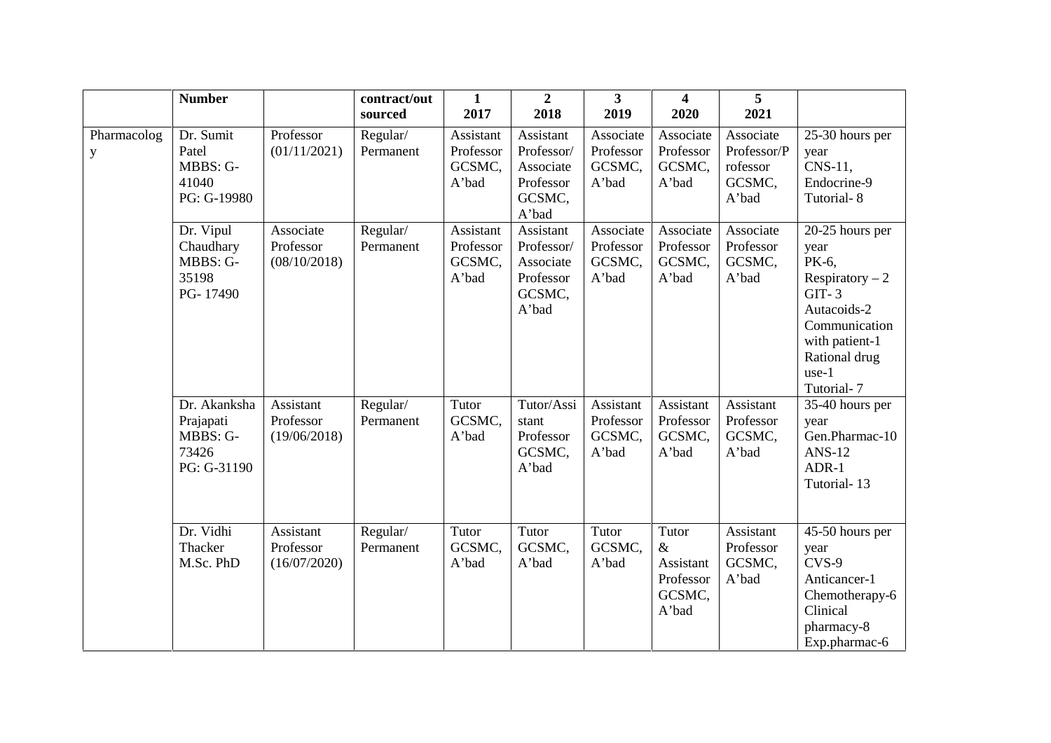|  | Number |  | contract/out sourced | 1<br>2017 | 2<br>2018 | 3<br>2019 | 4<br>2020 | 5<br>2021 |  |
|---|---|---|---|---|---|---|---|---|---|
| Pharmacology | Dr. Sumit Patel<br>MBBS: G-41040<br>PG: G-19980 | Professor (01/11/2021) | Regular/ Permanent | Assistant Professor GCSMC, A'bad | Assistant Professor/ Associate Professor GCSMC, A'bad | Associate Professor GCSMC, A'bad | Associate Professor GCSMC, A'bad | Associate Professor/Professor GCSMC, A'bad | 25-30 hours per year<br>CNS-11,<br>Endocrine-9<br>Tutorial- 8 |
|  | Dr. Vipul Chaudhary<br>MBBS: G-35198<br>PG- 17490 | Associate Professor (08/10/2018) | Regular/ Permanent | Assistant Professor GCSMC, A'bad | Assistant Professor/ Associate Professor GCSMC, A'bad | Associate Professor GCSMC, A'bad | Associate Professor GCSMC, A'bad | Associate Professor GCSMC, A'bad | 20-25 hours per year<br>PK-6,<br>Respiratory – 2<br>GIT- 3<br>Autacoids-2<br>Communication with patient-1<br>Rational drug use-1<br>Tutorial- 7 |
|  | Dr. Akanksha Prajapati<br>MBBS: G-73426<br>PG: G-31190 | Assistant Professor (19/06/2018) | Regular/ Permanent | Tutor GCSMC, A'bad | Tutor/Assistant Professor GCSMC, A'bad | Assistant Professor GCSMC, A'bad | Assistant Professor GCSMC, A'bad | Assistant Professor GCSMC, A'bad | 35-40 hours per year<br>Gen.Pharmac-10<br>ANS-12<br>ADR-1<br>Tutorial- 13 |
|  | Dr. Vidhi Thacker<br>M.Sc. PhD | Assistant Professor (16/07/2020) | Regular/ Permanent | Tutor GCSMC, A'bad | Tutor GCSMC, A'bad | Tutor GCSMC, A'bad | Tutor & Assistant Professor GCSMC, A'bad | Assistant Professor GCSMC, A'bad | 45-50 hours per year<br>CVS-9<br>Anticancer-1<br>Chemotherapy-6<br>Clinical pharmacy-8<br>Exp.pharmac-6 |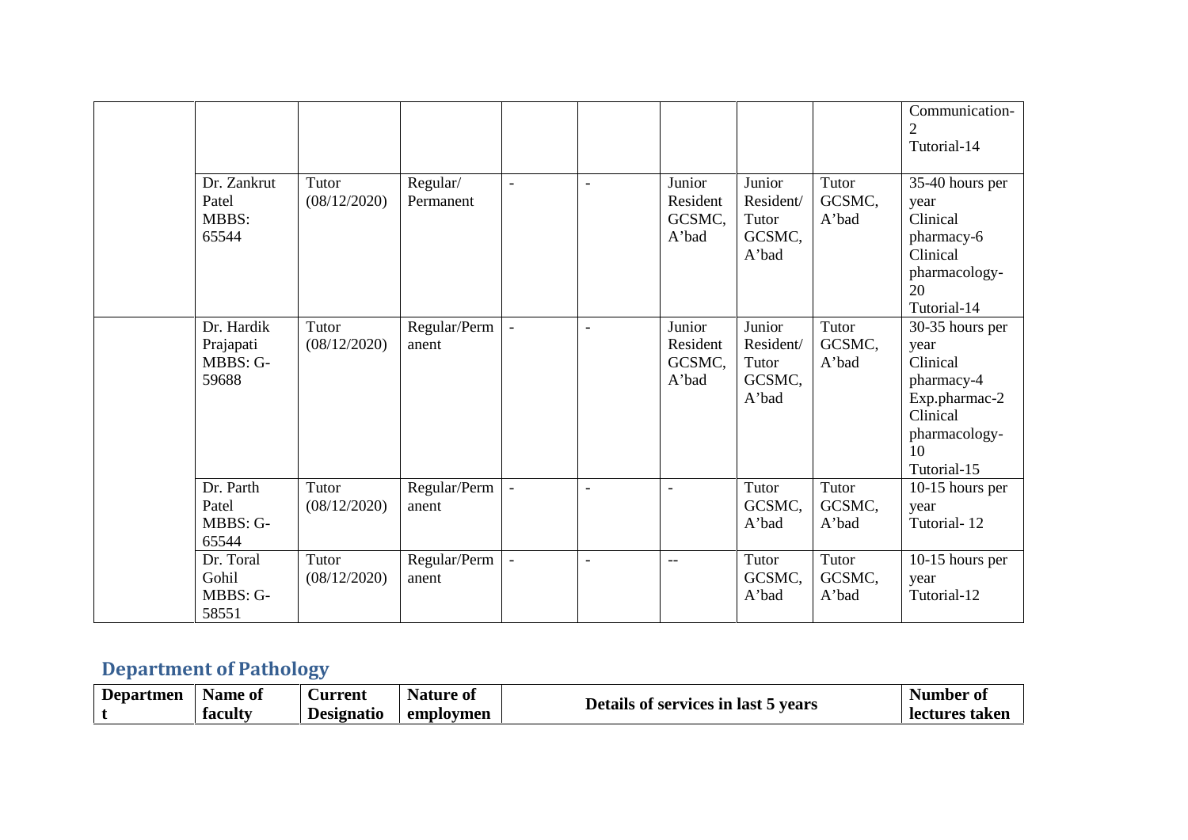|  |  |  |  |  |  |  |  |  | Communication-2<br>Tutorial-14 |
|---|---|---|---|---|---|---|---|---|---|
|  | Dr. Zankrut Patel MBBS: 65544 | Tutor (08/12/2020) | Regular/ Permanent | - | - | Junior Resident GCSMC, A'bad | Junior Resident/ Tutor GCSMC, A'bad | Tutor GCSMC, A'bad | 35-40 hours per year<br>Clinical pharmacy-6<br>Clinical pharmacology-20<br>Tutorial-14 |
|  | Dr. Hardik Prajapati MBBS: G-59688 | Tutor (08/12/2020) | Regular/Permanent | - | - | Junior Resident GCSMC, A'bad | Junior Resident/ Tutor GCSMC, A'bad | Tutor GCSMC, A'bad | 30-35 hours per year<br>Clinical pharmacy-4<br>Exp.pharmac-2<br>Clinical pharmacology-10<br>Tutorial-15 |
|  | Dr. Parth Patel MBBS: G-65544 | Tutor (08/12/2020) | Regular/Permanent | - | - | - | Tutor GCSMC, A'bad | Tutor GCSMC, A'bad | 10-15 hours per year<br>Tutorial- 12 |
|  | Dr. Toral Gohil MBBS: G-58551 | Tutor (08/12/2020) | Regular/Permanent | - | - | -- | Tutor GCSMC, A'bad | Tutor GCSMC, A'bad | 10-15 hours per year<br>Tutorial-12 |

## Department of Pathology

| Department | Name of faculty | Current Designatio | Nature of employmen | Details of services in last 5 years | Number of lectures taken |
|---|---|---|---|---|---|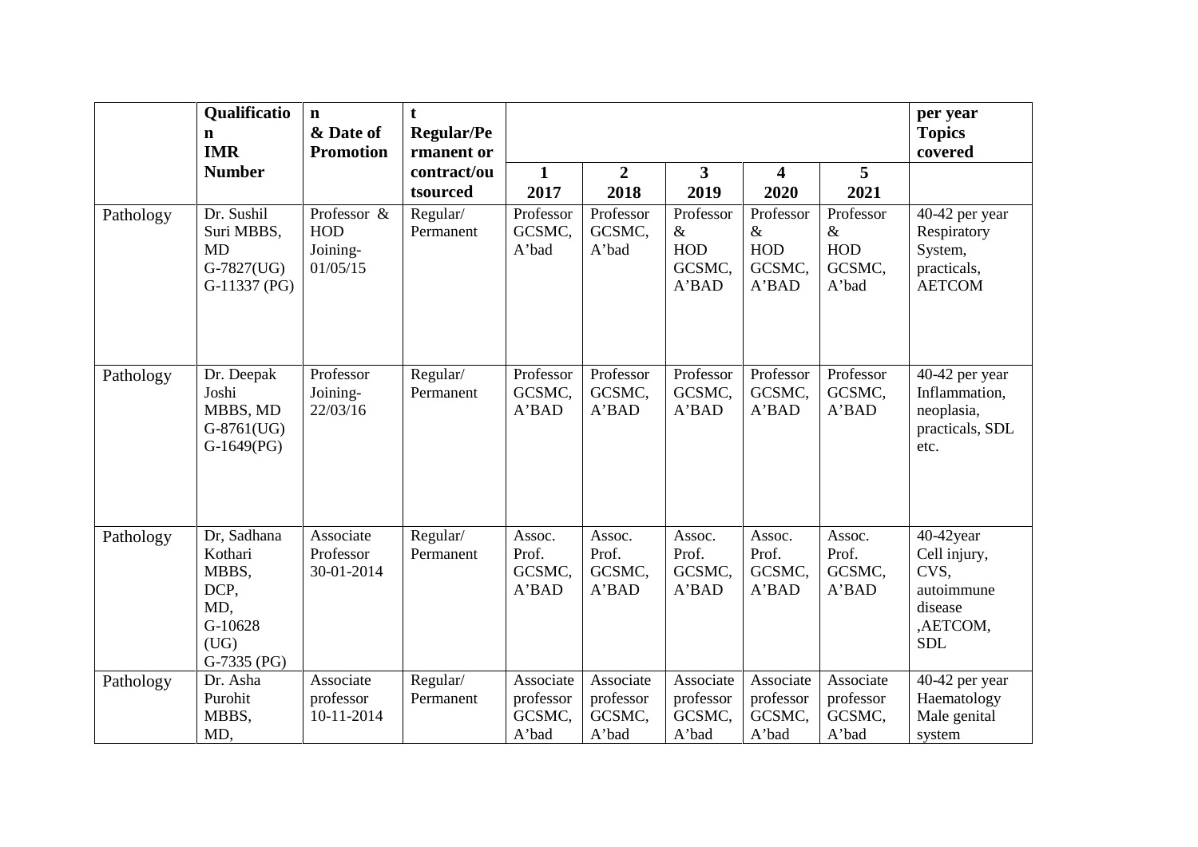| | Qualification IMR Number | n & Date of Promotion | t Regular/Permanent or contract/outsourced | | | | | | per year Topics covered |
|---|---|---|---|---|---|---|---|---|---|
| | | | | 1 2017 | 2 2018 | 3 2019 | 4 2020 | 5 2021 | |
| Pathology | Dr. Sushil Suri MBBS, MD G-7827(UG) G-11337 (PG) | Professor & HOD Joining- 01/05/15 | Regular/ Permanent | Professor GCSMC, A'bad | Professor GCSMC, A'bad | Professor & HOD GCSMC, A'BAD | Professor & HOD GCSMC, A'BAD | Professor & HOD GCSMC, A'bad | 40-42 per year Respiratory System, practicals, AETCOM |
| Pathology | Dr. Deepak Joshi MBBS, MD G-8761(UG) G-1649(PG) | Professor Joining- 22/03/16 | Regular/ Permanent | Professor GCSMC, A'BAD | Professor GCSMC, A'BAD | Professor GCSMC, A'BAD | Professor GCSMC, A'BAD | Professor GCSMC, A'BAD | 40-42 per year Inflammation, neoplasia, practicals, SDL etc. |
| Pathology | Dr, Sadhana Kothari MBBS, DCP, MD, G-10628 (UG) G-7335 (PG) | Associate Professor 30-01-2014 | Regular/ Permanent | Assoc. Prof. GCSMC, A'BAD | Assoc. Prof. GCSMC, A'BAD | Assoc. Prof. GCSMC, A'BAD | Assoc. Prof. GCSMC, A'BAD | Assoc. Prof. GCSMC, A'BAD | 40-42year Cell injury, CVS, autoimmune disease ,AETCOM, SDL |
| Pathology | Dr. Asha Purohit MBBS, MD, | Associate professor 10-11-2014 | Regular/ Permanent | Associate professor GCSMC, A'bad | Associate professor GCSMC, A'bad | Associate professor GCSMC, A'bad | Associate professor GCSMC, A'bad | Associate professor GCSMC, A'bad | 40-42 per year Haematology Male genital system |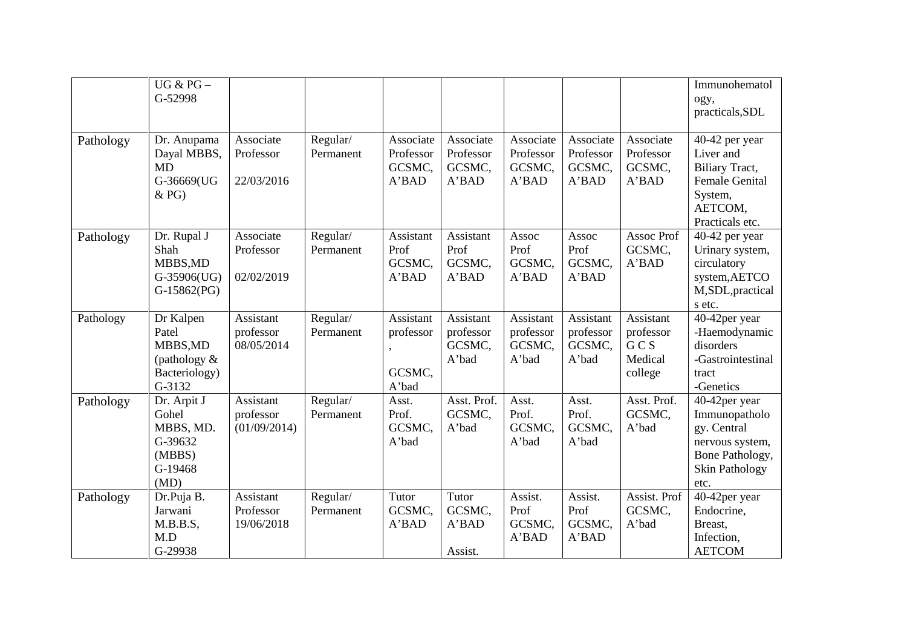|  | UG & PG – G-52998 |  |  |  |  |  |  |  | Immunohematology, practicals,SDL |
|---|---|---|---|---|---|---|---|---|---|
| Pathology | Dr. Anupama Dayal MBBS, MD G-36669(UG & PG) | Associate Professor 22/03/2016 | Regular/ Permanent | Associate Professor GCSMC, A'BAD | Associate Professor GCSMC, A'BAD | Associate Professor GCSMC, A'BAD | Associate Professor GCSMC, A'BAD | Associate Professor GCSMC, A'BAD | 40-42 per year Liver and Biliary Tract, Female Genital System, AETCOM, Practicals etc. |
| Pathology | Dr. Rupal J Shah MBBS,MD G-35906(UG) G-15862(PG) | Associate Professor 02/02/2019 | Regular/ Permanent | Assistant Prof GCSMC, A'BAD | Assistant Prof GCSMC, A'BAD | Assoc Prof GCSMC, A'BAD | Assoc Prof GCSMC, A'BAD | Assoc Prof GCSMC, A'BAD | 40-42 per year Urinary system, circulatory system,AETCOM,SDL,practicals etc. |
| Pathology | Dr Kalpen Patel MBBS,MD (pathology & Bacteriology) G-3132 | Assistant professor 08/05/2014 | Regular/ Permanent | Assistant professor , GCSMC, A'bad | Assistant professor GCSMC, A'bad | Assistant professor GCSMC, A'bad | Assistant professor GCSMC, A'bad | Assistant professor G C S Medical college | 40-42per year -Haemodynamic disorders -Gastrointestinal tract -Genetics |
| Pathology | Dr. Arpit J Gohel MBBS, MD. G-39632 (MBBS) G-19468 (MD) | Assistant professor (01/09/2014) | Regular/ Permanent | Asst. Prof. GCSMC, A'bad | Asst. Prof. GCSMC, A'bad | Asst. Prof. GCSMC, A'bad | Asst. Prof. GCSMC, A'bad | Asst. Prof. GCSMC, A'bad | 40-42per year Immunopathology. Central nervous system, Bone Pathology, Skin Pathology etc. |
| Pathology | Dr.Puja B. Jarwani M.B.B.S, M.D G-29938 | Assistant Professor 19/06/2018 | Regular/ Permanent | Tutor GCSMC, A'BAD | Tutor GCSMC, A'BAD Assist. | Assist. Prof GCSMC, A'BAD | Assist. Prof GCSMC, A'BAD | Assist. Prof GCSMC, A'bad | 40-42per year Endocrine, Breast, Infection, AETCOM |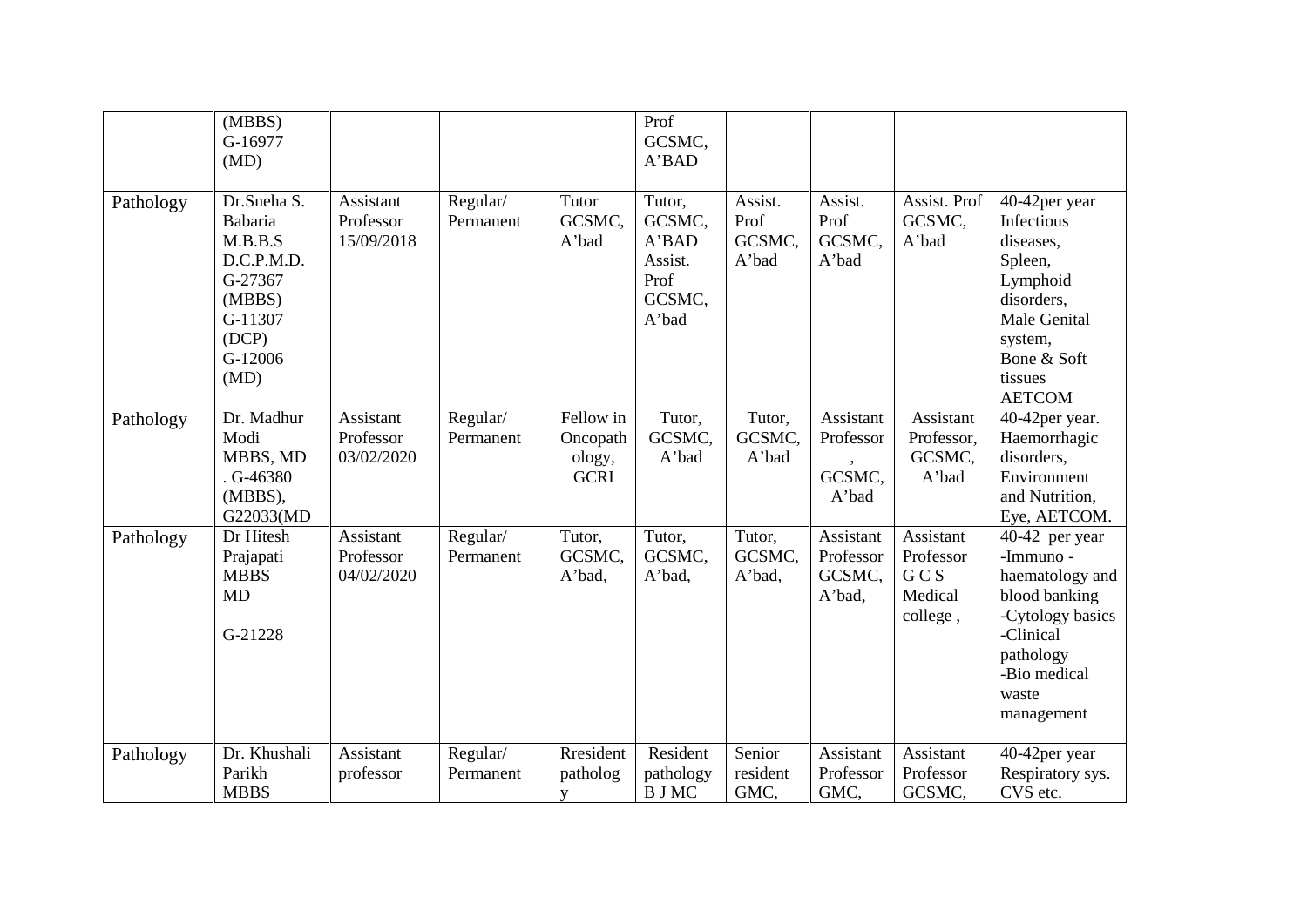| | | | | | | | | | |
|---|---|---|---|---|---|---|---|---|---|
| | (MBBS) G-16977 (MD) | | | | Prof GCSMC, A'BAD | | | | |
| Pathology | Dr.Sneha S. Babaria M.B.B.S D.C.P.M.D. G-27367 (MBBS) G-11307 (DCP) G-12006 (MD) | Assistant Professor 15/09/2018 | Regular/ Permanent | Tutor GCSMC, A'bad | Tutor, GCSMC, A'BAD Assist. Prof GCSMC, A'bad | Assist. Prof GCSMC, A'bad | Assist. Prof GCSMC, A'bad | Assist. Prof GCSMC, A'bad | 40-42per year Infectious diseases, Spleen, Lymphoid disorders, Male Genital system, Bone & Soft tissues AETCOM |
| Pathology | Dr. Madhur Modi MBBS, MD . G-46380 (MBBS), G22033(MD | Assistant Professor 03/02/2020 | Regular/ Permanent | Fellow in Oncopath ology, GCRI | Tutor, GCSMC, A'bad | Tutor, GCSMC, A'bad | Assistant Professor , GCSMC, A'bad | Assistant Professor, GCSMC, A'bad | 40-42per year. Haemorrhagic disorders, Environment and Nutrition, Eye, AETCOM. |
| Pathology | Dr Hitesh Prajapati MBBS MD G-21228 | Assistant Professor 04/02/2020 | Regular/ Permanent | Tutor, GCSMC, A'bad, | Tutor, GCSMC, A'bad, | Tutor, GCSMC, A'bad, | Assistant Professor GCSMC, A'bad, | Assistant Professor G C S Medical college , | 40-42 per year -Immuno - haematology and blood banking -Cytology basics -Clinical pathology -Bio medical waste management |
| Pathology | Dr. Khushali Parikh MBBS | Assistant professor | Regular/ Permanent | Rresident patholog y | Resident pathology B J MC | Senior resident GMC, | Assistant Professor GMC, | Assistant Professor GCSMC, | 40-42per year Respiratory sys. CVS etc. |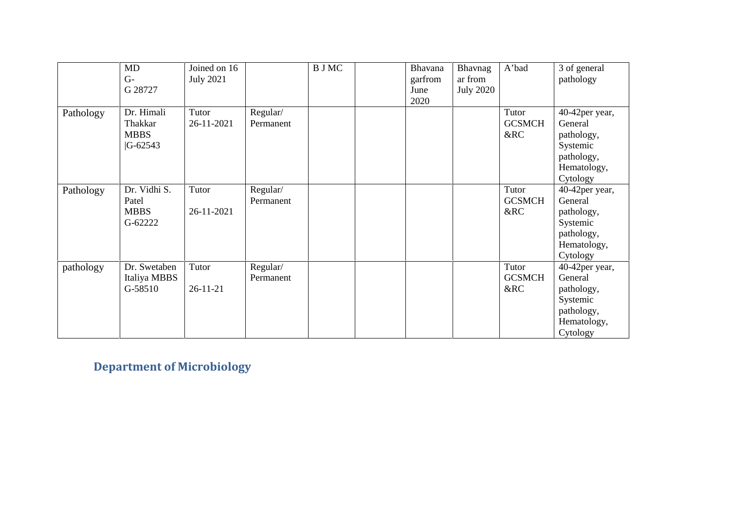|  |  |  |  |  |  |  |  |  |  |
|---|---|---|---|---|---|---|---|---|---|
|  | MD G- G 28727 | Joined on 16 July 2021 |  | B J MC |  | Bhavana garfrom June 2020 | Bhavnag ar from July 2020 | A'bad | 3 of general pathology |
| Pathology | Dr. Himali Thakkar MBBS \|G-62543 | Tutor 26-11-2021 | Regular/ Permanent |  |  |  |  | Tutor GCSMCH &RC | 40-42per year, General pathology, Systemic pathology, Hematology, Cytology |
| Pathology | Dr. Vidhi S. Patel MBBS G-62222 | Tutor 26-11-2021 | Regular/ Permanent |  |  |  |  | Tutor GCSMCH &RC | 40-42per year, General pathology, Systemic pathology, Hematology, Cytology |
| pathology | Dr. Swetaben Italiya MBBS G-58510 | Tutor 26-11-21 | Regular/ Permanent |  |  |  |  | Tutor GCSMCH &RC | 40-42per year, General pathology, Systemic pathology, Hematology, Cytology |

## Department of Microbiology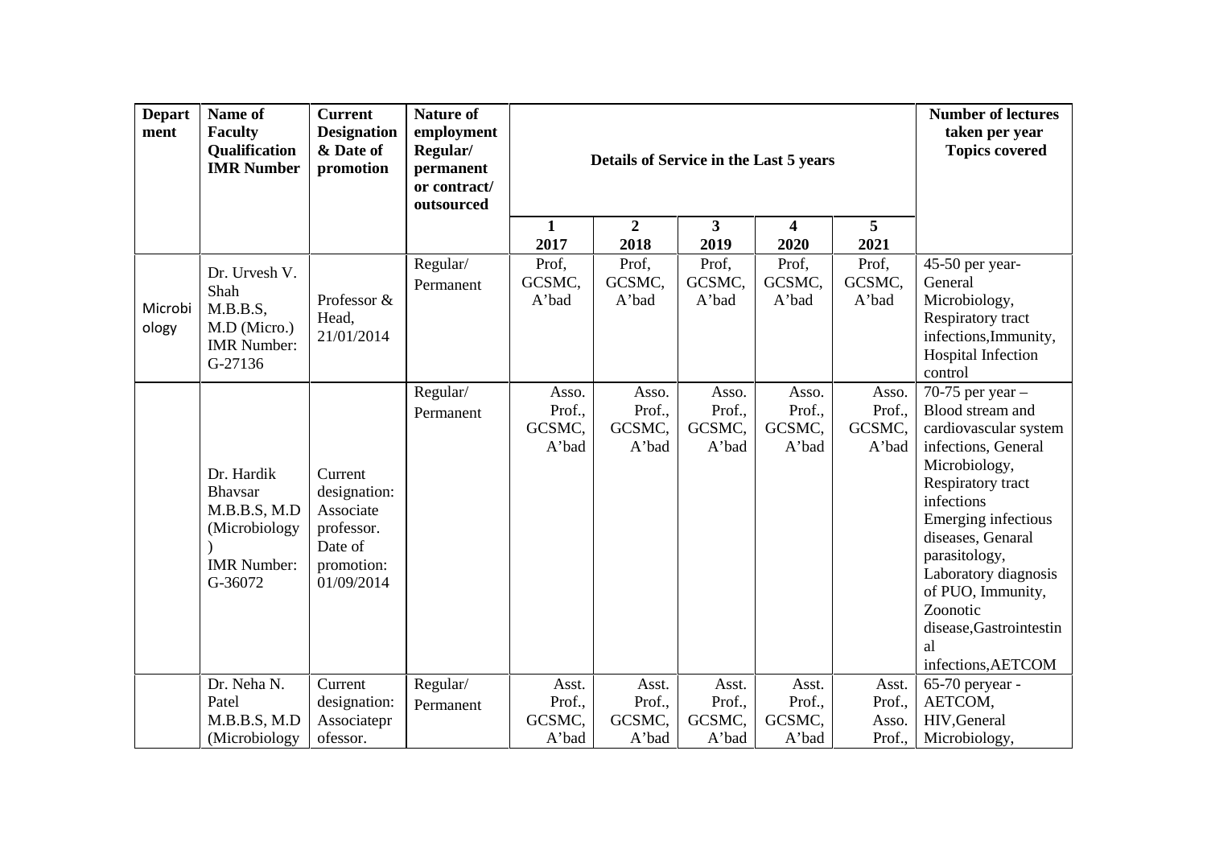| Department | Name of Faculty Qualification IMR Number | Current Designation & Date of promotion | Nature of employment Regular/ permanent or contract/ outsourced | Details of Service in the Last 5 years | | | | | Number of lectures taken per year Topics covered |
|---|---|---|---|---|---|---|---|---|---|
| | | | | 1 2017 | 2 2018 | 3 2019 | 4 2020 | 5 2021 | |
| Microbiology | Dr. Urvesh V. Shah M.B.B.S, M.D (Micro.) IMR Number: G-27136 | Professor & Head, 21/01/2014 | Regular/ Permanent | Prof, GCSMC, A'bad | Prof, GCSMC, A'bad | Prof, GCSMC, A'bad | Prof, GCSMC, A'bad | Prof, GCSMC, A'bad | 45-50 per year- General Microbiology, Respiratory tract infections,Immunity, Hospital Infection control |
| | Dr. Hardik Bhavsar M.B.B.S, M.D (Microbiology) IMR Number: G-36072 | Current designation: Associate professor. Date of promotion: 01/09/2014 | Regular/ Permanent | Asso. Prof., GCSMC, A'bad | Asso. Prof., GCSMC, A'bad | Asso. Prof., GCSMC, A'bad | Asso. Prof., GCSMC, A'bad | Asso. Prof., GCSMC, A'bad | 70-75 per year – Blood stream and cardiovascular system infections, General Microbiology, Respiratory tract infections Emerging infectious diseases, Genaral parasitology, Laboratory diagnosis of PUO, Immunity, Zoonotic disease,Gastrointestinal infections,AETCOM |
| | Dr. Neha N. Patel M.B.B.S, M.D (Microbiology | Current designation: Associateprofessor. | Regular/ Permanent | Asst. Prof., GCSMC, A'bad | Asst. Prof., GCSMC, A'bad | Asst. Prof., GCSMC, A'bad | Asst. Prof., GCSMC, A'bad | Asst. Prof., Asso. Prof., | 65-70 peryear - AETCOM, HIV,General Microbiology, |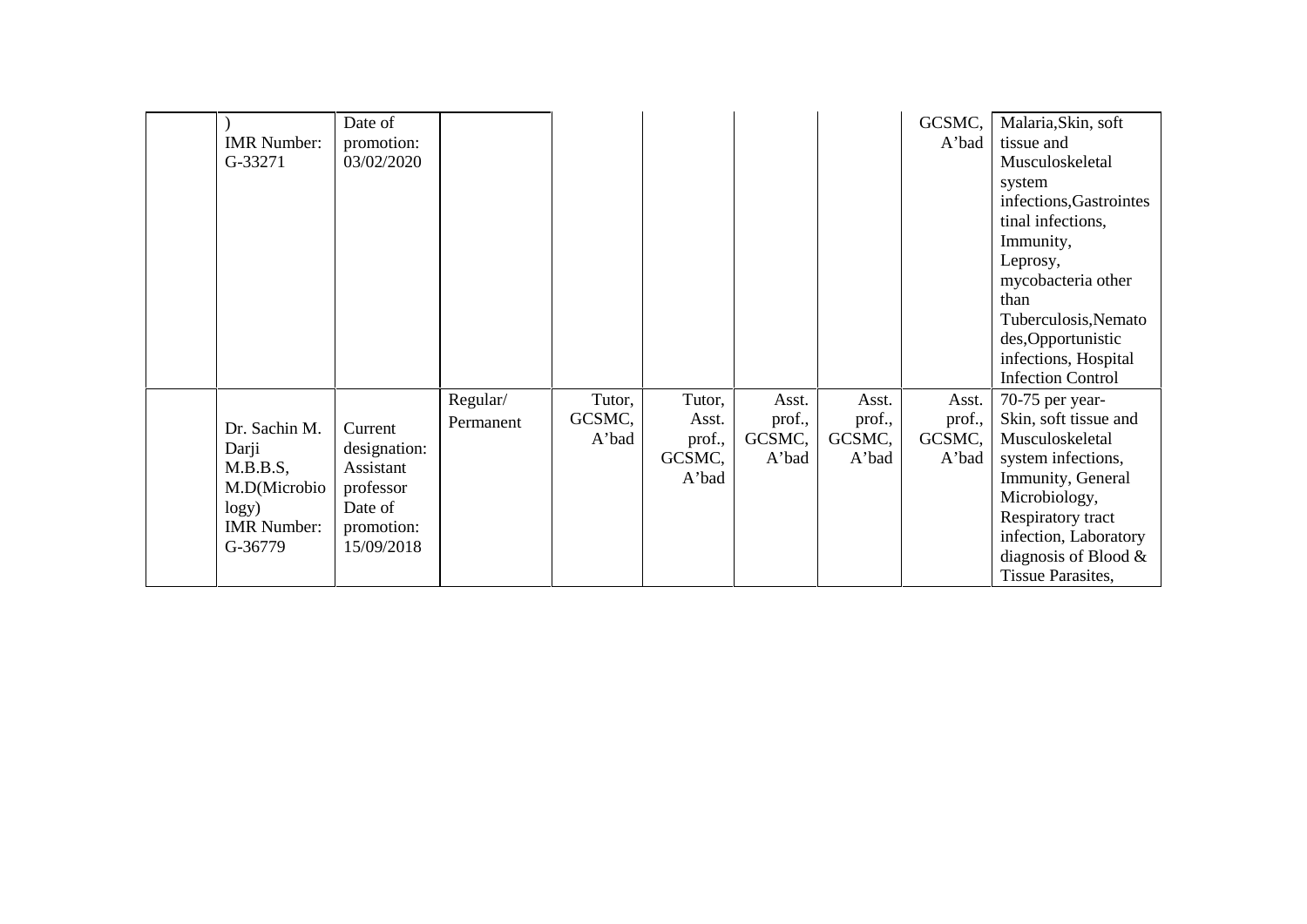| | | | | | | | | | |
|---|---|---|---|---|---|---|---|---|---|
| | ) IMR Number: G-33271 | Date of promotion: 03/02/2020 | | | | | | GCSMC, A'bad | Malaria,Skin, soft tissue and Musculoskeletal system infections,Gastrointestinal infections, Immunity, Leprosy, mycobacteria other than Tuberculosis,Nematodes,Opportunistic infections, Hospital Infection Control |
| | Dr. Sachin M. Darji M.B.B.S, M.D(Microbiology) IMR Number: G-36779 | Current designation: Assistant professor Date of promotion: 15/09/2018 | Regular/ Permanent | Tutor, GCSMC, A'bad | Tutor, Asst. prof., GCSMC, A'bad | Asst. prof., GCSMC, A'bad | Asst. prof., GCSMC, A'bad | Asst. prof., GCSMC, A'bad | 70-75 per year- Skin, soft tissue and Musculoskeletal system infections, Immunity, General Microbiology, Respiratory tract infection, Laboratory diagnosis of Blood & Tissue Parasites, |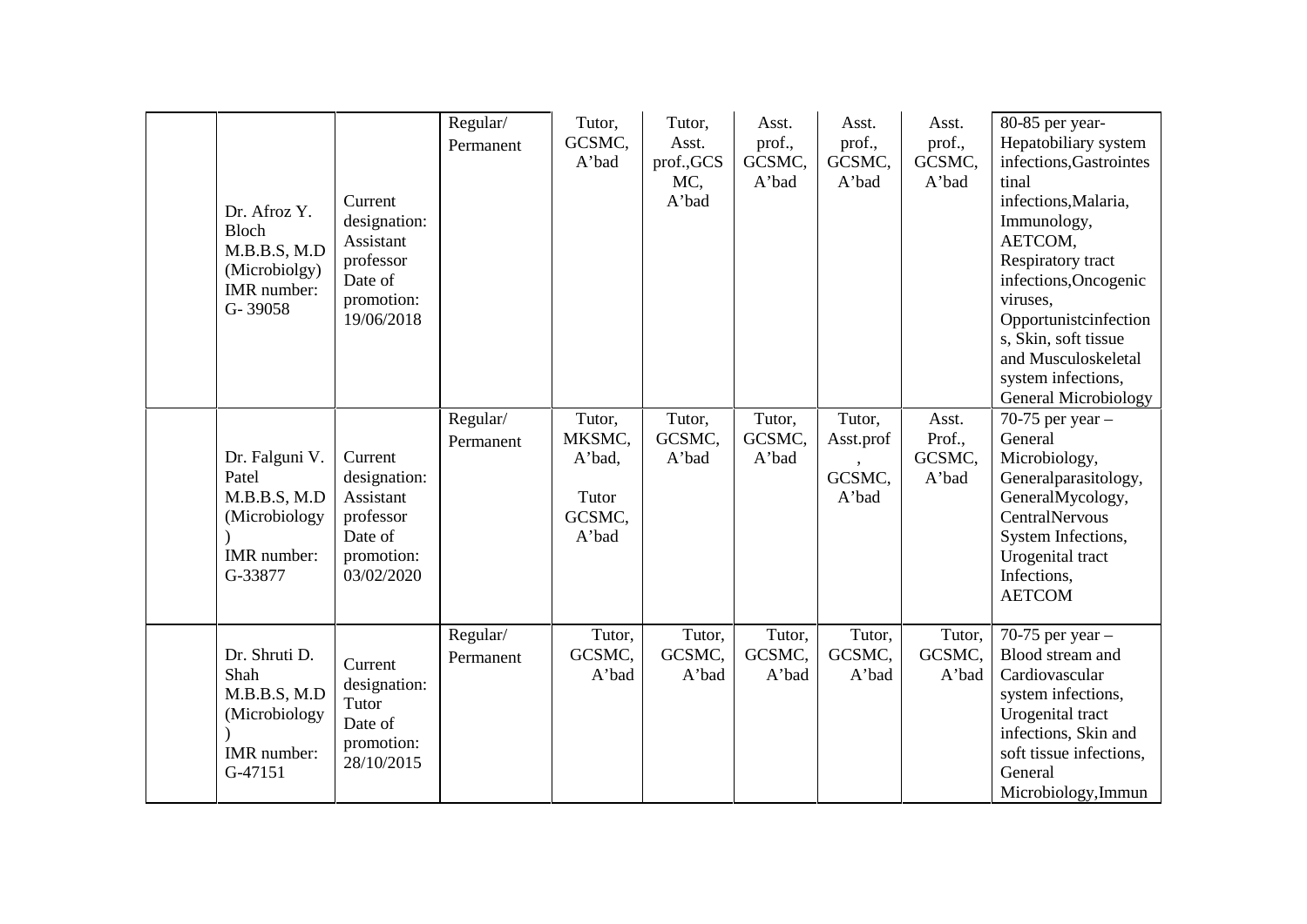|  |  |  |  |  |  |  |  |  |  |
|---|---|---|---|---|---|---|---|---|---|
|  | Dr. Afroz Y. Bloch M.B.B.S, M.D (Microbiolgy) IMR number: G- 39058 | Current designation: Assistant professor Date of promotion: 19/06/2018 | Regular/ Permanent | Tutor, GCSMC, A'bad | Tutor, Asst. prof.,GCS MC, A'bad | Asst. prof., GCSMC, A'bad | Asst. prof., GCSMC, A'bad | Asst. prof., GCSMC, A'bad | 80-85 per year- Hepatobiliary system infections,Gastrointes tinal infections,Malaria, Immunology, AETCOM, Respiratory tract infections,Oncogenic viruses, Opportunistcinfection s, Skin, soft tissue and Musculoskeletal system infections, General Microbiology |
|  | Dr. Falguni V. Patel M.B.B.S, M.D (Microbiology ) IMR number: G-33877 | Current designation: Assistant professor Date of promotion: 03/02/2020 | Regular/ Permanent | Tutor, MKSMC, A'bad, Tutor GCSMC, A'bad | Tutor, GCSMC, A'bad | Tutor, GCSMC, A'bad | Tutor, Asst.prof , GCSMC, A'bad | Asst. Prof., GCSMC, A'bad | 70-75 per year – General Microbiology, Generalparasitology, GeneralMycology, CentralNervous System Infections, Urogenital tract Infections, AETCOM |
|  | Dr. Shruti D. Shah M.B.B.S, M.D (Microbiology ) IMR number: G-47151 | Current designation: Tutor Date of promotion: 28/10/2015 | Regular/ Permanent | Tutor, GCSMC, A'bad | Tutor, GCSMC, A'bad | Tutor, GCSMC, A'bad | Tutor, GCSMC, A'bad | Tutor, GCSMC, A'bad | 70-75 per year – Blood stream and Cardiovascular system infections, Urogenital tract infections, Skin and soft tissue infections, General Microbiology,Immun |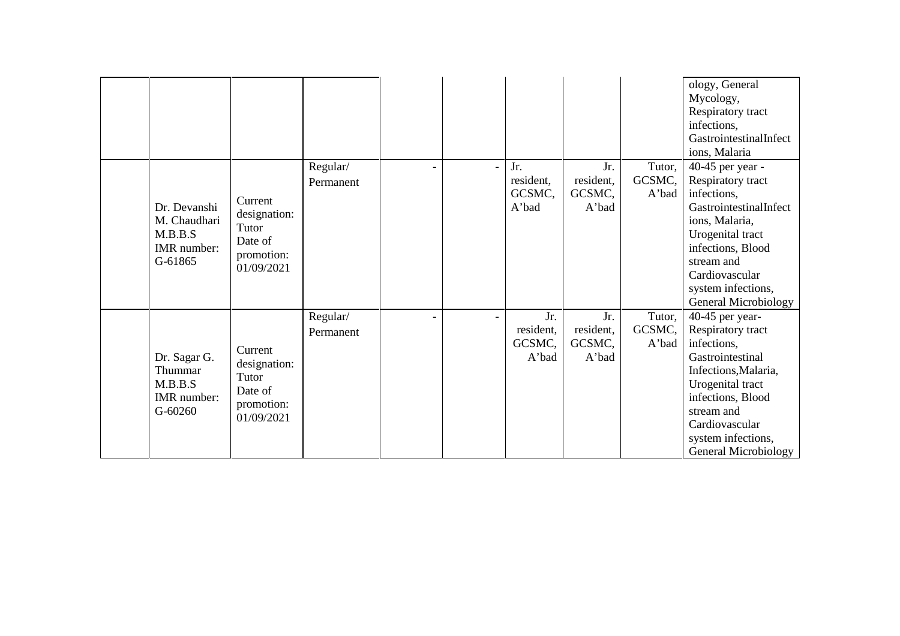| | | | | | | | | | |
|---|---|---|---|---|---|---|---|---|---|
| | | | | | | | | | ology, General Mycology, Respiratory tract infections, GastrointestinalInfections, Malaria |
| | Dr. Devanshi M. Chaudhari M.B.B.S IMR number: G-61865 | Current designation: Tutor Date of promotion: 01/09/2021 | Regular/ Permanent | - | - | Jr. resident, GCSMC, A'bad | Jr. resident, GCSMC, A'bad | Tutor, GCSMC, A'bad | 40-45 per year - Respiratory tract infections, GastrointestinalInfections, Malaria, Urogenital tract infections, Blood stream and Cardiovascular system infections, General Microbiology |
| | Dr. Sagar G. Thummar M.B.B.S IMR number: G-60260 | Current designation: Tutor Date of promotion: 01/09/2021 | Regular/ Permanent | - | - | Jr. resident, GCSMC, A'bad | Jr. resident, GCSMC, A'bad | Tutor, GCSMC, A'bad | 40-45 per year- Respiratory tract infections, Gastrointestinal Infections,Malaria, Urogenital tract infections, Blood stream and Cardiovascular system infections, General Microbiology |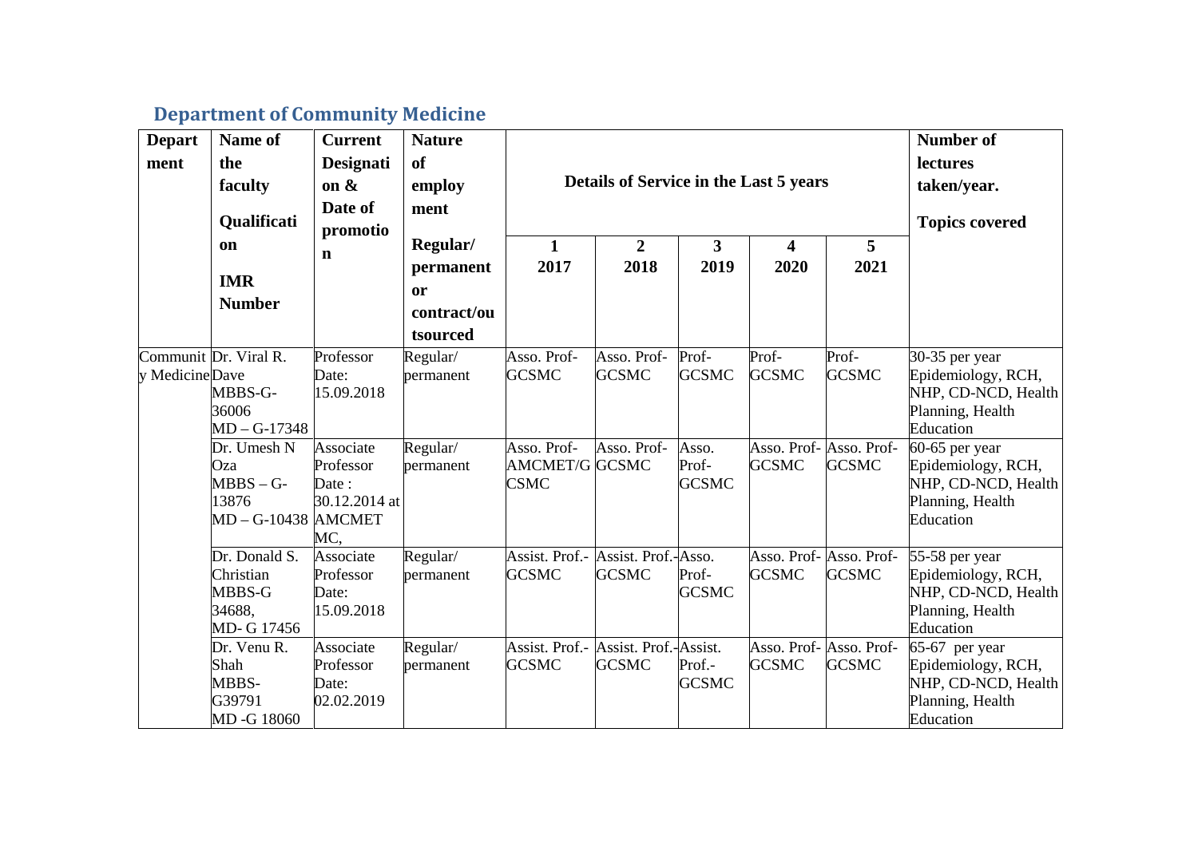## Department of Community Medicine

| Department | Name of the faculty Qualification IMR Number | Current Designation & Date of promotion | Nature of employment Regular/ permanent or contract/outsourced | Details of Service in the Last 5 years | | | | | Number of lectures taken/year. Topics covered |
|---|---|---|---|---|---|---|---|---|---|
| | | | | 1 2017 | 2 2018 | 3 2019 | 4 2020 | 5 2021 | |
| Community Medicine | Dr. Viral R. Dave MBBS-G-36006 MD – G-17348 | Professor Date: 15.09.2018 | Regular/ permanent | Asso. Prof-GCSMC | Asso. Prof-GCSMC | Prof-GCSMC | Prof-GCSMC | Prof-GCSMC | 30-35 per year Epidemiology, RCH, NHP, CD-NCD, Health Planning, Health Education |
| | Dr. Umesh N Oza MBBS – G-13876 MD – G-10438 | Associate Professor Date : 30.12.2014 at AMCMET MC, | Regular/ permanent | Asso. Prof-AMCMET/GCSMC | Asso. Prof-GCSMC | Asso. Prof-GCSMC | Asso. Prof-GCSMC | Asso. Prof-GCSMC | 60-65 per year Epidemiology, RCH, NHP, CD-NCD, Health Planning, Health Education |
| | Dr. Donald S. Christian MBBS-G 34688, MD- G 17456 | Associate Professor Date: 15.09.2018 | Regular/ permanent | Assist. Prof.-GCSMC | Assist. Prof.-GCSMC | Asso. Prof-GCSMC | Asso. Prof-GCSMC | Asso. Prof-GCSMC | 55-58 per year Epidemiology, RCH, NHP, CD-NCD, Health Planning, Health Education |
| | Dr. Venu R. Shah MBBS-G39791 MD -G 18060 | Associate Professor Date: 02.02.2019 | Regular/ permanent | Assist. Prof.-GCSMC | Assist. Prof.-GCSMC | Assist. Prof.-GCSMC | Asso. Prof-GCSMC | Asso. Prof-GCSMC | 65-67 per year Epidemiology, RCH, NHP, CD-NCD, Health Planning, Health Education |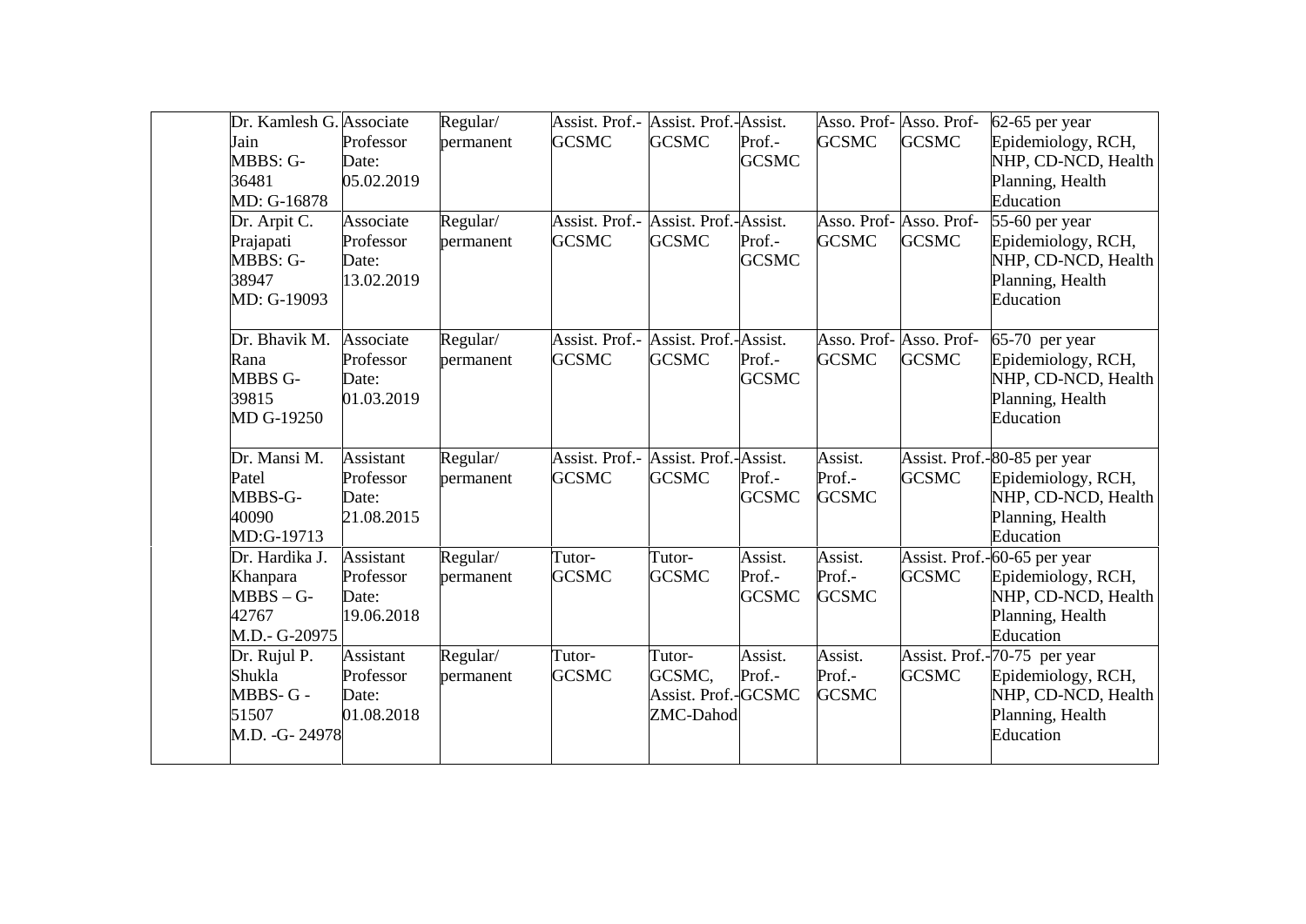| | | | | | | | | | |
|---|---|---|---|---|---|---|---|---|---|
| | Dr. Kamlesh G. Jain MBBS: G-36481 MD: G-16878 | Associate Professor Date: 05.02.2019 | Regular/ permanent | Assist. Prof.- GCSMC | Assist. Prof.- GCSMC | Assist. Prof.- GCSMC | Asso. Prof- GCSMC | Asso. Prof- GCSMC | 62-65 per year Epidemiology, RCH, NHP, CD-NCD, Health Planning, Health Education |
| | Dr. Arpit C. Prajapati MBBS: G-38947 MD: G-19093 | Associate Professor Date: 13.02.2019 | Regular/ permanent | Assist. Prof.- GCSMC | Assist. Prof.- GCSMC | Assist. Prof.- GCSMC | Asso. Prof- GCSMC | Asso. Prof- GCSMC | 55-60 per year Epidemiology, RCH, NHP, CD-NCD, Health Planning, Health Education |
| | Dr. Bhavik M. Rana MBBS G-39815 MD G-19250 | Associate Professor Date: 01.03.2019 | Regular/ permanent | Assist. Prof.- GCSMC | Assist. Prof.- GCSMC | Assist. Prof.- GCSMC | Asso. Prof- GCSMC | Asso. Prof- GCSMC | 65-70 per year Epidemiology, RCH, NHP, CD-NCD, Health Planning, Health Education |
| | Dr. Mansi M. Patel MBBS-G-40090 MD:G-19713 | Assistant Professor Date: 21.08.2015 | Regular/ permanent | Assist. Prof.- GCSMC | Assist. Prof.- GCSMC | Assist. Prof.- GCSMC | Assist. Prof.- GCSMC | Assist. Prof.- GCSMC | 80-85 per year Epidemiology, RCH, NHP, CD-NCD, Health Planning, Health Education |
| | Dr. Hardika J. Khanpara MBBS – G-42767 M.D.- G-20975 | Assistant Professor Date: 19.06.2018 | Regular/ permanent | Tutor- GCSMC | Tutor- GCSMC | Assist. Prof.- GCSMC | Assist. Prof.- GCSMC | Assist. Prof.- GCSMC | 60-65 per year Epidemiology, RCH, NHP, CD-NCD, Health Planning, Health Education |
| | Dr. Rujul P. Shukla MBBS- G - 51507 M.D. -G- 24978 | Assistant Professor Date: 01.08.2018 | Regular/ permanent | Tutor- GCSMC | Tutor- GCSMC, Assist. Prof.- ZMC-Dahod | Assist. Prof.- GCSMC | Assist. Prof.- GCSMC | Assist. Prof.- GCSMC | 70-75 per year Epidemiology, RCH, NHP, CD-NCD, Health Planning, Health Education |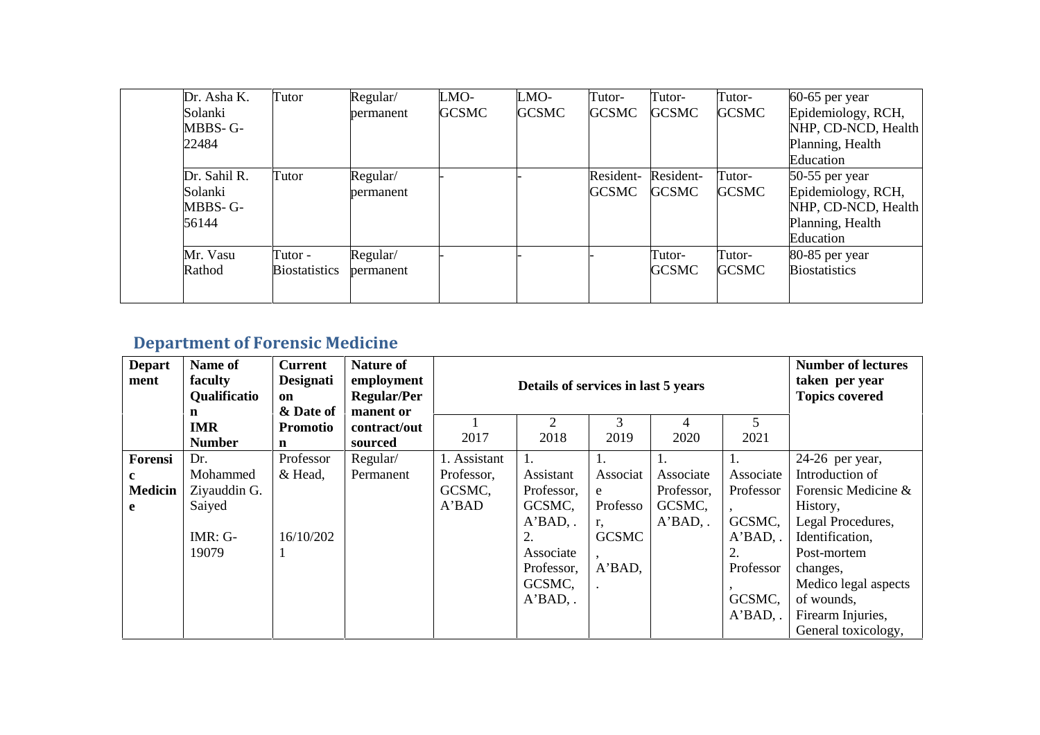| | | | | | | | | | |
|---|---|---|---|---|---|---|---|---|---|
| | Dr. Asha K. Solanki MBBS- G-22484 | Tutor | Regular/ permanent | LMO-GCSMC | LMO-GCSMC | Tutor-GCSMC | Tutor-GCSMC | Tutor-GCSMC | 60-65 per year Epidemiology, RCH, NHP, CD-NCD, Health Planning, Health Education |
| | Dr. Sahil R. Solanki MBBS- G-56144 | Tutor | Regular/ permanent | - | - | Resident-GCSMC | Resident-GCSMC | Tutor-GCSMC | 50-55 per year Epidemiology, RCH, NHP, CD-NCD, Health Planning, Health Education |
| | Mr. Vasu Rathod | Tutor - Biostatistics | Regular/ permanent | - | - | - | Tutor-GCSMC | Tutor-GCSMC | 80-85 per year Biostatistics |

## Department of Forensic Medicine

| Department | Name of faculty Qualification IMR Number | Current Designation & Date of Promotion | Nature of employment Regular/Permanent or contract/outsourced | Details of services in last 5 years | | | | | Number of lectures taken per year Topics covered |
|---|---|---|---|---|---|---|---|---|---|
| | | | | 1 2017 | 2 2018 | 3 2019 | 4 2020 | 5 2021 | |
| Forensic Medicine | Dr. Mohammed Ziyauddin G. Saiyed IMR: G-19079 | Professor & Head, 16/10/2021 | Regular/ Permanent | 1. Assistant Professor, GCSMC, A'BAD | 1. Assistant Professor, GCSMC, A'BAD, . 2. Associate Professor, GCSMC, A'BAD, . | 1. Associate Professor, GCSMC, A'BAD, . | 1. Associate Professor, GCSMC, A'BAD, . | 1. Associate Professor, GCSMC, A'BAD, . 2. Professor, GCSMC, A'BAD, . | 24-26 per year, Introduction of Forensic Medicine & History, Legal Procedures, Identification, Post-mortem changes, Medico legal aspects of wounds, Firearm Injuries, General toxicology, |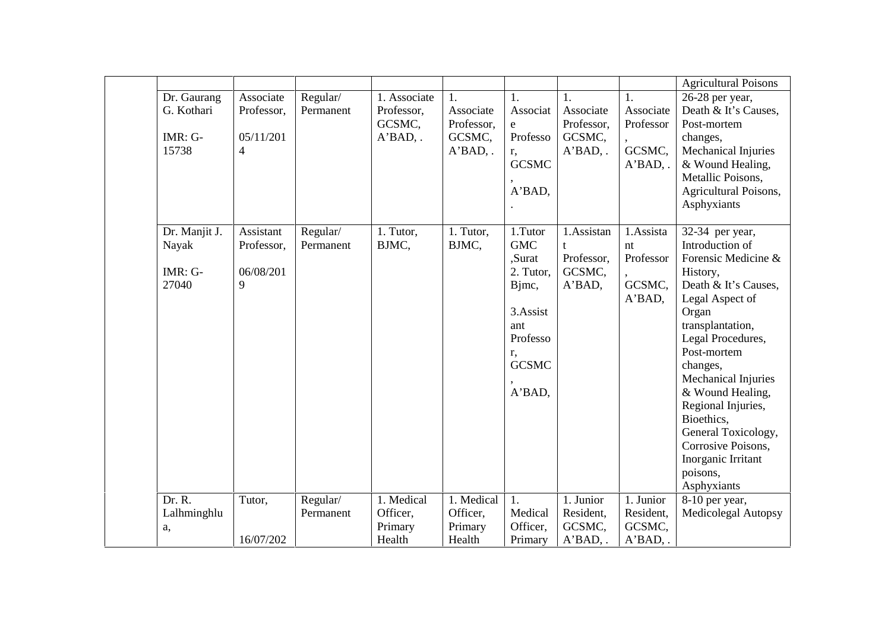| | | | | | | | | | |
|---|---|---|---|---|---|---|---|---|---|
| | | | | | | | | | Agricultural Poisons |
| | Dr. Gaurang G. Kothari<br><br>IMR: G-15738 | Associate Professor,<br><br>05/11/2014 | Regular/ Permanent | 1. Associate Professor, GCSMC, A'BAD, . | 1. Associate Professor, GCSMC, A'BAD, . | 1. Associate Professor, GCSMC, A'BAD, . | 1. Associate Professor, GCSMC, A'BAD, . | 1. Associate Professor, GCSMC, A'BAD, . | 26-28 per year, Death & It's Causes, Post-mortem changes, Mechanical Injuries & Wound Healing, Metallic Poisons, Agricultural Poisons, Asphyxiants |
| | Dr. Manjit J. Nayak<br><br>IMR: G-27040 | Assistant Professor,<br><br>06/08/2019 | Regular/ Permanent | 1. Tutor, BJMC, | 1. Tutor, BJMC, | 1.Tutor GMC ,Surat<br>2. Tutor, Bjmc,<br>3.Assistant Professor, GCSMC, A'BAD, | 1.Assistant Professor, GCSMC, A'BAD, | 1.Assistant Professor, GCSMC, A'BAD, | 32-34 per year, Introduction of Forensic Medicine & History, Death & It's Causes, Legal Aspect of Organ transplantation, Legal Procedures, Post-mortem changes, Mechanical Injuries & Wound Healing, Regional Injuries, Bioethics, General Toxicology, Corrosive Poisons, Inorganic Irritant poisons, Asphyxiants |
| | Dr. R. Lalhminghlua,<br><br> | Tutor,<br><br>16/07/202 | Regular/ Permanent | 1. Medical Officer, Primary Health | 1. Medical Officer, Primary Health | 1. Medical Officer, Primary | 1. Junior Resident, GCSMC, A'BAD, . | 1. Junior Resident, GCSMC, A'BAD, . | 8-10 per year, Medicolegal Autopsy |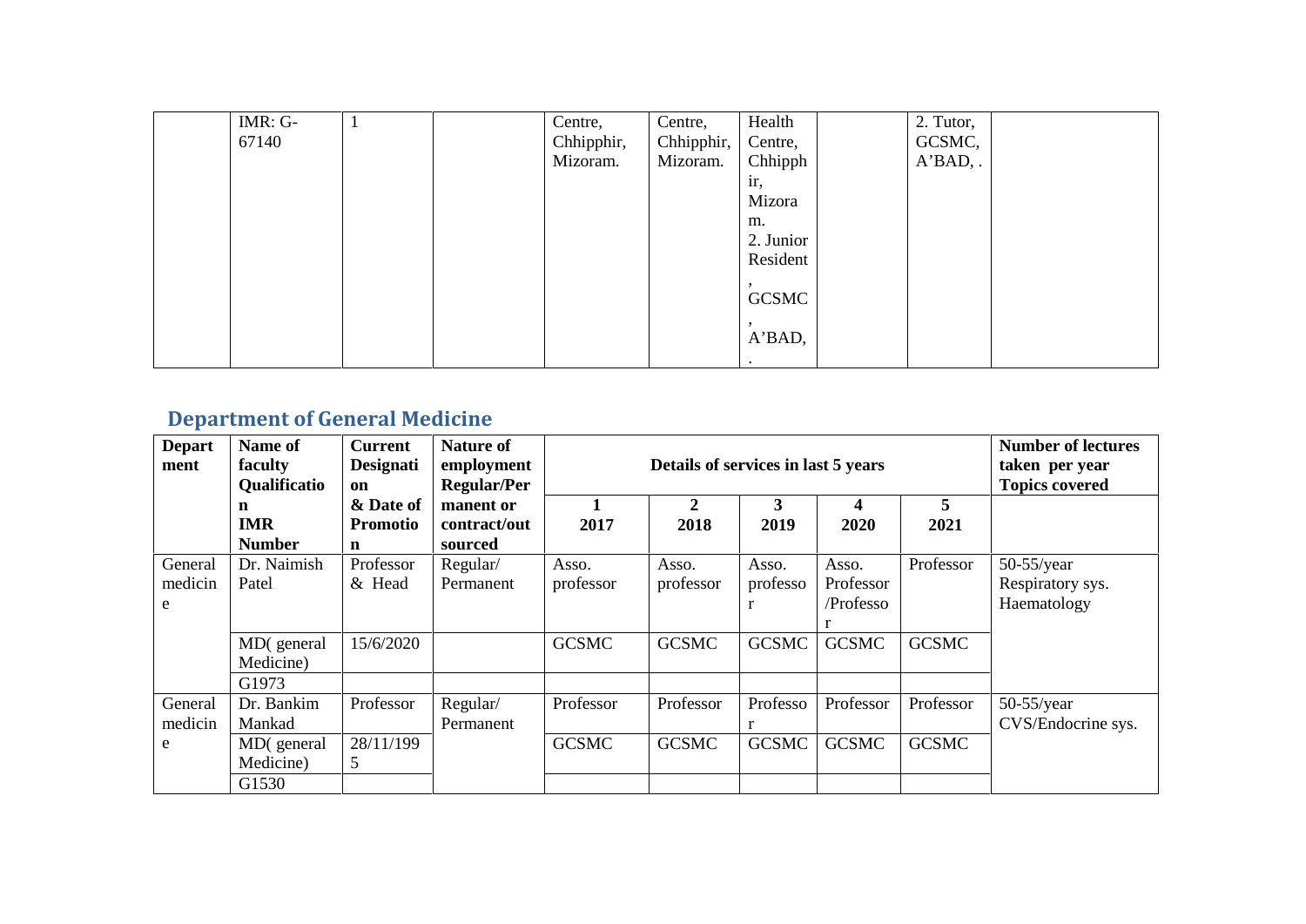| | IMR: G-67140 | 1 | | Centre, Chhipphir, Mizoram. | Centre, Chhipphir, Mizoram. | Health Centre, Chhipphir, Mizoram. 2. Junior Resident, GCSMC, A'BAD, . | | 2. Tutor, GCSMC, A'BAD, . | |
|---|---|---|---|---|---|---|---|---|---|

## Department of General Medicine

| Department | Name of faculty Qualification IMR Number | Current Designation & Date of Promotion | Nature of employment Regular/Permanent or contract/outsourced | Details of services in last 5 years | | | | | Number of lectures taken per year Topics covered |
|---|---|---|---|---|---|---|---|---|---|
| | | | | 1 2017 | 2 2018 | 3 2019 | 4 2020 | 5 2021 | |
| General medicine | Dr. Naimish Patel | Professor & Head | Regular/ Permanent | Asso. professor | Asso. professor | Asso. professor | Asso. Professor /Professor | Professor | 50-55/year Respiratory sys. Haematology |
| | MD( general Medicine) | 15/6/2020 | | GCSMC | GCSMC | GCSMC | GCSMC | GCSMC | |
| | G1973 | | | | | | | | |
| General medicine | Dr. Bankim Mankad | Professor | Regular/ Permanent | Professor | Professor | Professor | Professor | Professor | 50-55/year CVS/Endocrine sys. |
| | MD( general Medicine) | 28/11/1995 | | GCSMC | GCSMC | GCSMC | GCSMC | GCSMC | |
| | G1530 | | | | | | | | |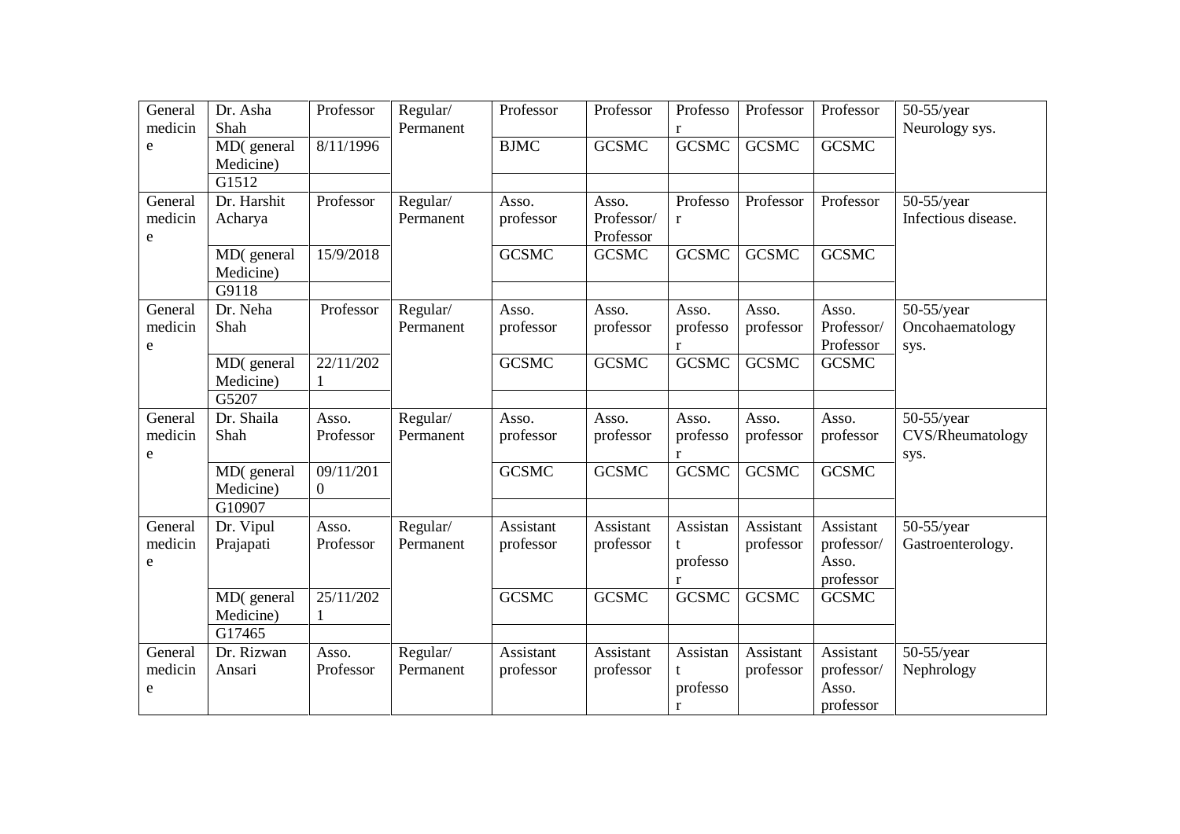| General medicine | Dr. Asha Shah | Professor | Regular/ Permanent | Professor | Professor | Professor | Professor | Professor | 50-55/year Neurology sys. |
|---|---|---|---|---|---|---|---|---|---|
| | MD( general Medicine) | 8/11/1996 | | BJMC | GCSMC | GCSMC | GCSMC | GCSMC | |
| | G1512 | | | | | | | | |
| General medicine | Dr. Harshit Acharya | Professor | Regular/ Permanent | Asso. professor | Asso. Professor/ Professor | Professor | Professor | Professor | 50-55/year Infectious disease. |
| | MD( general Medicine) | 15/9/2018 | | GCSMC | GCSMC | GCSMC | GCSMC | GCSMC | |
| | G9118 | | | | | | | | |
| General medicine | Dr. Neha Shah | Professor | Regular/ Permanent | Asso. professor | Asso. professor | Asso. professor | Asso. professor | Asso. Professor/ Professor | 50-55/year Oncohaematology sys. |
| | MD( general Medicine) | 22/11/2021 | | GCSMC | GCSMC | GCSMC | GCSMC | GCSMC | |
| | G5207 | | | | | | | | |
| General medicine | Dr. Shaila Shah | Asso. Professor | Regular/ Permanent | Asso. professor | Asso. professor | Asso. professor | Asso. professor | Asso. professor | 50-55/year CVS/Rheumatology sys. |
| | MD( general Medicine) | 09/11/2010 | | GCSMC | GCSMC | GCSMC | GCSMC | GCSMC | |
| | G10907 | | | | | | | | |
| General medicine | Dr. Vipul Prajapati | Asso. Professor | Regular/ Permanent | Assistant professor | Assistant professor | Assistant professor | Assistant professor | Assistant professor/ Asso. professor | 50-55/year Gastroenterology. |
| | MD( general Medicine) | 25/11/2021 | | GCSMC | GCSMC | GCSMC | GCSMC | GCSMC | |
| | G17465 | | | | | | | | |
| General medicine | Dr. Rizwan Ansari | Asso. Professor | Regular/ Permanent | Assistant professor | Assistant professor | Assistant professor | Assistant professor | Assistant professor/ Asso. professor | 50-55/year Nephrology |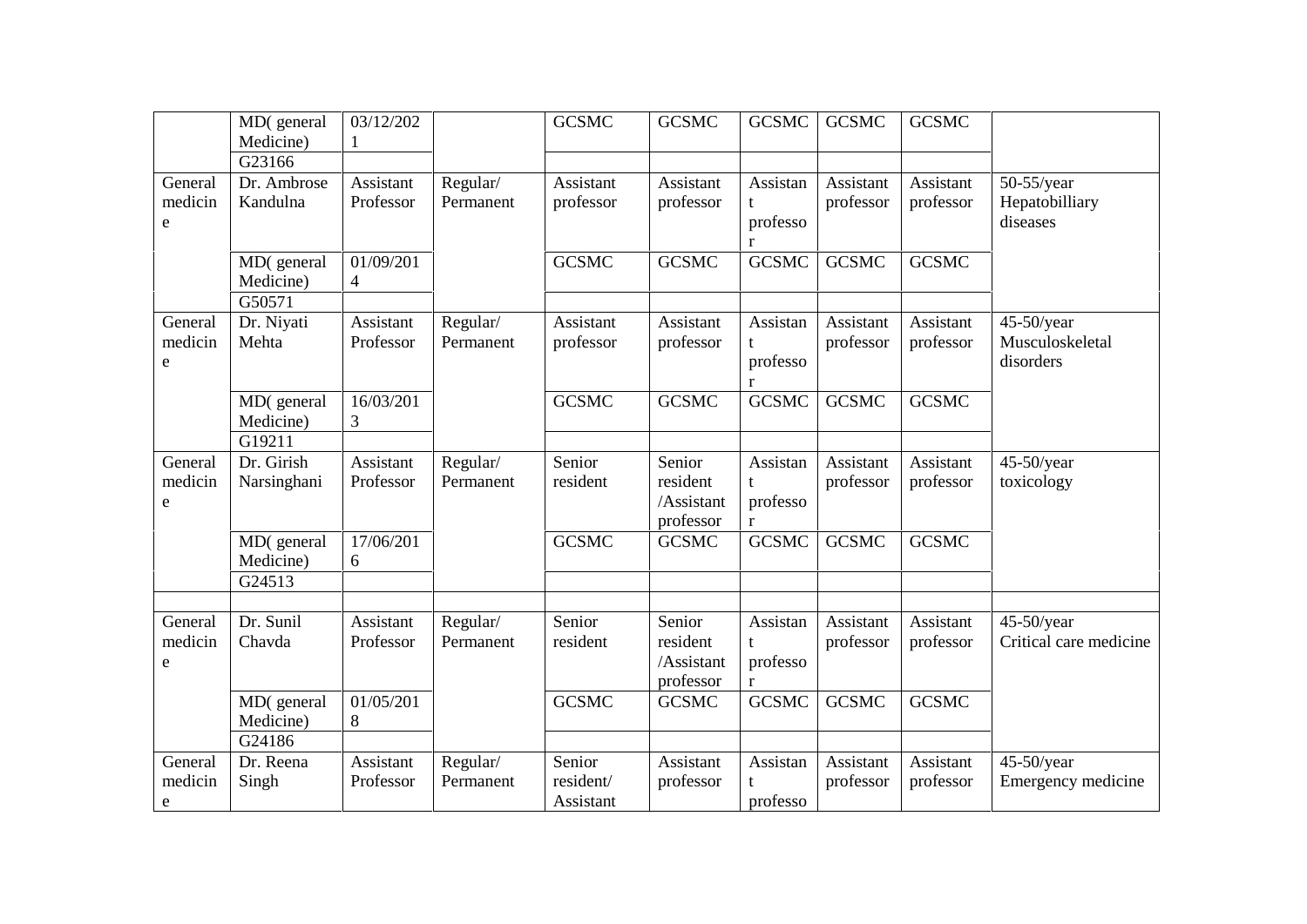| | | | | | | | | | |
|---|---|---|---|---|---|---|---|---|---|
| | MD( general Medicine) | 03/12/2021 | | GCSMC | GCSMC | GCSMC | GCSMC | GCSMC | |
| | G23166 | | | | | | | | |
| General medicine | Dr. Ambrose Kandulna | Assistant Professor | Regular/ Permanent | Assistant professor | Assistant professor | Assistant professor | Assistant professor | Assistant professor | 50-55/year Hepatobilliary diseases |
| | MD( general Medicine) | 01/09/2014 | | GCSMC | GCSMC | GCSMC | GCSMC | GCSMC | |
| | G50571 | | | | | | | | |
| General medicine | Dr. Niyati Mehta | Assistant Professor | Regular/ Permanent | Assistant professor | Assistant professor | Assistant professor | Assistant professor | Assistant professor | 45-50/year Musculoskeletal disorders |
| | MD( general Medicine) | 16/03/2013 | | GCSMC | GCSMC | GCSMC | GCSMC | GCSMC | |
| | G19211 | | | | | | | | |
| General medicine | Dr. Girish Narsinghani | Assistant Professor | Regular/ Permanent | Senior resident | Senior resident /Assistant professor | Assistant professor | Assistant professor | Assistant professor | 45-50/year toxicology |
| | MD( general Medicine) | 17/06/2016 | | GCSMC | GCSMC | GCSMC | GCSMC | GCSMC | |
| | G24513 | | | | | | | | |
| | | | | | | | | | |
| General medicine | Dr. Sunil Chavda | Assistant Professor | Regular/ Permanent | Senior resident | Senior resident /Assistant professor | Assistant professor | Assistant professor | Assistant professor | 45-50/year Critical care medicine |
| | MD( general Medicine) | 01/05/2018 | | GCSMC | GCSMC | GCSMC | GCSMC | GCSMC | |
| | G24186 | | | | | | | | |
| General medicine | Dr. Reena Singh | Assistant Professor | Regular/ Permanent | Senior resident/ Assistant | Assistant professor | Assistant professo | Assistant professor | Assistant professor | 45-50/year Emergency medicine |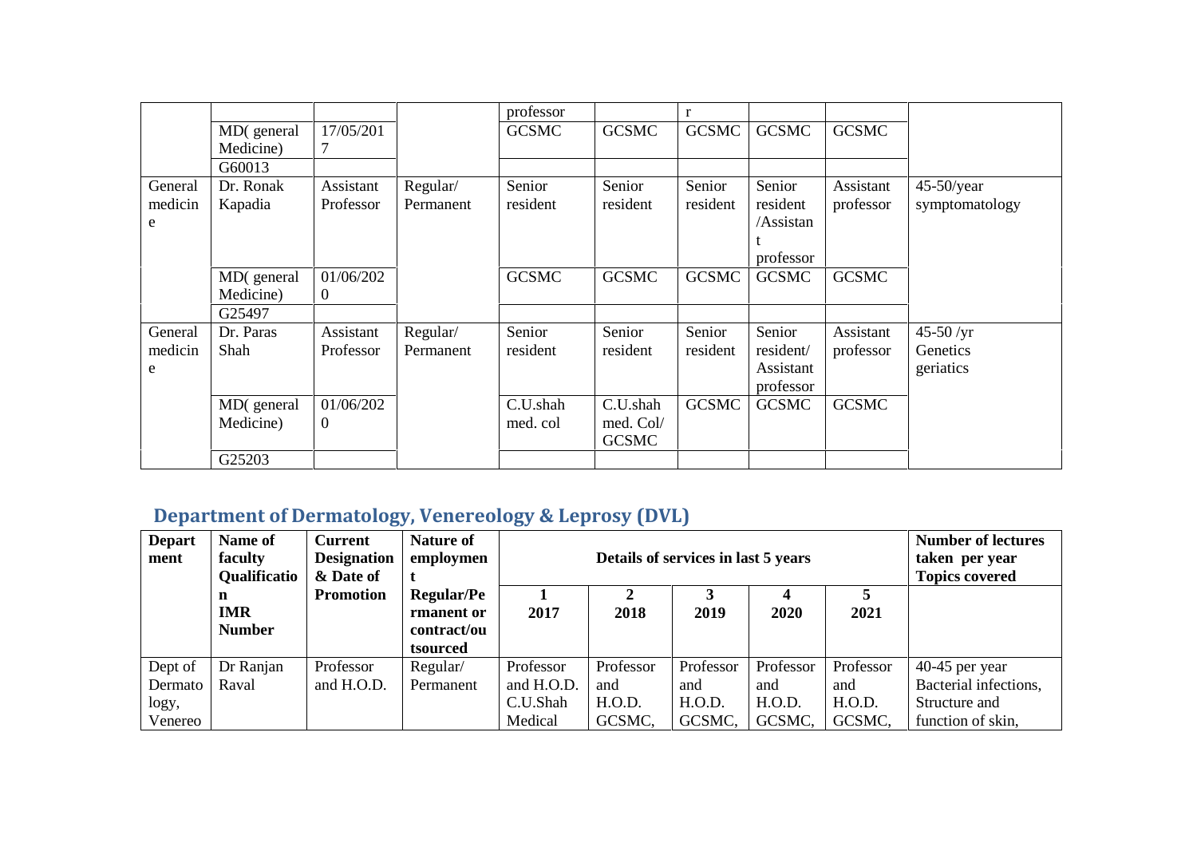| | | | | professor | | r | | | |
|---|---|---|---|---|---|---|---|---|---|
| | MD( general Medicine) | 17/05/2017 | | GCSMC | GCSMC | GCSMC | GCSMC | GCSMC | |
| | G60013 | | | | | | | | |
| General medicine | Dr. Ronak Kapadia | Assistant Professor | Regular/ Permanent | Senior resident | Senior resident | Senior resident | Senior resident /Assistant professor | Assistant professor | 45-50/year symptomatology |
| | MD( general Medicine) | 01/06/2020 | | GCSMC | GCSMC | GCSMC | GCSMC | GCSMC | |
| | G25497 | | | | | | | | |
| General medicine | Dr. Paras Shah | Assistant Professor | Regular/ Permanent | Senior resident | Senior resident | Senior resident | Senior resident/ Assistant professor | Assistant professor | 45-50 /yr Genetics geriatics |
| | MD( general Medicine) | 01/06/2020 | | C.U.shah med. col | C.U.shah med. Col/ GCSMC | GCSMC | GCSMC | GCSMC | |
| | G25203 | | | | | | | | |

## Department of Dermatology, Venereology & Leprosy (DVL)

| Department | Name of faculty Qualification IMR Number | Current Designation & Date of Promotion | Nature of employment Regular/Permanent or contract/outsourced | Details of services in last 5 years | | | | | Number of lectures taken per year Topics covered |
|---|---|---|---|---|---|---|---|---|---|
| | | | | 1 2017 | 2 2018 | 3 2019 | 4 2020 | 5 2021 | |
| Dept of Dermatology, Venereo | Dr Ranjan Raval | Professor and H.O.D. | Regular/ Permanent | Professor and H.O.D. C.U.Shah Medical | Professor and H.O.D. GCSMC, | Professor and H.O.D. GCSMC, | Professor and H.O.D. GCSMC, | Professor and H.O.D. GCSMC, | 40-45 per year Bacterial infections, Structure and function of skin, |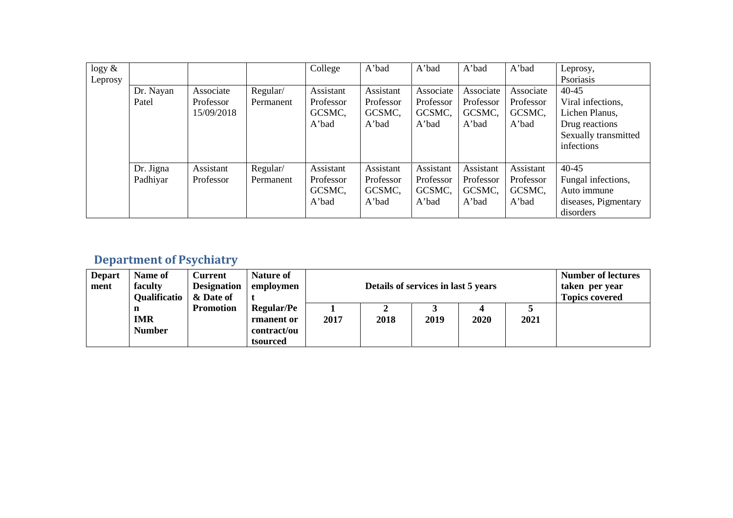| logy & Leprosy | | | | College | A'bad | A'bad | A'bad | A'bad | Leprosy, Psoriasis |
|---|---|---|---|---|---|---|---|---|---|
| | Dr. Nayan Patel | Associate Professor 15/09/2018 | Regular/ Permanent | Assistant Professor GCSMC, A'bad | Assistant Professor GCSMC, A'bad | Associate Professor GCSMC, A'bad | Associate Professor GCSMC, A'bad | Associate Professor GCSMC, A'bad | 40-45 Viral infections, Lichen Planus, Drug reactions Sexually transmitted infections |
| | Dr. Jigna Padhiyar | Assistant Professor | Regular/ Permanent | Assistant Professor GCSMC, A'bad | Assistant Professor GCSMC, A'bad | Assistant Professor GCSMC, A'bad | Assistant Professor GCSMC, A'bad | Assistant Professor GCSMC, A'bad | 40-45 Fungal infections, Auto immune diseases, Pigmentary disorders |

## Department of Psychiatry

| Department | Name of faculty Qualification IMR Number | Current Designation & Date of Promotion | Nature of employment Regular/Permanent or contract/outsourced | Details of services in last 5 years | | | | | Number of lectures taken per year Topics covered |
|---|---|---|---|---|---|---|---|---|---|
| | | | | 1<br>2017 | 2<br>2018 | 3<br>2019 | 4<br>2020 | 5<br>2021 | |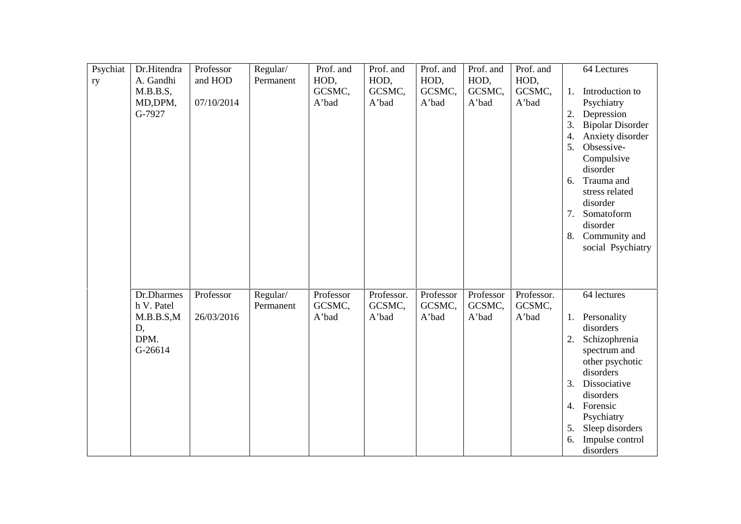| Psychiatry | Dr.Hitendra A. Gandhi M.B.B.S, MD,DPM, G-7927 | Professor and HOD<br>07/10/2014 | Regular/ Permanent | Prof. and HOD, GCSMC, A'bad | Prof. and HOD, GCSMC, A'bad | Prof. and HOD, GCSMC, A'bad | Prof. and HOD, GCSMC, A'bad | Prof. and HOD, GCSMC, A'bad | 64 Lectures<br>1. Introduction to Psychiatry<br>2. Depression<br>3. Bipolar Disorder<br>4. Anxiety disorder<br>5. Obsessive-Compulsive disorder<br>6. Trauma and stress related disorder<br>7. Somatoform disorder<br>8. Community and social Psychiatry |
|---|---|---|---|---|---|---|---|---|---|
| | Dr.Dharmesh V. Patel M.B.B.S,MD, DPM. G-26614 | Professor<br>26/03/2016 | Regular/ Permanent | Professor GCSMC, A'bad | Professor. GCSMC, A'bad | Professor GCSMC, A'bad | Professor GCSMC, A'bad | Professor. GCSMC, A'bad | 64 lectures<br>1. Personality disorders<br>2. Schizophrenia spectrum and other psychotic disorders<br>3. Dissociative disorders<br>4. Forensic Psychiatry<br>5. Sleep disorders<br>6. Impulse control disorders |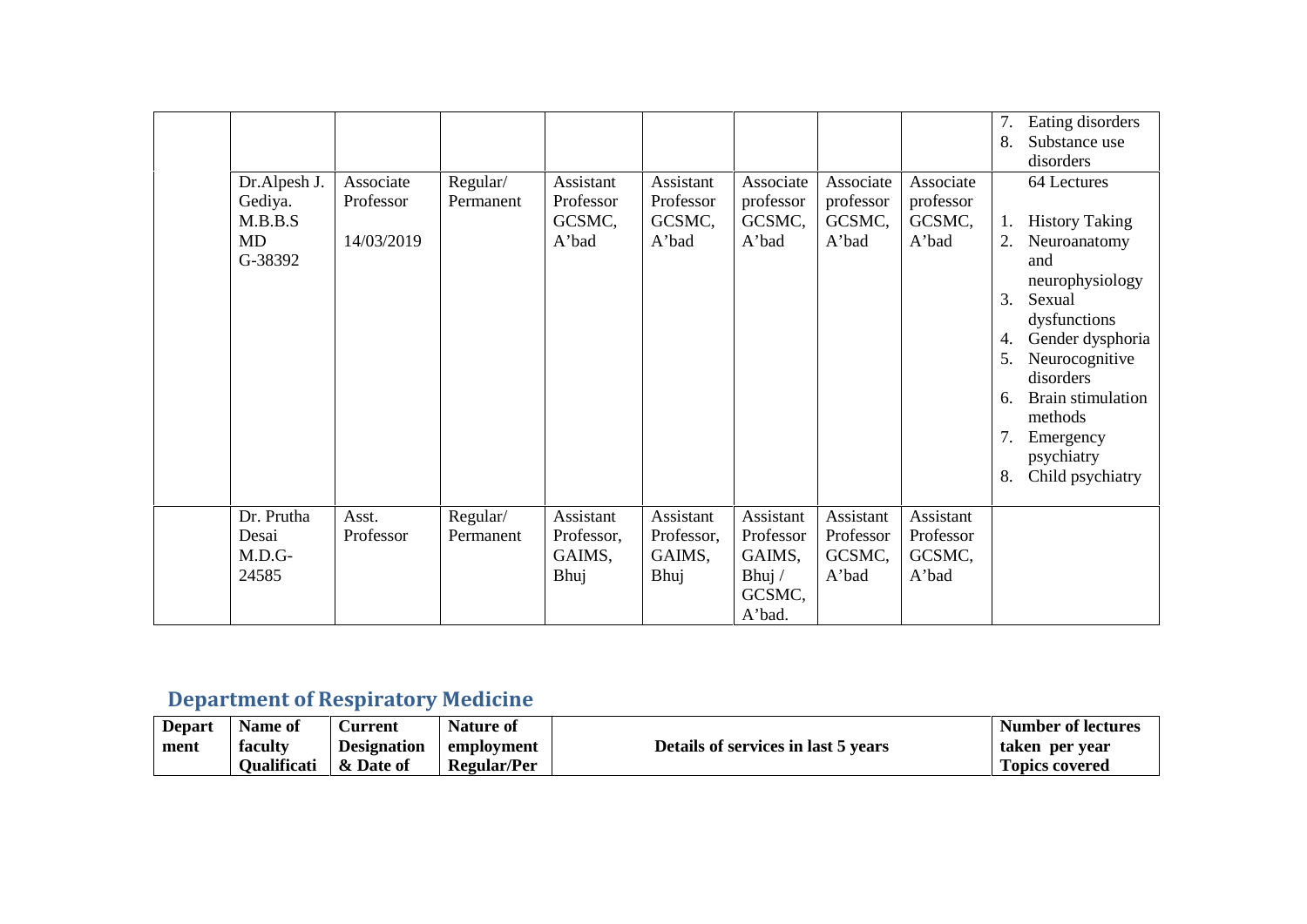| | | | | | | | | | |
|---|---|---|---|---|---|---|---|---|---|
| | | | | | | | | | 7. Eating disorders<br>8. Substance use disorders |
| | Dr.Alpesh J. Gediya. M.B.B.S MD G-38392 | Associate Professor 14/03/2019 | Regular/ Permanent | Assistant Professor GCSMC, A'bad | Assistant Professor GCSMC, A'bad | Associate professor GCSMC, A'bad | Associate professor GCSMC, A'bad | Associate professor GCSMC, A'bad | 64 Lectures<br>1. History Taking<br>2. Neuroanatomy and neurophysiology<br>3. Sexual dysfunctions<br>4. Gender dysphoria<br>5. Neurocognitive disorders<br>6. Brain stimulation methods<br>7. Emergency psychiatry<br>8. Child psychiatry |
| | Dr. Prutha Desai M.D.G-24585 | Asst. Professor | Regular/ Permanent | Assistant Professor, GAIMS, Bhuj | Assistant Professor, GAIMS, Bhuj | Assistant Professor GAIMS, Bhuj / GCSMC, A'bad. | Assistant Professor GCSMC, A'bad | Assistant Professor GCSMC, A'bad | |

## Department of Respiratory Medicine

| Depart ment | Name of faculty Qualificati | Current Designation & Date of | Nature of employment Regular/Per | Details of services in last 5 years | Number of lectures taken per year Topics covered |
|---|---|---|---|---|---|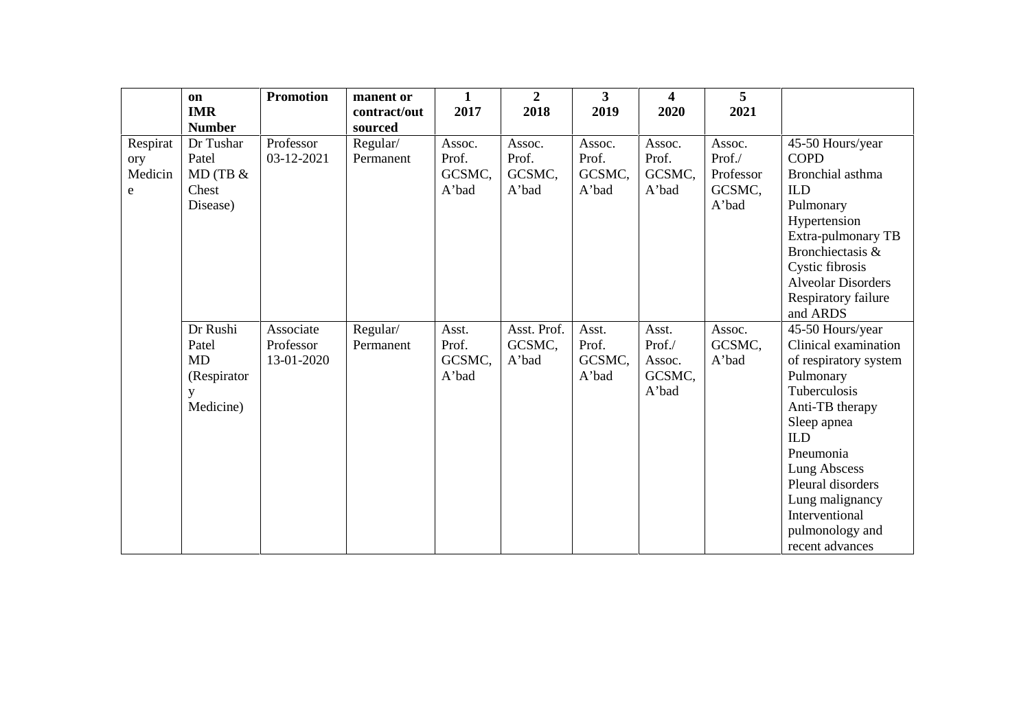| | on IMR Number | Promotion | manent or contract/out sourced | 1 2017 | 2 2018 | 3 2019 | 4 2020 | 5 2021 | |
|---|---|---|---|---|---|---|---|---|---|
| Respiratory Medicine | Dr Tushar Patel MD (TB & Chest Disease) | Professor 03-12-2021 | Regular/ Permanent | Assoc. Prof. GCSMC, A'bad | Assoc. Prof. GCSMC, A'bad | Assoc. Prof. GCSMC, A'bad | Assoc. Prof. GCSMC, A'bad | Assoc. Prof./ Professor GCSMC, A'bad | 45-50 Hours/year<br>COPD<br>Bronchial asthma<br>ILD<br>Pulmonary Hypertension<br>Extra-pulmonary TB<br>Bronchiectasis & Cystic fibrosis<br>Alveolar Disorders<br>Respiratory failure and ARDS |
| | Dr Rushi Patel MD (Respiratory Medicine) | Associate Professor 13-01-2020 | Regular/ Permanent | Asst. Prof. GCSMC, A'bad | Asst. Prof. GCSMC, A'bad | Asst. Prof. GCSMC, A'bad | Asst. Prof./ Assoc. GCSMC, A'bad | Assoc. GCSMC, A'bad | 45-50 Hours/year<br>Clinical examination of respiratory system<br>Pulmonary Tuberculosis<br>Anti-TB therapy<br>Sleep apnea<br>ILD<br>Pneumonia<br>Lung Abscess<br>Pleural disorders<br>Lung malignancy<br>Interventional pulmonology and recent advances |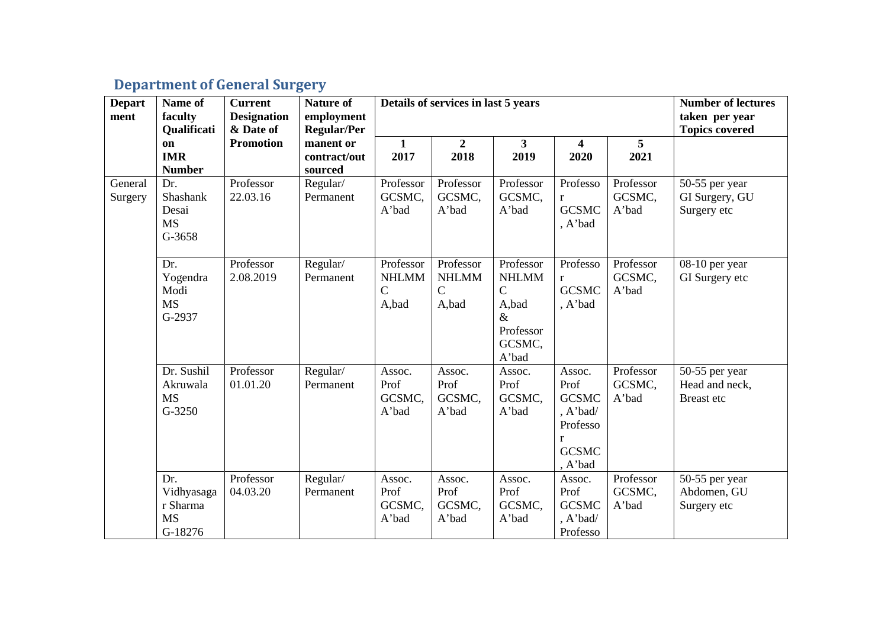## Department of General Surgery

| Department | Name of faculty Qualification IMR Number | Current Designation & Date of Promotion | Nature of employment Regular/Permanent or contract/outsourced | Details of services in last 5 years | | | | | Number of lectures taken per year Topics covered |
|---|---|---|---|---|---|---|---|---|---|
| | | | | 1<br>2017 | 2<br>2018 | 3<br>2019 | 4<br>2020 | 5<br>2021 | |
| General Surgery | Dr. Shashank Desai<br>MS<br>G-3658 | Professor<br>22.03.16 | Regular/ Permanent | Professor GCSMC, A'bad | Professor GCSMC, A'bad | Professor GCSMC, A'bad | Professor GCSMC, A'bad | Professor GCSMC, A'bad | 50-55 per year<br>GI Surgery, GU Surgery etc |
| | Dr. Yogendra Modi<br>MS<br>G-2937 | Professor<br>2.08.2019 | Regular/ Permanent | Professor NHLMMC A,bad | Professor NHLMMC A,bad | Professor NHLMMC A,bad & Professor GCSMC, A'bad | Professor GCSMC, A'bad | Professor GCSMC, A'bad | 08-10 per year<br>GI Surgery etc |
| | Dr. Sushil Akruwala<br>MS<br>G-3250 | Professor<br>01.01.20 | Regular/ Permanent | Assoc. Prof GCSMC, A'bad | Assoc. Prof GCSMC, A'bad | Assoc. Prof GCSMC, A'bad | Assoc. Prof GCSMC, A'bad/ Professor GCSMC, A'bad | Professor GCSMC, A'bad | 50-55 per year<br>Head and neck, Breast etc |
| | Dr. Vidhyasagar Sharma<br>MS<br>G-18276 | Professor<br>04.03.20 | Regular/ Permanent | Assoc. Prof GCSMC, A'bad | Assoc. Prof GCSMC, A'bad | Assoc. Prof GCSMC, A'bad | Assoc. Prof GCSMC, A'bad/ Professo | Professor GCSMC, A'bad | 50-55 per year<br>Abdomen, GU Surgery etc |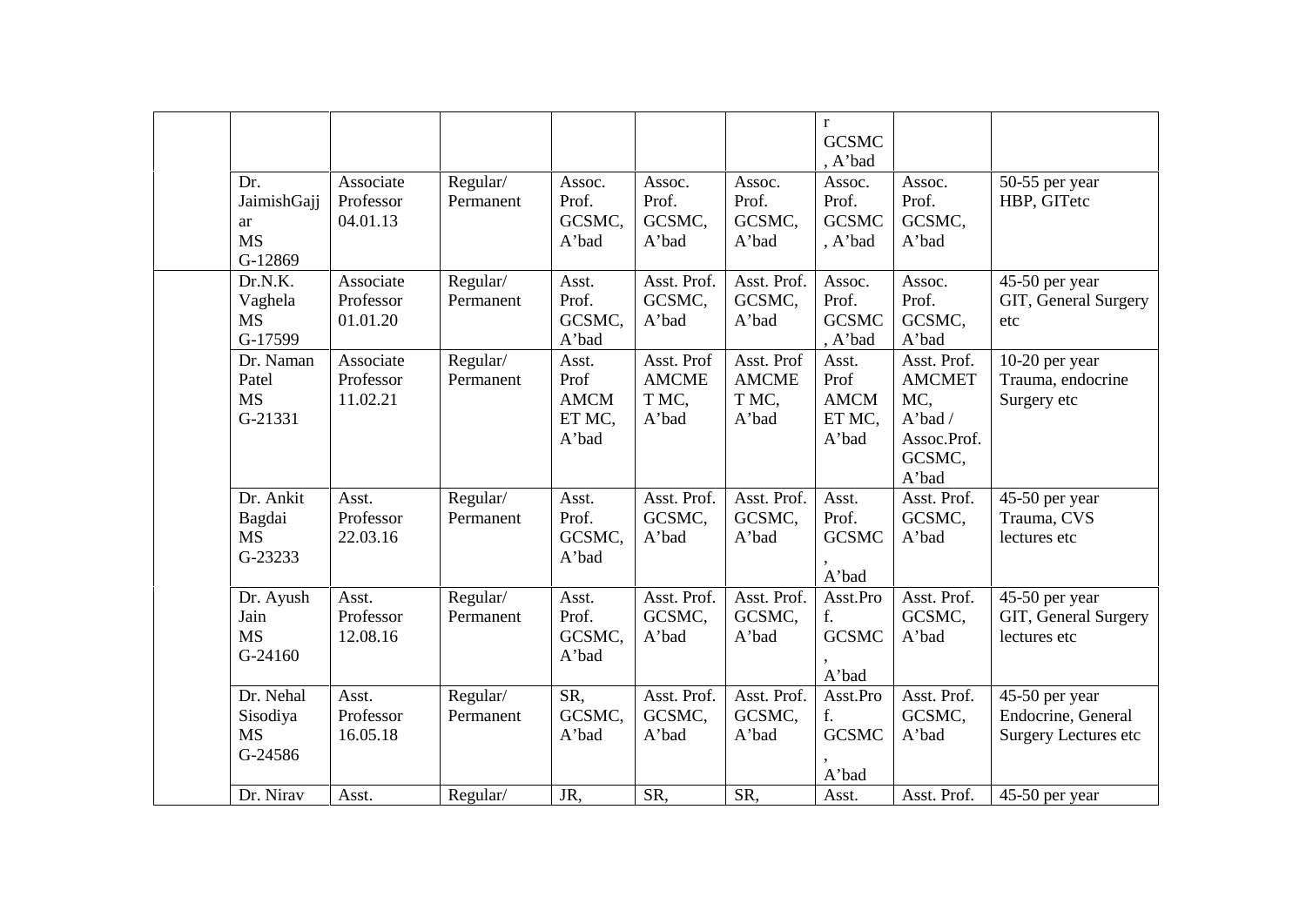| | | | | | | | | | |
|---|---|---|---|---|---|---|---|---|---|
| | | | | | | | r GCSMC , A'bad | | |
| | Dr. JaimishGajjar MS G-12869 | Associate Professor 04.01.13 | Regular/ Permanent | Assoc. Prof. GCSMC, A'bad | Assoc. Prof. GCSMC, A'bad | Assoc. Prof. GCSMC, A'bad | Assoc. Prof. GCSMC , A'bad | Assoc. Prof. GCSMC, A'bad | 50-55 per year HBP, GITetc |
| | Dr.N.K. Vaghela MS G-17599 | Associate Professor 01.01.20 | Regular/ Permanent | Asst. Prof. GCSMC, A'bad | Asst. Prof. GCSMC, A'bad | Asst. Prof. GCSMC, A'bad | Assoc. Prof. GCSMC , A'bad | Assoc. Prof. GCSMC, A'bad | 45-50 per year GIT, General Surgery etc |
| | Dr. Naman Patel MS G-21331 | Associate Professor 11.02.21 | Regular/ Permanent | Asst. Prof AMCM ET MC, A'bad | Asst. Prof AMCME T MC, A'bad | Asst. Prof AMCME T MC, A'bad | Asst. Prof AMCM ET MC, A'bad | Asst. Prof. AMCMET MC, A'bad / Assoc.Prof. GCSMC, A'bad | 10-20 per year Trauma, endocrine Surgery etc |
| | Dr. Ankit Bagdai MS G-23233 | Asst. Professor 22.03.16 | Regular/ Permanent | Asst. Prof. GCSMC, A'bad | Asst. Prof. GCSMC, A'bad | Asst. Prof. GCSMC, A'bad | Asst. Prof. GCSMC , A'bad | Asst. Prof. GCSMC, A'bad | 45-50 per year Trauma, CVS lectures etc |
| | Dr. Ayush Jain MS G-24160 | Asst. Professor 12.08.16 | Regular/ Permanent | Asst. Prof. GCSMC, A'bad | Asst. Prof. GCSMC, A'bad | Asst. Prof. GCSMC, A'bad | Asst.Prof. GCSMC , A'bad | Asst. Prof. GCSMC, A'bad | 45-50 per year GIT, General Surgery lectures etc |
| | Dr. Nehal Sisodiya MS G-24586 | Asst. Professor 16.05.18 | Regular/ Permanent | SR, GCSMC, A'bad | Asst. Prof. GCSMC, A'bad | Asst. Prof. GCSMC, A'bad | Asst.Prof. GCSMC , A'bad | Asst. Prof. GCSMC, A'bad | 45-50 per year Endocrine, General Surgery Lectures etc |
| | Dr. Nirav | Asst. | Regular/ | JR, | SR, | SR, | Asst. | Asst. Prof. | 45-50 per year |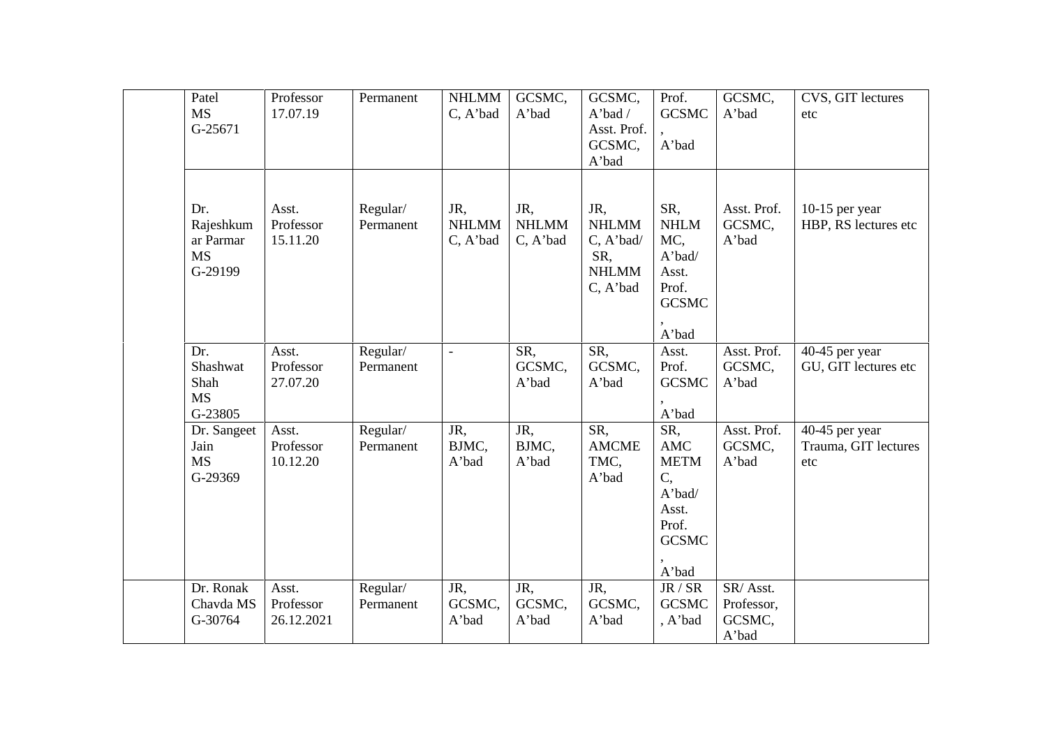| | | | | | | | | | |
|---|---|---|---|---|---|---|---|---|---|
| | Patel MS G-25671 | Professor 17.07.19 | Permanent | NHLMMC, A'bad | GCSMC, A'bad | GCSMC, A'bad / Asst. Prof. GCSMC, A'bad | Prof. GCSMC, A'bad | GCSMC, A'bad | CVS, GIT lectures etc |
| | Dr. Rajeshkumar Parmar MS G-29199 | Asst. Professor 15.11.20 | Regular/ Permanent | JR, NHLMMC, A'bad | JR, NHLMMC, A'bad | JR, NHLMMC, A'bad/ SR, NHLMMC, A'bad | SR, NHLMMC, A'bad/ Asst. Prof. GCSMC, A'bad | Asst. Prof. GCSMC, A'bad | 10-15 per year HBP, RS lectures etc |
| | Dr. Shashwat Shah MS G-23805 | Asst. Professor 27.07.20 | Regular/ Permanent | - | SR, GCSMC, A'bad | SR, GCSMC, A'bad | Asst. Prof. GCSMC, A'bad | Asst. Prof. GCSMC, A'bad | 40-45 per year GU, GIT lectures etc |
| | Dr. Sangeet Jain MS G-29369 | Asst. Professor 10.12.20 | Regular/ Permanent | JR, BJMC, A'bad | JR, BJMC, A'bad | SR, AMCMETMC, A'bad | SR, AMC METMC, A'bad/ Asst. Prof. GCSMC, A'bad | Asst. Prof. GCSMC, A'bad | 40-45 per year Trauma, GIT lectures etc |
| | Dr. Ronak Chavda MS G-30764 | Asst. Professor 26.12.2021 | Regular/ Permanent | JR, GCSMC, A'bad | JR, GCSMC, A'bad | JR, GCSMC, A'bad | JR / SR GCSMC, A'bad | SR/ Asst. Professor, GCSMC, A'bad | |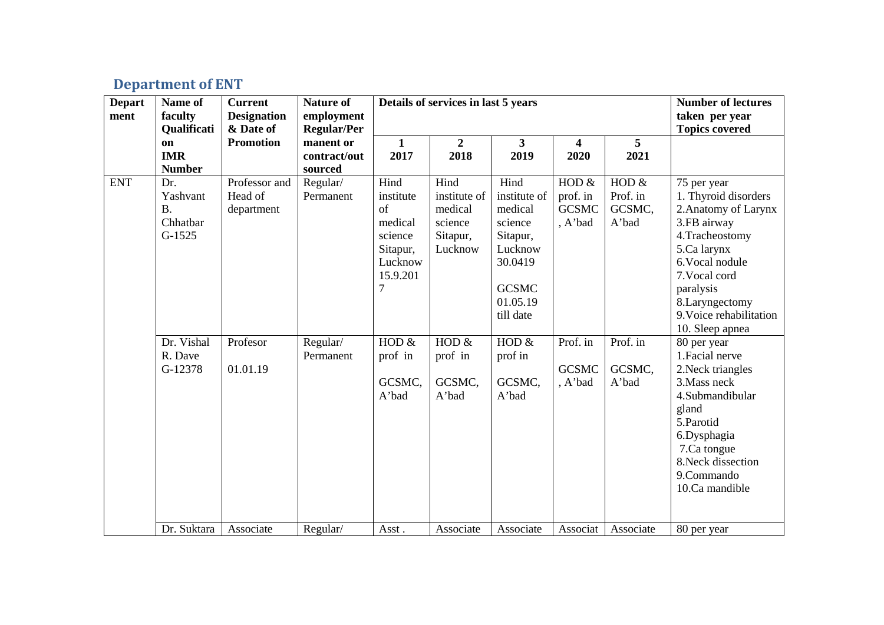## Department of ENT

| Department | Name of faculty Qualification IMR Number | Current Designation & Date of Promotion | Nature of employment Regular/Permanent or contract/out sourced | Details of services in last 5 years | | | | | Number of lectures taken per year Topics covered |
|---|---|---|---|---|---|---|---|---|---|
| | | | | 1 2017 | 2 2018 | 3 2019 | 4 2020 | 5 2021 | |
| ENT | Dr. Yashvant B. Chhatbar G-1525 | Professor and Head of department | Regular/ Permanent | Hind institute of medical science Sitapur, Lucknow 15.9.2017 | Hind institute of medical science Sitapur, Lucknow | Hind institute of medical science Sitapur, Lucknow 30.0419 GCSMC 01.05.19 till date | HOD & prof. in GCSMC , A'bad | HOD & Prof. in GCSMC, A'bad | 75 per year 1. Thyroid disorders 2.Anatomy of Larynx 3.FB airway 4.Tracheostomy 5.Ca larynx 6.Vocal nodule 7.Vocal cord paralysis 8.Laryngectomy 9.Voice rehabilitation 10. Sleep apnea |
| | Dr. Vishal R. Dave G-12378 | Profesor 01.01.19 | Regular/ Permanent | HOD & prof in GCSMC, A'bad | HOD & prof in GCSMC, A'bad | HOD & prof in GCSMC, A'bad | Prof. in GCSMC , A'bad | Prof. in GCSMC, A'bad | 80 per year 1.Facial nerve 2.Neck triangles 3.Mass neck 4.Submandibular gland 5.Parotid 6.Dysphagia 7.Ca tongue 8.Neck dissection 9.Commando 10.Ca mandible |
| | Dr. Suktara | Associate | Regular/ | Asst . | Associate | Associate | Associat | Associate | 80 per year |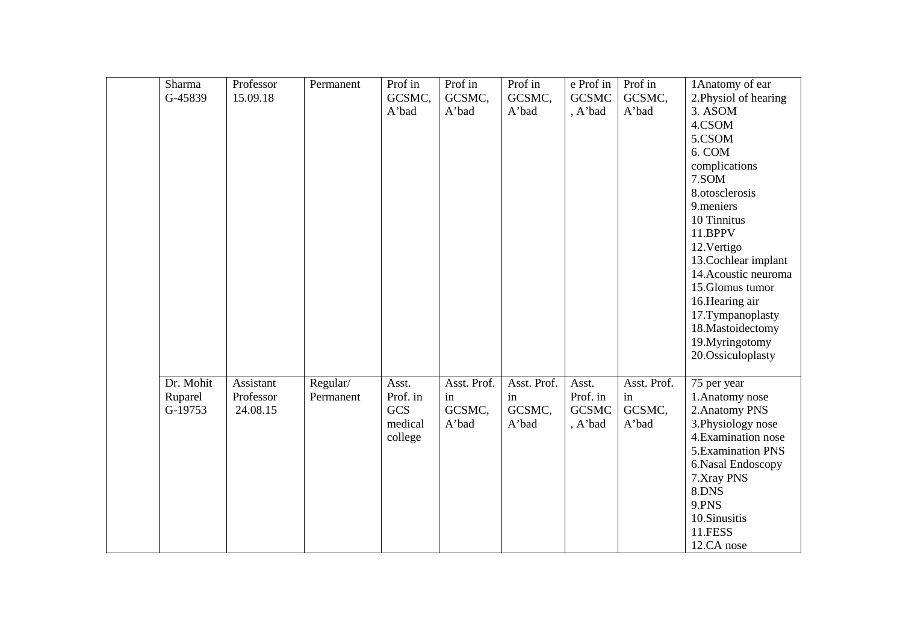|  |  |  |  |  |  |  |  |  |  |
|---|---|---|---|---|---|---|---|---|---|
|  | Sharma G-45839 | Professor 15.09.18 | Permanent | Prof in GCSMC, A'bad | Prof in GCSMC, A'bad | Prof in GCSMC, A'bad | e Prof in GCSMC , A'bad | Prof in GCSMC, A'bad | 1Anatomy of ear<br>2.Physiol of hearing<br>3. ASOM<br>4.CSOM<br>5.CSOM<br>6. COM complications<br>7.SOM<br>8.otosclerosis<br>9.meniers<br>10 Tinnitus<br>11.BPPV<br>12.Vertigo<br>13.Cochlear implant<br>14.Acoustic neuroma<br>15.Glomus tumor<br>16.Hearing air<br>17.Tympanoplasty<br>18.Mastoidectomy<br>19.Myringotomy<br>20.Ossiculoplasty |
|  | Dr. Mohit Ruparel G-19753 | Assistant Professor 24.08.15 | Regular/ Permanent | Asst. Prof. in GCS medical college | Asst. Prof. in GCSMC, A'bad | Asst. Prof. in GCSMC, A'bad | Asst. Prof. in GCSMC , A'bad | Asst. Prof. in GCSMC, A'bad | 75 per year<br>1.Anatomy nose<br>2.Anatomy PNS<br>3.Physiology nose<br>4.Examination nose<br>5.Examination PNS<br>6.Nasal Endoscopy<br>7.Xray PNS<br>8.DNS<br>9.PNS<br>10.Sinusitis<br>11.FESS<br>12.CA nose |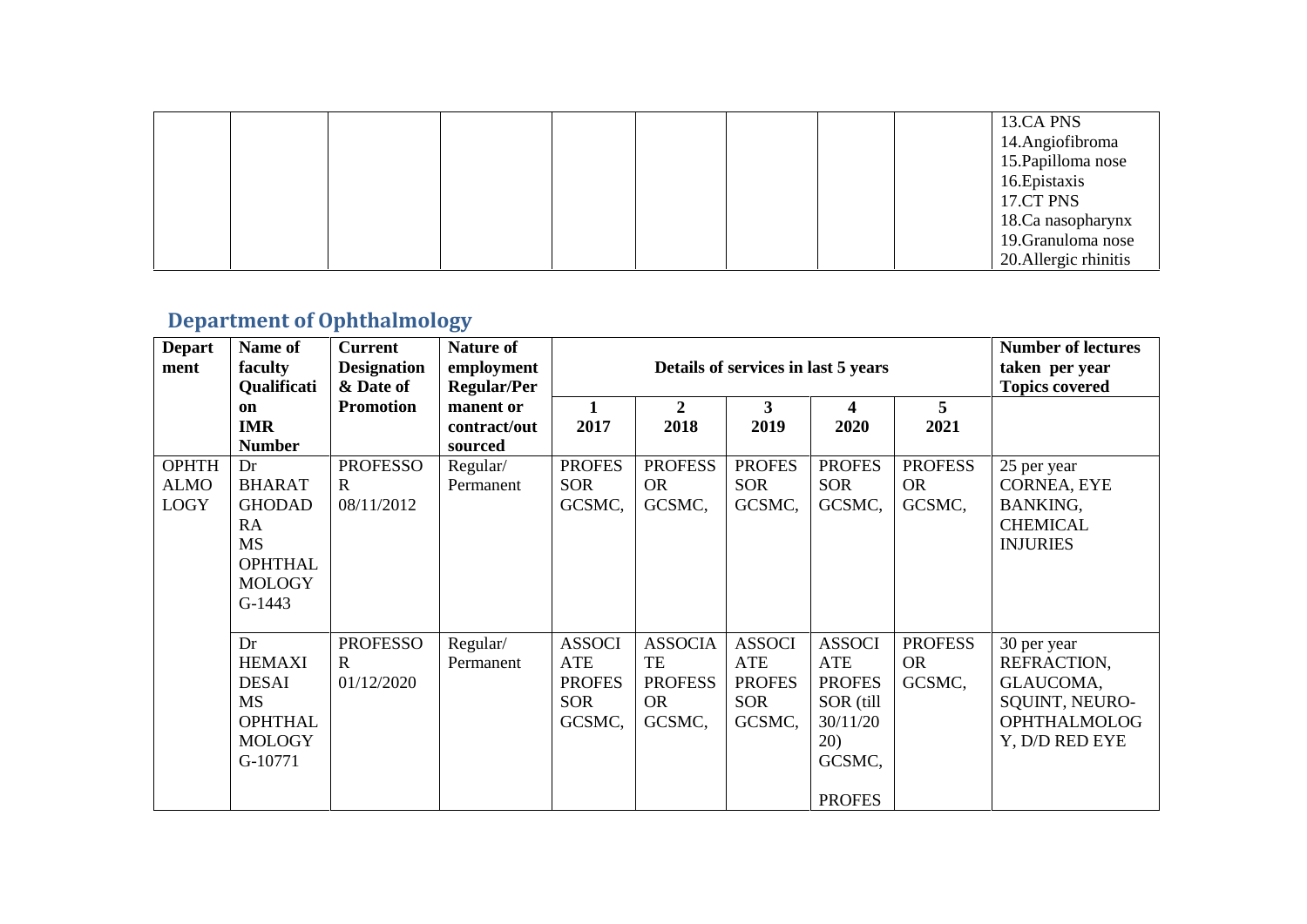| | | | | | | | | | 13.CA PNS<br>14.Angiofibroma<br>15.Papilloma nose<br>16.Epistaxis<br>17.CT PNS<br>18.Ca nasopharynx<br>19.Granuloma nose<br>20.Allergic rhinitis |
|---|---|---|---|---|---|---|---|---|---|

## Department of Ophthalmology

| Department | Name of faculty Qualification IMR Number | Current Designation & Date of Promotion | Nature of employment Regular/Permanent or contract/outsourced | Details of services in last 5 years | | | | | Number of lectures taken per year Topics covered |
|---|---|---|---|---|---|---|---|---|---|
| | | | | 1<br>2017 | 2<br>2018 | 3<br>2019 | 4<br>2020 | 5<br>2021 | |
| OPHTHALMOLOGY | Dr BHARAT GHODADRA MS OPHTHALMOLOGY G-1443 | PROFESSOR 08/11/2012 | Regular/ Permanent | PROFESSOR GCSMC, | PROFESSOR GCSMC, | PROFESSOR GCSMC, | PROFESSOR GCSMC, | PROFESSOR GCSMC, | 25 per year CORNEA, EYE BANKING, CHEMICAL INJURIES |
| | Dr HEMAXI DESAI MS OPHTHALMOLOGY G-10771 | PROFESSOR 01/12/2020 | Regular/ Permanent | ASSOCIATE PROFESSOR GCSMC, | ASSOCIATE PROFESSOR GCSMC, | ASSOCIATE PROFESSOR GCSMC, | ASSOCIATE PROFESSOR (till 30/11/2020) GCSMC,<br><br>PROFES | PROFESSOR GCSMC, | 30 per year REFRACTION, GLAUCOMA, SQUINT, NEURO-OPHTHALMOLOGY, D/D RED EYE |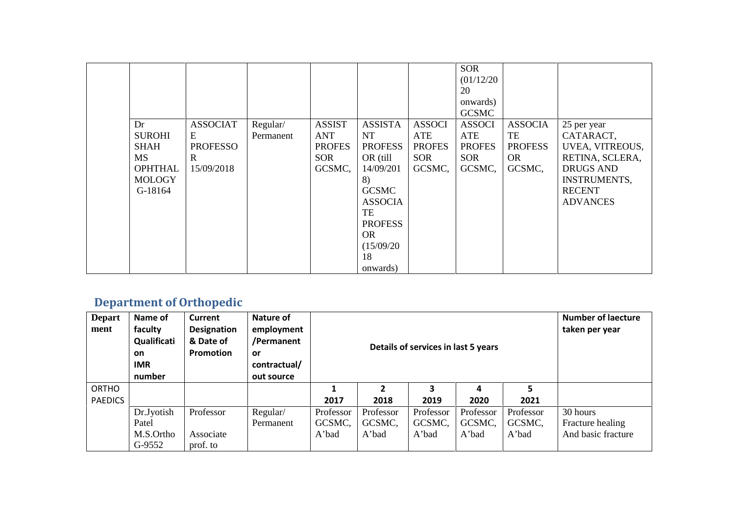| | | | | | | | | | |
|---|---|---|---|---|---|---|---|---|---|
| | | | | | | | SOR (01/12/2020 onwards) GCSMC | | |
| | Dr SUROHI SHAH MS OPHTHALMOLOGY G-18164 | ASSOCIATE PROFESSOR 15/09/2018 | Regular/ Permanent | ASSISTANT PROFESSOR GCSMC, | ASSISTANT PROFESSOR (till 14/09/2018) GCSMC ASSOCIATE PROFESSOR (15/09/2018 onwards) | ASSOCIATE PROFESSOR GCSMC, | ASSOCIATE PROFESSOR GCSMC, | ASSOCIATE PROFESSOR GCSMC, | 25 per year CATARACT, UVEA, VITREOUS, RETINA, SCLERA, DRUGS AND INSTRUMENTS, RECENT ADVANCES |

## Department of Orthopedic

| Department | Name of faculty Qualification IMR number | Current Designation & Date of Promotion | Nature of employment /Permanent or contractual/ out source | Details of services in last 5 years | | | | | Number of laecture taken per year |
|---|---|---|---|---|---|---|---|---|---|
| ORTHO PAEDICS | | | | 1<br>2017 | 2<br>2018 | 3<br>2019 | 4<br>2020 | 5<br>2021 | |
| | Dr.Jyotish Patel M.S.Ortho G-9552 | Professor<br><br>Associate prof. to | Regular/ Permanent | Professor GCSMC, A'bad | Professor GCSMC, A'bad | Professor GCSMC, A'bad | Professor GCSMC, A'bad | Professor GCSMC, A'bad | 30 hours Fracture healing And basic fracture |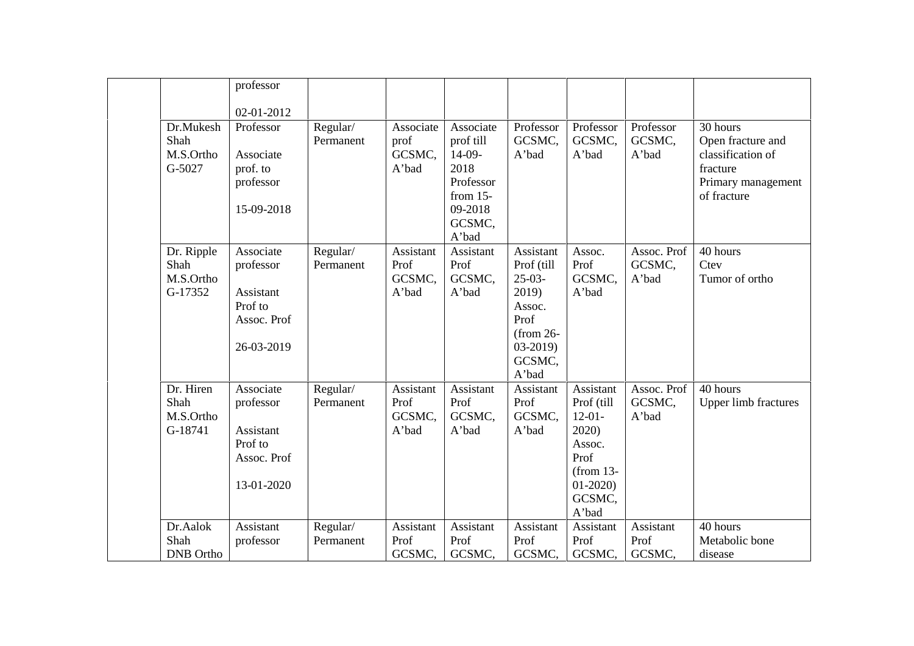| | | | | | | | | | |
|---|---|---|---|---|---|---|---|---|---|
| | | professor<br><br>02-01-2012 | | | | | | | |
| | Dr.Mukesh Shah M.S.Ortho G-5027 | Professor<br><br>Associate prof. to professor<br><br>15-09-2018 | Regular/ Permanent | Associate prof GCSMC, A'bad | Associate prof till 14-09-2018 Professor from 15-09-2018 GCSMC, A'bad | Professor GCSMC, A'bad | Professor GCSMC, A'bad | Professor GCSMC, A'bad | 30 hours Open fracture and classification of fracture Primary management of fracture |
| | Dr. Ripple Shah M.S.Ortho G-17352 | Associate professor<br><br>Assistant Prof to Assoc. Prof<br><br>26-03-2019 | Regular/ Permanent | Assistant Prof GCSMC, A'bad | Assistant Prof GCSMC, A'bad | Assistant Prof (till 25-03-2019) Assoc. Prof (from 26-03-2019) GCSMC, A'bad | Assoc. Prof GCSMC, A'bad | Assoc. Prof GCSMC, A'bad | 40 hours Ctev Tumor of ortho |
| | Dr. Hiren Shah M.S.Ortho G-18741 | Associate professor<br><br>Assistant Prof to Assoc. Prof<br><br>13-01-2020 | Regular/ Permanent | Assistant Prof GCSMC, A'bad | Assistant Prof GCSMC, A'bad | Assistant Prof GCSMC, A'bad | Assistant Prof (till 12-01-2020) Assoc. Prof (from 13-01-2020) GCSMC, A'bad | Assoc. Prof GCSMC, A'bad | 40 hours Upper limb fractures |
| | Dr.Aalok Shah DNB Ortho | Assistant professor | Regular/ Permanent | Assistant Prof GCSMC, | Assistant Prof GCSMC, | Assistant Prof GCSMC, | Assistant Prof GCSMC, | Assistant Prof GCSMC, | 40 hours Metabolic bone disease |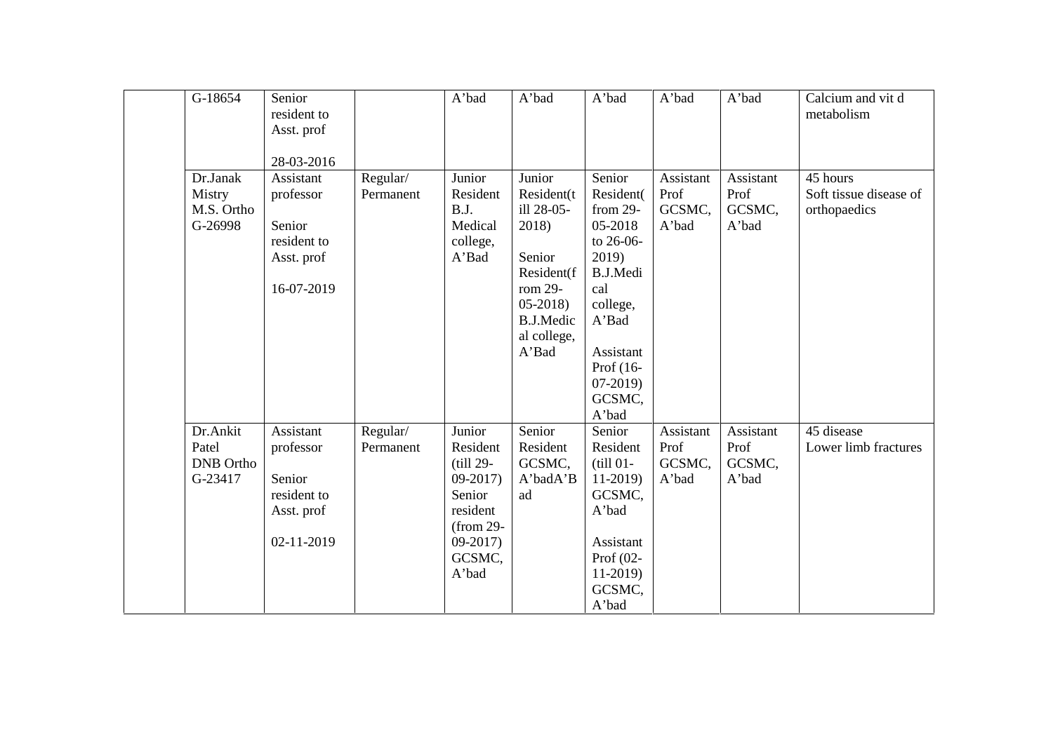|  |  |  |  |  |  |  |  |  |  |  |
|---|---|---|---|---|---|---|---|---|---|---|
|  | G-18654 | Senior resident to Asst. prof<br><br>28-03-2016 |  | A'bad | A'bad | A'bad | A'bad | A'bad | Calcium and vit d metabolism |
|  | Dr.Janak Mistry M.S. Ortho G-26998 | Assistant professor<br><br>Senior resident to Asst. prof<br><br>16-07-2019 | Regular/ Permanent | Junior Resident B.J. Medical college, A'Bad | Junior Resident(till 28-05-2018)<br><br>Senior Resident(from 29-05-2018) B.J.Medical college, A'Bad | Senior Resident( from 29-05-2018 to 26-06-2019) B.J.Medical college, A'Bad<br><br>Assistant Prof (16-07-2019) GCSMC, A'bad | Assistant Prof GCSMC, A'bad | Assistant Prof GCSMC, A'bad | 45 hours Soft tissue disease of orthopaedics |
|  | Dr.Ankit Patel DNB Ortho G-23417 | Assistant professor<br><br>Senior resident to Asst. prof<br><br>02-11-2019 | Regular/ Permanent | Junior Resident (till 29-09-2017) Senior resident (from 29-09-2017) GCSMC, A'bad | Senior Resident GCSMC, A'badA'Bad | Senior Resident (till 01-11-2019) GCSMC, A'bad<br><br>Assistant Prof (02-11-2019) GCSMC, A'bad | Assistant Prof GCSMC, A'bad | Assistant Prof GCSMC, A'bad | 45 disease Lower limb fractures |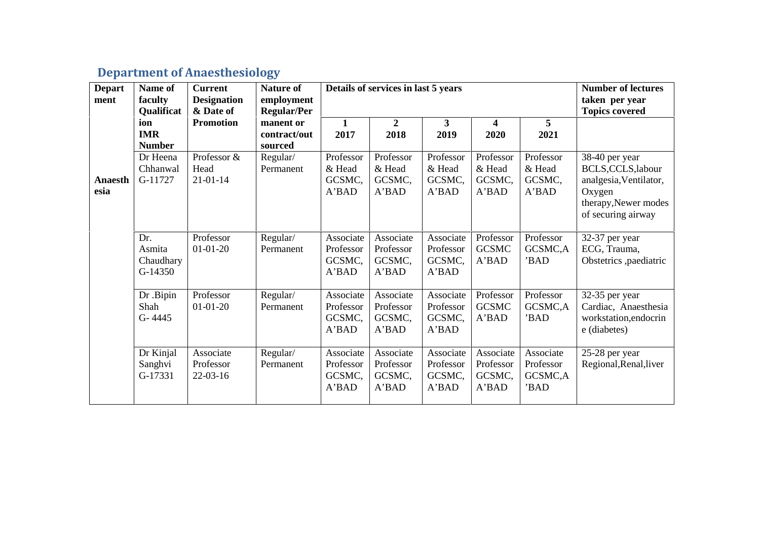## Department of Anaesthesiology

| Department | Name of faculty Qualification IMR Number | Current Designation & Date of Promotion | Nature of employment Regular/Permanent or contract/outsourced | Details of services in last 5 years | | | | | Number of lectures taken per year Topics covered |
|---|---|---|---|---|---|---|---|---|---|
| | | | | 1<br>2017 | 2<br>2018 | 3<br>2019 | 4<br>2020 | 5<br>2021 | |
| Anaesthesia | Dr Heena Chhanwal G-11727 | Professor & Head 21-01-14 | Regular/ Permanent | Professor & Head GCSMC, A'BAD | Professor & Head GCSMC, A'BAD | Professor & Head GCSMC, A'BAD | Professor & Head GCSMC, A'BAD | Professor & Head GCSMC, A'BAD | 38-40 per year BCLS,CCLS,labour analgesia,Ventilator, Oxygen therapy,Newer modes of securing airway |
| | Dr. Asmita Chaudhary G-14350 | Professor 01-01-20 | Regular/ Permanent | Associate Professor GCSMC, A'BAD | Associate Professor GCSMC, A'BAD | Associate Professor GCSMC, A'BAD | Professor GCSMC A'BAD | Professor GCSMC,A'BAD | 32-37 per year ECG, Trauma, Obstetrics ,paediatric |
| | Dr .Bipin Shah G- 4445 | Professor 01-01-20 | Regular/ Permanent | Associate Professor GCSMC, A'BAD | Associate Professor GCSMC, A'BAD | Associate Professor GCSMC, A'BAD | Professor GCSMC A'BAD | Professor GCSMC,A'BAD | 32-35 per year Cardiac, Anaesthesia workstation,endocrine (diabetes) |
| | Dr Kinjal Sanghvi G-17331 | Associate Professor 22-03-16 | Regular/ Permanent | Associate Professor GCSMC, A'BAD | Associate Professor GCSMC, A'BAD | Associate Professor GCSMC, A'BAD | Associate Professor GCSMC, A'BAD | Associate Professor GCSMC,A'BAD | 25-28 per year Regional,Renal,liver |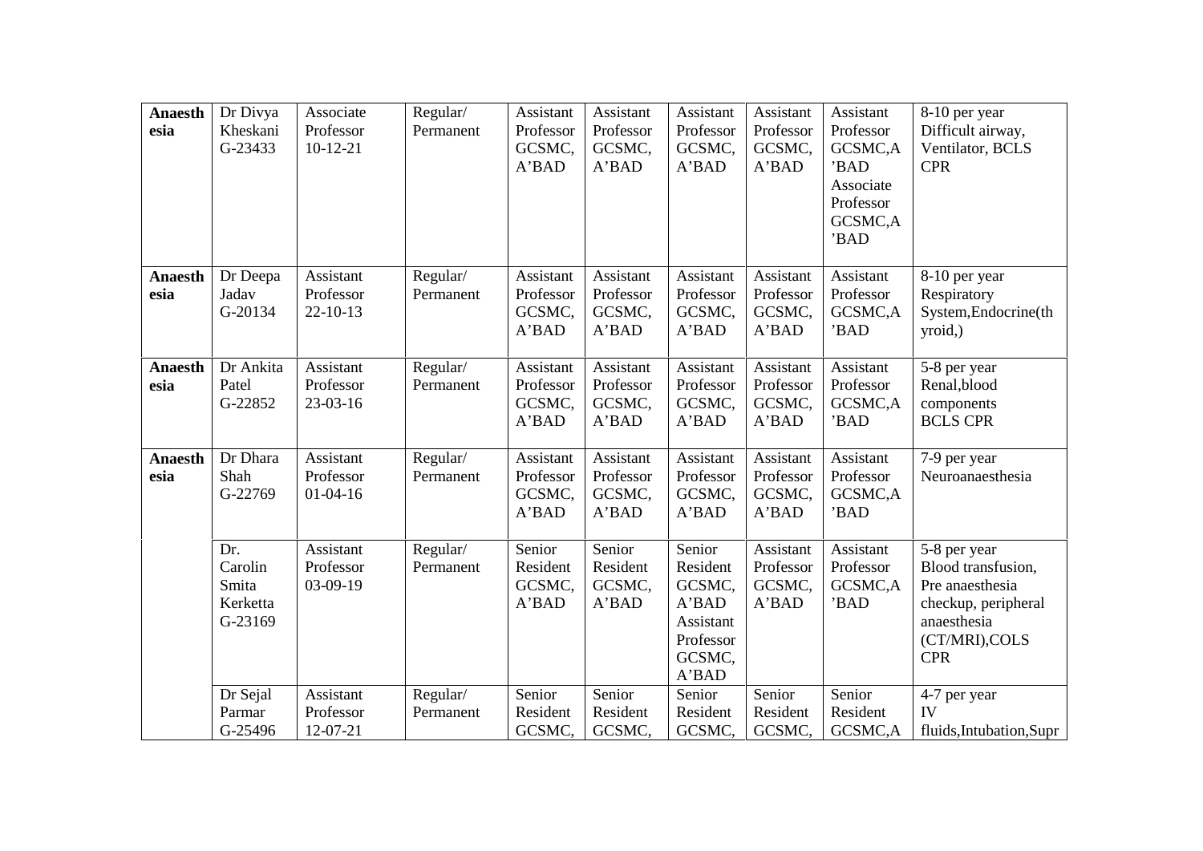| | | | | | | | | | |
|---|---|---|---|---|---|---|---|---|---|
| **Anaesthesia** | Dr Divya Kheskani G-23433 | Associate Professor 10-12-21 | Regular/ Permanent | Assistant Professor GCSMC, A'BAD | Assistant Professor GCSMC, A'BAD | Assistant Professor GCSMC, A'BAD | Assistant Professor GCSMC, A'BAD | Assistant Professor GCSMC,A'BAD Associate Professor GCSMC,A'BAD | 8-10 per year Difficult airway, Ventilator, BCLS CPR |
| **Anaesthesia** | Dr Deepa Jadav G-20134 | Assistant Professor 22-10-13 | Regular/ Permanent | Assistant Professor GCSMC, A'BAD | Assistant Professor GCSMC, A'BAD | Assistant Professor GCSMC, A'BAD | Assistant Professor GCSMC, A'BAD | Assistant Professor GCSMC,A'BAD | 8-10 per year Respiratory System,Endocrine(thyroid,) |
| **Anaesthesia** | Dr Ankita Patel G-22852 | Assistant Professor 23-03-16 | Regular/ Permanent | Assistant Professor GCSMC, A'BAD | Assistant Professor GCSMC, A'BAD | Assistant Professor GCSMC, A'BAD | Assistant Professor GCSMC, A'BAD | Assistant Professor GCSMC,A'BAD | 5-8 per year Renal,blood components BCLS CPR |
| **Anaesthesia** | Dr Dhara Shah G-22769 | Assistant Professor 01-04-16 | Regular/ Permanent | Assistant Professor GCSMC, A'BAD | Assistant Professor GCSMC, A'BAD | Assistant Professor GCSMC, A'BAD | Assistant Professor GCSMC, A'BAD | Assistant Professor GCSMC,A'BAD | 7-9 per year Neuroanaesthesia |
| | Dr. Carolin Smita Kerketta G-23169 | Assistant Professor 03-09-19 | Regular/ Permanent | Senior Resident GCSMC, A'BAD | Senior Resident GCSMC, A'BAD | Senior Resident GCSMC, A'BAD Assistant Professor GCSMC, A'BAD | Assistant Professor GCSMC, A'BAD | Assistant Professor GCSMC,A'BAD | 5-8 per year Blood transfusion, Pre anaesthesia checkup, peripheral anaesthesia (CT/MRI),COLS CPR |
| | Dr Sejal Parmar G-25496 | Assistant Professor 12-07-21 | Regular/ Permanent | Senior Resident GCSMC, | Senior Resident GCSMC, | Senior Resident GCSMC, | Senior Resident GCSMC, | Senior Resident GCSMC,A | 4-7 per year IV fluids,Intubation,Supr |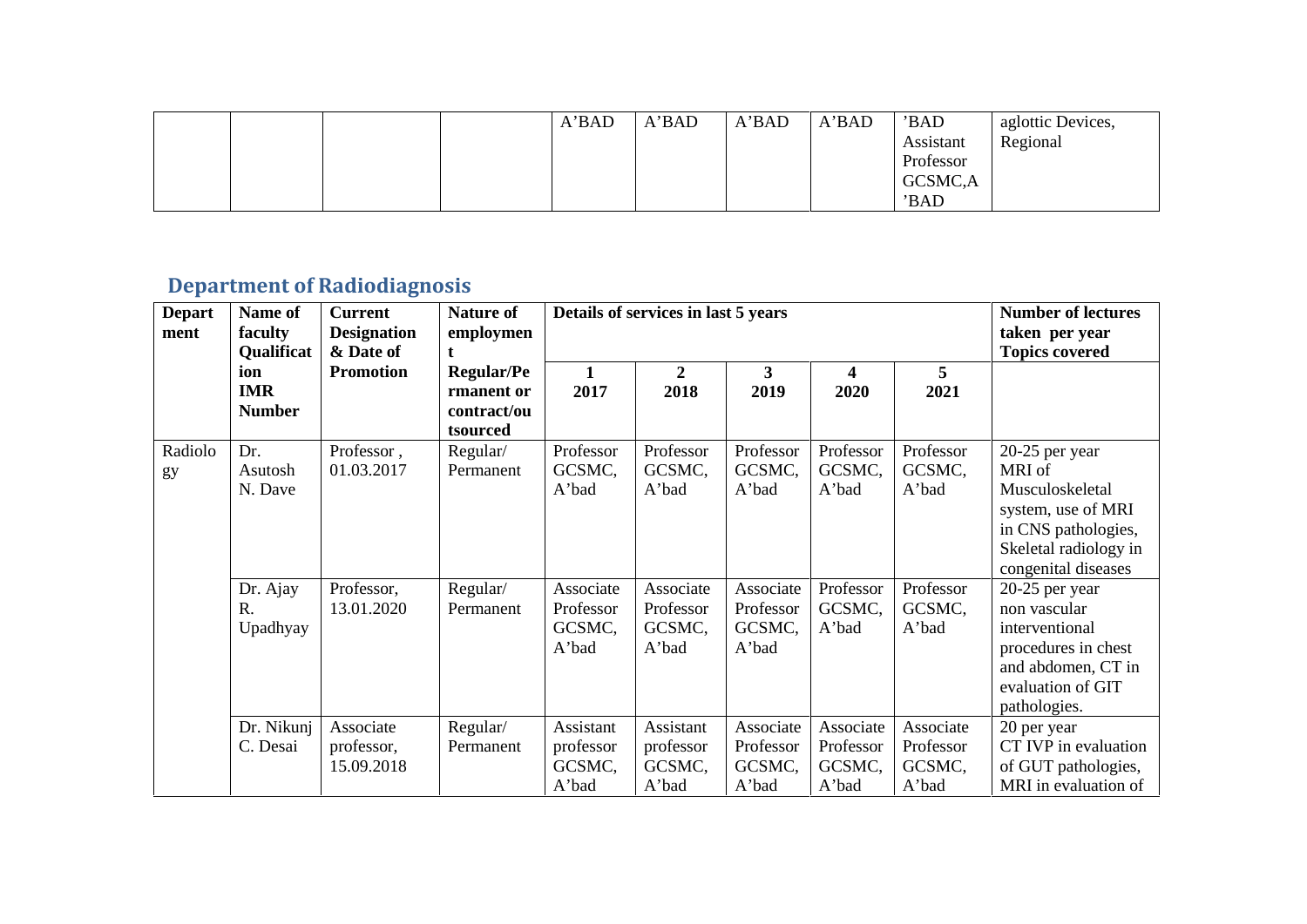| | | | | A'BAD | A'BAD | A'BAD | A'BAD | 'BAD Assistant Professor GCSMC,A 'BAD | aglottic Devices, Regional |
|---|---|---|---|---|---|---|---|---|---|

## Department of Radiodiagnosis

| Department | Name of faculty Qualification IMR Number | Current Designation & Date of Promotion | Nature of employment Regular/Permanent or contract/outsourced | Details of services in last 5 years | | | | | Number of lectures taken per year Topics covered |
|---|---|---|---|---|---|---|---|---|---|
| | | | | 1 2017 | 2 2018 | 3 2019 | 4 2020 | 5 2021 | |
| Radiology | Dr. Asutosh N. Dave | Professor , 01.03.2017 | Regular/ Permanent | Professor GCSMC, A'bad | Professor GCSMC, A'bad | Professor GCSMC, A'bad | Professor GCSMC, A'bad | Professor GCSMC, A'bad | 20-25 per year MRI of Musculoskeletal system, use of MRI in CNS pathologies, Skeletal radiology in congenital diseases |
| | Dr. Ajay R. Upadhyay | Professor, 13.01.2020 | Regular/ Permanent | Associate Professor GCSMC, A'bad | Associate Professor GCSMC, A'bad | Associate Professor GCSMC, A'bad | Professor GCSMC, A'bad | Professor GCSMC, A'bad | 20-25 per year non vascular interventional procedures in chest and abdomen, CT in evaluation of GIT pathologies. |
| | Dr. Nikunj C. Desai | Associate professor, 15.09.2018 | Regular/ Permanent | Assistant professor GCSMC, A'bad | Assistant professor GCSMC, A'bad | Associate Professor GCSMC, A'bad | Associate Professor GCSMC, A'bad | Associate Professor GCSMC, A'bad | 20 per year CT IVP in evaluation of GUT pathologies, MRI in evaluation of |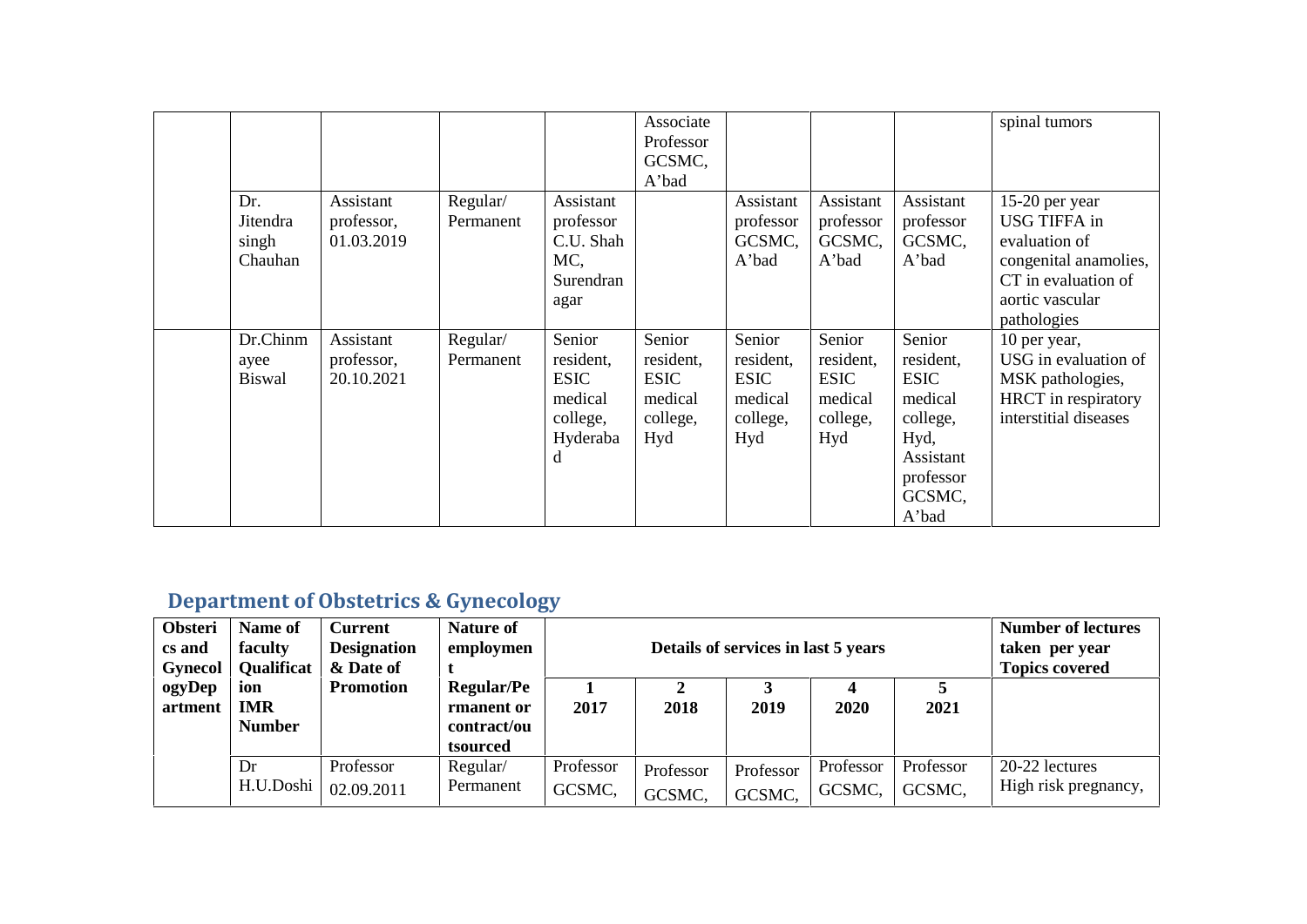| | | | | | | | | | |
|---|---|---|---|---|---|---|---|---|---|
| | | | | | Associate Professor GCSMC, A'bad | | | | spinal tumors |
| | Dr. Jitendra singh Chauhan | Assistant professor, 01.03.2019 | Regular/ Permanent | Assistant professor C.U. Shah MC, Surendranagar | | Assistant professor GCSMC, A'bad | Assistant professor GCSMC, A'bad | Assistant professor GCSMC, A'bad | 15-20 per year USG TIFFA in evaluation of congenital anamolies, CT in evaluation of aortic vascular pathologies |
| | Dr.Chinmayee Biswal | Assistant professor, 20.10.2021 | Regular/ Permanent | Senior resident, ESIC medical college, Hyderabad | Senior resident, ESIC medical college, Hyd | Senior resident, ESIC medical college, Hyd | Senior resident, ESIC medical college, Hyd | Senior resident, ESIC medical college, Hyd, Assistant professor GCSMC, A'bad | 10 per year, USG in evaluation of MSK pathologies, HRCT in respiratory interstitial diseases |

## Department of Obstetrics & Gynecology

| Obsterics and GynecologyDepartment | Name of faculty Qualification IMR Number | Current Designation & Date of Promotion | Nature of employment Regular/Permanent or contract/outsourced | Details of services in last 5 years | | | | | Number of lectures taken per year Topics covered |
|---|---|---|---|---|---|---|---|---|---|
| | | | | 1 2017 | 2 2018 | 3 2019 | 4 2020 | 5 2021 | |
| | Dr H.U.Doshi | Professor 02.09.2011 | Regular/ Permanent | Professor GCSMC, | Professor GCSMC, | Professor GCSMC, | Professor GCSMC, | Professor GCSMC, | 20-22 lectures High risk pregnancy, |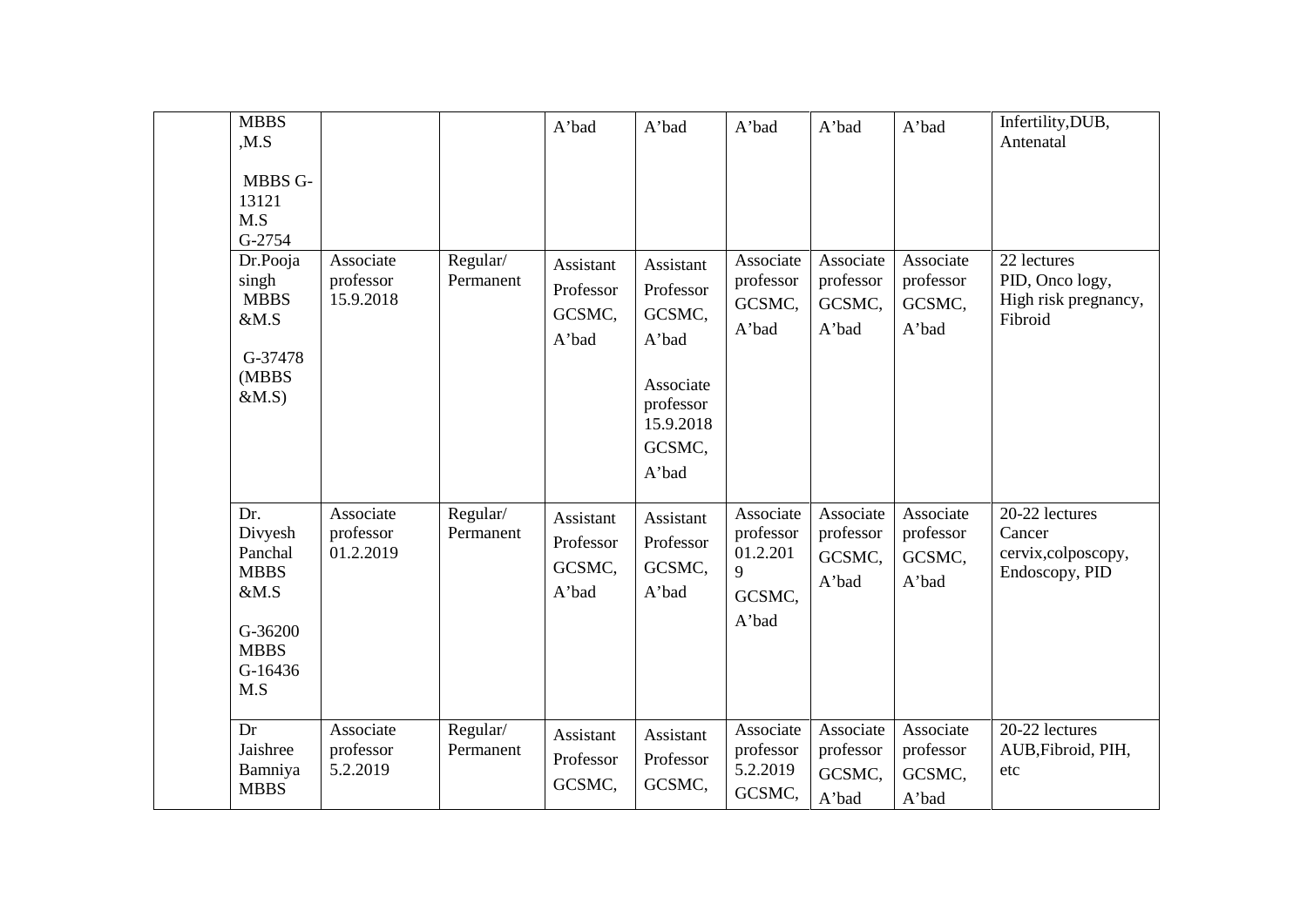| | | | | | | | | | |
|---|---|---|---|---|---|---|---|---|---|
| | MBBS ,M.S<br><br>MBBS G-13121<br>M.S G-2754 | | | A'bad | A'bad | A'bad | A'bad | A'bad | Infertility,DUB, Antenatal |
| | Dr.Pooja singh MBBS &M.S<br><br>G-37478 (MBBS &M.S) | Associate professor 15.9.2018 | Regular/ Permanent | Assistant Professor GCSMC, A'bad | Assistant Professor GCSMC, A'bad<br><br>Associate professor 15.9.2018 GCSMC, A'bad | Associate professor GCSMC, A'bad | Associate professor GCSMC, A'bad | Associate professor GCSMC, A'bad | 22 lectures PID, Onco logy, High risk pregnancy, Fibroid |
| | Dr. Divyesh Panchal MBBS &M.S<br><br>G-36200 MBBS G-16436 M.S | Associate professor 01.2.2019 | Regular/ Permanent | Assistant Professor GCSMC, A'bad | Assistant Professor GCSMC, A'bad | Associate professor 01.2.2019 GCSMC, A'bad | Associate professor GCSMC, A'bad | Associate professor GCSMC, A'bad | 20-22 lectures Cancer cervix,colposcopy, Endoscopy, PID |
| | Dr Jaishree Bamniya MBBS | Associate professor 5.2.2019 | Regular/ Permanent | Assistant Professor GCSMC, | Assistant Professor GCSMC, | Associate professor 5.2.2019 GCSMC, | Associate professor GCSMC, A'bad | Associate professor GCSMC, A'bad | 20-22 lectures AUB,Fibroid, PIH, etc |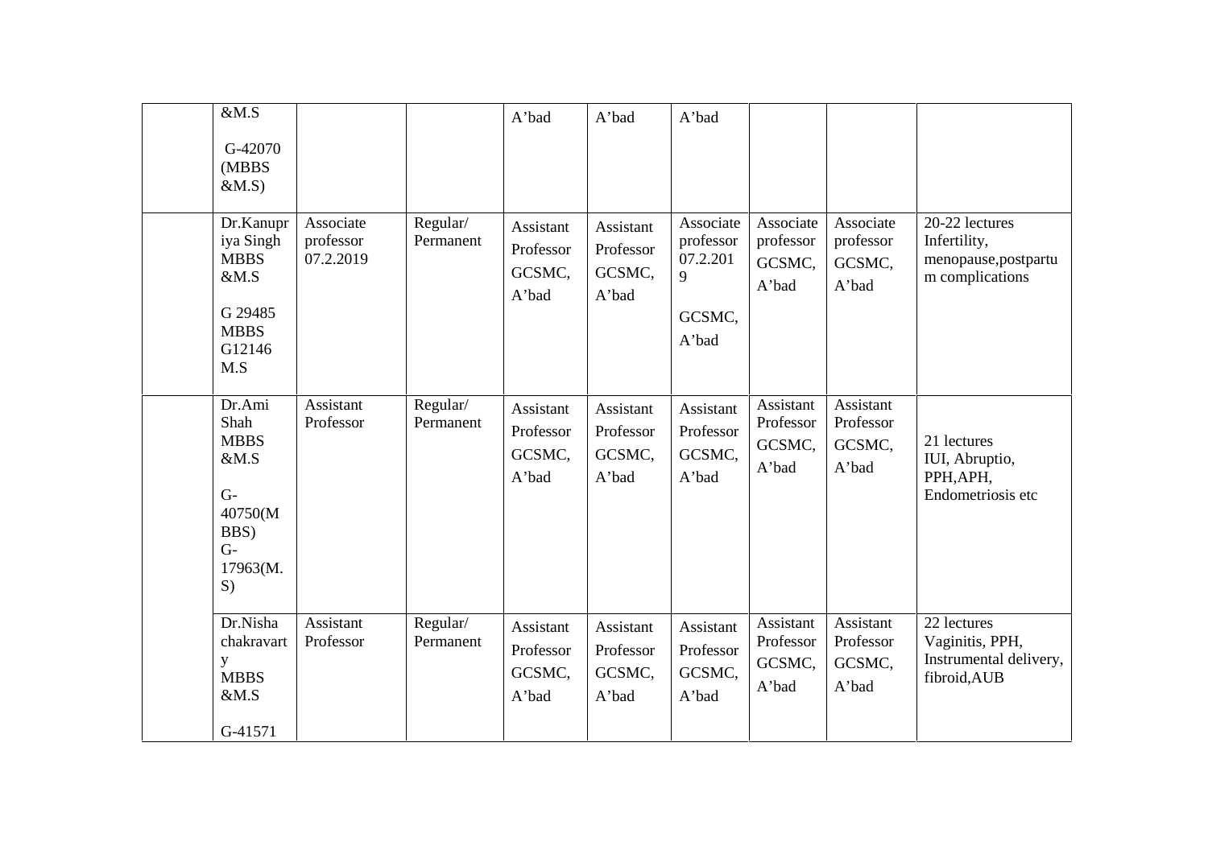| | | | | | | | | | |
|---|---|---|---|---|---|---|---|---|---|
| | &M.S<br><br>G-42070 (MBBS &M.S) | | | A'bad | A'bad | A'bad | | | |
| | Dr.Kanupriya Singh MBBS &M.S<br><br>G 29485 MBBS G12146 M.S | Associate professor 07.2.2019 | Regular/ Permanent | Assistant Professor GCSMC, A'bad | Assistant Professor GCSMC, A'bad | Associate professor 07.2.2019<br><br>GCSMC, A'bad | Associate professor GCSMC, A'bad | Associate professor GCSMC, A'bad | 20-22 lectures Infertility, menopause,postpartum complications |
| | Dr.Ami Shah MBBS &M.S<br><br>G-40750(MBBS) G-17963(M.S) | Assistant Professor | Regular/ Permanent | Assistant Professor GCSMC, A'bad | Assistant Professor GCSMC, A'bad | Assistant Professor GCSMC, A'bad | Assistant Professor GCSMC, A'bad | Assistant Professor GCSMC, A'bad | 21 lectures IUI, Abruptio, PPH,APH, Endometriosis etc |
| | Dr.Nisha chakravarty MBBS &M.S<br><br>G-41571 | Assistant Professor | Regular/ Permanent | Assistant Professor GCSMC, A'bad | Assistant Professor GCSMC, A'bad | Assistant Professor GCSMC, A'bad | Assistant Professor GCSMC, A'bad | Assistant Professor GCSMC, A'bad | 22 lectures Vaginitis, PPH, Instrumental delivery, fibroid,AUB |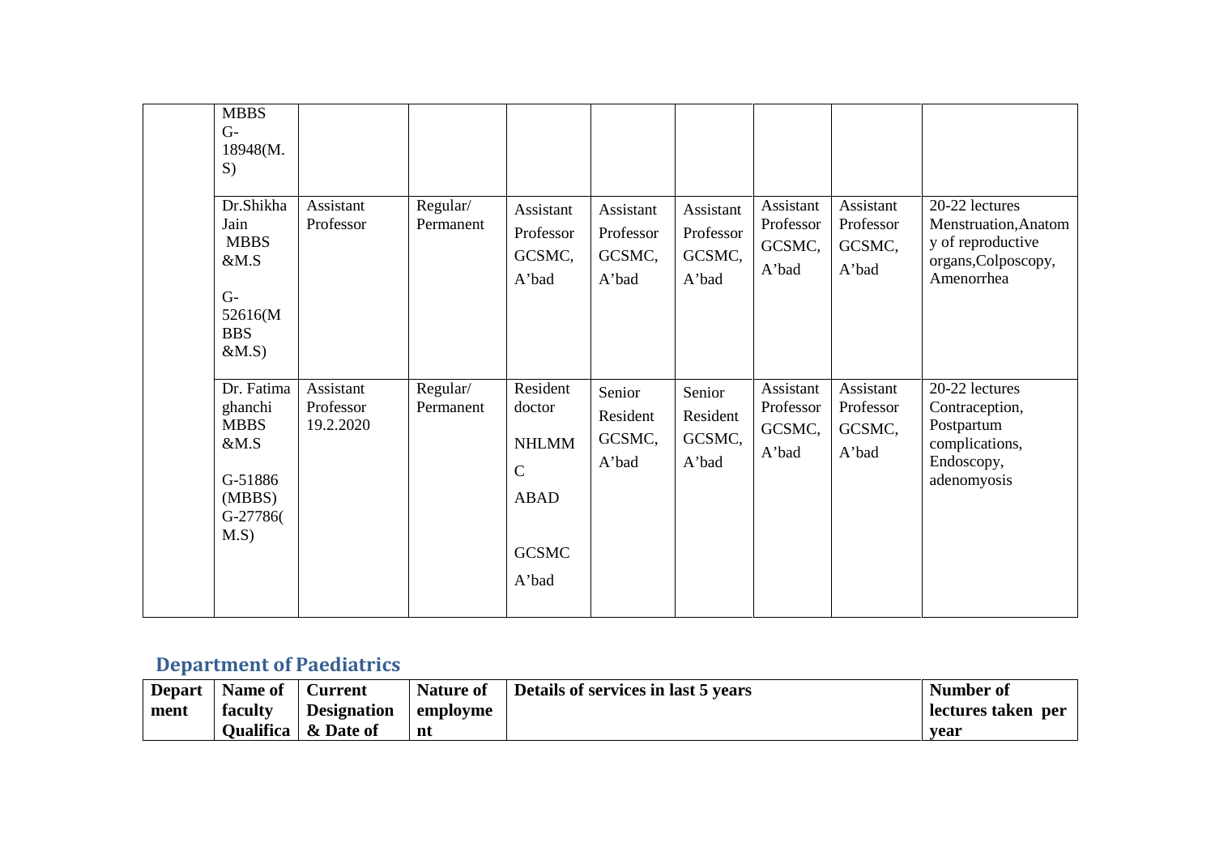| | | | | | | | | | |
|---|---|---|---|---|---|---|---|---|---|
| | MBBS G-18948(M.S) | | | | | | | | |
| | Dr.Shikha Jain MBBS &M.S G-52616(MBBS &M.S) | Assistant Professor | Regular/ Permanent | Assistant Professor GCSMC, A'bad | Assistant Professor GCSMC, A'bad | Assistant Professor GCSMC, A'bad | Assistant Professor GCSMC, A'bad | Assistant Professor GCSMC, A'bad | 20-22 lectures Menstruation,Anatomy of reproductive organs,Colposcopy, Amenorrhea |
| | Dr. Fatima ghanchi MBBS &M.S G-51886 (MBBS) G-27786(M.S) | Assistant Professor 19.2.2020 | Regular/ Permanent | Resident doctor NHLMMC ABAD GCSMC A'bad | Senior Resident GCSMC, A'bad | Senior Resident GCSMC, A'bad | Assistant Professor GCSMC, A'bad | Assistant Professor GCSMC, A'bad | 20-22 lectures Contraception, Postpartum complications, Endoscopy, adenomyosis |

## Department of Paediatrics

| Department | Name of faculty Qualifica | Current Designation & Date of | Nature of employment | Details of services in last 5 years | Number of lectures taken per year |
|---|---|---|---|---|---|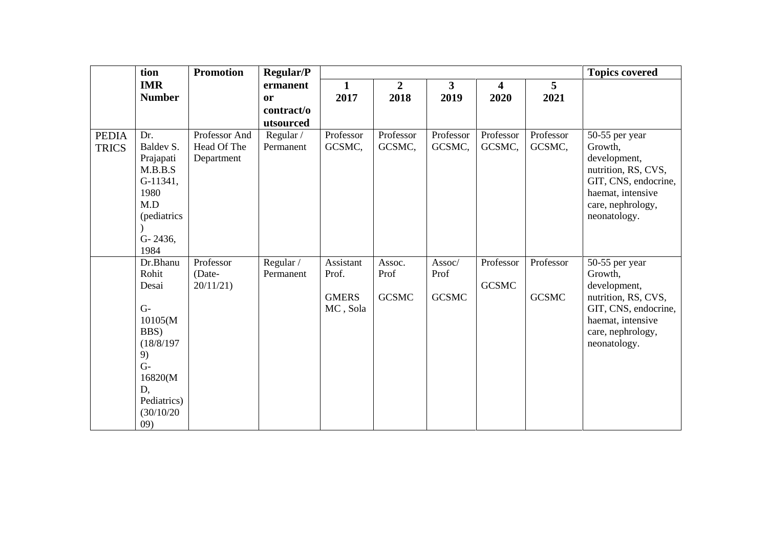| | tion IMR Number | Promotion | Regular/Permanent or contract/outsourced | | | | | | Topics covered |
|---|---|---|---|---|---|---|---|---|---|
| | | | | 1 2017 | 2 2018 | 3 2019 | 4 2020 | 5 2021 | |
| PEDIATRICS | Dr. Baldev S. Prajapati M.B.B.S G-11341, 1980 M.D (pediatrics) G- 2436, 1984 | Professor And Head Of The Department | Regular / Permanent | Professor GCSMC, | Professor GCSMC, | Professor GCSMC, | Professor GCSMC, | Professor GCSMC, | 50-55 per year Growth, development, nutrition, RS, CVS, GIT, CNS, endocrine, haemat, intensive care, nephrology, neonatology. |
| | Dr.Bhanu Rohit Desai G-10105(MBBS) (18/8/1979) G-16820(MD, Pediatrics) (30/10/2009) | Professor (Date-20/11/21) | Regular / Permanent | Assistant Prof. GMERS MC , Sola | Assoc. Prof GCSMC | Assoc/ Prof GCSMC | Professor GCSMC | Professor GCSMC | 50-55 per year Growth, development, nutrition, RS, CVS, GIT, CNS, endocrine, haemat, intensive care, nephrology, neonatology. |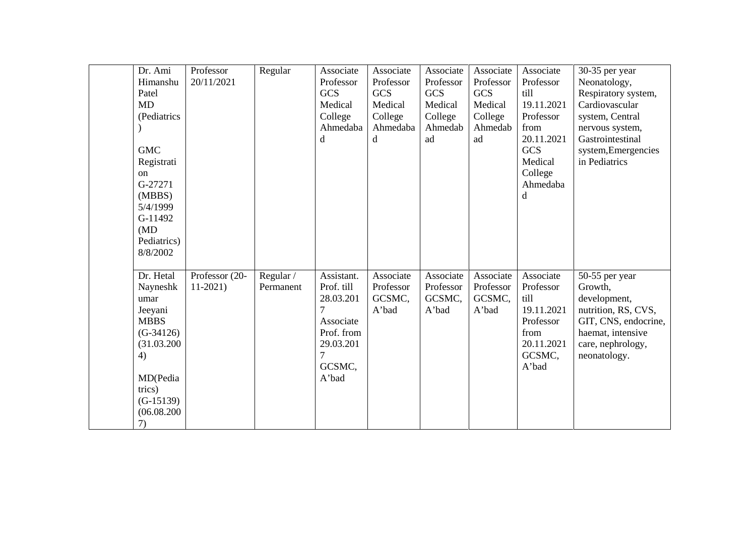| | | | | | | | | | |
|---|---|---|---|---|---|---|---|---|---|
| | Dr. Ami Himanshu Patel MD (Pediatrics)<br><br>GMC Registration G-27271 (MBBS) 5/4/1999 G-11492 (MD Pediatrics) 8/8/2002 | Professor 20/11/2021 | Regular | Associate Professor GCS Medical College Ahmedabad | Associate Professor GCS Medical College Ahmedabad | Associate Professor GCS Medical College Ahmedabad | Associate Professor GCS Medical College Ahmedabad | Associate Professor till 19.11.2021 Professor from 20.11.2021 GCS Medical College Ahmedabad | 30-35 per year Neonatology, Respiratory system, Cardiovascular system, Central nervous system, Gastrointestinal system,Emergencies in Pediatrics |
| | Dr. Hetal Nayneshkumar Jeeyani MBBS (G-34126) (31.03.2004)<br><br>MD(Pediatrics) (G-15139) (06.08.2007) | Professor (20-11-2021) | Regular / Permanent | Assistant. Prof. till 28.03.2017 Associate Prof. from 29.03.2017 GCSMC, A'bad | Associate Professor GCSMC, A'bad | Associate Professor GCSMC, A'bad | Associate Professor GCSMC, A'bad | Associate Professor till 19.11.2021 Professor from 20.11.2021 GCSMC, A'bad | 50-55 per year Growth, development, nutrition, RS, CVS, GIT, CNS, endocrine, haemat, intensive care, nephrology, neonatology. |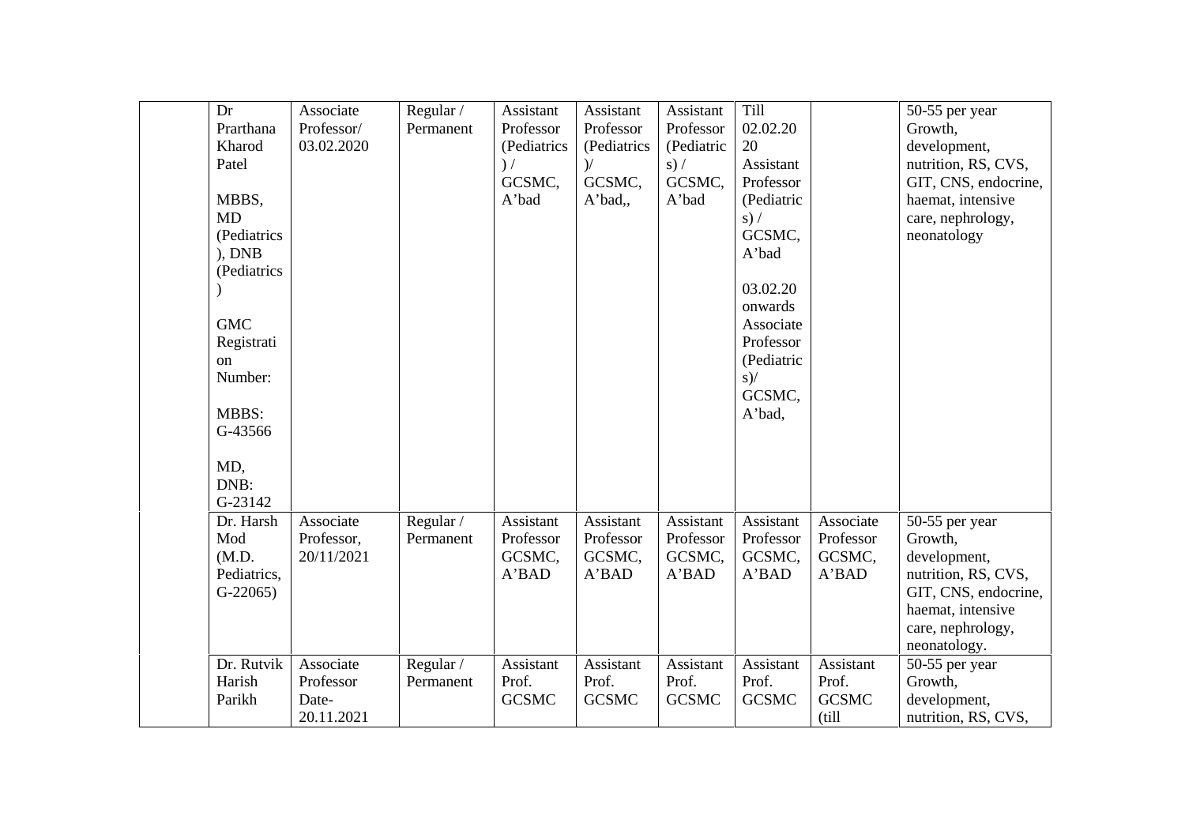| | | | | | | | | | |
|---|---|---|---|---|---|---|---|---|---|
| | Dr Prarthana Kharod Patel<br><br>MBBS, MD (Pediatrics), DNB (Pediatrics)<br><br>GMC Registration Number:<br><br>MBBS: G-43566<br><br>MD, DNB: G-23142 | Associate Professor/ 03.02.2020 | Regular / Permanent | Assistant Professor (Pediatrics) / GCSMC, A'bad | Assistant Professor (Pediatrics)/ GCSMC, A'bad,, | Assistant Professor (Pediatrics) / GCSMC, A'bad | Till 02.02.2020 Assistant Professor (Pediatrics) / GCSMC, A'bad<br><br>03.02.20 onwards Associate Professor (Pediatrics)/ GCSMC, A'bad, | | 50-55 per year Growth, development, nutrition, RS, CVS, GIT, CNS, endocrine, haemat, intensive care, nephrology, neonatology |
| | Dr. Harsh Mod (M.D. Pediatrics, G-22065) | Associate Professor, 20/11/2021 | Regular / Permanent | Assistant Professor GCSMC, A'BAD | Assistant Professor GCSMC, A'BAD | Assistant Professor GCSMC, A'BAD | Assistant Professor GCSMC, A'BAD | Associate Professor GCSMC, A'BAD | 50-55 per year Growth, development, nutrition, RS, CVS, GIT, CNS, endocrine, haemat, intensive care, nephrology, neonatology. |
| | Dr. Rutvik Harish Parikh | Associate Professor Date- 20.11.2021 | Regular / Permanent | Assistant Prof. GCSMC | Assistant Prof. GCSMC | Assistant Prof. GCSMC | Assistant Prof. GCSMC | Assistant Prof. GCSMC (till | 50-55 per year Growth, development, nutrition, RS, CVS, |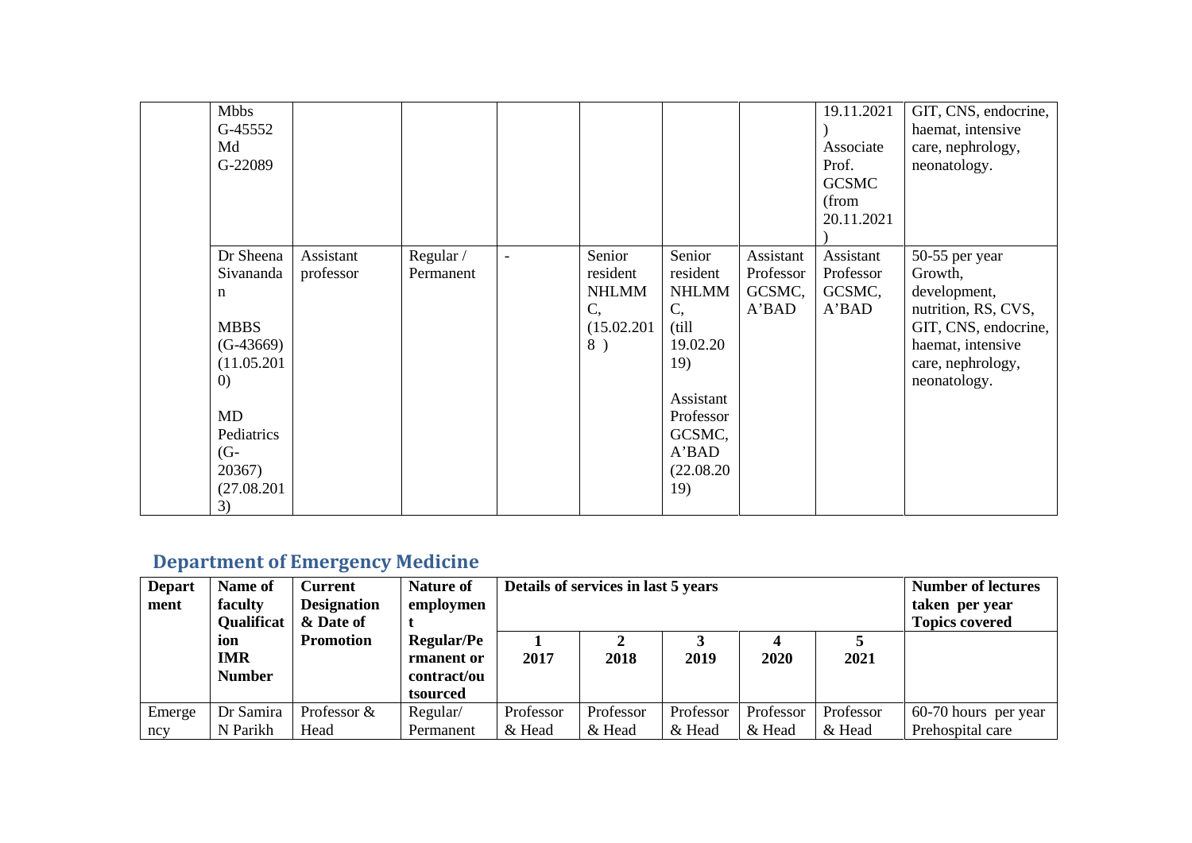| | | | | | | | | | |
|---|---|---|---|---|---|---|---|---|---|
| | Mbbs G-45552 Md G-22089 | | | | | | | 19.11.2021 ) Associate Prof. GCSMC (from 20.11.2021 ) | GIT, CNS, endocrine, haemat, intensive care, nephrology, neonatology. |
| | Dr Sheena Sivanandan MBBS (G-43669) (11.05.2010) MD Pediatrics (G-20367) (27.08.2013) | Assistant professor | Regular / Permanent | - | Senior resident NHLMMC, (15.02.2018 ) | Senior resident NHLMMC, (till 19.02.2019) Assistant Professor GCSMC, A'BAD (22.08.2019) | Assistant Professor GCSMC, A'BAD | Assistant Professor GCSMC, A'BAD | 50-55 per year Growth, development, nutrition, RS, CVS, GIT, CNS, endocrine, haemat, intensive care, nephrology, neonatology. |

## Department of Emergency Medicine

| Department | Name of faculty Qualification IMR Number | Current Designation & Date of Promotion | Nature of employment Regular/Permanent or contract/outsourced | Details of services in last 5 years | | | | | Number of lectures taken per year Topics covered |
|---|---|---|---|---|---|---|---|---|---|
| | | | | 1 2017 | 2 2018 | 3 2019 | 4 2020 | 5 2021 | |
| Emergency | Dr Samira N Parikh | Professor & Head | Regular/ Permanent | Professor & Head | Professor & Head | Professor & Head | Professor & Head | Professor & Head | 60-70 hours per year Prehospital care |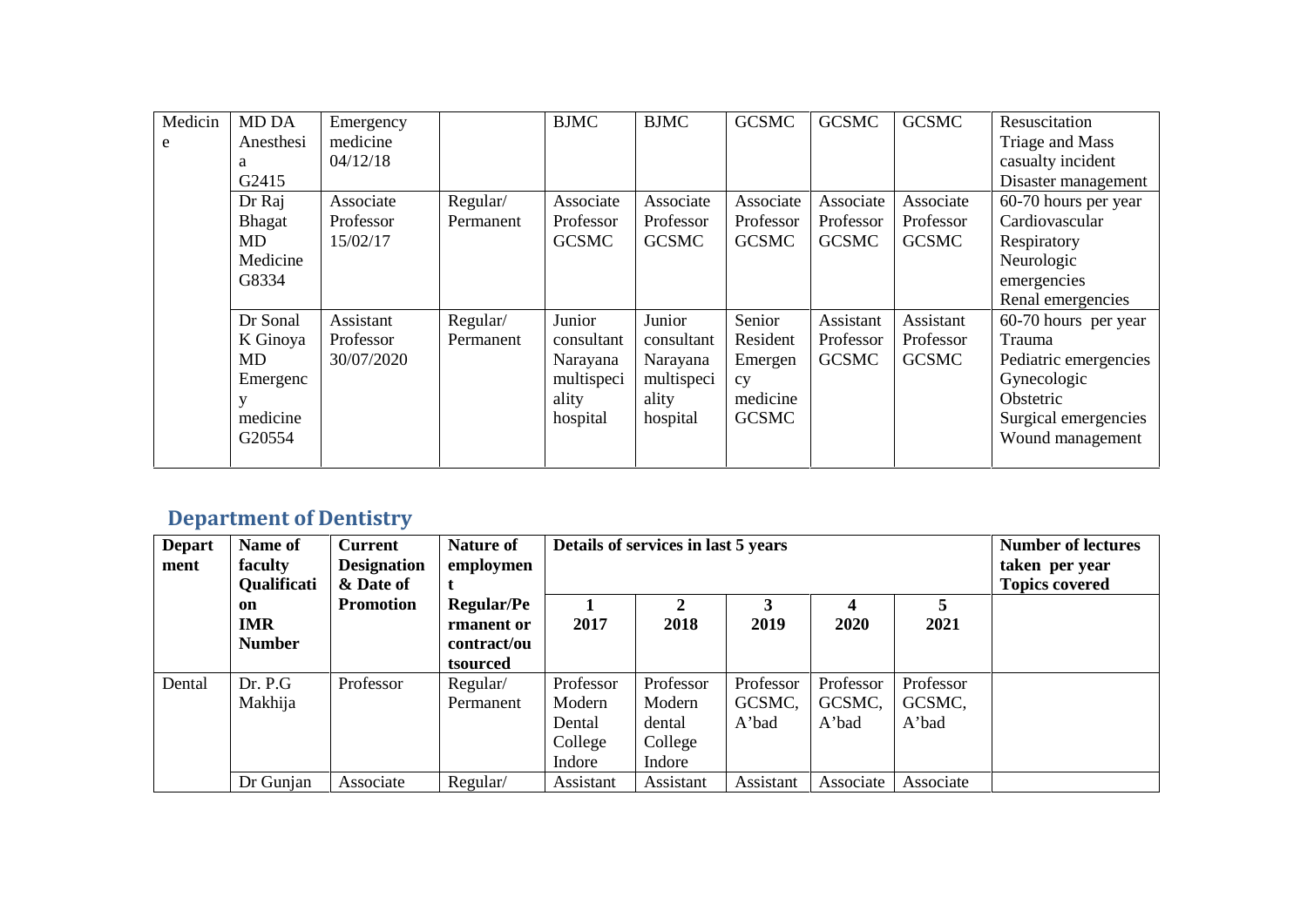| Medicine | MD DA Anesthesia G2415 | Emergency medicine 04/12/18 | | BJMC | BJMC | GCSMC | GCSMC | GCSMC | Resuscitation Triage and Mass casualty incident Disaster management |
|---|---|---|---|---|---|---|---|---|---|
| | Dr Raj Bhagat MD Medicine G8334 | Associate Professor 15/02/17 | Regular/ Permanent | Associate Professor GCSMC | Associate Professor GCSMC | Associate Professor GCSMC | Associate Professor GCSMC | Associate Professor GCSMC | 60-70 hours per year Cardiovascular Respiratory Neurologic emergencies Renal emergencies |
| | Dr Sonal K Ginoya MD Emergency medicine G20554 | Assistant Professor 30/07/2020 | Regular/ Permanent | Junior consultant Narayana multispeciality hospital | Junior consultant Narayana multispeciality hospital | Senior Resident Emergency medicine GCSMC | Assistant Professor GCSMC | Assistant Professor GCSMC | 60-70 hours per year Trauma Pediatric emergencies Gynecologic Obstetric Surgical emergencies Wound management |

## Department of Dentistry

| Department | Name of faculty Qualification IMR Number | Current Designation & Date of Promotion | Nature of employment Regular/Permanent or contract/outsourced | Details of services in last 5 years | | | | | Number of lectures taken per year Topics covered |
|---|---|---|---|---|---|---|---|---|---|
| | | | | 1 2017 | 2 2018 | 3 2019 | 4 2020 | 5 2021 | |
| Dental | Dr. P.G Makhija | Professor | Regular/ Permanent | Professor Modern Dental College Indore | Professor Modern dental College Indore | Professor GCSMC, A'bad | Professor GCSMC, A'bad | Professor GCSMC, A'bad | |
| | Dr Gunjan | Associate | Regular/ | Assistant | Assistant | Assistant | Associate | Associate | |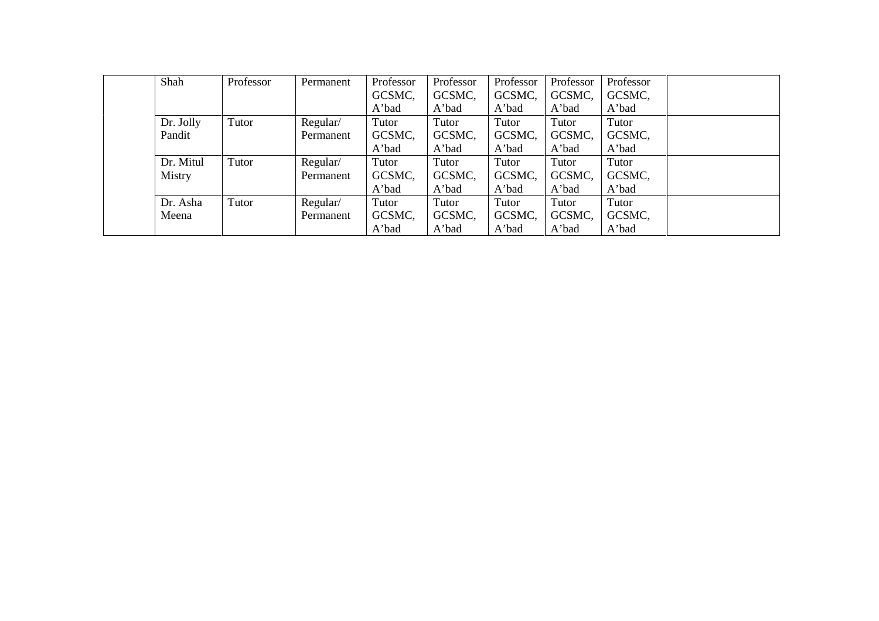| | | | | | | | | | |
|---|---|---|---|---|---|---|---|---|---|
| | Shah | Professor | Permanent | Professor GCSMC, A'bad | Professor GCSMC, A'bad | Professor GCSMC, A'bad | Professor GCSMC, A'bad | Professor GCSMC, A'bad | |
| | Dr. Jolly Pandit | Tutor | Regular/ Permanent | Tutor GCSMC, A'bad | Tutor GCSMC, A'bad | Tutor GCSMC, A'bad | Tutor GCSMC, A'bad | Tutor GCSMC, A'bad | |
| | Dr. Mitul Mistry | Tutor | Regular/ Permanent | Tutor GCSMC, A'bad | Tutor GCSMC, A'bad | Tutor GCSMC, A'bad | Tutor GCSMC, A'bad | Tutor GCSMC, A'bad | |
| | Dr. Asha Meena | Tutor | Regular/ Permanent | Tutor GCSMC, A'bad | Tutor GCSMC, A'bad | Tutor GCSMC, A'bad | Tutor GCSMC, A'bad | Tutor GCSMC, A'bad | |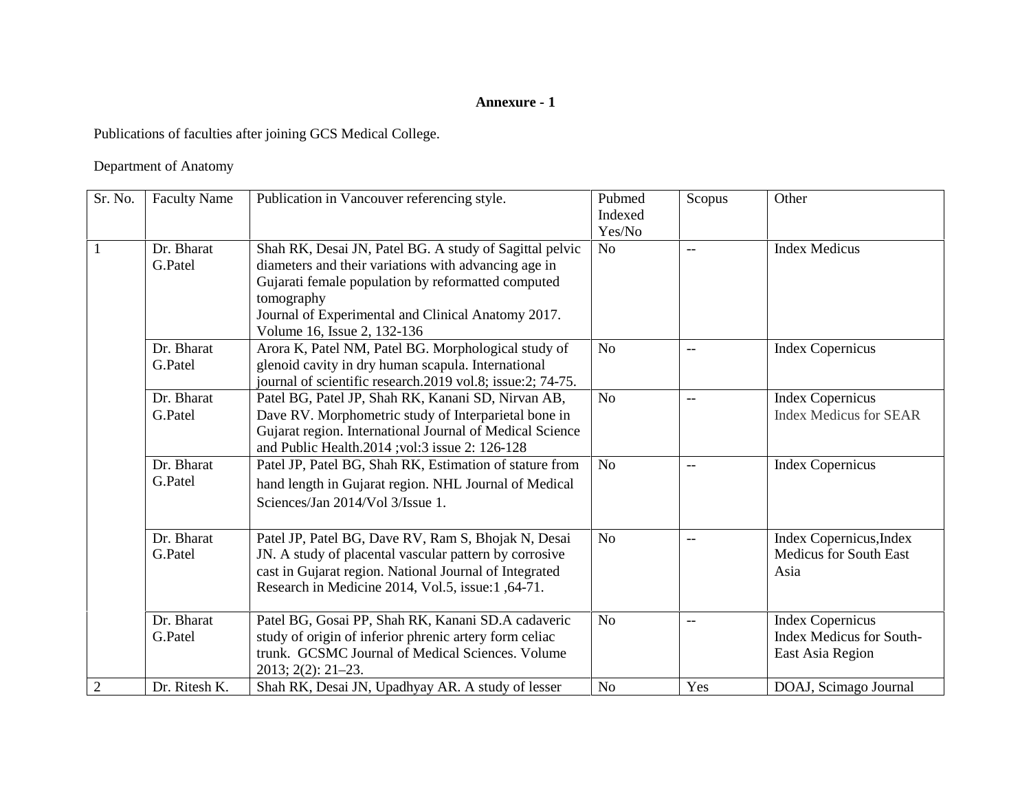**Annexure - 1**

Publications of faculties after joining GCS Medical College.

Department of Anatomy

| Sr. No. | Faculty Name | Publication in Vancouver referencing style. | Pubmed Indexed Yes/No | Scopus | Other |
|---|---|---|---|---|---|
| 1 | Dr. Bharat G.Patel | Shah RK, Desai JN, Patel BG. A study of Sagittal pelvic diameters and their variations with advancing age in Gujarati female population by reformatted computed tomography Journal of Experimental and Clinical Anatomy 2017. Volume 16, Issue 2, 132-136 | No | -- | Index Medicus |
| | Dr. Bharat G.Patel | Arora K, Patel NM, Patel BG. Morphological study of glenoid cavity in dry human scapula. International journal of scientific research.2019 vol.8; issue:2; 74-75. | No | -- | Index Copernicus |
| | Dr. Bharat G.Patel | Patel BG, Patel JP, Shah RK, Kanani SD, Nirvan AB, Dave RV. Morphometric study of Interparietal bone in Gujarat region. International Journal of Medical Science and Public Health.2014 ;vol:3 issue 2: 126-128 | No | -- | Index Copernicus Index Medicus for SEAR |
| | Dr. Bharat G.Patel | Patel JP, Patel BG, Shah RK, Estimation of stature from hand length in Gujarat region. NHL Journal of Medical Sciences/Jan 2014/Vol 3/Issue 1. | No | -- | Index Copernicus |
| | Dr. Bharat G.Patel | Patel JP, Patel BG, Dave RV, Ram S, Bhojak N, Desai JN. A study of placental vascular pattern by corrosive cast in Gujarat region. National Journal of Integrated Research in Medicine 2014, Vol.5, issue:1 ,64-71. | No | -- | Index Copernicus,Index Medicus for South East Asia |
| | Dr. Bharat G.Patel | Patel BG, Gosai PP, Shah RK, Kanani SD.A cadaveric study of origin of inferior phrenic artery form celiac trunk. GCSMC Journal of Medical Sciences. Volume 2013; 2(2): 21–23. | No | -- | Index Copernicus Index Medicus for South-East Asia Region |
| 2 | Dr. Ritesh K. | Shah RK, Desai JN, Upadhyay AR. A study of lesser | No | Yes | DOAJ, Scimago Journal |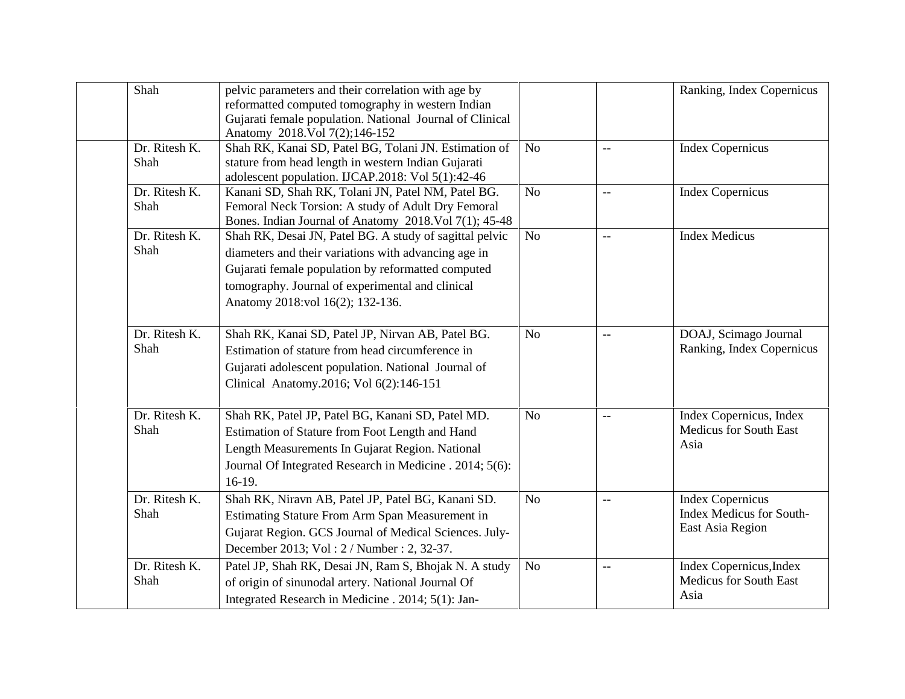| | | | | | |
|---|---|---|---|---|---|
| | Shah | pelvic parameters and their correlation with age by reformatted computed tomography in western Indian Gujarati female population. National Journal of Clinical Anatomy 2018.Vol 7(2);146-152 | | | Ranking, Index Copernicus |
| | Dr. Ritesh K. Shah | Shah RK, Kanai SD, Patel BG, Tolani JN. Estimation of stature from head length in western Indian Gujarati adolescent population. IJCAP.2018: Vol 5(1):42-46 | No | -- | Index Copernicus |
| | Dr. Ritesh K. Shah | Kanani SD, Shah RK, Tolani JN, Patel NM, Patel BG. Femoral Neck Torsion: A study of Adult Dry Femoral Bones. Indian Journal of Anatomy 2018.Vol 7(1); 45-48 | No | -- | Index Copernicus |
| | Dr. Ritesh K. Shah | Shah RK, Desai JN, Patel BG. A study of sagittal pelvic diameters and their variations with advancing age in Gujarati female population by reformatted computed tomography. Journal of experimental and clinical Anatomy 2018:vol 16(2); 132-136. | No | -- | Index Medicus |
| | Dr. Ritesh K. Shah | Shah RK, Kanai SD, Patel JP, Nirvan AB, Patel BG. Estimation of stature from head circumference in Gujarati adolescent population. National Journal of Clinical Anatomy.2016; Vol 6(2):146-151 | No | -- | DOAJ, Scimago Journal Ranking, Index Copernicus |
| | Dr. Ritesh K. Shah | Shah RK, Patel JP, Patel BG, Kanani SD, Patel MD. Estimation of Stature from Foot Length and Hand Length Measurements In Gujarat Region. National Journal Of Integrated Research in Medicine . 2014; 5(6): 16-19. | No | -- | Index Copernicus, Index Medicus for South East Asia |
| | Dr. Ritesh K. Shah | Shah RK, Niravn AB, Patel JP, Patel BG, Kanani SD. Estimating Stature From Arm Span Measurement in Gujarat Region. GCS Journal of Medical Sciences. July-December 2013; Vol : 2 / Number : 2, 32-37. | No | -- | Index Copernicus Index Medicus for South-East Asia Region |
| | Dr. Ritesh K. Shah | Patel JP, Shah RK, Desai JN, Ram S, Bhojak N. A study of origin of sinunodal artery. National Journal Of Integrated Research in Medicine . 2014; 5(1): Jan- | No | -- | Index Copernicus,Index Medicus for South East Asia |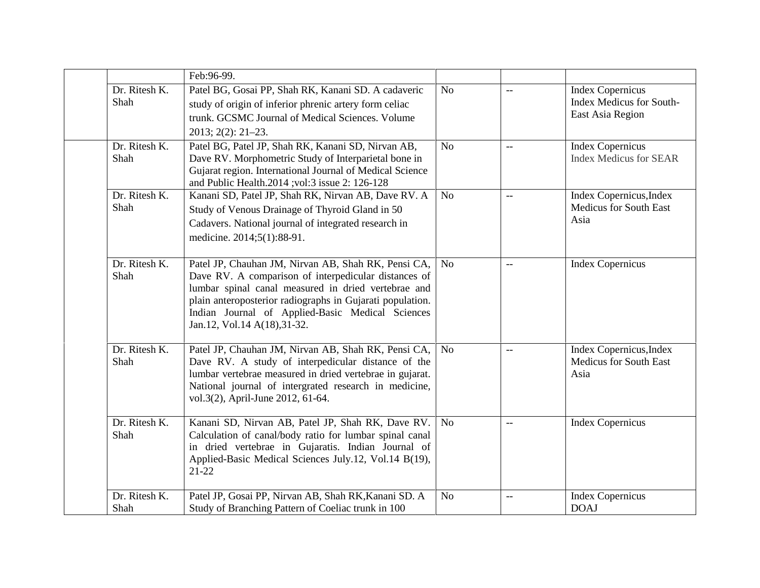| | | | | | |
|---|---|---|---|---|---|
| | | Feb:96-99. | | | |
| | Dr. Ritesh K. Shah | Patel BG, Gosai PP, Shah RK, Kanani SD. A cadaveric study of origin of inferior phrenic artery form celiac trunk. GCSMC Journal of Medical Sciences. Volume 2013; 2(2): 21–23. | No | -- | Index Copernicus<br>Index Medicus for South-East Asia Region |
| | Dr. Ritesh K. Shah | Patel BG, Patel JP, Shah RK, Kanani SD, Nirvan AB, Dave RV. Morphometric Study of Interparietal bone in Gujarat region. International Journal of Medical Science and Public Health.2014 ;vol:3 issue 2: 126-128 | No | -- | Index Copernicus<br>Index Medicus for SEAR |
| | Dr. Ritesh K. Shah | Kanani SD, Patel JP, Shah RK, Nirvan AB, Dave RV. A Study of Venous Drainage of Thyroid Gland in 50 Cadavers. National journal of integrated research in medicine. 2014;5(1):88-91. | No | -- | Index Copernicus,Index Medicus for South East Asia |
| | Dr. Ritesh K. Shah | Patel JP, Chauhan JM, Nirvan AB, Shah RK, Pensi CA, Dave RV. A comparison of interpedicular distances of lumbar spinal canal measured in dried vertebrae and plain anteroposterior radiographs in Gujarati population. Indian Journal of Applied-Basic Medical Sciences Jan.12, Vol.14 A(18),31-32. | No | -- | Index Copernicus |
| | Dr. Ritesh K. Shah | Patel JP, Chauhan JM, Nirvan AB, Shah RK, Pensi CA, Dave RV. A study of interpedicular distance of the lumbar vertebrae measured in dried vertebrae in gujarat. National journal of intergrated research in medicine, vol.3(2), April-June 2012, 61-64. | No | -- | Index Copernicus,Index Medicus for South East Asia |
| | Dr. Ritesh K. Shah | Kanani SD, Nirvan AB, Patel JP, Shah RK, Dave RV. Calculation of canal/body ratio for lumbar spinal canal in dried vertebrae in Gujaratis. Indian Journal of Applied-Basic Medical Sciences July.12, Vol.14 B(19), 21-22 | No | -- | Index Copernicus |
| | Dr. Ritesh K. Shah | Patel JP, Gosai PP, Nirvan AB, Shah RK,Kanani SD. A Study of Branching Pattern of Coeliac trunk in 100 | No | -- | Index Copernicus<br>DOAJ |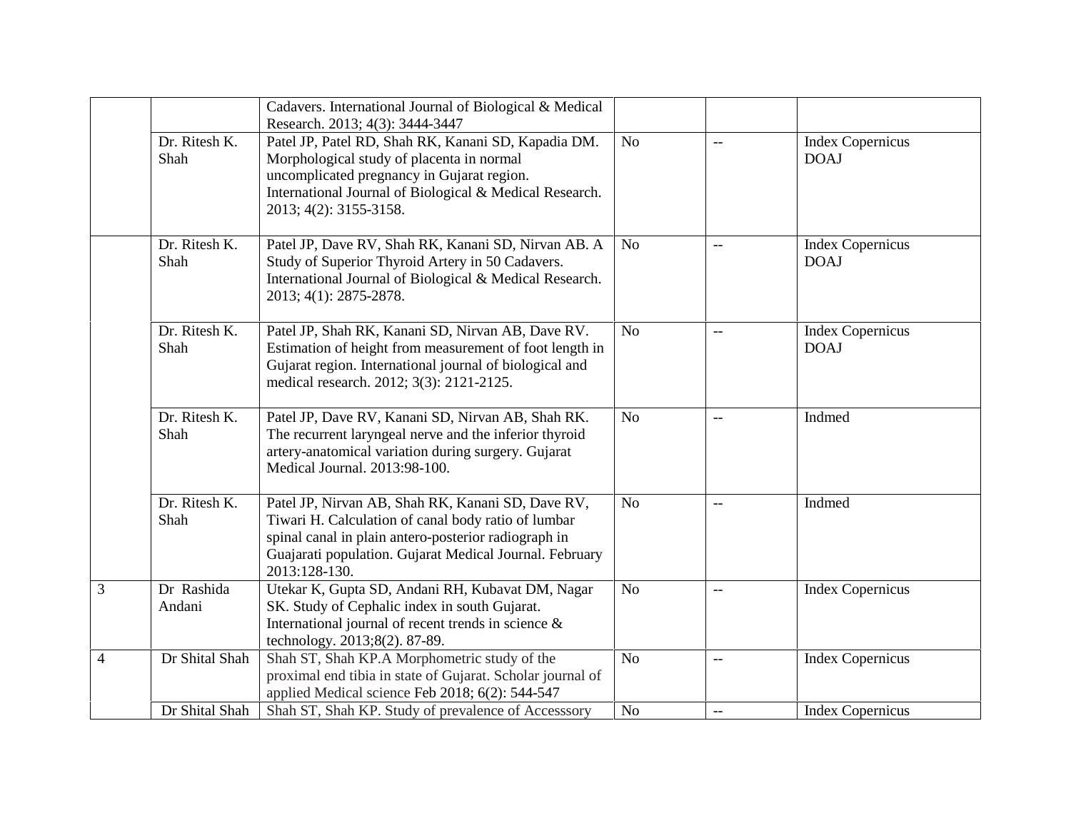| | | | | | |
|---|---|---|---|---|---|
| | | Cadavers. International Journal of Biological & Medical Research. 2013; 4(3): 3444-3447 | | | |
| | Dr. Ritesh K. Shah | Patel JP, Patel RD, Shah RK, Kanani SD, Kapadia DM. Morphological study of placenta in normal uncomplicated pregnancy in Gujarat region. International Journal of Biological & Medical Research. 2013; 4(2): 3155-3158. | No | -- | Index Copernicus DOAJ |
| | Dr. Ritesh K. Shah | Patel JP, Dave RV, Shah RK, Kanani SD, Nirvan AB. A Study of Superior Thyroid Artery in 50 Cadavers. International Journal of Biological & Medical Research. 2013; 4(1): 2875-2878. | No | -- | Index Copernicus DOAJ |
| | Dr. Ritesh K. Shah | Patel JP, Shah RK, Kanani SD, Nirvan AB, Dave RV. Estimation of height from measurement of foot length in Gujarat region. International journal of biological and medical research. 2012; 3(3): 2121-2125. | No | -- | Index Copernicus DOAJ |
| | Dr. Ritesh K. Shah | Patel JP, Dave RV, Kanani SD, Nirvan AB, Shah RK. The recurrent laryngeal nerve and the inferior thyroid artery-anatomical variation during surgery. Gujarat Medical Journal. 2013:98-100. | No | -- | Indmed |
| | Dr. Ritesh K. Shah | Patel JP, Nirvan AB, Shah RK, Kanani SD, Dave RV, Tiwari H. Calculation of canal body ratio of lumbar spinal canal in plain antero-posterior radiograph in Guajarati population. Gujarat Medical Journal. February 2013:128-130. | No | -- | Indmed |
| 3 | Dr Rashida Andani | Utekar K, Gupta SD, Andani RH, Kubavat DM, Nagar SK. Study of Cephalic index in south Gujarat. International journal of recent trends in science & technology. 2013;8(2). 87-89. | No | -- | Index Copernicus |
| 4 | Dr Shital Shah | Shah ST, Shah KP.A Morphometric study of the proximal end tibia in state of Gujarat. Scholar journal of applied Medical science Feb 2018; 6(2): 544-547 | No | -- | Index Copernicus |
| | Dr Shital Shah | Shah ST, Shah KP. Study of prevalence of Accesssory | No | -- | Index Copernicus |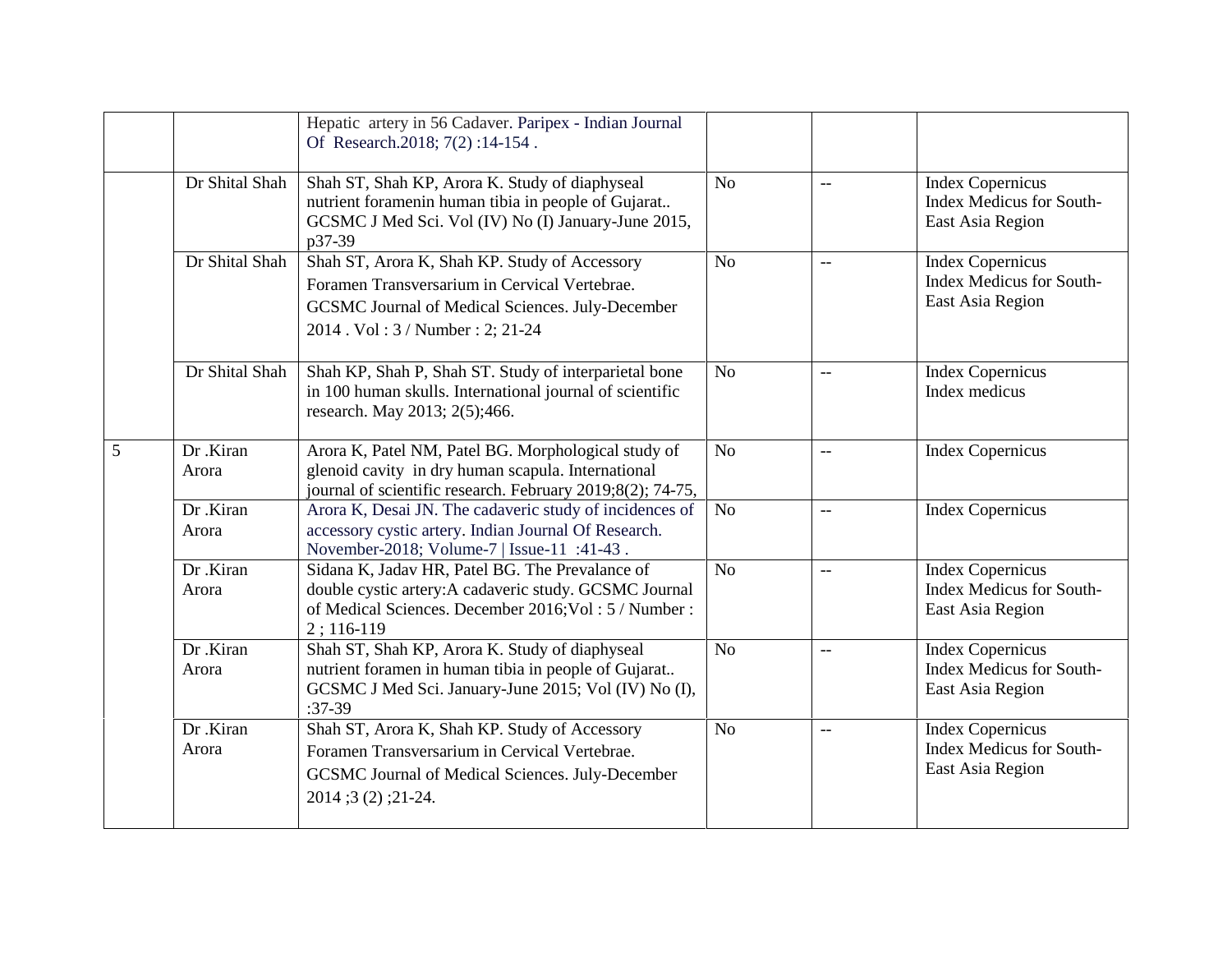| | | | | | |
|---|---|---|---|---|---|
| | | Hepatic artery in 56 Cadaver. Paripex - Indian Journal Of Research.2018; 7(2) :14-154 . | | | |
| | Dr Shital Shah | Shah ST, Shah KP, Arora K. Study of diaphyseal nutrient foramenin human tibia in people of Gujarat.. GCSMC J Med Sci. Vol (IV) No (I) January-June 2015, p37-39 | No | -- | Index Copernicus Index Medicus for South-East Asia Region |
| | Dr Shital Shah | Shah ST, Arora K, Shah KP. Study of Accessory Foramen Transversarium in Cervical Vertebrae. GCSMC Journal of Medical Sciences. July-December 2014 . Vol : 3 / Number : 2; 21-24 | No | -- | Index Copernicus Index Medicus for South-East Asia Region |
| | Dr Shital Shah | Shah KP, Shah P, Shah ST. Study of interparietal bone in 100 human skulls. International journal of scientific research. May 2013; 2(5);466. | No | -- | Index Copernicus Index medicus |
| 5 | Dr .Kiran Arora | Arora K, Patel NM, Patel BG. Morphological study of glenoid cavity in dry human scapula. International journal of scientific research. February 2019;8(2); 74-75, | No | -- | Index Copernicus |
| | Dr .Kiran Arora | Arora K, Desai JN. The cadaveric study of incidences of accessory cystic artery. Indian Journal Of Research. November-2018; Volume-7 \| Issue-11 :41-43 . | No | -- | Index Copernicus |
| | Dr .Kiran Arora | Sidana K, Jadav HR, Patel BG. The Prevalance of double cystic artery:A cadaveric study. GCSMC Journal of Medical Sciences. December 2016;Vol : 5 / Number : 2 ; 116-119 | No | -- | Index Copernicus Index Medicus for South-East Asia Region |
| | Dr .Kiran Arora | Shah ST, Shah KP, Arora K. Study of diaphyseal nutrient foramen in human tibia in people of Gujarat.. GCSMC J Med Sci. January-June 2015; Vol (IV) No (I), :37-39 | No | -- | Index Copernicus Index Medicus for South-East Asia Region |
| | Dr .Kiran Arora | Shah ST, Arora K, Shah KP. Study of Accessory Foramen Transversarium in Cervical Vertebrae. GCSMC Journal of Medical Sciences. July-December 2014 ;3 (2) ;21-24. | No | -- | Index Copernicus Index Medicus for South-East Asia Region |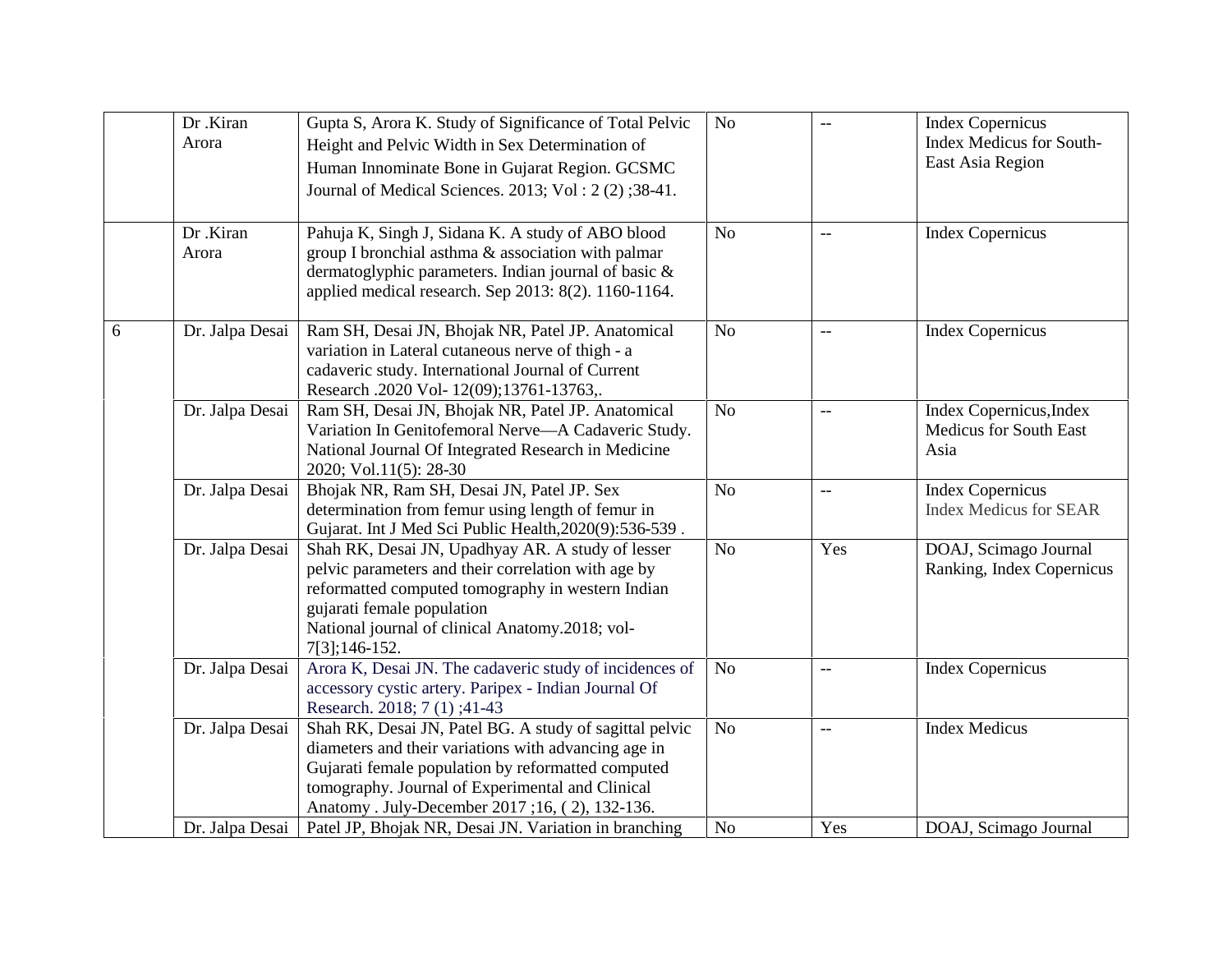| | | | | | |
|---|---|---|---|---|---|
| | Dr .Kiran Arora | Gupta S, Arora K. Study of Significance of Total Pelvic Height and Pelvic Width in Sex Determination of Human Innominate Bone in Gujarat Region. GCSMC Journal of Medical Sciences. 2013; Vol : 2 (2) ;38-41. | No | -- | Index Copernicus Index Medicus for South-East Asia Region |
| | Dr .Kiran Arora | Pahuja K, Singh J, Sidana K. A study of ABO blood group I bronchial asthma & association with palmar dermatoglyphic parameters. Indian journal of basic & applied medical research. Sep 2013: 8(2). 1160-1164. | No | -- | Index Copernicus |
| 6 | Dr. Jalpa Desai | Ram SH, Desai JN, Bhojak NR, Patel JP. Anatomical variation in Lateral cutaneous nerve of thigh - a cadaveric study. International Journal of Current Research .2020 Vol- 12(09);13761-13763,. | No | -- | Index Copernicus |
| | Dr. Jalpa Desai | Ram SH, Desai JN, Bhojak NR, Patel JP. Anatomical Variation In Genitofemoral Nerve—A Cadaveric Study. National Journal Of Integrated Research in Medicine 2020; Vol.11(5): 28-30 | No | -- | Index Copernicus,Index Medicus for South East Asia |
| | Dr. Jalpa Desai | Bhojak NR, Ram SH, Desai JN, Patel JP. Sex determination from femur using length of femur in Gujarat. Int J Med Sci Public Health,2020(9):536-539 . | No | -- | Index Copernicus Index Medicus for SEAR |
| | Dr. Jalpa Desai | Shah RK, Desai JN, Upadhyay AR. A study of lesser pelvic parameters and their correlation with age by reformatted computed tomography in western Indian gujarati female population National journal of clinical Anatomy.2018; vol-7[3];146-152. | No | Yes | DOAJ, Scimago Journal Ranking, Index Copernicus |
| | Dr. Jalpa Desai | Arora K, Desai JN. The cadaveric study of incidences of accessory cystic artery. Paripex - Indian Journal Of Research. 2018; 7 (1) ;41-43 | No | -- | Index Copernicus |
| | Dr. Jalpa Desai | Shah RK, Desai JN, Patel BG. A study of sagittal pelvic diameters and their variations with advancing age in Gujarati female population by reformatted computed tomography. Journal of Experimental and Clinical Anatomy . July-December 2017 ;16, ( 2), 132-136. | No | -- | Index Medicus |
| | Dr. Jalpa Desai | Patel JP, Bhojak NR, Desai JN. Variation in branching | No | Yes | DOAJ, Scimago Journal |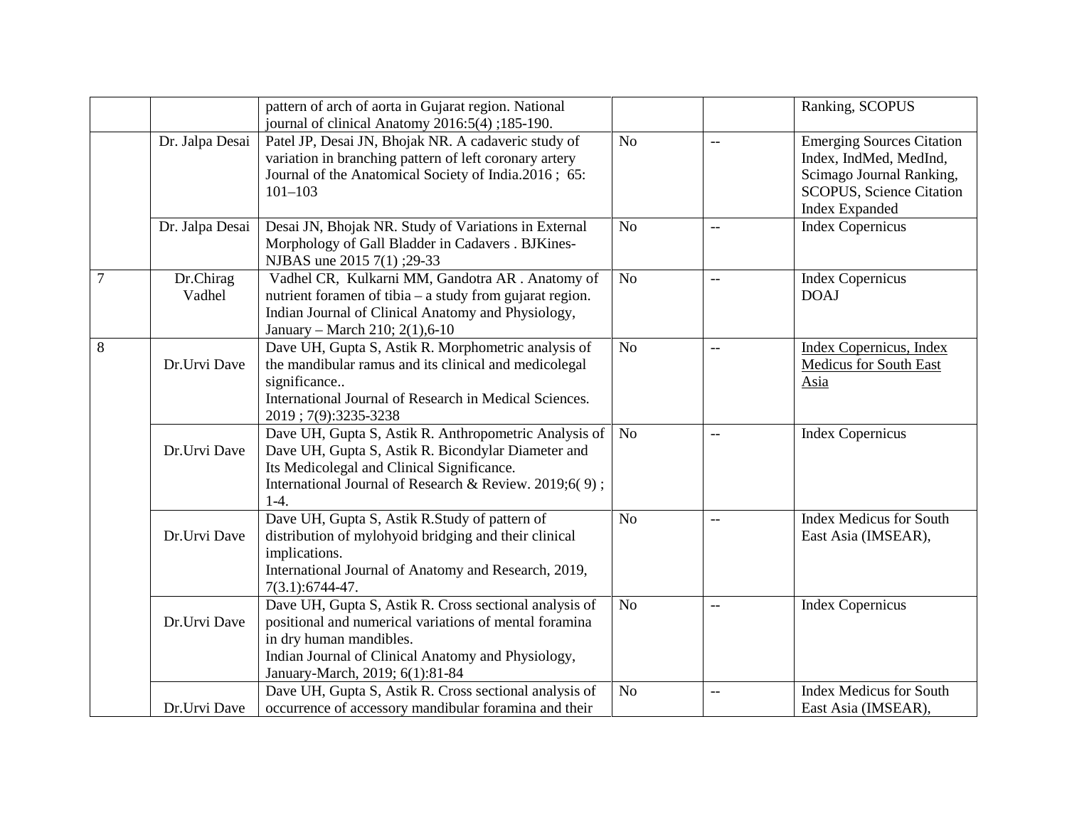| | | pattern of arch of aorta in Gujarat region. National journal of clinical Anatomy 2016:5(4) ;185-190. | | | Ranking, SCOPUS |
|---|---|---|---|---|---|
| | Dr. Jalpa Desai | Patel JP, Desai JN, Bhojak NR. A cadaveric study of variation in branching pattern of left coronary artery Journal of the Anatomical Society of India.2016 ; 65: 101–103 | No | -- | Emerging Sources Citation Index, IndMed, MedInd, Scimago Journal Ranking, SCOPUS, Science Citation Index Expanded |
| | Dr. Jalpa Desai | Desai JN, Bhojak NR. Study of Variations in External Morphology of Gall Bladder in Cadavers . BJKines-NJBAS une 2015 7(1) ;29-33 | No | -- | Index Copernicus |
| 7 | Dr.Chirag Vadhel | Vadhel CR, Kulkarni MM, Gandotra AR . Anatomy of nutrient foramen of tibia – a study from gujarat region. Indian Journal of Clinical Anatomy and Physiology, January – March 210; 2(1),6-10 | No | -- | Index Copernicus DOAJ |
| 8 | Dr.Urvi Dave | Dave UH, Gupta S, Astik R. Morphometric analysis of the mandibular ramus and its clinical and medicolegal significance.. International Journal of Research in Medical Sciences. 2019 ; 7(9):3235-3238 | No | -- | Index Copernicus, Index Medicus for South East Asia |
| | Dr.Urvi Dave | Dave UH, Gupta S, Astik R. Anthropometric Analysis of Dave UH, Gupta S, Astik R. Bicondylar Diameter and Its Medicolegal and Clinical Significance. International Journal of Research & Review. 2019;6( 9) ; 1-4. | No | -- | Index Copernicus |
| | Dr.Urvi Dave | Dave UH, Gupta S, Astik R.Study of pattern of distribution of mylohyoid bridging and their clinical implications. International Journal of Anatomy and Research, 2019, 7(3.1):6744-47. | No | -- | Index Medicus for South East Asia (IMSEAR), |
| | Dr.Urvi Dave | Dave UH, Gupta S, Astik R. Cross sectional analysis of positional and numerical variations of mental foramina in dry human mandibles. Indian Journal of Clinical Anatomy and Physiology, January-March, 2019; 6(1):81-84 | No | -- | Index Copernicus |
| | Dr.Urvi Dave | Dave UH, Gupta S, Astik R. Cross sectional analysis of occurrence of accessory mandibular foramina and their | No | -- | Index Medicus for South East Asia (IMSEAR), |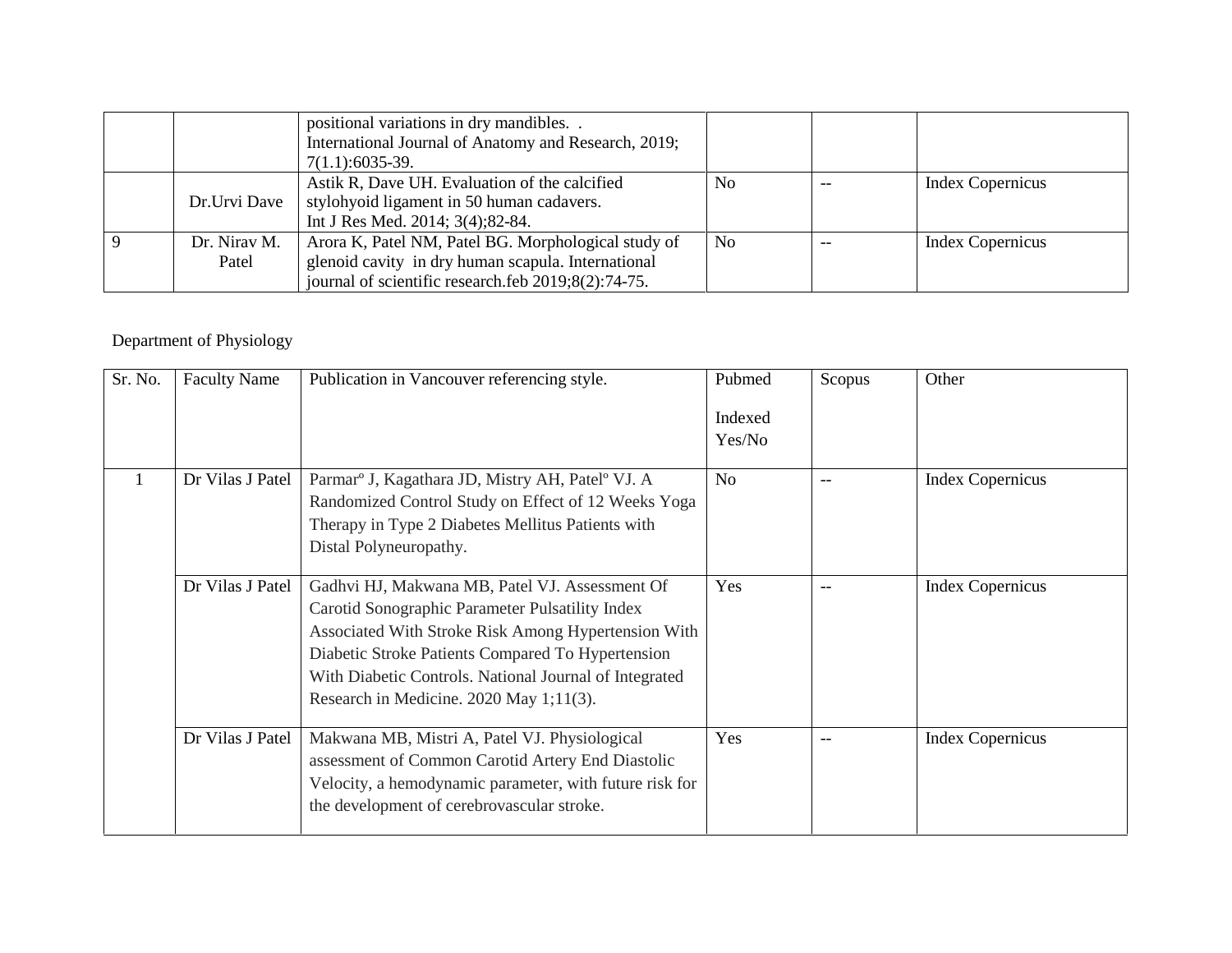|  |  | positional variations in dry mandibles. . International Journal of Anatomy and Research, 2019; 7(1.1):6035-39. |  |  |  |
|---|---|---|---|---|---|
|  | Dr.Urvi Dave | Astik R, Dave UH. Evaluation of the calcified stylohyoid ligament in 50 human cadavers. Int J Res Med. 2014; 3(4);82-84. | No | -- | Index Copernicus |
| 9 | Dr. Nirav M. Patel | Arora K, Patel NM, Patel BG. Morphological study of glenoid cavity in dry human scapula. International journal of scientific research.feb 2019;8(2):74-75. | No | -- | Index Copernicus |

Department of Physiology

| Sr. No. | Faculty Name | Publication in Vancouver referencing style. | Pubmed Indexed Yes/No | Scopus | Other |
|---|---|---|---|---|---|
| 1 | Dr Vilas J Patel | Parmar° J, Kagathara JD, Mistry AH, Patel° VJ. A Randomized Control Study on Effect of 12 Weeks Yoga Therapy in Type 2 Diabetes Mellitus Patients with Distal Polyneuropathy. | No | -- | Index Copernicus |
|  | Dr Vilas J Patel | Gadhvi HJ, Makwana MB, Patel VJ. Assessment Of Carotid Sonographic Parameter Pulsatility Index Associated With Stroke Risk Among Hypertension With Diabetic Stroke Patients Compared To Hypertension With Diabetic Controls. National Journal of Integrated Research in Medicine. 2020 May 1;11(3). | Yes | -- | Index Copernicus |
|  | Dr Vilas J Patel | Makwana MB, Mistri A, Patel VJ. Physiological assessment of Common Carotid Artery End Diastolic Velocity, a hemodynamic parameter, with future risk for the development of cerebrovascular stroke. | Yes | -- | Index Copernicus |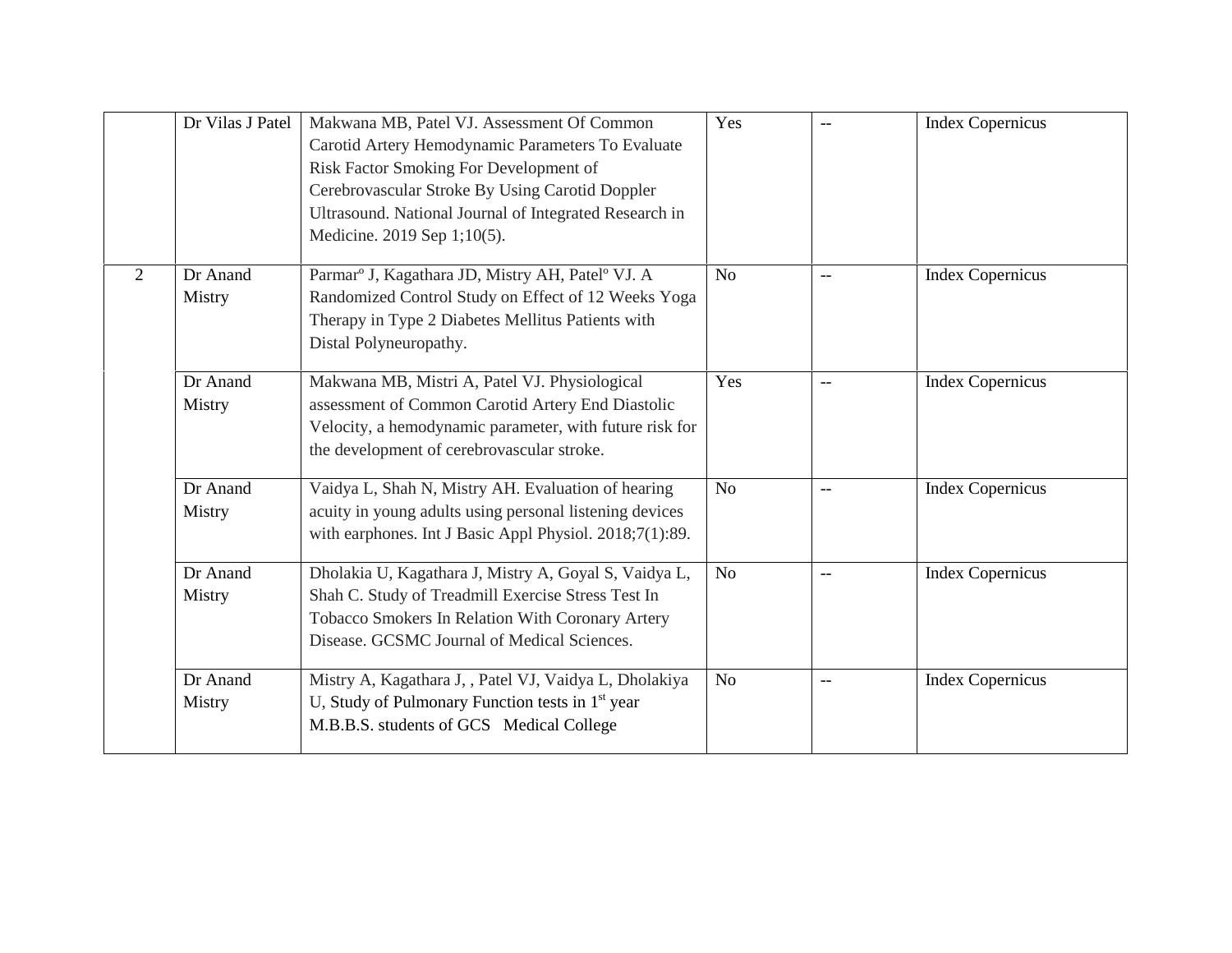| | | | | | |
|---|---|---|---|---|---|
| | Dr Vilas J Patel | Makwana MB, Patel VJ. Assessment Of Common Carotid Artery Hemodynamic Parameters To Evaluate Risk Factor Smoking For Development of Cerebrovascular Stroke By Using Carotid Doppler Ultrasound. National Journal of Integrated Research in Medicine. 2019 Sep 1;10(5). | Yes | -- | Index Copernicus |
| 2 | Dr Anand Mistry | Parmar° J, Kagathara JD, Mistry AH, Patel° VJ. A Randomized Control Study on Effect of 12 Weeks Yoga Therapy in Type 2 Diabetes Mellitus Patients with Distal Polyneuropathy. | No | -- | Index Copernicus |
| | Dr Anand Mistry | Makwana MB, Mistri A, Patel VJ. Physiological assessment of Common Carotid Artery End Diastolic Velocity, a hemodynamic parameter, with future risk for the development of cerebrovascular stroke. | Yes | -- | Index Copernicus |
| | Dr Anand Mistry | Vaidya L, Shah N, Mistry AH. Evaluation of hearing acuity in young adults using personal listening devices with earphones. Int J Basic Appl Physiol. 2018;7(1):89. | No | -- | Index Copernicus |
| | Dr Anand Mistry | Dholakia U, Kagathara J, Mistry A, Goyal S, Vaidya L, Shah C. Study of Treadmill Exercise Stress Test In Tobacco Smokers In Relation With Coronary Artery Disease. GCSMC Journal of Medical Sciences. | No | -- | Index Copernicus |
| | Dr Anand Mistry | Mistry A, Kagathara J, , Patel VJ, Vaidya L, Dholakiya U, Study of Pulmonary Function tests in 1st year M.B.B.S. students of GCS Medical College | No | -- | Index Copernicus |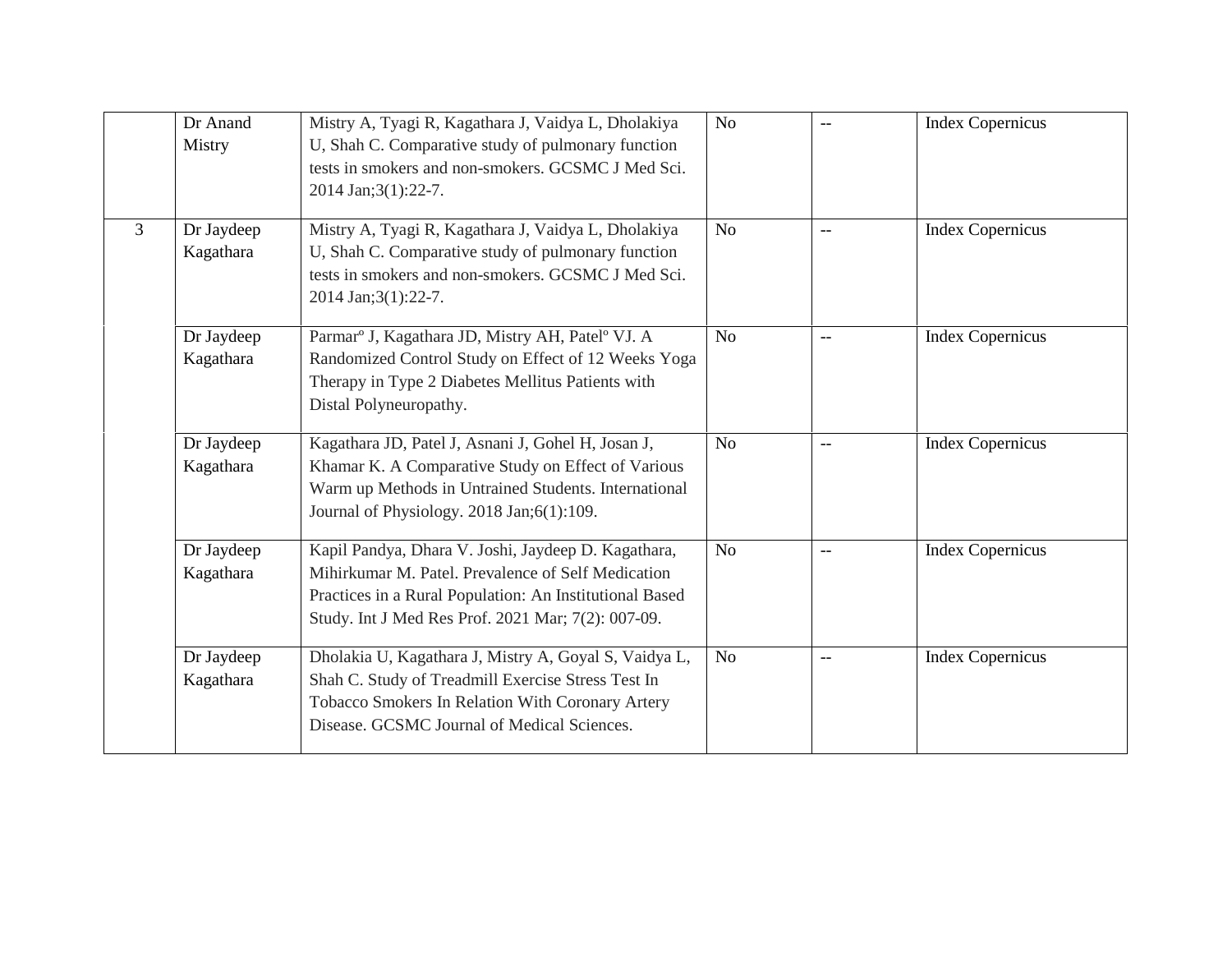|  |  |  |  |  |  |
|---|---|---|---|---|---|
|  | Dr Anand Mistry | Mistry A, Tyagi R, Kagathara J, Vaidya L, Dholakiya U, Shah C. Comparative study of pulmonary function tests in smokers and non-smokers. GCSMC J Med Sci. 2014 Jan;3(1):22-7. | No | -- | Index Copernicus |
| 3 | Dr Jaydeep Kagathara | Mistry A, Tyagi R, Kagathara J, Vaidya L, Dholakiya U, Shah C. Comparative study of pulmonary function tests in smokers and non-smokers. GCSMC J Med Sci. 2014 Jan;3(1):22-7. | No | -- | Index Copernicus |
|  | Dr Jaydeep Kagathara | Parmarº J, Kagathara JD, Mistry AH, Patelº VJ. A Randomized Control Study on Effect of 12 Weeks Yoga Therapy in Type 2 Diabetes Mellitus Patients with Distal Polyneuropathy. | No | -- | Index Copernicus |
|  | Dr Jaydeep Kagathara | Kagathara JD, Patel J, Asnani J, Gohel H, Josan J, Khamar K. A Comparative Study on Effect of Various Warm up Methods in Untrained Students. International Journal of Physiology. 2018 Jan;6(1):109. | No | -- | Index Copernicus |
|  | Dr Jaydeep Kagathara | Kapil Pandya, Dhara V. Joshi, Jaydeep D. Kagathara, Mihirkumar M. Patel. Prevalence of Self Medication Practices in a Rural Population: An Institutional Based Study. Int J Med Res Prof. 2021 Mar; 7(2): 007-09. | No | -- | Index Copernicus |
|  | Dr Jaydeep Kagathara | Dholakia U, Kagathara J, Mistry A, Goyal S, Vaidya L, Shah C. Study of Treadmill Exercise Stress Test In Tobacco Smokers In Relation With Coronary Artery Disease. GCSMC Journal of Medical Sciences. | No | -- | Index Copernicus |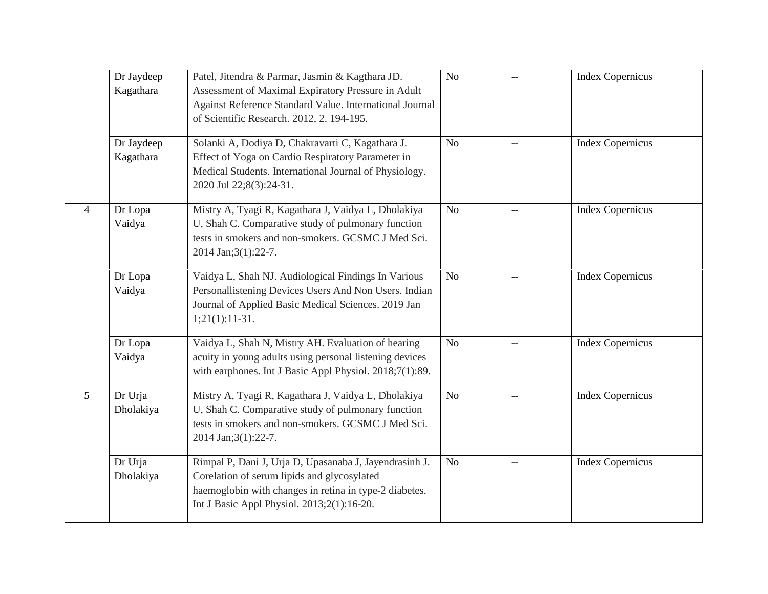| | | | | | |
|---|---|---|---|---|---|
| | Dr Jaydeep Kagathara | Patel, Jitendra & Parmar, Jasmin & Kagthara JD. Assessment of Maximal Expiratory Pressure in Adult Against Reference Standard Value. International Journal of Scientific Research. 2012, 2. 194-195. | No | -- | Index Copernicus |
| | Dr Jaydeep Kagathara | Solanki A, Dodiya D, Chakravarti C, Kagathara J. Effect of Yoga on Cardio Respiratory Parameter in Medical Students. International Journal of Physiology. 2020 Jul 22;8(3):24-31. | No | -- | Index Copernicus |
| 4 | Dr Lopa Vaidya | Mistry A, Tyagi R, Kagathara J, Vaidya L, Dholakiya U, Shah C. Comparative study of pulmonary function tests in smokers and non-smokers. GCSMC J Med Sci. 2014 Jan;3(1):22-7. | No | -- | Index Copernicus |
| | Dr Lopa Vaidya | Vaidya L, Shah NJ. Audiological Findings In Various Personallistening Devices Users And Non Users. Indian Journal of Applied Basic Medical Sciences. 2019 Jan 1;21(1):11-31. | No | -- | Index Copernicus |
| | Dr Lopa Vaidya | Vaidya L, Shah N, Mistry AH. Evaluation of hearing acuity in young adults using personal listening devices with earphones. Int J Basic Appl Physiol. 2018;7(1):89. | No | -- | Index Copernicus |
| 5 | Dr Urja Dholakiya | Mistry A, Tyagi R, Kagathara J, Vaidya L, Dholakiya U, Shah C. Comparative study of pulmonary function tests in smokers and non-smokers. GCSMC J Med Sci. 2014 Jan;3(1):22-7. | No | -- | Index Copernicus |
| | Dr Urja Dholakiya | Rimpal P, Dani J, Urja D, Upasanaba J, Jayendrasinh J. Corelation of serum lipids and glycosylated haemoglobin with changes in retina in type-2 diabetes. Int J Basic Appl Physiol. 2013;2(1):16-20. | No | -- | Index Copernicus |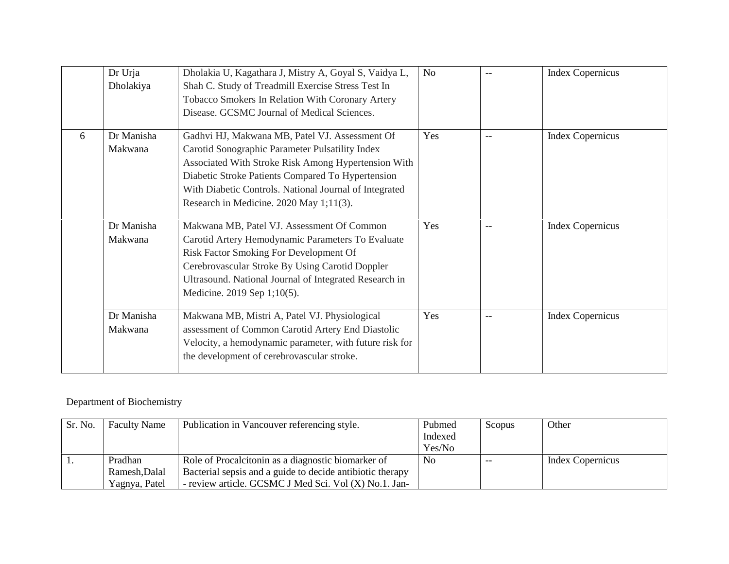| | | | | | |
|---|---|---|---|---|---|
| | Dr Urja Dholakiya | Dholakia U, Kagathara J, Mistry A, Goyal S, Vaidya L, Shah C. Study of Treadmill Exercise Stress Test In Tobacco Smokers In Relation With Coronary Artery Disease. GCSMC Journal of Medical Sciences. | No | -- | Index Copernicus |
| 6 | Dr Manisha Makwana | Gadhvi HJ, Makwana MB, Patel VJ. Assessment Of Carotid Sonographic Parameter Pulsatility Index Associated With Stroke Risk Among Hypertension With Diabetic Stroke Patients Compared To Hypertension With Diabetic Controls. National Journal of Integrated Research in Medicine. 2020 May 1;11(3). | Yes | -- | Index Copernicus |
| | Dr Manisha Makwana | Makwana MB, Patel VJ. Assessment Of Common Carotid Artery Hemodynamic Parameters To Evaluate Risk Factor Smoking For Development Of Cerebrovascular Stroke By Using Carotid Doppler Ultrasound. National Journal of Integrated Research in Medicine. 2019 Sep 1;10(5). | Yes | -- | Index Copernicus |
| | Dr Manisha Makwana | Makwana MB, Mistri A, Patel VJ. Physiological assessment of Common Carotid Artery End Diastolic Velocity, a hemodynamic parameter, with future risk for the development of cerebrovascular stroke. | Yes | -- | Index Copernicus |

Department of Biochemistry

| Sr. No. | Faculty Name | Publication in Vancouver referencing style. | Pubmed Indexed Yes/No | Scopus | Other |
|---|---|---|---|---|---|
| 1. | Pradhan Ramesh,Dalal Yagnya, Patel | Role of Procalcitonin as a diagnostic biomarker of Bacterial sepsis and a guide to decide antibiotic therapy - review article. GCSMC J Med Sci. Vol (X) No.1. Jan- | No | -- | Index Copernicus |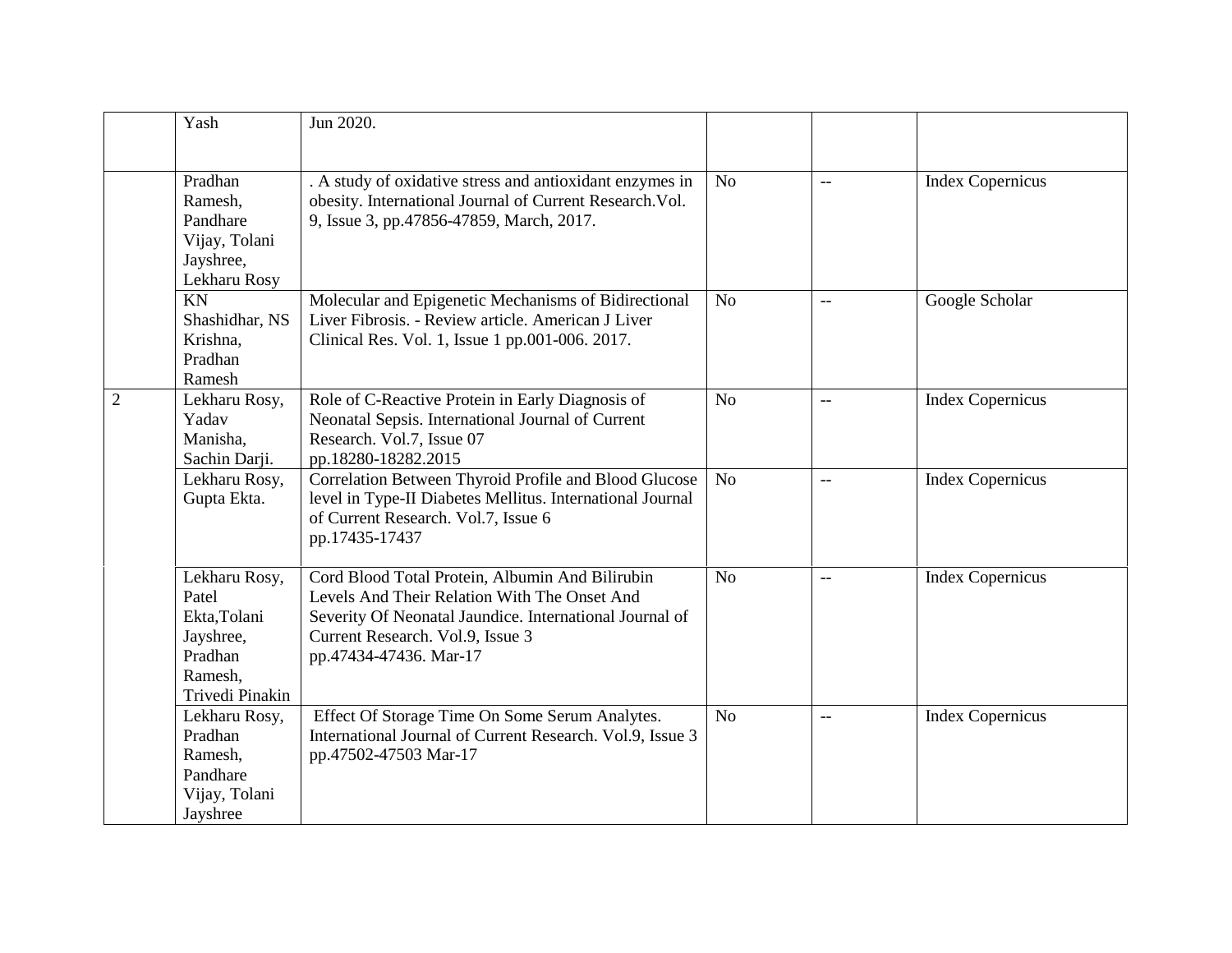| | | | | | |
|---|---|---|---|---|---|
| | Yash | Jun 2020. | | | |
| | Pradhan Ramesh, Pandhare Vijay, Tolani Jayshree, Lekharu Rosy | . A study of oxidative stress and antioxidant enzymes in obesity. International Journal of Current Research.Vol. 9, Issue 3, pp.47856-47859, March, 2017. | No | -- | Index Copernicus |
| | KN Shashidhar, NS Krishna, Pradhan Ramesh | Molecular and Epigenetic Mechanisms of Bidirectional Liver Fibrosis. - Review article. American J Liver Clinical Res. Vol. 1, Issue 1 pp.001-006. 2017. | No | -- | Google Scholar |
| 2 | Lekharu Rosy, Yadav Manisha, Sachin Darji. | Role of C-Reactive Protein in Early Diagnosis of Neonatal Sepsis. International Journal of Current Research. Vol.7, Issue 07 pp.18280-18282.2015 | No | -- | Index Copernicus |
| | Lekharu Rosy, Gupta Ekta. | Correlation Between Thyroid Profile and Blood Glucose level in Type-II Diabetes Mellitus. International Journal of Current Research. Vol.7, Issue 6 pp.17435-17437 | No | -- | Index Copernicus |
| | Lekharu Rosy, Patel Ekta,Tolani Jayshree, Pradhan Ramesh, Trivedi Pinakin | Cord Blood Total Protein, Albumin And Bilirubin Levels And Their Relation With The Onset And Severity Of Neonatal Jaundice. International Journal of Current Research. Vol.9, Issue 3 pp.47434-47436. Mar-17 | No | -- | Index Copernicus |
| | Lekharu Rosy, Pradhan Ramesh, Pandhare Vijay, Tolani Jayshree | Effect Of Storage Time On Some Serum Analytes. International Journal of Current Research. Vol.9, Issue 3 pp.47502-47503 Mar-17 | No | -- | Index Copernicus |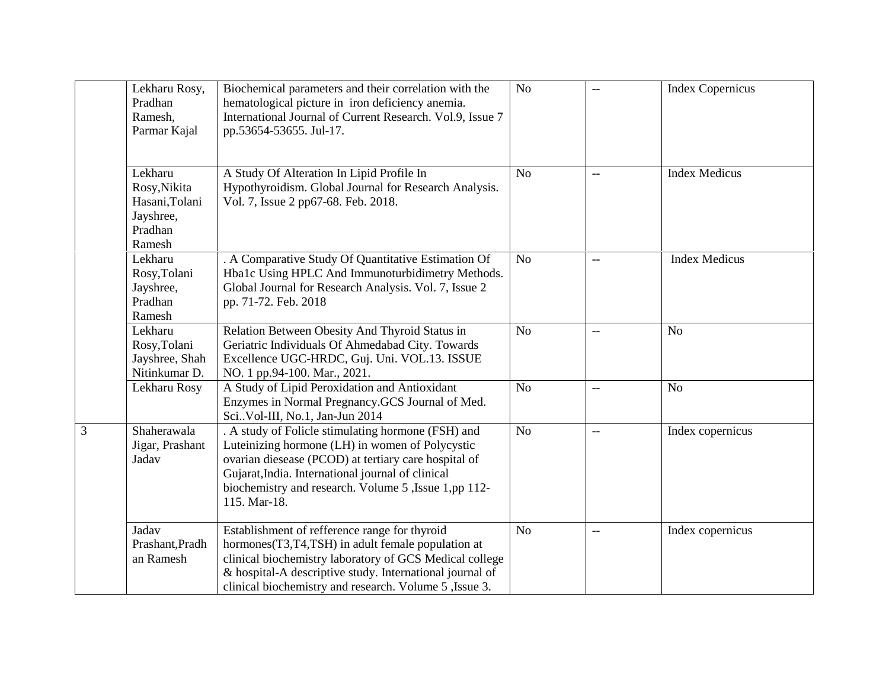| | | | | | |
|---|---|---|---|---|---|
| | Lekharu Rosy, Pradhan Ramesh, Parmar Kajal | Biochemical parameters and their correlation with the hematological picture in iron deficiency anemia. International Journal of Current Research. Vol.9, Issue 7 pp.53654-53655. Jul-17. | No | -- | Index Copernicus |
| | Lekharu Rosy,Nikita Hasani,Tolani Jayshree, Pradhan Ramesh | A Study Of Alteration In Lipid Profile In Hypothyroidism. Global Journal for Research Analysis. Vol. 7, Issue 2 pp67-68. Feb. 2018. | No | -- | Index Medicus |
| | Lekharu Rosy,Tolani Jayshree, Pradhan Ramesh | . A Comparative Study Of Quantitative Estimation Of Hba1c Using HPLC And Immunoturbidimetry Methods. Global Journal for Research Analysis. Vol. 7, Issue 2 pp. 71-72. Feb. 2018 | No | -- | Index Medicus |
| | Lekharu Rosy,Tolani Jayshree, Shah Nitinkumar D. | Relation Between Obesity And Thyroid Status in Geriatric Individuals Of Ahmedabad City. Towards Excellence UGC-HRDC, Guj. Uni. VOL.13. ISSUE NO. 1 pp.94-100. Mar., 2021. | No | -- | No |
| | Lekharu Rosy | A Study of Lipid Peroxidation and Antioxidant Enzymes in Normal Pregnancy.GCS Journal of Med. Sci..Vol-III, No.1, Jan-Jun 2014 | No | -- | No |
| 3 | Shaherawala Jigar, Prashant Jadav | . A study of Folicle stimulating hormone (FSH) and Luteinizing hormone (LH) in women of Polycystic ovarian diesease (PCOD) at tertiary care hospital of Gujarat,India. International journal of clinical biochemistry and research. Volume 5 ,Issue 1,pp 112-115. Mar-18. | No | -- | Index copernicus |
| | Jadav Prashant,Pradhan Ramesh | Establishment of refference range for thyroid hormones(T3,T4,TSH) in adult female population at clinical biochemistry laboratory of GCS Medical college & hospital-A descriptive study. International journal of clinical biochemistry and research. Volume 5 ,Issue 3. | No | -- | Index copernicus |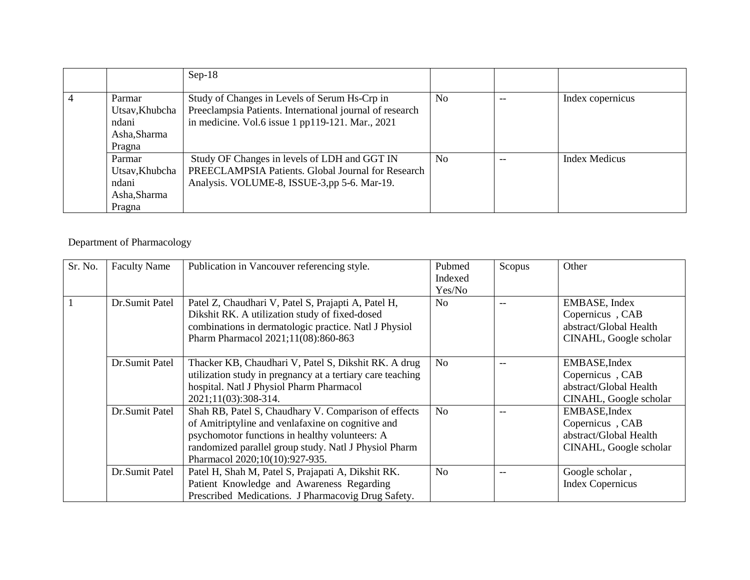| | | Sep-18 | | | |
|---|---|---|---|---|---|
| 4 | Parmar Utsav,Khubchandani Asha,Sharma Pragna | Study of Changes in Levels of Serum Hs-Crp in Preeclampsia Patients. International journal of research in medicine. Vol.6 issue 1 pp119-121. Mar., 2021 | No | -- | Index copernicus |
| | Parmar Utsav,Khubchandani Asha,Sharma Pragna | Study OF Changes in levels of LDH and GGT IN PREECLAMPSIA Patients. Global Journal for Research Analysis. VOLUME-8, ISSUE-3,pp 5-6. Mar-19. | No | -- | Index Medicus |

Department of Pharmacology

| Sr. No. | Faculty Name | Publication in Vancouver referencing style. | Pubmed Indexed Yes/No | Scopus | Other |
|---|---|---|---|---|---|
| 1 | Dr.Sumit Patel | Patel Z, Chaudhari V, Patel S, Prajapti A, Patel H, Dikshit RK. A utilization study of fixed-dosed combinations in dermatologic practice. Natl J Physiol Pharm Pharmacol 2021;11(08):860-863 | No | -- | EMBASE, Index Copernicus , CAB abstract/Global Health CINAHL, Google scholar |
| | Dr.Sumit Patel | Thacker KB, Chaudhari V, Patel S, Dikshit RK. A drug utilization study in pregnancy at a tertiary care teaching hospital. Natl J Physiol Pharm Pharmacol 2021;11(03):308-314. | No | -- | EMBASE,Index Copernicus , CAB abstract/Global Health CINAHL, Google scholar |
| | Dr.Sumit Patel | Shah RB, Patel S, Chaudhary V. Comparison of effects of Amitriptyline and venlafaxine on cognitive and psychomotor functions in healthy volunteers: A randomized parallel group study. Natl J Physiol Pharm Pharmacol 2020;10(10):927-935. | No | -- | EMBASE,Index Copernicus , CAB abstract/Global Health CINAHL, Google scholar |
| | Dr.Sumit Patel | Patel H, Shah M, Patel S, Prajapati A, Dikshit RK. Patient Knowledge and Awareness Regarding Prescribed Medications. J Pharmacovig Drug Safety. | No | -- | Google scholar , Index Copernicus |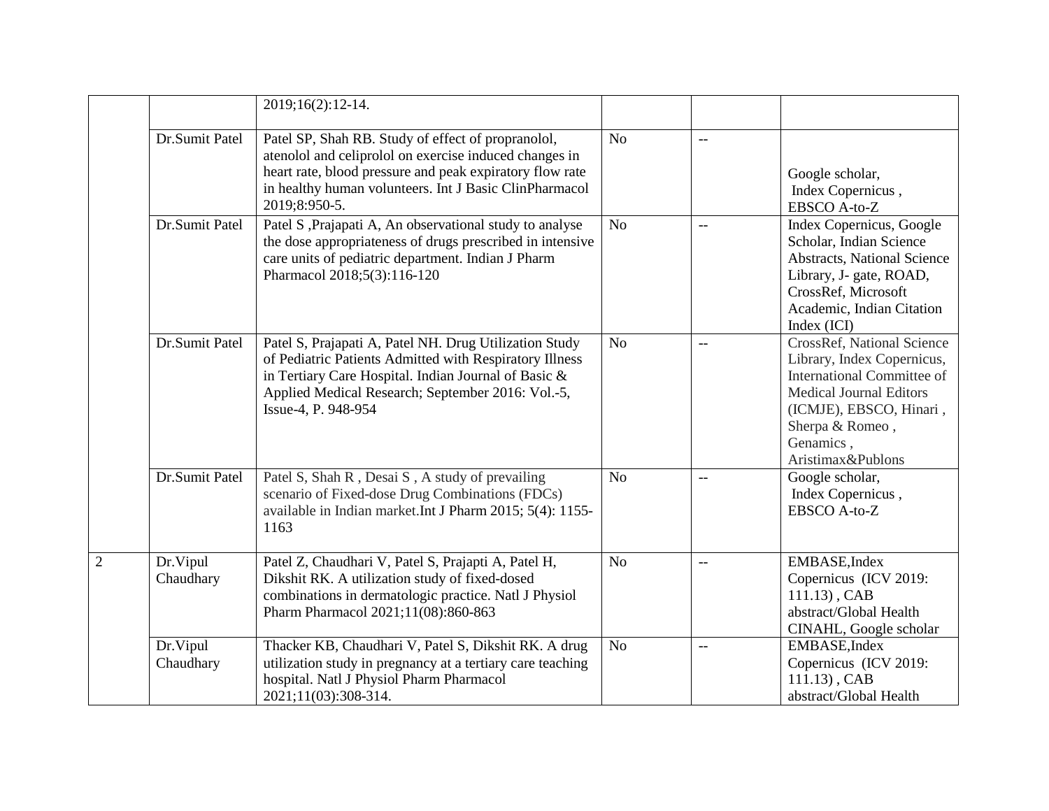| | | | | | |
|---|---|---|---|---|---|
| | | 2019;16(2):12-14. | | | |
| | Dr.Sumit Patel | Patel SP, Shah RB. Study of effect of propranolol, atenolol and celiprolol on exercise induced changes in heart rate, blood pressure and peak expiratory flow rate in healthy human volunteers. Int J Basic ClinPharmacol 2019;8:950-5. | No | -- | Google scholar, Index Copernicus , EBSCO A-to-Z |
| | Dr.Sumit Patel | Patel S ,Prajapati A, An observational study to analyse the dose appropriateness of drugs prescribed in intensive care units of pediatric department. Indian J Pharm Pharmacol 2018;5(3):116-120 | No | -- | Index Copernicus, Google Scholar, Indian Science Abstracts, National Science Library, J- gate, ROAD, CrossRef, Microsoft Academic, Indian Citation Index (ICI) |
| | Dr.Sumit Patel | Patel S, Prajapati A, Patel NH. Drug Utilization Study of Pediatric Patients Admitted with Respiratory Illness in Tertiary Care Hospital. Indian Journal of Basic & Applied Medical Research; September 2016: Vol.-5, Issue-4, P. 948-954 | No | -- | CrossRef, National Science Library, Index Copernicus, International Committee of Medical Journal Editors (ICMJE), EBSCO, Hinari , Sherpa & Romeo , Genamics , Aristimax&Publons |
| | Dr.Sumit Patel | Patel S, Shah R , Desai S , A study of prevailing scenario of Fixed-dose Drug Combinations (FDCs) available in Indian market.Int J Pharm 2015; 5(4): 1155-1163 | No | -- | Google scholar, Index Copernicus , EBSCO A-to-Z |
| 2 | Dr.Vipul Chaudhary | Patel Z, Chaudhari V, Patel S, Prajapti A, Patel H, Dikshit RK. A utilization study of fixed-dosed combinations in dermatologic practice. Natl J Physiol Pharm Pharmacol 2021;11(08):860-863 | No | -- | EMBASE,Index Copernicus (ICV 2019: 111.13) , CAB abstract/Global Health CINAHL, Google scholar |
| | Dr.Vipul Chaudhary | Thacker KB, Chaudhari V, Patel S, Dikshit RK. A drug utilization study in pregnancy at a tertiary care teaching hospital. Natl J Physiol Pharm Pharmacol 2021;11(03):308-314. | No | -- | EMBASE,Index Copernicus (ICV 2019: 111.13) , CAB abstract/Global Health |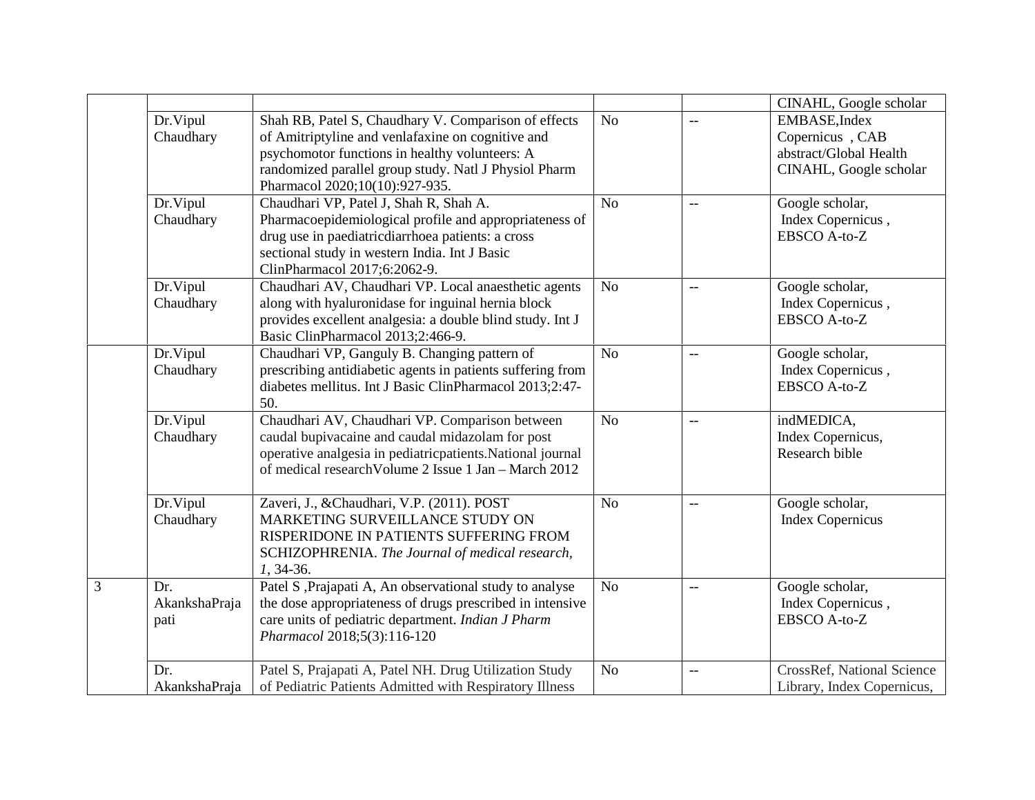| | | | | | |
|---|---|---|---|---|---|
| | | | | | CINAHL, Google scholar |
| | Dr.Vipul Chaudhary | Shah RB, Patel S, Chaudhary V. Comparison of effects of Amitriptyline and venlafaxine on cognitive and psychomotor functions in healthy volunteers: A randomized parallel group study. Natl J Physiol Pharm Pharmacol 2020;10(10):927-935. | No | -- | EMBASE,Index Copernicus , CAB abstract/Global Health CINAHL, Google scholar |
| | Dr.Vipul Chaudhary | Chaudhari VP, Patel J, Shah R, Shah A. Pharmacoepidemiological profile and appropriateness of drug use in paediatricdiarrhoea patients: a cross sectional study in western India. Int J Basic ClinPharmacol 2017;6:2062-9. | No | -- | Google scholar, Index Copernicus , EBSCO A-to-Z |
| | Dr.Vipul Chaudhary | Chaudhari AV, Chaudhari VP. Local anaesthetic agents along with hyaluronidase for inguinal hernia block provides excellent analgesia: a double blind study. Int J Basic ClinPharmacol 2013;2:466-9. | No | -- | Google scholar, Index Copernicus , EBSCO A-to-Z |
| | Dr.Vipul Chaudhary | Chaudhari VP, Ganguly B. Changing pattern of prescribing antidiabetic agents in patients suffering from diabetes mellitus. Int J Basic ClinPharmacol 2013;2:47-50. | No | -- | Google scholar, Index Copernicus , EBSCO A-to-Z |
| | Dr.Vipul Chaudhary | Chaudhari AV, Chaudhari VP. Comparison between caudal bupivacaine and caudal midazolam for post operative analgesia in pediatricpatients.National journal of medical researchVolume 2 Issue 1 Jan – March 2012 | No | -- | indMEDICA, Index Copernicus, Research bible |
| | Dr.Vipul Chaudhary | Zaveri, J., &Chaudhari, V.P. (2011). POST MARKETING SURVEILLANCE STUDY ON RISPERIDONE IN PATIENTS SUFFERING FROM SCHIZOPHRENIA. *The Journal of medical research, 1*, 34-36. | No | -- | Google scholar, Index Copernicus |
| 3 | Dr. AkankshaPrajapati | Patel S ,Prajapati A, An observational study to analyse the dose appropriateness of drugs prescribed in intensive care units of pediatric department. *Indian J Pharm Pharmacol* 2018;5(3):116-120 | No | -- | Google scholar, Index Copernicus , EBSCO A-to-Z |
| | Dr. AkankshaPraja | Patel S, Prajapati A, Patel NH. Drug Utilization Study of Pediatric Patients Admitted with Respiratory Illness | No | -- | CrossRef, National Science Library, Index Copernicus, |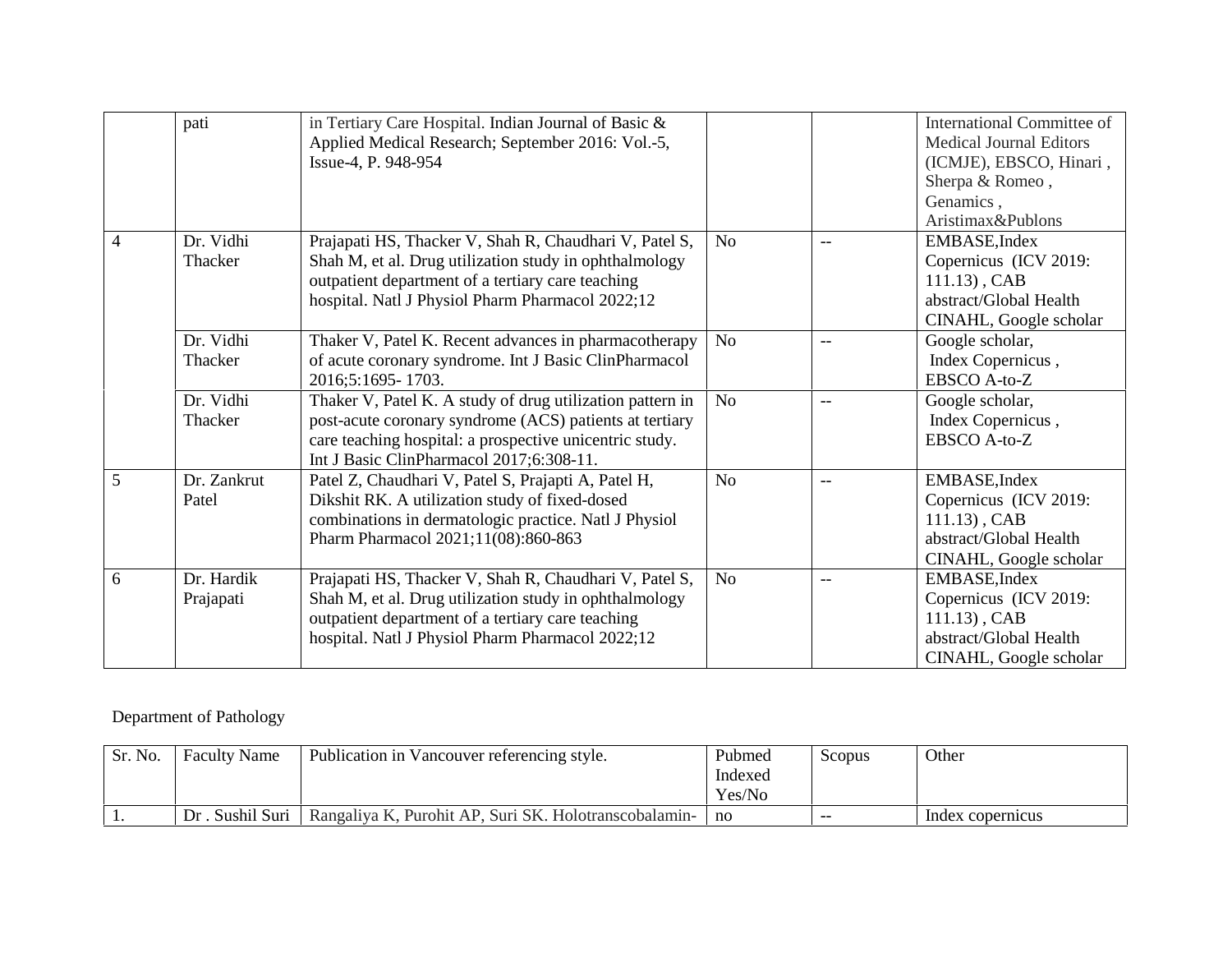| | pati | in Tertiary Care Hospital. Indian Journal of Basic & Applied Medical Research; September 2016: Vol.-5, Issue-4, P. 948-954 | | | International Committee of Medical Journal Editors (ICMJE), EBSCO, Hinari , Sherpa & Romeo , Genamics , Aristimax&Publons |
|---|---|---|---|---|---|
| 4 | Dr. Vidhi Thacker | Prajapati HS, Thacker V, Shah R, Chaudhari V, Patel S, Shah M, et al. Drug utilization study in ophthalmology outpatient department of a tertiary care teaching hospital. Natl J Physiol Pharm Pharmacol 2022;12 | No | -- | EMBASE,Index Copernicus (ICV 2019: 111.13) , CAB abstract/Global Health CINAHL, Google scholar |
| | Dr. Vidhi Thacker | Thaker V, Patel K. Recent advances in pharmacotherapy of acute coronary syndrome. Int J Basic ClinPharmacol 2016;5:1695- 1703. | No | -- | Google scholar, Index Copernicus , EBSCO A-to-Z |
| | Dr. Vidhi Thacker | Thaker V, Patel K. A study of drug utilization pattern in post-acute coronary syndrome (ACS) patients at tertiary care teaching hospital: a prospective unicentric study. Int J Basic ClinPharmacol 2017;6:308-11. | No | -- | Google scholar, Index Copernicus , EBSCO A-to-Z |
| 5 | Dr. Zankrut Patel | Patel Z, Chaudhari V, Patel S, Prajapti A, Patel H, Dikshit RK. A utilization study of fixed-dosed combinations in dermatologic practice. Natl J Physiol Pharm Pharmacol 2021;11(08):860-863 | No | -- | EMBASE,Index Copernicus (ICV 2019: 111.13) , CAB abstract/Global Health CINAHL, Google scholar |
| 6 | Dr. Hardik Prajapati | Prajapati HS, Thacker V, Shah R, Chaudhari V, Patel S, Shah M, et al. Drug utilization study in ophthalmology outpatient department of a tertiary care teaching hospital. Natl J Physiol Pharm Pharmacol 2022;12 | No | -- | EMBASE,Index Copernicus (ICV 2019: 111.13) , CAB abstract/Global Health CINAHL, Google scholar |

Department of Pathology

| Sr. No. | Faculty Name | Publication in Vancouver referencing style. | Pubmed Indexed Yes/No | Scopus | Other |
|---|---|---|---|---|---|
| 1. | Dr . Sushil Suri | Rangaliya K, Purohit AP, Suri SK. Holotranscobalamin- | no | -- | Index copernicus |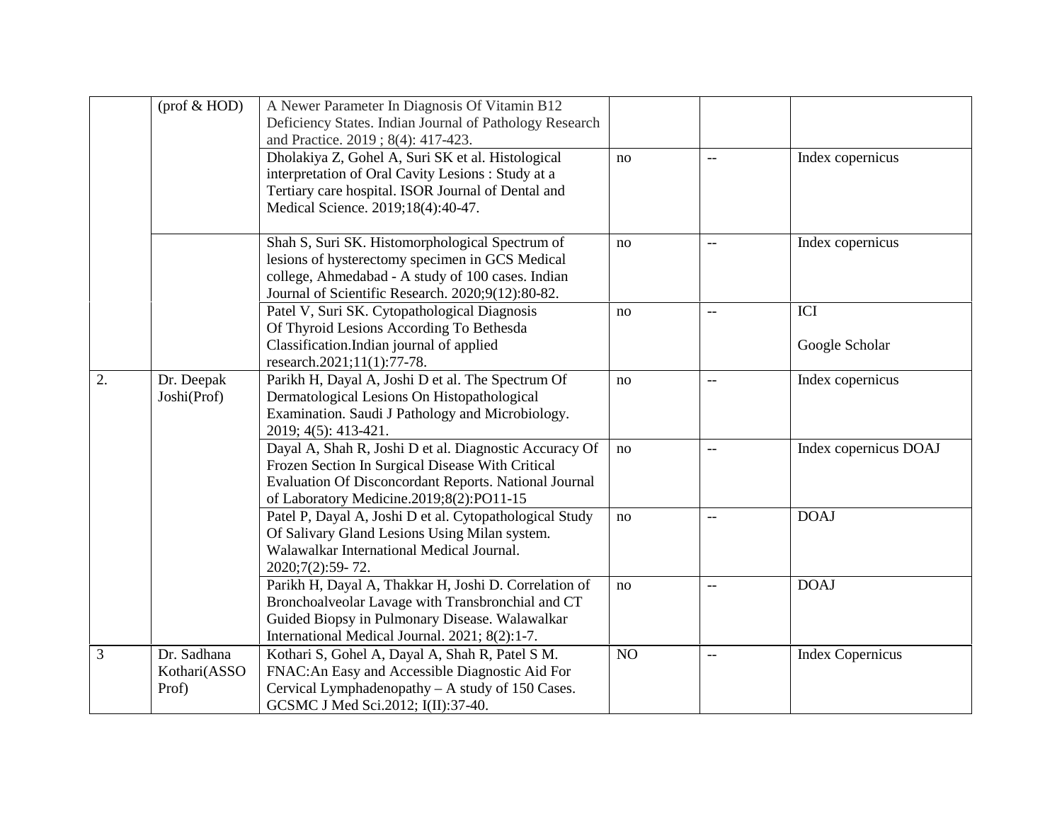| | (prof & HOD) | A Newer Parameter In Diagnosis Of Vitamin B12 Deficiency States. Indian Journal of Pathology Research and Practice. 2019 ; 8(4): 417-423. | | | |
|---|---|---|---|---|---|
| | | Dholakiya Z, Gohel A, Suri SK et al. Histological interpretation of Oral Cavity Lesions : Study at a Tertiary care hospital. ISOR Journal of Dental and Medical Science. 2019;18(4):40-47. | no | -- | Index copernicus |
| | | Shah S, Suri SK. Histomorphological Spectrum of lesions of hysterectomy specimen in GCS Medical college, Ahmedabad - A study of 100 cases. Indian Journal of Scientific Research. 2020;9(12):80-82. | no | -- | Index copernicus |
| | | Patel V, Suri SK. Cytopathological Diagnosis Of Thyroid Lesions According To Bethesda Classification.Indian journal of applied research.2021;11(1):77-78. | no | -- | ICI<br>Google Scholar |
| 2. | Dr. Deepak Joshi(Prof) | Parikh H, Dayal A, Joshi D et al. The Spectrum Of Dermatological Lesions On Histopathological Examination. Saudi J Pathology and Microbiology. 2019; 4(5): 413-421. | no | -- | Index copernicus |
| | | Dayal A, Shah R, Joshi D et al. Diagnostic Accuracy Of Frozen Section In Surgical Disease With Critical Evaluation Of Disconcordant Reports. National Journal of Laboratory Medicine.2019;8(2):PO11-15 | no | -- | Index copernicus DOAJ |
| | | Patel P, Dayal A, Joshi D et al. Cytopathological Study Of Salivary Gland Lesions Using Milan system. Walawalkar International Medical Journal. 2020;7(2):59- 72. | no | -- | DOAJ |
| | | Parikh H, Dayal A, Thakkar H, Joshi D. Correlation of Bronchoalveolar Lavage with Transbronchial and CT Guided Biopsy in Pulmonary Disease. Walawalkar International Medical Journal. 2021; 8(2):1-7. | no | -- | DOAJ |
| 3 | Dr. Sadhana Kothari(ASSO Prof) | Kothari S, Gohel A, Dayal A, Shah R, Patel S M. FNAC:An Easy and Accessible Diagnostic Aid For Cervical Lymphadenopathy – A study of 150 Cases. GCSMC J Med Sci.2012; I(II):37-40. | NO | -- | Index Copernicus |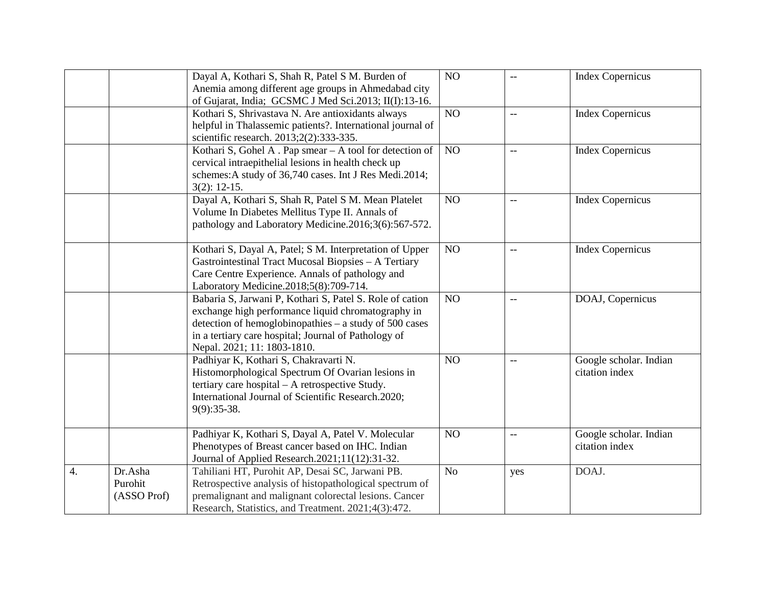| | | | | | |
|---|---|---|---|---|---|
| | | Dayal A, Kothari S, Shah R, Patel S M. Burden of Anemia among different age groups in Ahmedabad city of Gujarat, India; GCSMC J Med Sci.2013; II(I):13-16. | NO | -- | Index Copernicus |
| | | Kothari S, Shrivastava N. Are antioxidants always helpful in Thalassemic patients?. International journal of scientific research. 2013;2(2):333-335. | NO | -- | Index Copernicus |
| | | Kothari S, Gohel A . Pap smear – A tool for detection of cervical intraepithelial lesions in health check up schemes:A study of 36,740 cases. Int J Res Medi.2014; 3(2): 12-15. | NO | -- | Index Copernicus |
| | | Dayal A, Kothari S, Shah R, Patel S M. Mean Platelet Volume In Diabetes Mellitus Type II. Annals of pathology and Laboratory Medicine.2016;3(6):567-572. | NO | -- | Index Copernicus |
| | | Kothari S, Dayal A, Patel; S M. Interpretation of Upper Gastrointestinal Tract Mucosal Biopsies – A Tertiary Care Centre Experience. Annals of pathology and Laboratory Medicine.2018;5(8):709-714. | NO | -- | Index Copernicus |
| | | Babaria S, Jarwani P, Kothari S, Patel S. Role of cation exchange high performance liquid chromatography in detection of hemoglobinopathies – a study of 500 cases in a tertiary care hospital; Journal of Pathology of Nepal. 2021; 11: 1803-1810. | NO | -- | DOAJ, Copernicus |
| | | Padhiyar K, Kothari S, Chakravarti N. Histomorphological Spectrum Of Ovarian lesions in tertiary care hospital – A retrospective Study. International Journal of Scientific Research.2020; 9(9):35-38. | NO | -- | Google scholar. Indian citation index |
| | | Padhiyar K, Kothari S, Dayal A, Patel V. Molecular Phenotypes of Breast cancer based on IHC. Indian Journal of Applied Research.2021;11(12):31-32. | NO | -- | Google scholar. Indian citation index |
| 4. | Dr.Asha Purohit (ASSO Prof) | Tahiliani HT, Purohit AP, Desai SC, Jarwani PB. Retrospective analysis of histopathological spectrum of premalignant and malignant colorectal lesions. Cancer Research, Statistics, and Treatment. 2021;4(3):472. | No | yes | DOAJ. |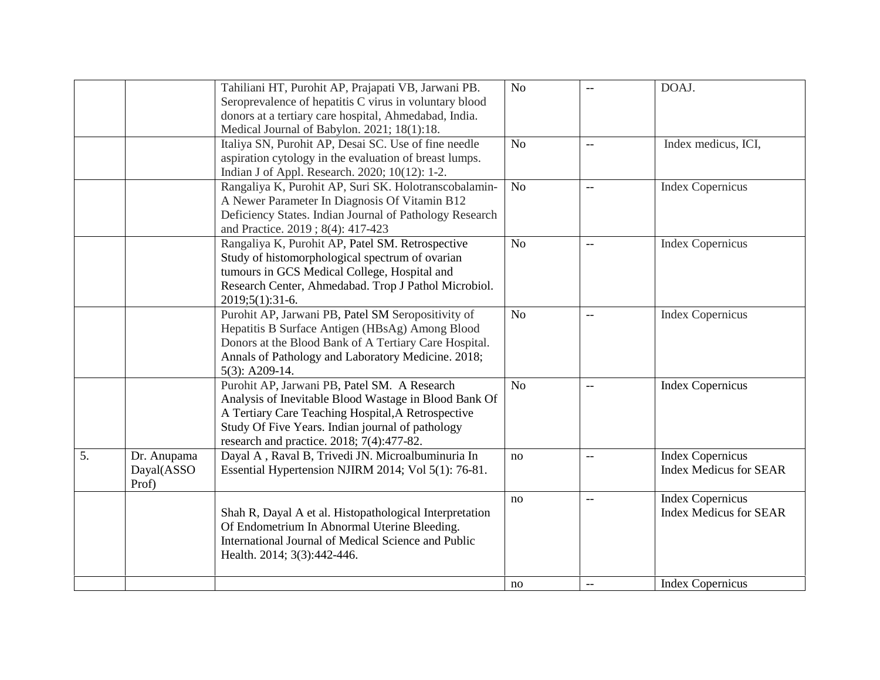| | | | | | |
|---|---|---|---|---|---|
| | | Tahiliani HT, Purohit AP, Prajapati VB, Jarwani PB. Seroprevalence of hepatitis C virus in voluntary blood donors at a tertiary care hospital, Ahmedabad, India. Medical Journal of Babylon. 2021; 18(1):18. | No | -- | DOAJ. |
| | | Italiya SN, Purohit AP, Desai SC. Use of fine needle aspiration cytology in the evaluation of breast lumps. Indian J of Appl. Research. 2020; 10(12): 1-2. | No | -- | Index medicus, ICI, |
| | | Rangaliya K, Purohit AP, Suri SK. Holotranscobalamin- A Newer Parameter In Diagnosis Of Vitamin B12 Deficiency States. Indian Journal of Pathology Research and Practice. 2019 ; 8(4): 417-423 | No | -- | Index Copernicus |
| | | Rangaliya K, Purohit AP, Patel SM. Retrospective Study of histomorphological spectrum of ovarian tumours in GCS Medical College, Hospital and Research Center, Ahmedabad. Trop J Pathol Microbiol. 2019;5(1):31-6. | No | -- | Index Copernicus |
| | | Purohit AP, Jarwani PB, Patel SM Seropositivity of Hepatitis B Surface Antigen (HBsAg) Among Blood Donors at the Blood Bank of A Tertiary Care Hospital. Annals of Pathology and Laboratory Medicine. 2018; 5(3): A209-14. | No | -- | Index Copernicus |
| | | Purohit AP, Jarwani PB, Patel SM. A Research Analysis of Inevitable Blood Wastage in Blood Bank Of A Tertiary Care Teaching Hospital,A Retrospective Study Of Five Years. Indian journal of pathology research and practice. 2018; 7(4):477-82. | No | -- | Index Copernicus |
| 5. | Dr. Anupama Dayal(ASSO Prof) | Dayal A , Raval B, Trivedi JN. Microalbuminuria In Essential Hypertension NJIRM 2014; Vol 5(1): 76-81. | no | -- | Index Copernicus Index Medicus for SEAR |
| | | Shah R, Dayal A et al. Histopathological Interpretation Of Endometrium In Abnormal Uterine Bleeding. International Journal of Medical Science and Public Health. 2014; 3(3):442-446. | no | -- | Index Copernicus Index Medicus for SEAR |
| | | | no | -- | Index Copernicus |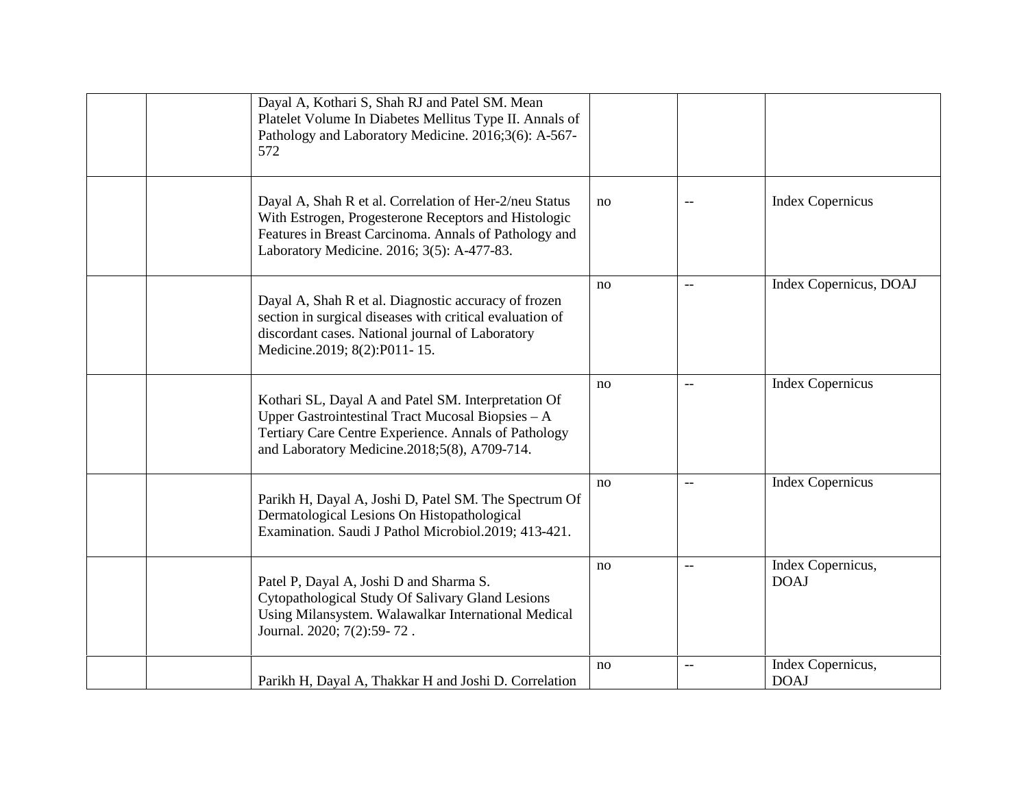| | | | | | |
|---|---|---|---|---|---|
| | | Dayal A, Kothari S, Shah RJ and Patel SM. Mean Platelet Volume In Diabetes Mellitus Type II. Annals of Pathology and Laboratory Medicine. 2016;3(6): A-567-572 | | | |
| | | Dayal A, Shah R et al. Correlation of Her-2/neu Status With Estrogen, Progesterone Receptors and Histologic Features in Breast Carcinoma. Annals of Pathology and Laboratory Medicine. 2016; 3(5): A-477-83. | no | -- | Index Copernicus |
| | | Dayal A, Shah R et al. Diagnostic accuracy of frozen section in surgical diseases with critical evaluation of discordant cases. National journal of Laboratory Medicine.2019; 8(2):P011- 15. | no | -- | Index Copernicus, DOAJ |
| | | Kothari SL, Dayal A and Patel SM. Interpretation Of Upper Gastrointestinal Tract Mucosal Biopsies – A Tertiary Care Centre Experience. Annals of Pathology and Laboratory Medicine.2018;5(8), A709-714. | no | -- | Index Copernicus |
| | | Parikh H, Dayal A, Joshi D, Patel SM. The Spectrum Of Dermatological Lesions On Histopathological Examination. Saudi J Pathol Microbiol.2019; 413-421. | no | -- | Index Copernicus |
| | | Patel P, Dayal A, Joshi D and Sharma S. Cytopathological Study Of Salivary Gland Lesions Using Milansystem. Walawalkar International Medical Journal. 2020; 7(2):59- 72 . | no | -- | Index Copernicus, DOAJ |
| | | Parikh H, Dayal A, Thakkar H and Joshi D. Correlation | no | -- | Index Copernicus, DOAJ |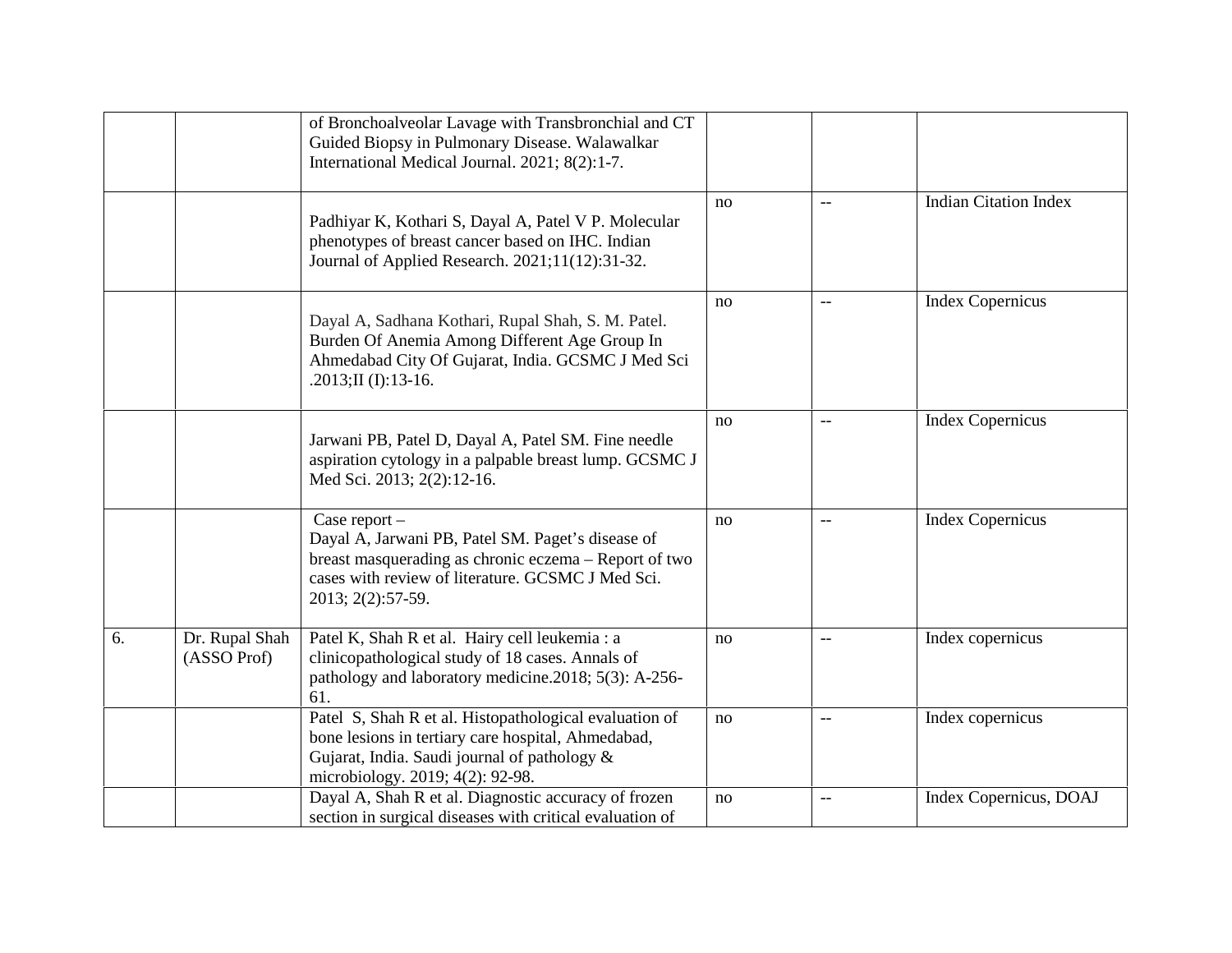| | | | | | |
|---|---|---|---|---|---|
| | | of Bronchoalveolar Lavage with Transbronchial and CT Guided Biopsy in Pulmonary Disease. Walawalkar International Medical Journal. 2021; 8(2):1-7. | | | |
| | | Padhiyar K, Kothari S, Dayal A, Patel V P. Molecular phenotypes of breast cancer based on IHC. Indian Journal of Applied Research. 2021;11(12):31-32. | no | -- | Indian Citation Index |
| | | Dayal A, Sadhana Kothari, Rupal Shah, S. M. Patel. Burden Of Anemia Among Different Age Group In Ahmedabad City Of Gujarat, India. GCSMC J Med Sci .2013;II (I):13-16. | no | -- | Index Copernicus |
| | | Jarwani PB, Patel D, Dayal A, Patel SM. Fine needle aspiration cytology in a palpable breast lump. GCSMC J Med Sci. 2013; 2(2):12-16. | no | -- | Index Copernicus |
| | | Case report – Dayal A, Jarwani PB, Patel SM. Paget's disease of breast masquerading as chronic eczema – Report of two cases with review of literature. GCSMC J Med Sci. 2013; 2(2):57-59. | no | -- | Index Copernicus |
| 6. | Dr. Rupal Shah (ASSO Prof) | Patel K, Shah R et al. Hairy cell leukemia : a clinicopathological study of 18 cases. Annals of pathology and laboratory medicine.2018; 5(3): A-256-61. | no | -- | Index copernicus |
| | | Patel S, Shah R et al. Histopathological evaluation of bone lesions in tertiary care hospital, Ahmedabad, Gujarat, India. Saudi journal of pathology & microbiology. 2019; 4(2): 92-98. | no | -- | Index copernicus |
| | | Dayal A, Shah R et al. Diagnostic accuracy of frozen section in surgical diseases with critical evaluation of | no | -- | Index Copernicus, DOAJ |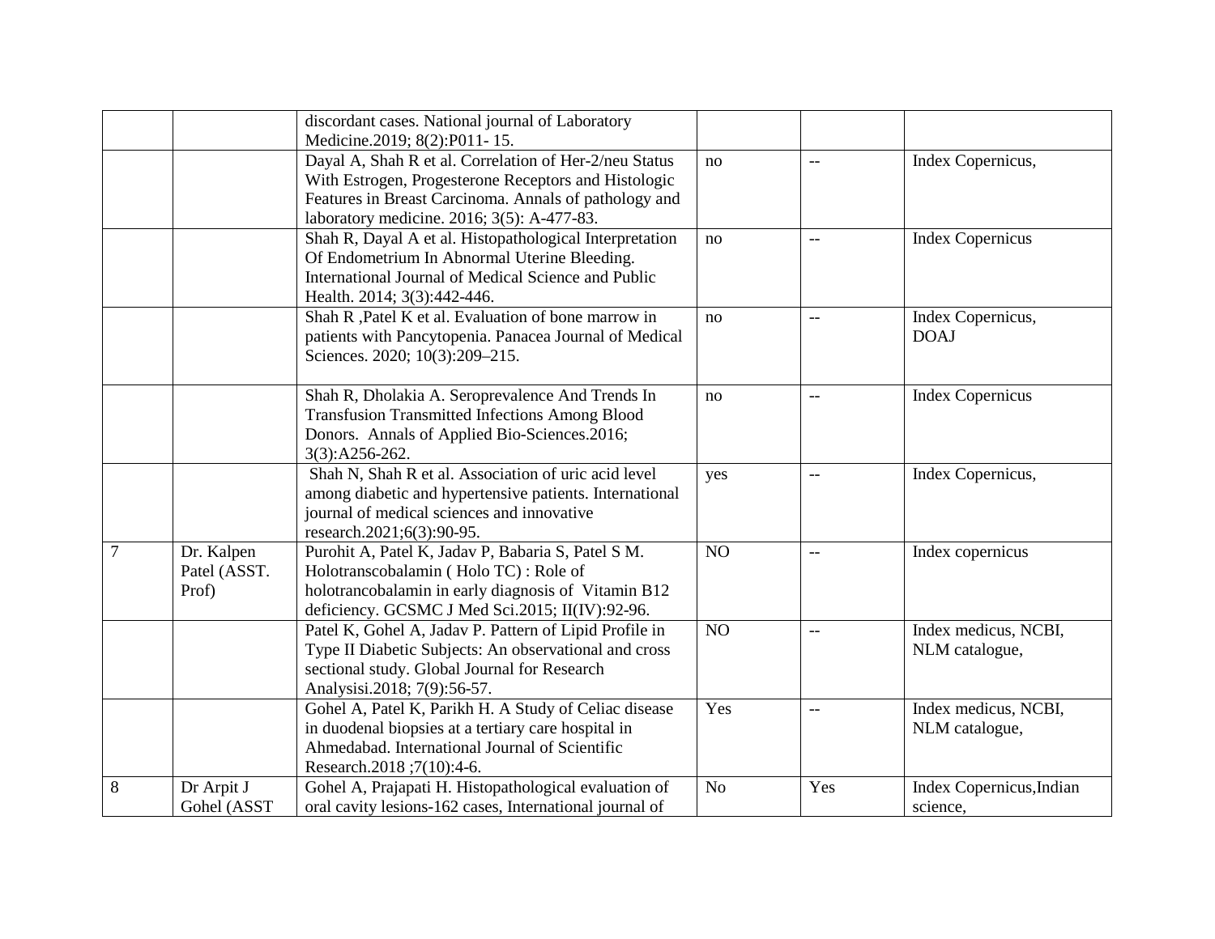| | | discordant cases. National journal of Laboratory Medicine.2019; 8(2):P011- 15. | | | |
|---|---|---|---|---|---|
| | | Dayal A, Shah R et al. Correlation of Her-2/neu Status With Estrogen, Progesterone Receptors and Histologic Features in Breast Carcinoma. Annals of pathology and laboratory medicine. 2016; 3(5): A-477-83. | no | -- | Index Copernicus, |
| | | Shah R, Dayal A et al. Histopathological Interpretation Of Endometrium In Abnormal Uterine Bleeding. International Journal of Medical Science and Public Health. 2014; 3(3):442-446. | no | -- | Index Copernicus |
| | | Shah R ,Patel K et al. Evaluation of bone marrow in patients with Pancytopenia. Panacea Journal of Medical Sciences. 2020; 10(3):209–215. | no | -- | Index Copernicus, DOAJ |
| | | Shah R, Dholakia A. Seroprevalence And Trends In Transfusion Transmitted Infections Among Blood Donors. Annals of Applied Bio-Sciences.2016; 3(3):A256-262. | no | -- | Index Copernicus |
| | | Shah N, Shah R et al. Association of uric acid level among diabetic and hypertensive patients. International journal of medical sciences and innovative research.2021;6(3):90-95. | yes | -- | Index Copernicus, |
| 7 | Dr. Kalpen Patel (ASST. Prof) | Purohit A, Patel K, Jadav P, Babaria S, Patel S M. Holotranscobalamin ( Holo TC) : Role of holotrancobalamin in early diagnosis of Vitamin B12 deficiency. GCSMC J Med Sci.2015; II(IV):92-96. | NO | -- | Index copernicus |
| | | Patel K, Gohel A, Jadav P. Pattern of Lipid Profile in Type II Diabetic Subjects: An observational and cross sectional study. Global Journal for Research Analysisi.2018; 7(9):56-57. | NO | -- | Index medicus, NCBI, NLM catalogue, |
| | | Gohel A, Patel K, Parikh H. A Study of Celiac disease in duodenal biopsies at a tertiary care hospital in Ahmedabad. International Journal of Scientific Research.2018 ;7(10):4-6. | Yes | -- | Index medicus, NCBI, NLM catalogue, |
| 8 | Dr Arpit J Gohel (ASST | Gohel A, Prajapati H. Histopathological evaluation of oral cavity lesions-162 cases, International journal of | No | Yes | Index Copernicus,Indian science, |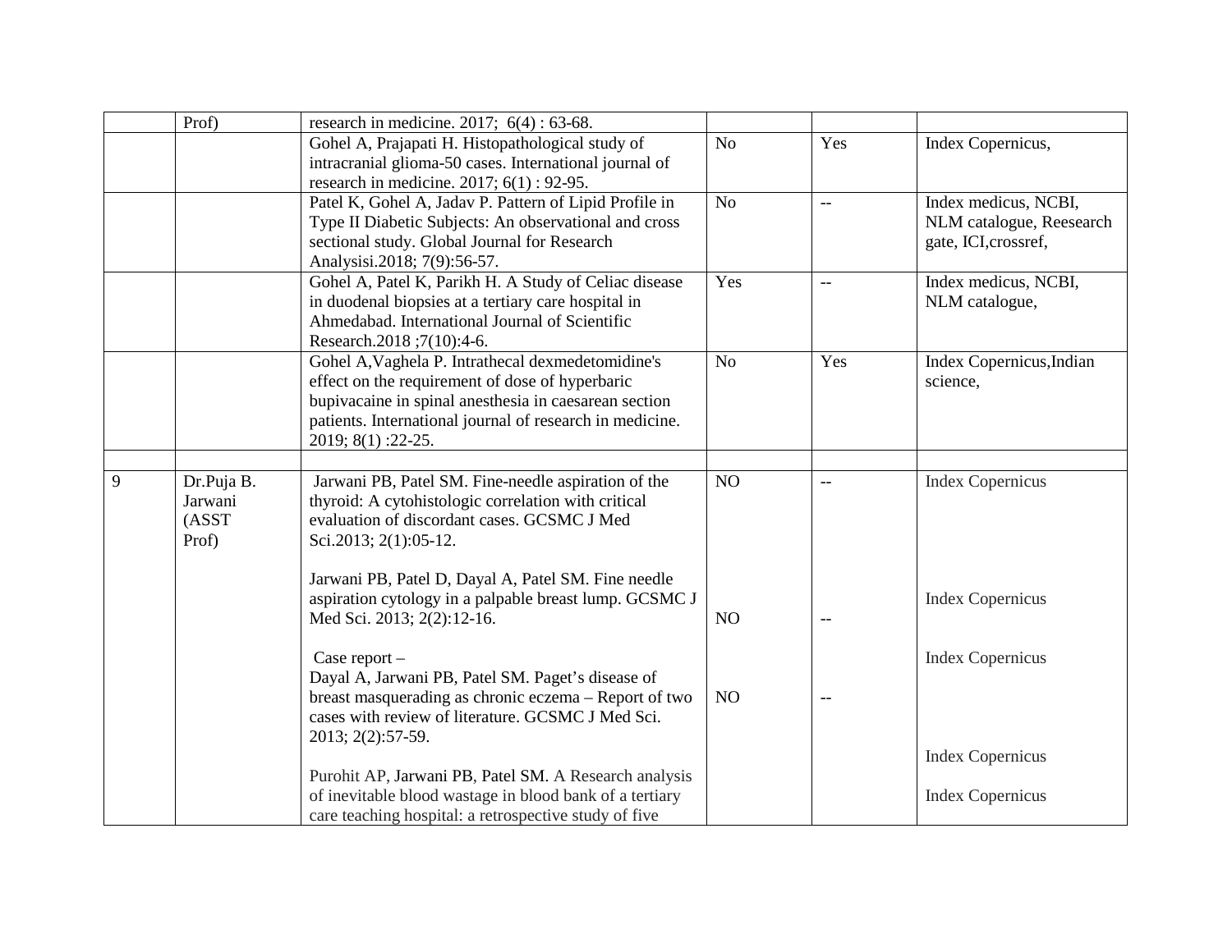|  | Prof) | research in medicine. 2017; 6(4) : 63-68. |  |  |  |
|---|---|---|---|---|---|
|  |  | Gohel A, Prajapati H. Histopathological study of intracranial glioma-50 cases. International journal of research in medicine. 2017; 6(1) : 92-95. | No | Yes | Index Copernicus, |
|  |  | Patel K, Gohel A, Jadav P. Pattern of Lipid Profile in Type II Diabetic Subjects: An observational and cross sectional study. Global Journal for Research Analysisi.2018; 7(9):56-57. | No | -- | Index medicus, NCBI, NLM catalogue, Reesearch gate, ICI,crossref, |
|  |  | Gohel A, Patel K, Parikh H. A Study of Celiac disease in duodenal biopsies at a tertiary care hospital in Ahmedabad. International Journal of Scientific Research.2018 ;7(10):4-6. | Yes | -- | Index medicus, NCBI, NLM catalogue, |
|  |  | Gohel A,Vaghela P. Intrathecal dexmedetomidine's effect on the requirement of dose of hyperbaric bupivacaine in spinal anesthesia in caesarean section patients. International journal of research in medicine. 2019; 8(1) :22-25. | No | Yes | Index Copernicus,Indian science, |
|  |  |  |  |  |  |
| 9 | Dr.Puja B. Jarwani (ASST Prof) | Jarwani PB, Patel SM. Fine-needle aspiration of the thyroid: A cytohistologic correlation with critical evaluation of discordant cases. GCSMC J Med Sci.2013; 2(1):05-12.<br><br>Jarwani PB, Patel D, Dayal A, Patel SM. Fine needle aspiration cytology in a palpable breast lump. GCSMC J Med Sci. 2013; 2(2):12-16.<br><br>Case report –<br>Dayal A, Jarwani PB, Patel SM. Paget's disease of breast masquerading as chronic eczema – Report of two cases with review of literature. GCSMC J Med Sci. 2013; 2(2):57-59.<br><br>Purohit AP, Jarwani PB, Patel SM. A Research analysis of inevitable blood wastage in blood bank of a tertiary care teaching hospital: a retrospective study of five | NO<br><br>NO<br><br>NO | --<br><br>--<br><br>-- | Index Copernicus<br><br>Index Copernicus<br><br>Index Copernicus<br><br>Index Copernicus<br><br>Index Copernicus |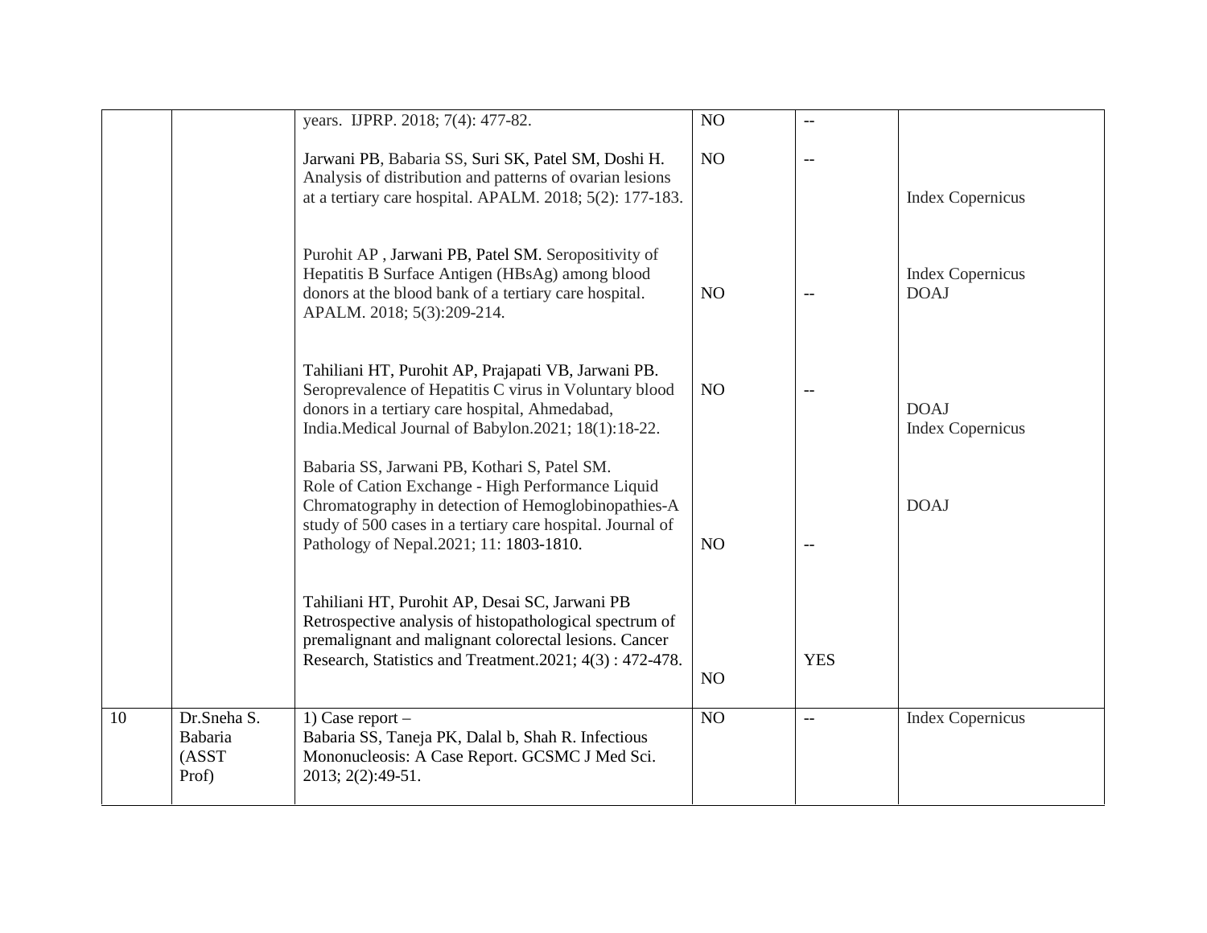|  |  | years. IJPRP. 2018; 7(4): 477-82. | NO | -- |  |
|---|---|---|---|---|---|
|  |  | Jarwani PB, Babaria SS, Suri SK, Patel SM, Doshi H. Analysis of distribution and patterns of ovarian lesions at a tertiary care hospital. APALM. 2018; 5(2): 177-183. | NO | -- | Index Copernicus |
|  |  | Purohit AP , Jarwani PB, Patel SM. Seropositivity of Hepatitis B Surface Antigen (HBsAg) among blood donors at the blood bank of a tertiary care hospital. APALM. 2018; 5(3):209-214. | NO | -- | Index Copernicus<br>DOAJ |
|  |  | Tahiliani HT, Purohit AP, Prajapati VB, Jarwani PB. Seroprevalence of Hepatitis C virus in Voluntary blood donors in a tertiary care hospital, Ahmedabad, India.Medical Journal of Babylon.2021; 18(1):18-22. | NO | -- | DOAJ<br>Index Copernicus |
|  |  | Babaria SS, Jarwani PB, Kothari S, Patel SM. Role of Cation Exchange - High Performance Liquid Chromatography in detection of Hemoglobinopathies-A study of 500 cases in a tertiary care hospital. Journal of Pathology of Nepal.2021; 11: 1803-1810. | NO | -- | DOAJ |
|  |  | Tahiliani HT, Purohit AP, Desai SC, Jarwani PB Retrospective analysis of histopathological spectrum of premalignant and malignant colorectal lesions. Cancer Research, Statistics and Treatment.2021; 4(3) : 472-478. | NO | YES |  |
| 10 | Dr.Sneha S. Babaria (ASST Prof) | 1) Case report – Babaria SS, Taneja PK, Dalal b, Shah R. Infectious Mononucleosis: A Case Report. GCSMC J Med Sci. 2013; 2(2):49-51. | NO | -- | Index Copernicus |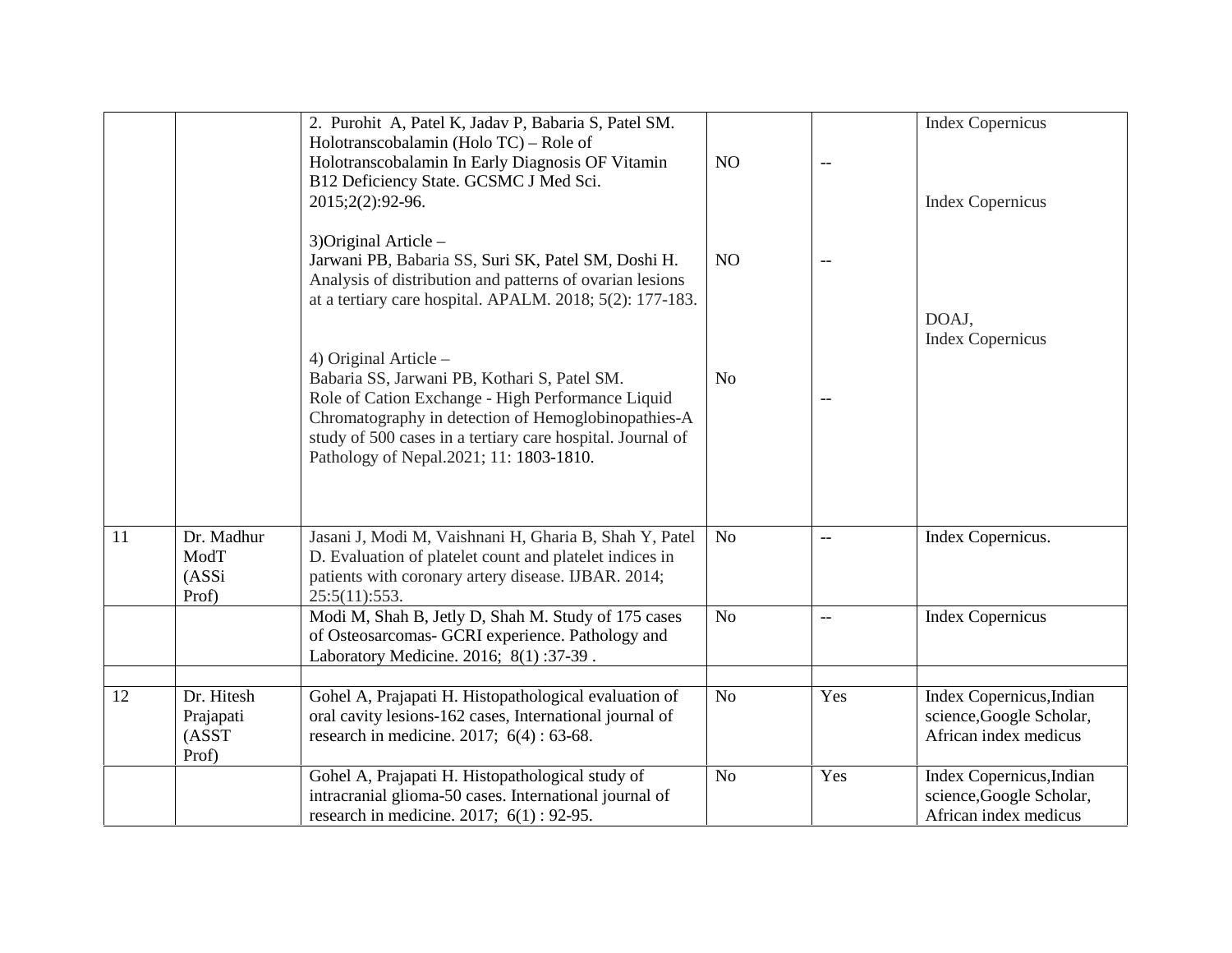| | | | | | |
|---|---|---|---|---|---|
| | | 2. Purohit A, Patel K, Jadav P, Babaria S, Patel SM. Holotranscobalamin (Holo TC) – Role of Holotranscobalamin In Early Diagnosis OF Vitamin B12 Deficiency State. GCSMC J Med Sci. 2015;2(2):92-96.<br><br>3)Original Article –<br>Jarwani PB, Babaria SS, Suri SK, Patel SM, Doshi H. Analysis of distribution and patterns of ovarian lesions at a tertiary care hospital. APALM. 2018; 5(2): 177-183.<br><br>4) Original Article –<br>Babaria SS, Jarwani PB, Kothari S, Patel SM. Role of Cation Exchange - High Performance Liquid Chromatography in detection of Hemoglobinopathies-A study of 500 cases in a tertiary care hospital. Journal of Pathology of Nepal.2021; 11: 1803-1810. | NO<br><br>NO<br><br>No | --<br><br>--<br><br>-- | Index Copernicus<br><br>Index Copernicus<br><br>DOAJ,<br>Index Copernicus |
| 11 | Dr. Madhur ModT (ASSi Prof) | Jasani J, Modi M, Vaishnani H, Gharia B, Shah Y, Patel D. Evaluation of platelet count and platelet indices in patients with coronary artery disease. IJBAR. 2014; 25:5(11):553. | No | -- | Index Copernicus. |
| | | Modi M, Shah B, Jetly D, Shah M. Study of 175 cases of Osteosarcomas- GCRI experience. Pathology and Laboratory Medicine. 2016; 8(1) :37-39 . | No | -- | Index Copernicus |
| | | | | | |
| 12 | Dr. Hitesh Prajapati (ASST Prof) | Gohel A, Prajapati H. Histopathological evaluation of oral cavity lesions-162 cases, International journal of research in medicine. 2017; 6(4) : 63-68. | No | Yes | Index Copernicus,Indian science,Google Scholar, African index medicus |
| | | Gohel A, Prajapati H. Histopathological study of intracranial glioma-50 cases. International journal of research in medicine. 2017; 6(1) : 92-95. | No | Yes | Index Copernicus,Indian science,Google Scholar, African index medicus |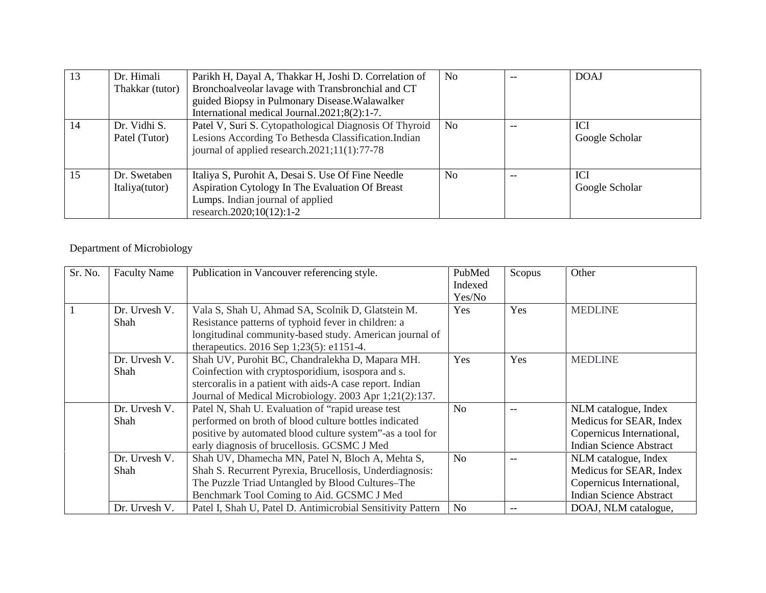| 13 | Dr. Himali Thakkar (tutor) | Parikh H, Dayal A, Thakkar H, Joshi D. Correlation of Bronchoalveolar lavage with Transbronchial and CT guided Biopsy in Pulmonary Disease.Walawalker International medical Journal.2021;8(2):1-7. | No | -- | DOAJ |
|---|---|---|---|---|---|
| 14 | Dr. Vidhi S. Patel (Tutor) | Patel V, Suri S. Cytopathological Diagnosis Of Thyroid Lesions According To Bethesda Classification.Indian journal of applied research.2021;11(1):77-78 | No | -- | ICI Google Scholar |
| 15 | Dr. Swetaben Italiya(tutor) | Italiya S, Purohit A, Desai S. Use Of Fine Needle Aspiration Cytology In The Evaluation Of Breast Lumps. Indian journal of applied research.2020;10(12):1-2 | No | -- | ICI Google Scholar |

Department of Microbiology

| Sr. No. | Faculty Name | Publication in Vancouver referencing style. | PubMed Indexed Yes/No | Scopus | Other |
|---|---|---|---|---|---|
| 1 | Dr. Urvesh V. Shah | Vala S, Shah U, Ahmad SA, Scolnik D, Glatstein M. Resistance patterns of typhoid fever in children: a longitudinal community-based study. American journal of therapeutics. 2016 Sep 1;23(5): e1151-4. | Yes | Yes | MEDLINE |
| | Dr. Urvesh V. Shah | Shah UV, Purohit BC, Chandralekha D, Mapara MH. Coinfection with cryptosporidium, isospora and s. stercoralis in a patient with aids-A case report. Indian Journal of Medical Microbiology. 2003 Apr 1;21(2):137. | Yes | Yes | MEDLINE |
| | Dr. Urvesh V. Shah | Patel N, Shah U. Evaluation of "rapid urease test performed on broth of blood culture bottles indicated positive by automated blood culture system"-as a tool for early diagnosis of brucellosis. GCSMC J Med | No | -- | NLM catalogue, Index Medicus for SEAR, Index Copernicus International, Indian Science Abstract |
| | Dr. Urvesh V. Shah | Shah UV, Dhamecha MN, Patel N, Bloch A, Mehta S, Shah S. Recurrent Pyrexia, Brucellosis, Underdiagnosis: The Puzzle Triad Untangled by Blood Cultures–The Benchmark Tool Coming to Aid. GCSMC J Med | No | -- | NLM catalogue, Index Medicus for SEAR, Index Copernicus International, Indian Science Abstract |
| | Dr. Urvesh V. | Patel I, Shah U, Patel D. Antimicrobial Sensitivity Pattern | No | -- | DOAJ, NLM catalogue, |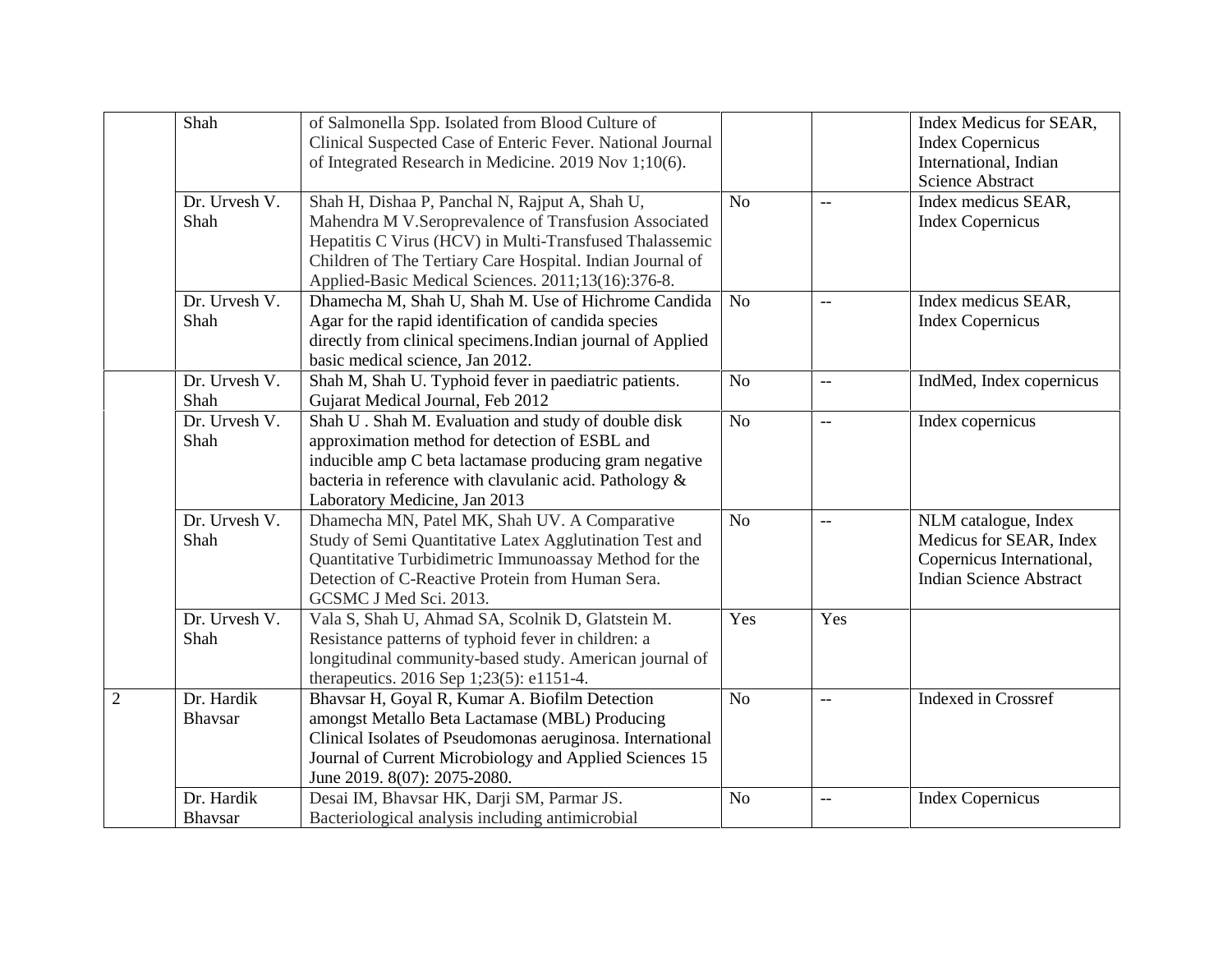|  |  |  |  |  |  |
|---|---|---|---|---|---|
|  | Shah | of Salmonella Spp. Isolated from Blood Culture of Clinical Suspected Case of Enteric Fever. National Journal of Integrated Research in Medicine. 2019 Nov 1;10(6). |  |  | Index Medicus for SEAR, Index Copernicus International, Indian Science Abstract |
|  | Dr. Urvesh V. Shah | Shah H, Dishaa P, Panchal N, Rajput A, Shah U, Mahendra M V.Seroprevalence of Transfusion Associated Hepatitis C Virus (HCV) in Multi-Transfused Thalassemic Children of The Tertiary Care Hospital. Indian Journal of Applied-Basic Medical Sciences. 2011;13(16):376-8. | No | -- | Index medicus SEAR, Index Copernicus |
|  | Dr. Urvesh V. Shah | Dhamecha M, Shah U, Shah M. Use of Hichrome Candida Agar for the rapid identification of candida species directly from clinical specimens.Indian journal of Applied basic medical science, Jan 2012. | No | -- | Index medicus SEAR, Index Copernicus |
|  | Dr. Urvesh V. Shah | Shah M, Shah U. Typhoid fever in paediatric patients. Gujarat Medical Journal, Feb 2012 | No | -- | IndMed, Index copernicus |
|  | Dr. Urvesh V. Shah | Shah U . Shah M. Evaluation and study of double disk approximation method for detection of ESBL and inducible amp C beta lactamase producing gram negative bacteria in reference with clavulanic acid. Pathology & Laboratory Medicine, Jan 2013 | No | -- | Index copernicus |
|  | Dr. Urvesh V. Shah | Dhamecha MN, Patel MK, Shah UV. A Comparative Study of Semi Quantitative Latex Agglutination Test and Quantitative Turbidimetric Immunoassay Method for the Detection of C-Reactive Protein from Human Sera. GCSMC J Med Sci. 2013. | No | -- | NLM catalogue, Index Medicus for SEAR, Index Copernicus International, Indian Science Abstract |
|  | Dr. Urvesh V. Shah | Vala S, Shah U, Ahmad SA, Scolnik D, Glatstein M. Resistance patterns of typhoid fever in children: a longitudinal community-based study. American journal of therapeutics. 2016 Sep 1;23(5): e1151-4. | Yes | Yes |  |
| 2 | Dr. Hardik Bhavsar | Bhavsar H, Goyal R, Kumar A. Biofilm Detection amongst Metallo Beta Lactamase (MBL) Producing Clinical Isolates of Pseudomonas aeruginosa. International Journal of Current Microbiology and Applied Sciences 15 June 2019. 8(07): 2075-2080. | No | -- | Indexed in Crossref |
|  | Dr. Hardik Bhavsar | Desai IM, Bhavsar HK, Darji SM, Parmar JS. Bacteriological analysis including antimicrobial | No | -- | Index Copernicus |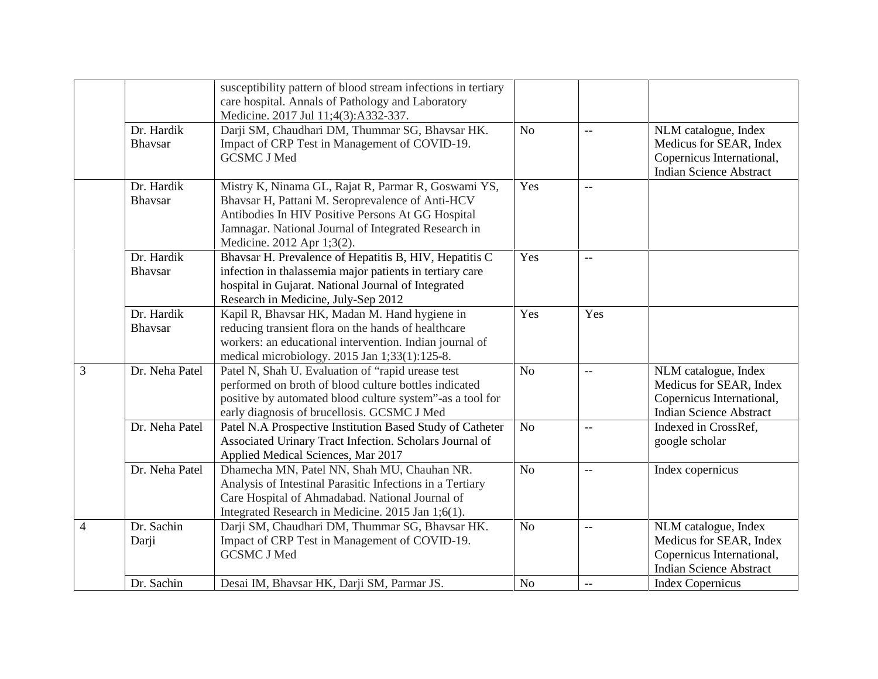| | | susceptibility pattern of blood stream infections in tertiary care hospital. Annals of Pathology and Laboratory Medicine. 2017 Jul 11;4(3):A332-337. | | | |
|---|---|---|---|---|---|
| | Dr. Hardik Bhavsar | Darji SM, Chaudhari DM, Thummar SG, Bhavsar HK. Impact of CRP Test in Management of COVID-19. GCSMC J Med | No | -- | NLM catalogue, Index Medicus for SEAR, Index Copernicus International, Indian Science Abstract |
| | Dr. Hardik Bhavsar | Mistry K, Ninama GL, Rajat R, Parmar R, Goswami YS, Bhavsar H, Pattani M. Seroprevalence of Anti-HCV Antibodies In HIV Positive Persons At GG Hospital Jamnagar. National Journal of Integrated Research in Medicine. 2012 Apr 1;3(2). | Yes | -- | |
| | Dr. Hardik Bhavsar | Bhavsar H. Prevalence of Hepatitis B, HIV, Hepatitis C infection in thalassemia major patients in tertiary care hospital in Gujarat. National Journal of Integrated Research in Medicine, July-Sep 2012 | Yes | -- | |
| | Dr. Hardik Bhavsar | Kapil R, Bhavsar HK, Madan M. Hand hygiene in reducing transient flora on the hands of healthcare workers: an educational intervention. Indian journal of medical microbiology. 2015 Jan 1;33(1):125-8. | Yes | Yes | |
| 3 | Dr. Neha Patel | Patel N, Shah U. Evaluation of "rapid urease test performed on broth of blood culture bottles indicated positive by automated blood culture system"-as a tool for early diagnosis of brucellosis. GCSMC J Med | No | -- | NLM catalogue, Index Medicus for SEAR, Index Copernicus International, Indian Science Abstract |
| | Dr. Neha Patel | Patel N.A Prospective Institution Based Study of Catheter Associated Urinary Tract Infection. Scholars Journal of Applied Medical Sciences, Mar 2017 | No | -- | Indexed in CrossRef, google scholar |
| | Dr. Neha Patel | Dhamecha MN, Patel NN, Shah MU, Chauhan NR. Analysis of Intestinal Parasitic Infections in a Tertiary Care Hospital of Ahmadabad. National Journal of Integrated Research in Medicine. 2015 Jan 1;6(1). | No | -- | Index copernicus |
| 4 | Dr. Sachin Darji | Darji SM, Chaudhari DM, Thummar SG, Bhavsar HK. Impact of CRP Test in Management of COVID-19. GCSMC J Med | No | -- | NLM catalogue, Index Medicus for SEAR, Index Copernicus International, Indian Science Abstract |
| | Dr. Sachin | Desai IM, Bhavsar HK, Darji SM, Parmar JS. | No | -- | Index Copernicus |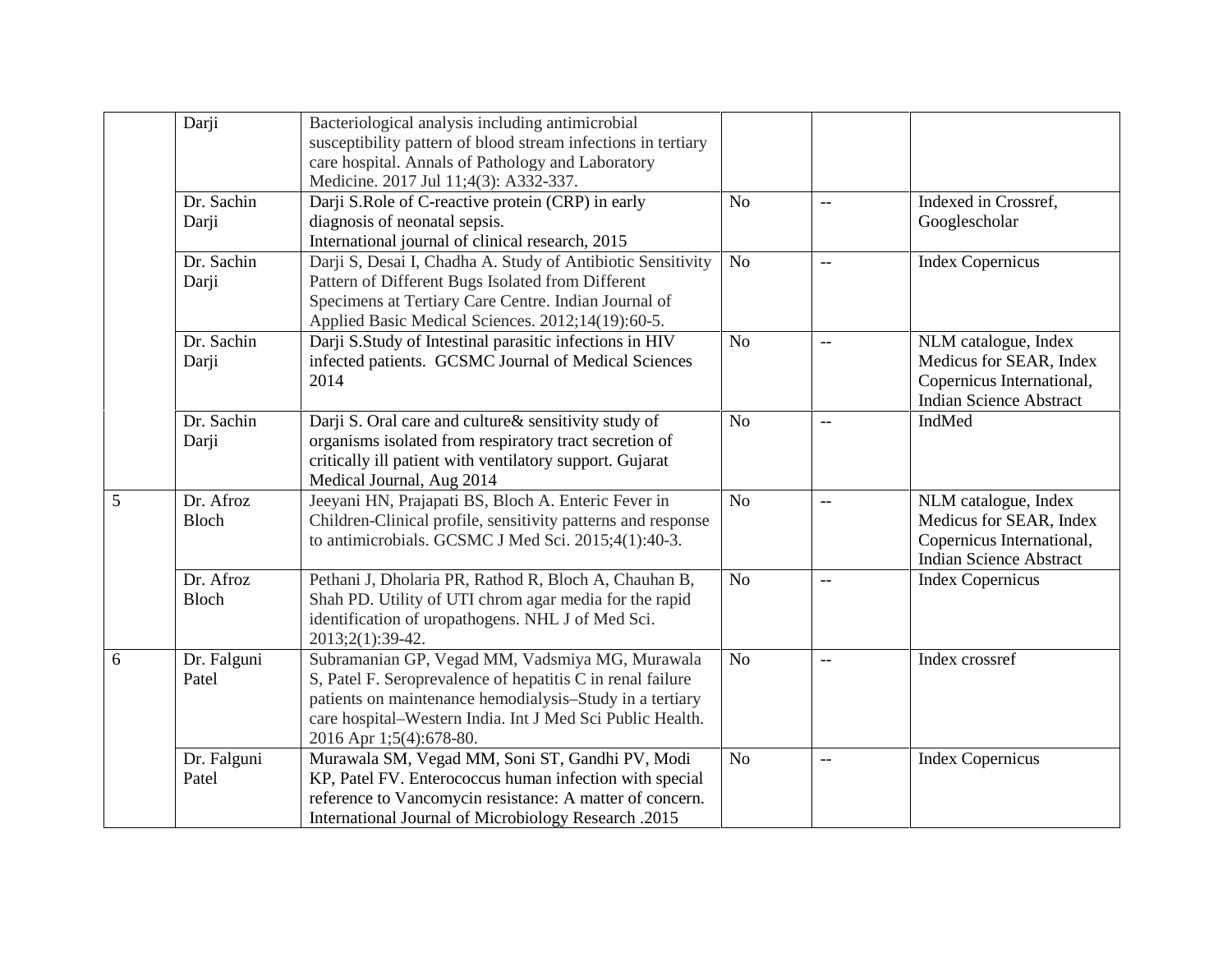|  |  |  |  |  |  |
|---|---|---|---|---|---|
|  | Darji | Bacteriological analysis including antimicrobial susceptibility pattern of blood stream infections in tertiary care hospital. Annals of Pathology and Laboratory Medicine. 2017 Jul 11;4(3): A332-337. |  |  |  |
|  | Dr. Sachin Darji | Darji S.Role of C-reactive protein (CRP) in early diagnosis of neonatal sepsis. International journal of clinical research, 2015 | No | -- | Indexed in Crossref, Googlescholar |
|  | Dr. Sachin Darji | Darji S, Desai I, Chadha A. Study of Antibiotic Sensitivity Pattern of Different Bugs Isolated from Different Specimens at Tertiary Care Centre. Indian Journal of Applied Basic Medical Sciences. 2012;14(19):60-5. | No | -- | Index Copernicus |
|  | Dr. Sachin Darji | Darji S.Study of Intestinal parasitic infections in HIV infected patients. GCSMC Journal of Medical Sciences 2014 | No | -- | NLM catalogue, Index Medicus for SEAR, Index Copernicus International, Indian Science Abstract |
|  | Dr. Sachin Darji | Darji S. Oral care and culture& sensitivity study of organisms isolated from respiratory tract secretion of critically ill patient with ventilatory support. Gujarat Medical Journal, Aug 2014 | No | -- | IndMed |
| 5 | Dr. Afroz Bloch | Jeeyani HN, Prajapati BS, Bloch A. Enteric Fever in Children-Clinical profile, sensitivity patterns and response to antimicrobials. GCSMC J Med Sci. 2015;4(1):40-3. | No | -- | NLM catalogue, Index Medicus for SEAR, Index Copernicus International, Indian Science Abstract |
|  | Dr. Afroz Bloch | Pethani J, Dholaria PR, Rathod R, Bloch A, Chauhan B, Shah PD. Utility of UTI chrom agar media for the rapid identification of uropathogens. NHL J of Med Sci. 2013;2(1):39-42. | No | -- | Index Copernicus |
| 6 | Dr. Falguni Patel | Subramanian GP, Vegad MM, Vadsmiya MG, Murawala S, Patel F. Seroprevalence of hepatitis C in renal failure patients on maintenance hemodialysis–Study in a tertiary care hospital–Western India. Int J Med Sci Public Health. 2016 Apr 1;5(4):678-80. | No | -- | Index crossref |
|  | Dr. Falguni Patel | Murawala SM, Vegad MM, Soni ST, Gandhi PV, Modi KP, Patel FV. Enterococcus human infection with special reference to Vancomycin resistance: A matter of concern. International Journal of Microbiology Research .2015 | No | -- | Index Copernicus |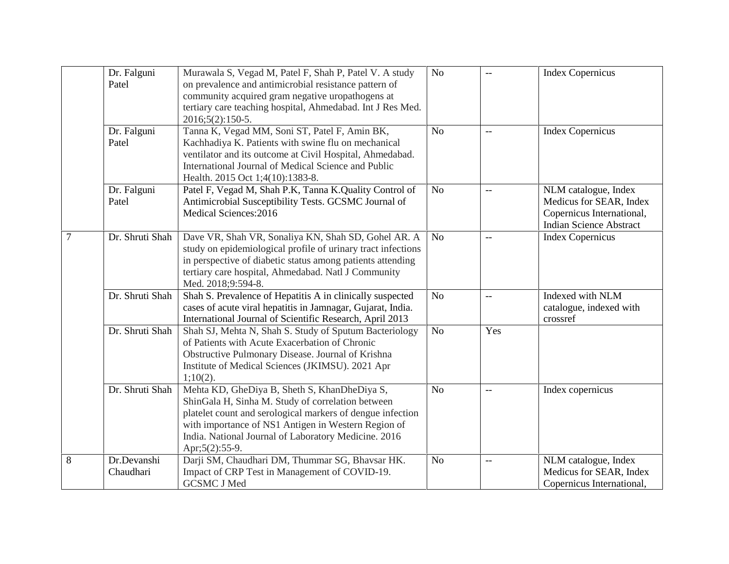| | | | | | |
|---|---|---|---|---|---|
| | Dr. Falguni Patel | Murawala S, Vegad M, Patel F, Shah P, Patel V. A study on prevalence and antimicrobial resistance pattern of community acquired gram negative uropathogens at tertiary care teaching hospital, Ahmedabad. Int J Res Med. 2016;5(2):150-5. | No | -- | Index Copernicus |
| | Dr. Falguni Patel | Tanna K, Vegad MM, Soni ST, Patel F, Amin BK, Kachhadiya K. Patients with swine flu on mechanical ventilator and its outcome at Civil Hospital, Ahmedabad. International Journal of Medical Science and Public Health. 2015 Oct 1;4(10):1383-8. | No | -- | Index Copernicus |
| | Dr. Falguni Patel | Patel F, Vegad M, Shah P.K, Tanna K.Quality Control of Antimicrobial Susceptibility Tests. GCSMC Journal of Medical Sciences:2016 | No | -- | NLM catalogue, Index Medicus for SEAR, Index Copernicus International, Indian Science Abstract |
| 7 | Dr. Shruti Shah | Dave VR, Shah VR, Sonaliya KN, Shah SD, Gohel AR. A study on epidemiological profile of urinary tract infections in perspective of diabetic status among patients attending tertiary care hospital, Ahmedabad. Natl J Community Med. 2018;9:594-8. | No | -- | Index Copernicus |
| | Dr. Shruti Shah | Shah S. Prevalence of Hepatitis A in clinically suspected cases of acute viral hepatitis in Jamnagar, Gujarat, India. International Journal of Scientific Research, April 2013 | No | -- | Indexed with NLM catalogue, indexed with crossref |
| | Dr. Shruti Shah | Shah SJ, Mehta N, Shah S. Study of Sputum Bacteriology of Patients with Acute Exacerbation of Chronic Obstructive Pulmonary Disease. Journal of Krishna Institute of Medical Sciences (JKIMSU). 2021 Apr 1;10(2). | No | Yes | |
| | Dr. Shruti Shah | Mehta KD, GheDiya B, Sheth S, KhanDheDiya S, ShinGala H, Sinha M. Study of correlation between platelet count and serological markers of dengue infection with importance of NS1 Antigen in Western Region of India. National Journal of Laboratory Medicine. 2016 Apr;5(2):55-9. | No | -- | Index copernicus |
| 8 | Dr.Devanshi Chaudhari | Darji SM, Chaudhari DM, Thummar SG, Bhavsar HK. Impact of CRP Test in Management of COVID-19. GCSMC J Med | No | -- | NLM catalogue, Index Medicus for SEAR, Index Copernicus International, |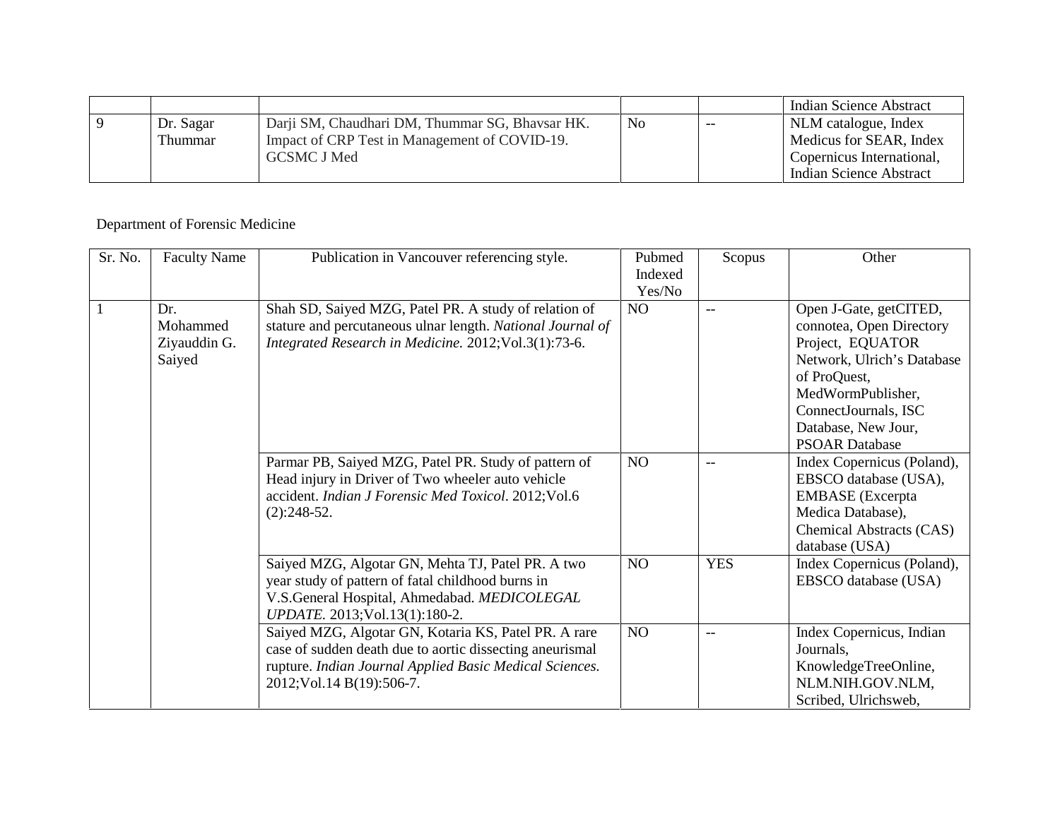| | | | | | |
|---|---|---|---|---|---|
| | | | | | Indian Science Abstract |
| 9 | Dr. Sagar Thummar | Darji SM, Chaudhari DM, Thummar SG, Bhavsar HK. Impact of CRP Test in Management of COVID-19. GCSMC J Med | No | -- | NLM catalogue, Index Medicus for SEAR, Index Copernicus International, Indian Science Abstract |

Department of Forensic Medicine

| Sr. No. | Faculty Name | Publication in Vancouver referencing style. | Pubmed Indexed Yes/No | Scopus | Other |
|---|---|---|---|---|---|
| 1 | Dr. Mohammed Ziyauddin G. Saiyed | Shah SD, Saiyed MZG, Patel PR. A study of relation of stature and percutaneous ulnar length. *National Journal of Integrated Research in Medicine.* 2012;Vol.3(1):73-6. | NO | -- | Open J-Gate, getCITED, connotea, Open Directory Project, EQUATOR Network, Ulrich's Database of ProQuest, MedWormPublisher, ConnectJournals, ISC Database, New Jour, PSOAR Database |
| | | Parmar PB, Saiyed MZG, Patel PR. Study of pattern of Head injury in Driver of Two wheeler auto vehicle accident. *Indian J Forensic Med Toxicol*. 2012;Vol.6 (2):248-52. | NO | -- | Index Copernicus (Poland), EBSCO database (USA), EMBASE (Excerpta Medica Database), Chemical Abstracts (CAS) database (USA) |
| | | Saiyed MZG, Algotar GN, Mehta TJ, Patel PR. A two year study of pattern of fatal childhood burns in V.S.General Hospital, Ahmedabad. *MEDICOLEGAL UPDATE.* 2013;Vol.13(1):180-2. | NO | YES | Index Copernicus (Poland), EBSCO database (USA) |
| | | Saiyed MZG, Algotar GN, Kotaria KS, Patel PR. A rare case of sudden death due to aortic dissecting aneurismal rupture. *Indian Journal Applied Basic Medical Sciences.* 2012;Vol.14 B(19):506-7. | NO | -- | Index Copernicus, Indian Journals, KnowledgeTreeOnline, NLM.NIH.GOV.NLM, Scribed, Ulrichsweb, |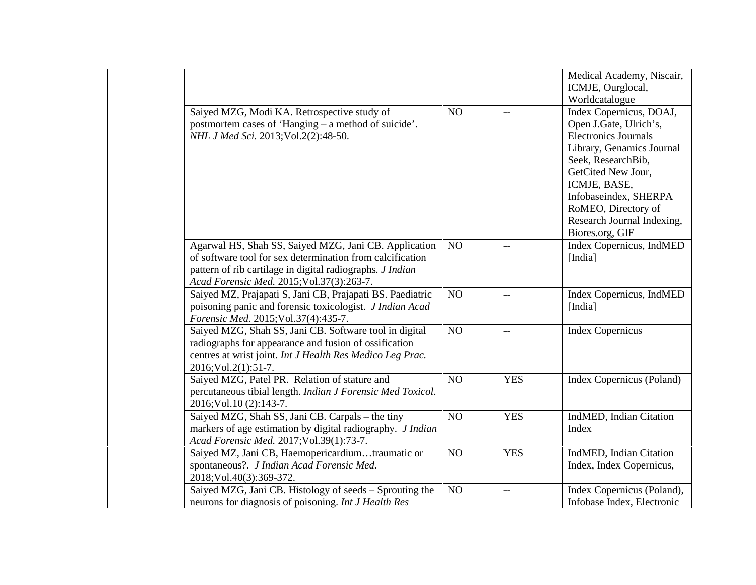| | | | | | |
|---|---|---|---|---|---|
| | | | | | Medical Academy, Niscair, ICMJE, Ourglocal, Worldcatalogue |
| | | Saiyed MZG, Modi KA. Retrospective study of postmortem cases of 'Hanging – a method of suicide'. *NHL J Med Sci.* 2013;Vol.2(2):48-50. | NO | -- | Index Copernicus, DOAJ, Open J.Gate, Ulrich's, Electronics Journals Library, Genamics Journal Seek, ResearchBib, GetCited New Jour, ICMJE, BASE, Infobaseindex, SHERPA RoMEO, Directory of Research Journal Indexing, Biores.org, GIF |
| | | Agarwal HS, Shah SS, Saiyed MZG, Jani CB. Application of software tool for sex determination from calcification pattern of rib cartilage in digital radiographs. *J Indian Acad Forensic Med.* 2015;Vol.37(3):263-7. | NO | -- | Index Copernicus, IndMED [India] |
| | | Saiyed MZ, Prajapati S, Jani CB, Prajapati BS. Paediatric poisoning panic and forensic toxicologist. *J Indian Acad Forensic Med.* 2015;Vol.37(4):435-7. | NO | -- | Index Copernicus, IndMED [India] |
| | | Saiyed MZG, Shah SS, Jani CB. Software tool in digital radiographs for appearance and fusion of ossification centres at wrist joint. *Int J Health Res Medico Leg Prac.* 2016;Vol.2(1):51-7. | NO | -- | Index Copernicus |
| | | Saiyed MZG, Patel PR. Relation of stature and percutaneous tibial length. *Indian J Forensic Med Toxicol.* 2016;Vol.10 (2):143-7. | NO | YES | Index Copernicus (Poland) |
| | | Saiyed MZG, Shah SS, Jani CB. Carpals – the tiny markers of age estimation by digital radiography. *J Indian Acad Forensic Med.* 2017;Vol.39(1):73-7. | NO | YES | IndMED, Indian Citation Index |
| | | Saiyed MZ, Jani CB, Haemopericardium…traumatic or spontaneous?. *J Indian Acad Forensic Med.* 2018;Vol.40(3):369-372. | NO | YES | IndMED, Indian Citation Index, Index Copernicus, |
| | | Saiyed MZG, Jani CB. Histology of seeds – Sprouting the neurons for diagnosis of poisoning. *Int J Health Res* | NO | -- | Index Copernicus (Poland), Infobase Index, Electronic |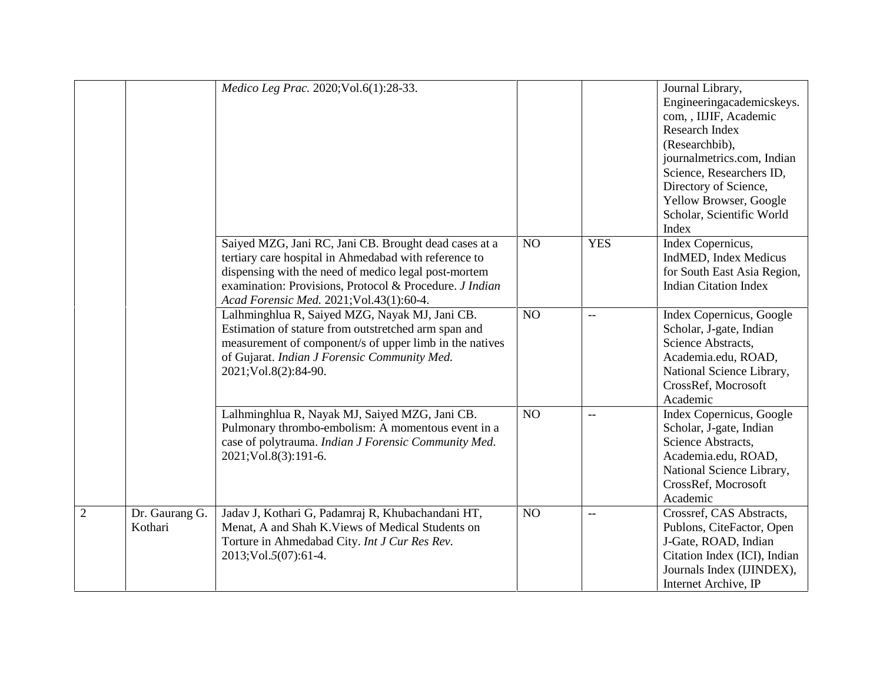| | | | | | |
|---|---|---|---|---|---|
| | | *Medico Leg Prac.* 2020;Vol.6(1):28-33. | | | Journal Library, Engineeringacademicskeys.com, , IIJIF, Academic Research Index (Researchbib), journalmetrics.com, Indian Science, Researchers ID, Directory of Science, Yellow Browser, Google Scholar, Scientific World Index |
| | | Saiyed MZG, Jani RC, Jani CB. Brought dead cases at a tertiary care hospital in Ahmedabad with reference to dispensing with the need of medico legal post-mortem examination: Provisions, Protocol & Procedure. *J Indian Acad Forensic Med.* 2021;Vol.43(1):60-4. | NO | YES | Index Copernicus, IndMED, Index Medicus for South East Asia Region, Indian Citation Index |
| | | Lalhminghlua R, Saiyed MZG, Nayak MJ, Jani CB. Estimation of stature from outstretched arm span and measurement of component/s of upper limb in the natives of Gujarat. *Indian J Forensic Community Med.* 2021;Vol.8(2):84-90. | NO | -- | Index Copernicus, Google Scholar, J-gate, Indian Science Abstracts, Academia.edu, ROAD, National Science Library, CrossRef, Mocrosoft Academic |
| | | Lalhminghlua R, Nayak MJ, Saiyed MZG, Jani CB. Pulmonary thrombo-embolism: A momentous event in a case of polytrauma. *Indian J Forensic Community Med.* 2021;Vol.8(3):191-6. | NO | -- | Index Copernicus, Google Scholar, J-gate, Indian Science Abstracts, Academia.edu, ROAD, National Science Library, CrossRef, Mocrosoft Academic |
| 2 | Dr. Gaurang G. Kothari | Jadav J, Kothari G, Padamraj R, Khubachandani HT, Menat, A and Shah K.Views of Medical Students on Torture in Ahmedabad City. *Int J Cur Res Rev.* 2013;Vol.*5*(07):61-4. | NO | -- | Crossref, CAS Abstracts, Publons, CiteFactor, Open J-Gate, ROAD, Indian Citation Index (ICI), Indian Journals Index (IJINDEX), Internet Archive, IP |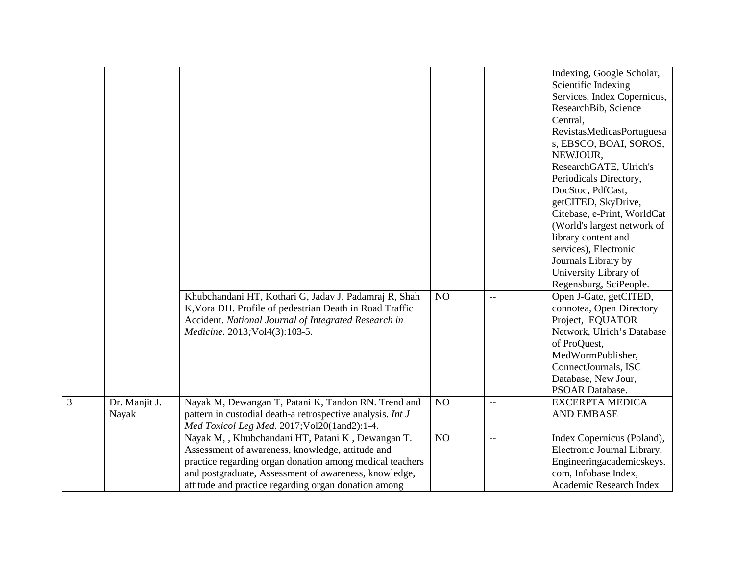|  |  |  |  |  | Indexing, Google Scholar, Scientific Indexing Services, Index Copernicus, ResearchBib, Science Central, RevistasMedicasPortuguesas, EBSCO, BOAI, SOROS, NEWJOUR, ResearchGATE, Ulrich's Periodicals Directory, DocStoc, PdfCast, getCITED, SkyDrive, Citebase, e-Print, WorldCat (World's largest network of library content and services), Electronic Journals Library by University Library of Regensburg, SciPeople. |
|---|---|---|---|---|---|
|  |  | Khubchandani HT, Kothari G, Jadav J, Padamraj R, Shah K,Vora DH. Profile of pedestrian Death in Road Traffic Accident. *National Journal of Integrated Research in Medicine.* 2013;Vol4(3):103-5. | NO | -- | Open J-Gate, getCITED, connotea, Open Directory Project, EQUATOR Network, Ulrich's Database of ProQuest, MedWormPublisher, ConnectJournals, ISC Database, New Jour, PSOAR Database. |
| 3 | Dr. Manjit J. Nayak | Nayak M, Dewangan T, Patani K, Tandon RN. Trend and pattern in custodial death-a retrospective analysis. *Int J Med Toxicol Leg Med*. 2017;Vol20(1and2):1-4. | NO | -- | EXCERPTA MEDICA AND EMBASE |
|  |  | Nayak M, , Khubchandani HT, Patani K , Dewangan T. Assessment of awareness, knowledge, attitude and practice regarding organ donation among medical teachers and postgraduate, Assessment of awareness, knowledge, attitude and practice regarding organ donation among | NO | -- | Index Copernicus (Poland), Electronic Journal Library, Engineeringacademicskeys.com, Infobase Index, Academic Research Index |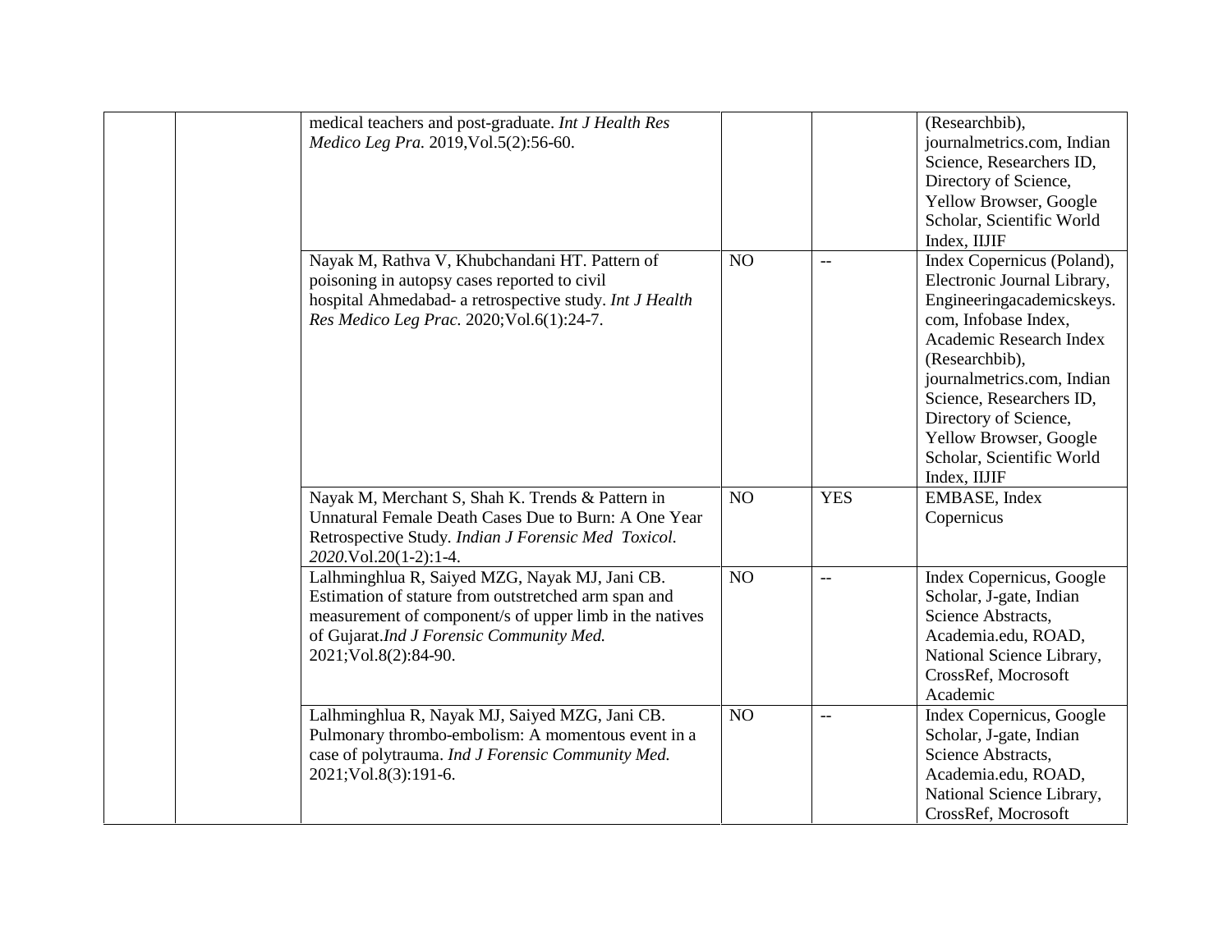| | | | | | |
|---|---|---|---|---|---|
| | | medical teachers and post-graduate. *Int J Health Res Medico Leg Pra.* 2019,Vol.5(2):56-60. | | | (Researchbib), journalmetrics.com, Indian Science, Researchers ID, Directory of Science, Yellow Browser, Google Scholar, Scientific World Index, IIJIF |
| | | Nayak M, Rathva V, Khubchandani HT. Pattern of poisoning in autopsy cases reported to civil hospital Ahmedabad- a retrospective study. *Int J Health Res Medico Leg Prac.* 2020;Vol.6(1):24-7. | NO | -- | Index Copernicus (Poland), Electronic Journal Library, Engineeringacademicskeys.com, Infobase Index, Academic Research Index (Researchbib), journalmetrics.com, Indian Science, Researchers ID, Directory of Science, Yellow Browser, Google Scholar, Scientific World Index, IIJIF |
| | | Nayak M, Merchant S, Shah K. Trends & Pattern in Unnatural Female Death Cases Due to Burn: A One Year Retrospective Study. *Indian J Forensic Med Toxicol. 2020*.Vol.20(1-2):1-4. | NO | YES | EMBASE, Index Copernicus |
| | | Lalhminghlua R, Saiyed MZG, Nayak MJ, Jani CB. Estimation of stature from outstretched arm span and measurement of component/s of upper limb in the natives of Gujarat.*Ind J Forensic Community Med.* 2021;Vol.8(2):84-90. | NO | -- | Index Copernicus, Google Scholar, J-gate, Indian Science Abstracts, Academia.edu, ROAD, National Science Library, CrossRef, Mocrosoft Academic |
| | | Lalhminghlua R, Nayak MJ, Saiyed MZG, Jani CB. Pulmonary thrombo-embolism: A momentous event in a case of polytrauma. *Ind J Forensic Community Med.* 2021;Vol.8(3):191-6. | NO | -- | Index Copernicus, Google Scholar, J-gate, Indian Science Abstracts, Academia.edu, ROAD, National Science Library, CrossRef, Mocrosoft |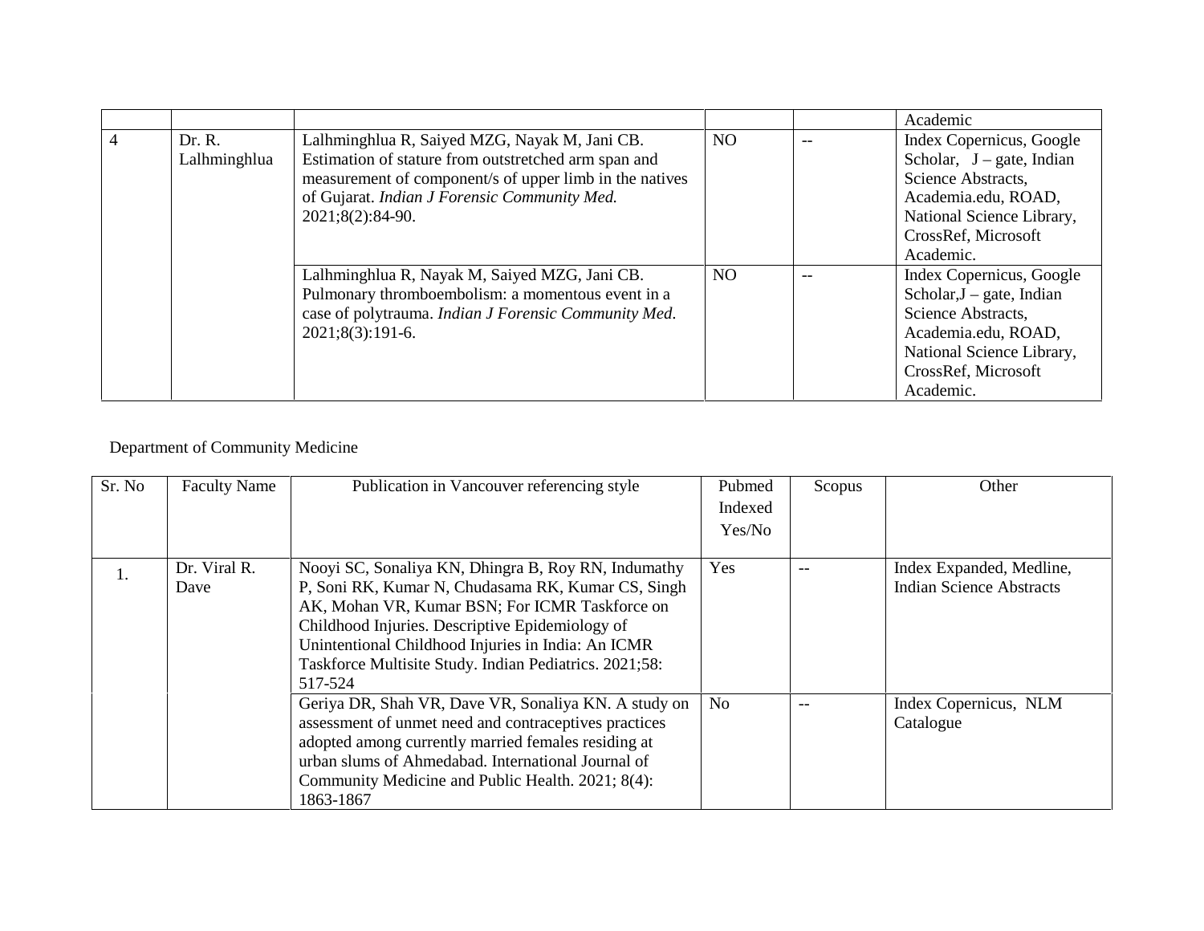| | | | | | Academic |
|---|---|---|---|---|---|
| 4 | Dr. R. Lalhminghlua | Lalhminghlua R, Saiyed MZG, Nayak M, Jani CB. Estimation of stature from outstretched arm span and measurement of component/s of upper limb in the natives of Gujarat. *Indian J Forensic Community Med.* 2021;8(2):84-90. | NO | -- | Index Copernicus, Google Scholar, J – gate, Indian Science Abstracts, Academia.edu, ROAD, National Science Library, CrossRef, Microsoft Academic. |
| | | Lalhminghlua R, Nayak M, Saiyed MZG, Jani CB. Pulmonary thromboembolism: a momentous event in a case of polytrauma. *Indian J Forensic Community Med.* 2021;8(3):191-6. | NO | -- | Index Copernicus, Google Scholar,J – gate, Indian Science Abstracts, Academia.edu, ROAD, National Science Library, CrossRef, Microsoft Academic. |

Department of Community Medicine

| Sr. No | Faculty Name | Publication in Vancouver referencing style | Pubmed Indexed Yes/No | Scopus | Other |
|---|---|---|---|---|---|
| 1. | Dr. Viral R. Dave | Nooyi SC, Sonaliya KN, Dhingra B, Roy RN, Indumathy P, Soni RK, Kumar N, Chudasama RK, Kumar CS, Singh AK, Mohan VR, Kumar BSN; For ICMR Taskforce on Childhood Injuries. Descriptive Epidemiology of Unintentional Childhood Injuries in India: An ICMR Taskforce Multisite Study. Indian Pediatrics. 2021;58: 517-524 | Yes | -- | Index Expanded, Medline, Indian Science Abstracts |
| | | Geriya DR, Shah VR, Dave VR, Sonaliya KN. A study on assessment of unmet need and contraceptives practices adopted among currently married females residing at urban slums of Ahmedabad. International Journal of Community Medicine and Public Health. 2021; 8(4): 1863-1867 | No | -- | Index Copernicus, NLM Catalogue |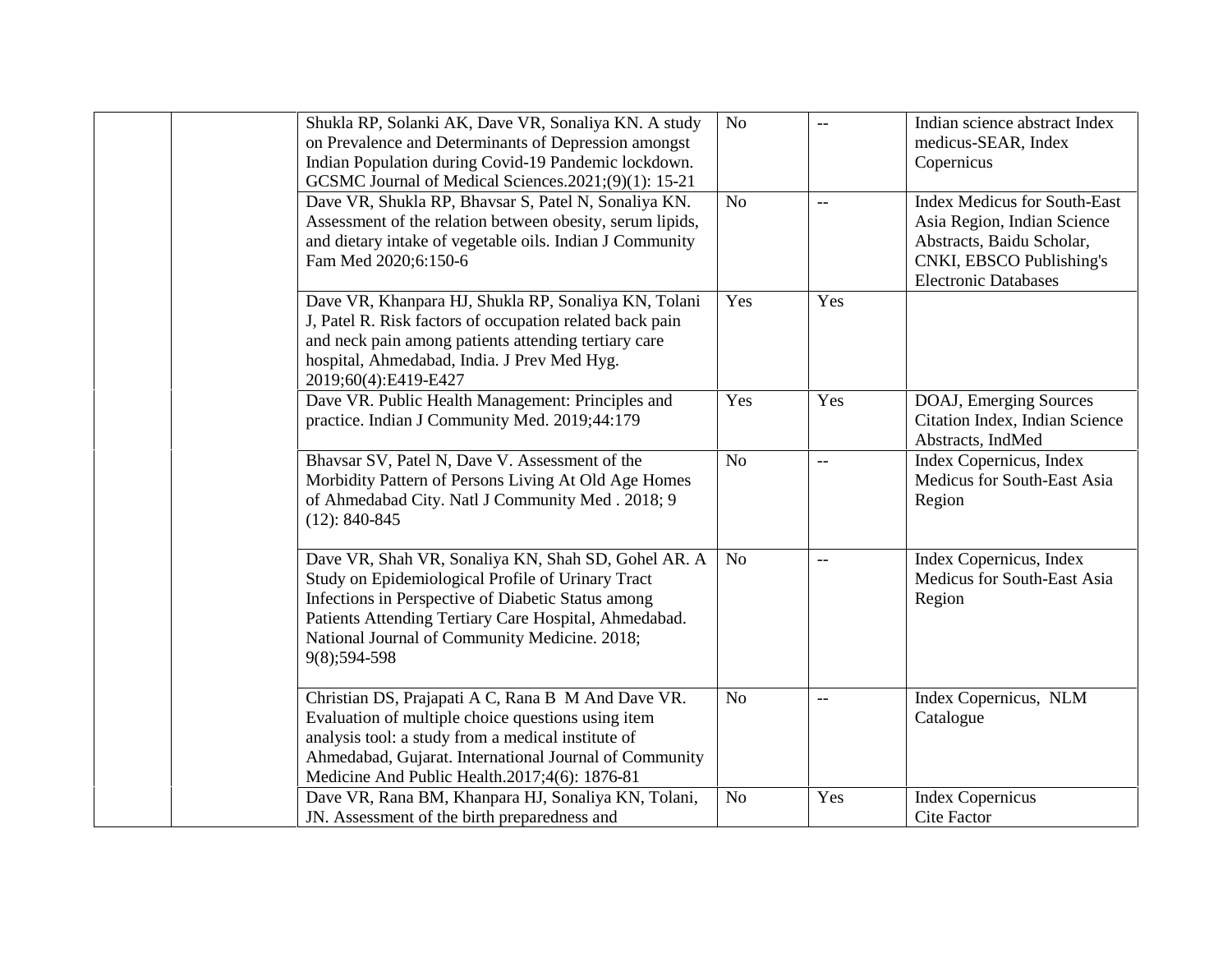| | | | | | |
|---|---|---|---|---|---|
| | | Shukla RP, Solanki AK, Dave VR, Sonaliya KN. A study on Prevalence and Determinants of Depression amongst Indian Population during Covid-19 Pandemic lockdown. GCSMC Journal of Medical Sciences.2021;(9)(1): 15-21 | No | -- | Indian science abstract Index medicus-SEAR, Index Copernicus |
| | | Dave VR, Shukla RP, Bhavsar S, Patel N, Sonaliya KN. Assessment of the relation between obesity, serum lipids, and dietary intake of vegetable oils. Indian J Community Fam Med 2020;6:150-6 | No | -- | Index Medicus for South-East Asia Region, Indian Science Abstracts, Baidu Scholar, CNKI, EBSCO Publishing's Electronic Databases |
| | | Dave VR, Khanpara HJ, Shukla RP, Sonaliya KN, Tolani J, Patel R. Risk factors of occupation related back pain and neck pain among patients attending tertiary care hospital, Ahmedabad, India. J Prev Med Hyg. 2019;60(4):E419-E427 | Yes | Yes | |
| | | Dave VR. Public Health Management: Principles and practice. Indian J Community Med. 2019;44:179 | Yes | Yes | DOAJ, Emerging Sources Citation Index, Indian Science Abstracts, IndMed |
| | | Bhavsar SV, Patel N, Dave V. Assessment of the Morbidity Pattern of Persons Living At Old Age Homes of Ahmedabad City. Natl J Community Med . 2018; 9 (12): 840-845 | No | -- | Index Copernicus, Index Medicus for South-East Asia Region |
| | | Dave VR, Shah VR, Sonaliya KN, Shah SD, Gohel AR. A Study on Epidemiological Profile of Urinary Tract Infections in Perspective of Diabetic Status among Patients Attending Tertiary Care Hospital, Ahmedabad. National Journal of Community Medicine. 2018; 9(8);594-598 | No | -- | Index Copernicus, Index Medicus for South-East Asia Region |
| | | Christian DS, Prajapati A C, Rana B M And Dave VR. Evaluation of multiple choice questions using item analysis tool: a study from a medical institute of Ahmedabad, Gujarat. International Journal of Community Medicine And Public Health.2017;4(6): 1876-81 | No | -- | Index Copernicus, NLM Catalogue |
| | | Dave VR, Rana BM, Khanpara HJ, Sonaliya KN, Tolani, JN. Assessment of the birth preparedness and | No | Yes | Index Copernicus Cite Factor |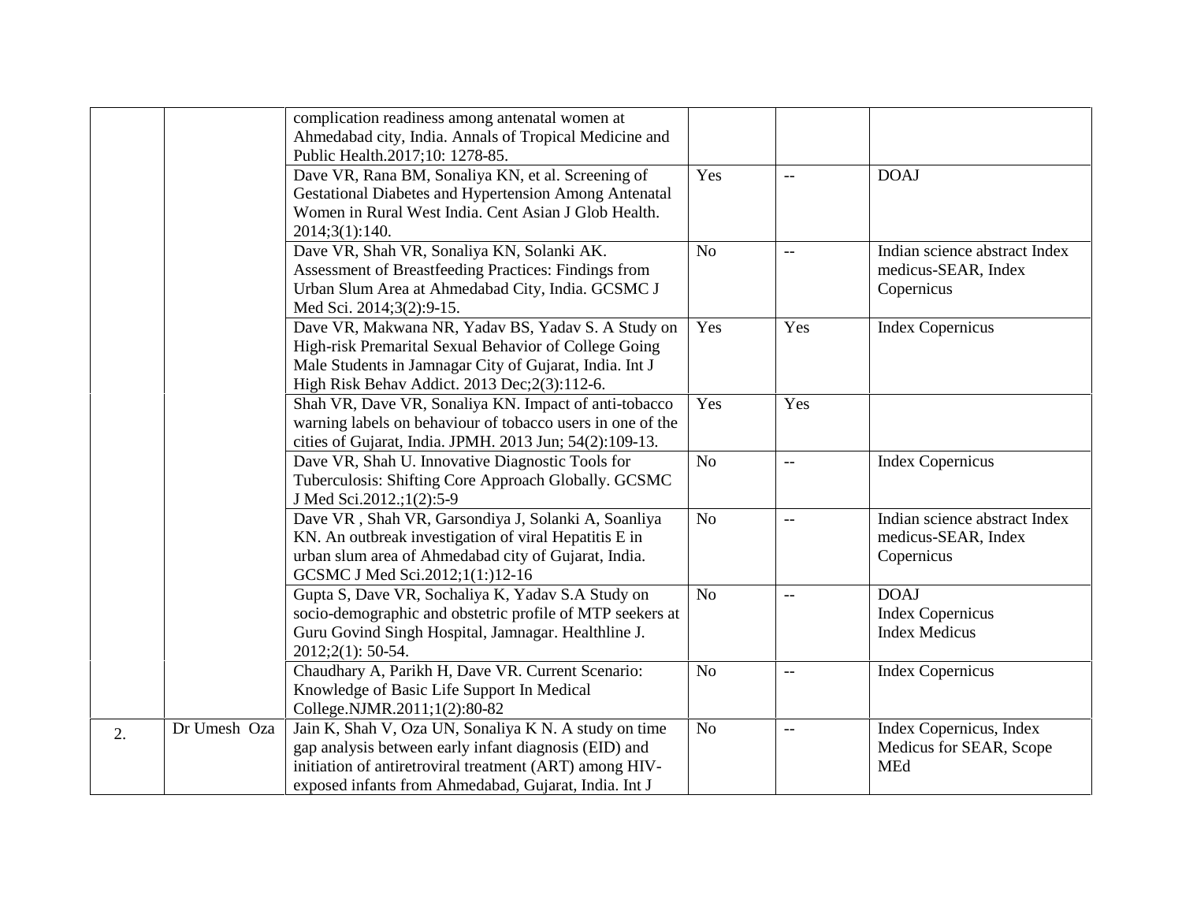|  |  |  |  |  |  |
|---|---|---|---|---|---|
|  |  | complication readiness among antenatal women at Ahmedabad city, India. Annals of Tropical Medicine and Public Health.2017;10: 1278-85. |  |  |  |
|  |  | Dave VR, Rana BM, Sonaliya KN, et al. Screening of Gestational Diabetes and Hypertension Among Antenatal Women in Rural West India. Cent Asian J Glob Health. 2014;3(1):140. | Yes | -- | DOAJ |
|  |  | Dave VR, Shah VR, Sonaliya KN, Solanki AK. Assessment of Breastfeeding Practices: Findings from Urban Slum Area at Ahmedabad City, India. GCSMC J Med Sci. 2014;3(2):9-15. | No | -- | Indian science abstract Index medicus-SEAR, Index Copernicus |
|  |  | Dave VR, Makwana NR, Yadav BS, Yadav S. A Study on High-risk Premarital Sexual Behavior of College Going Male Students in Jamnagar City of Gujarat, India. Int J High Risk Behav Addict. 2013 Dec;2(3):112-6. | Yes | Yes | Index Copernicus |
|  |  | Shah VR, Dave VR, Sonaliya KN. Impact of anti-tobacco warning labels on behaviour of tobacco users in one of the cities of Gujarat, India. JPMH. 2013 Jun; 54(2):109-13. | Yes | Yes |  |
|  |  | Dave VR, Shah U. Innovative Diagnostic Tools for Tuberculosis: Shifting Core Approach Globally. GCSMC J Med Sci.2012.;1(2):5-9 | No | -- | Index Copernicus |
|  |  | Dave VR , Shah VR, Garsondiya J, Solanki A, Soanliya KN. An outbreak investigation of viral Hepatitis E in urban slum area of Ahmedabad city of Gujarat, India. GCSMC J Med Sci.2012;1(1:)12-16 | No | -- | Indian science abstract Index medicus-SEAR, Index Copernicus |
|  |  | Gupta S, Dave VR, Sochaliya K, Yadav S.A Study on socio-demographic and obstetric profile of MTP seekers at Guru Govind Singh Hospital, Jamnagar. Healthline J. 2012;2(1): 50-54. | No | -- | DOAJ<br>Index Copernicus<br>Index Medicus |
|  |  | Chaudhary A, Parikh H, Dave VR. Current Scenario: Knowledge of Basic Life Support In Medical College.NJMR.2011;1(2):80-82 | No | -- | Index Copernicus |
| 2. | Dr Umesh Oza | Jain K, Shah V, Oza UN, Sonaliya K N. A study on time gap analysis between early infant diagnosis (EID) and initiation of antiretroviral treatment (ART) among HIV-exposed infants from Ahmedabad, Gujarat, India. Int J | No | -- | Index Copernicus, Index Medicus for SEAR, Scope MEd |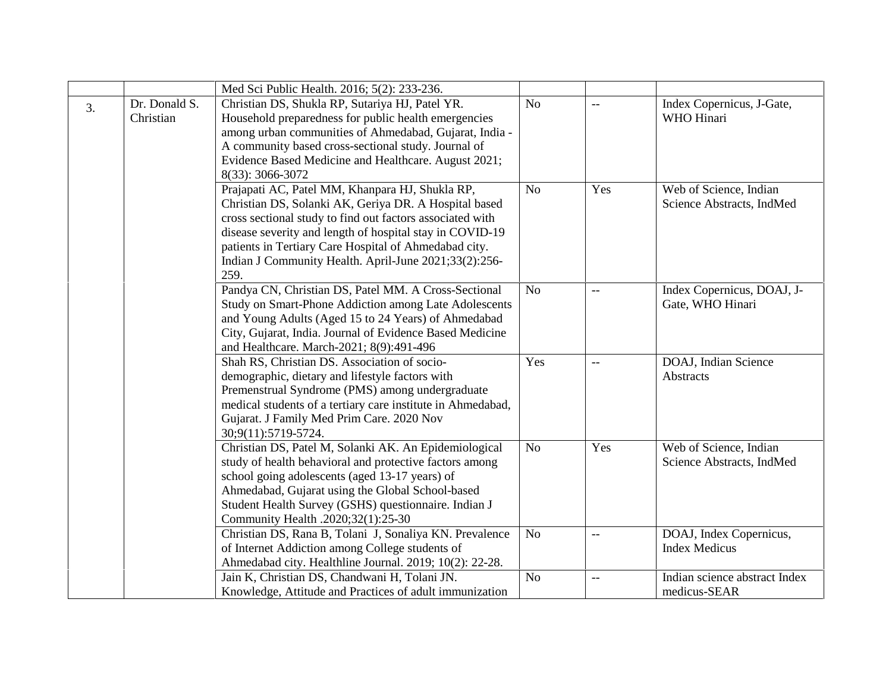| | | | | | |
|---|---|---|---|---|---|
| | | Med Sci Public Health. 2016; 5(2): 233-236. | | | |
| 3. | Dr. Donald S. Christian | Christian DS, Shukla RP, Sutariya HJ, Patel YR. Household preparedness for public health emergencies among urban communities of Ahmedabad, Gujarat, India - A community based cross-sectional study. Journal of Evidence Based Medicine and Healthcare. August 2021; 8(33): 3066-3072 | No | -- | Index Copernicus, J-Gate, WHO Hinari |
| | | Prajapati AC, Patel MM, Khanpara HJ, Shukla RP, Christian DS, Solanki AK, Geriya DR. A Hospital based cross sectional study to find out factors associated with disease severity and length of hospital stay in COVID-19 patients in Tertiary Care Hospital of Ahmedabad city. Indian J Community Health. April-June 2021;33(2):256-259. | No | Yes | Web of Science, Indian Science Abstracts, IndMed |
| | | Pandya CN, Christian DS, Patel MM. A Cross-Sectional Study on Smart-Phone Addiction among Late Adolescents and Young Adults (Aged 15 to 24 Years) of Ahmedabad City, Gujarat, India. Journal of Evidence Based Medicine and Healthcare. March-2021; 8(9):491-496 | No | -- | Index Copernicus, DOAJ, J-Gate, WHO Hinari |
| | | Shah RS, Christian DS. Association of socio-demographic, dietary and lifestyle factors with Premenstrual Syndrome (PMS) among undergraduate medical students of a tertiary care institute in Ahmedabad, Gujarat. J Family Med Prim Care. 2020 Nov 30;9(11):5719-5724. | Yes | -- | DOAJ, Indian Science Abstracts |
| | | Christian DS, Patel M, Solanki AK. An Epidemiological study of health behavioral and protective factors among school going adolescents (aged 13-17 years) of Ahmedabad, Gujarat using the Global School-based Student Health Survey (GSHS) questionnaire. Indian J Community Health .2020;32(1):25-30 | No | Yes | Web of Science, Indian Science Abstracts, IndMed |
| | | Christian DS, Rana B, Tolani J, Sonaliya KN. Prevalence of Internet Addiction among College students of Ahmedabad city. Healthline Journal. 2019; 10(2): 22-28. | No | -- | DOAJ, Index Copernicus, Index Medicus |
| | | Jain K, Christian DS, Chandwani H, Tolani JN. Knowledge, Attitude and Practices of adult immunization | No | -- | Indian science abstract Index medicus-SEAR |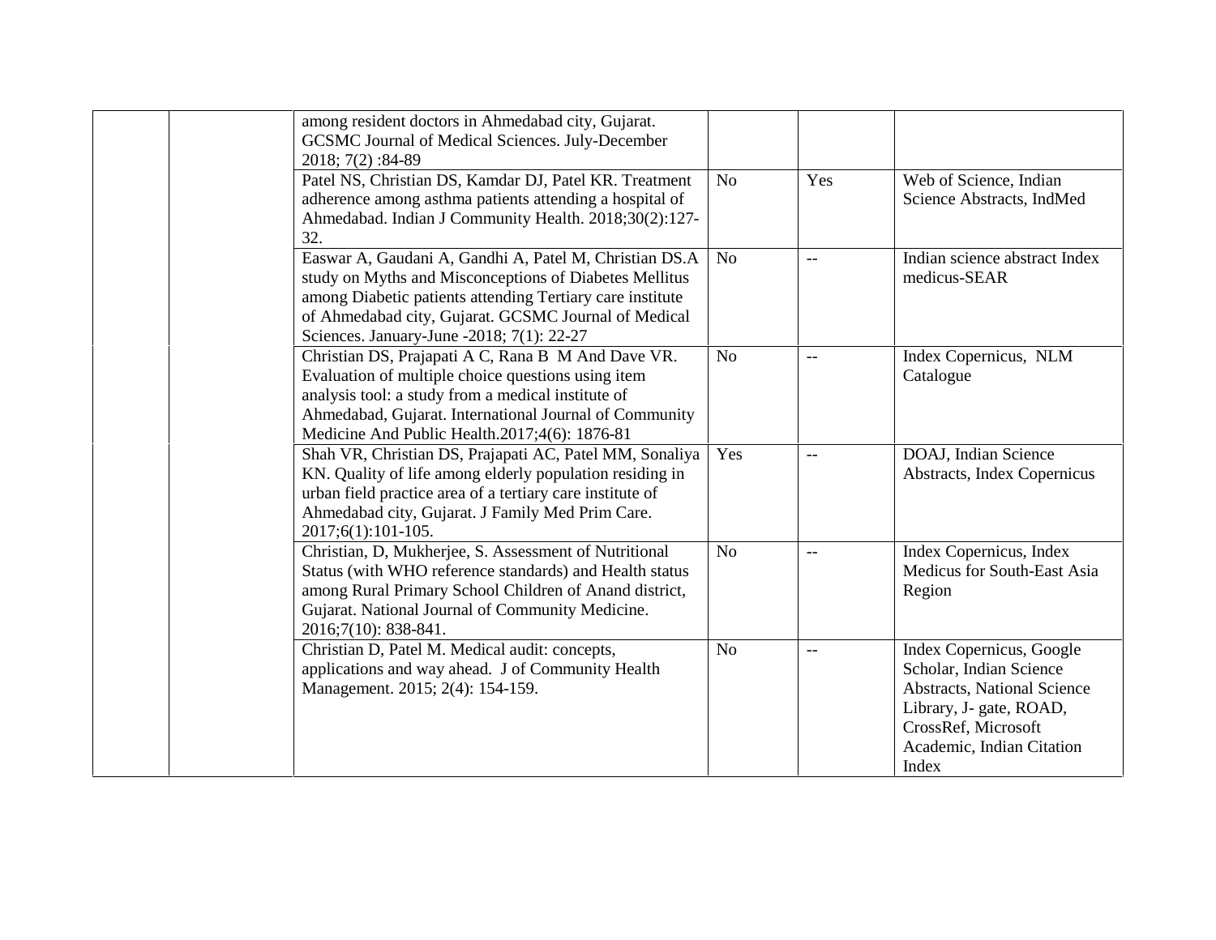| | | | | | |
|---|---|---|---|---|---|
| | | among resident doctors in Ahmedabad city, Gujarat. GCSMC Journal of Medical Sciences. July-December 2018; 7(2) :84-89 | | | |
| | | Patel NS, Christian DS, Kamdar DJ, Patel KR. Treatment adherence among asthma patients attending a hospital of Ahmedabad. Indian J Community Health. 2018;30(2):127-32. | No | Yes | Web of Science, Indian Science Abstracts, IndMed |
| | | Easwar A, Gaudani A, Gandhi A, Patel M, Christian DS.A study on Myths and Misconceptions of Diabetes Mellitus among Diabetic patients attending Tertiary care institute of Ahmedabad city, Gujarat. GCSMC Journal of Medical Sciences. January-June -2018; 7(1): 22-27 | No | -- | Indian science abstract Index medicus-SEAR |
| | | Christian DS, Prajapati A C, Rana B M And Dave VR. Evaluation of multiple choice questions using item analysis tool: a study from a medical institute of Ahmedabad, Gujarat. International Journal of Community Medicine And Public Health.2017;4(6): 1876-81 | No | -- | Index Copernicus, NLM Catalogue |
| | | Shah VR, Christian DS, Prajapati AC, Patel MM, Sonaliya KN. Quality of life among elderly population residing in urban field practice area of a tertiary care institute of Ahmedabad city, Gujarat. J Family Med Prim Care. 2017;6(1):101-105. | Yes | -- | DOAJ, Indian Science Abstracts, Index Copernicus |
| | | Christian, D, Mukherjee, S. Assessment of Nutritional Status (with WHO reference standards) and Health status among Rural Primary School Children of Anand district, Gujarat. National Journal of Community Medicine. 2016;7(10): 838-841. | No | -- | Index Copernicus, Index Medicus for South-East Asia Region |
| | | Christian D, Patel M. Medical audit: concepts, applications and way ahead. J of Community Health Management. 2015; 2(4): 154-159. | No | -- | Index Copernicus, Google Scholar, Indian Science Abstracts, National Science Library, J- gate, ROAD, CrossRef, Microsoft Academic, Indian Citation Index |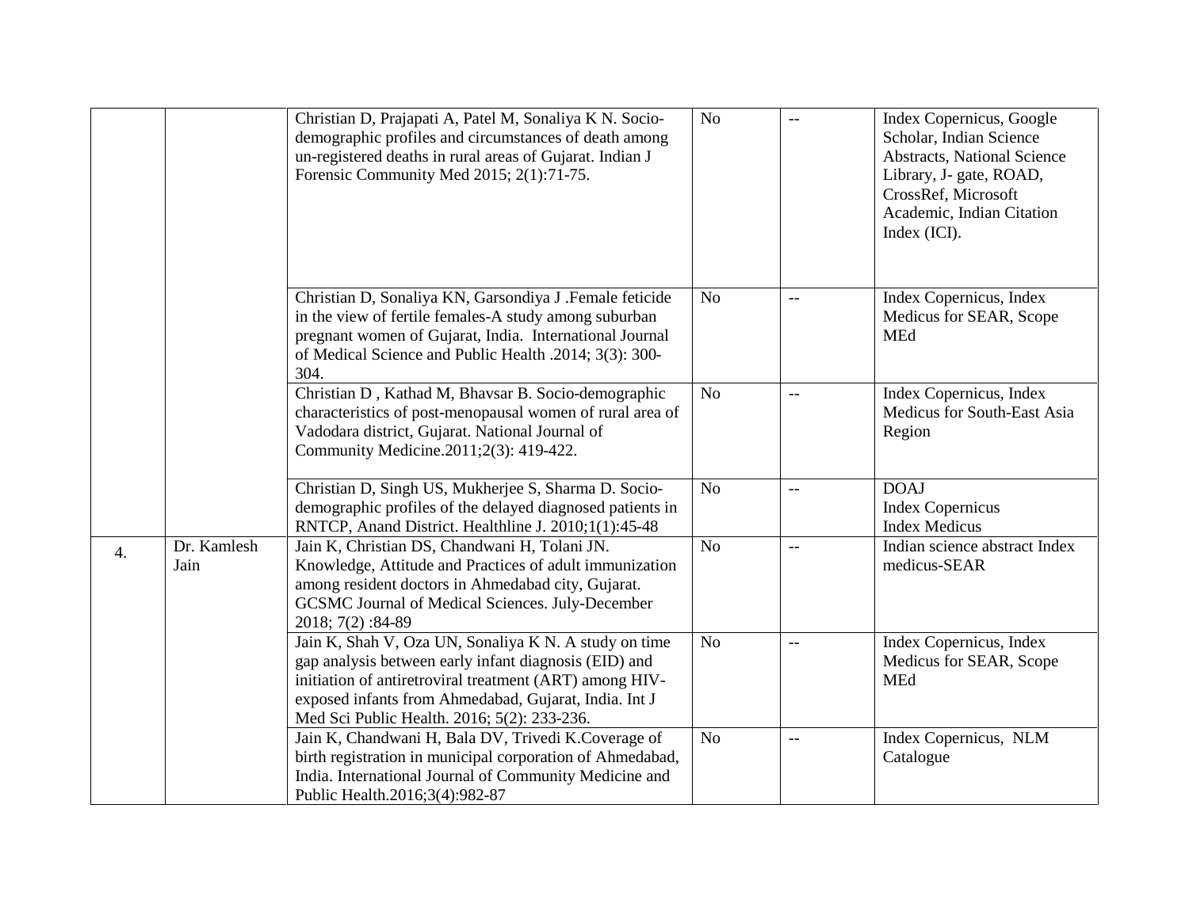|  |  |  |  |  |  |
|---|---|---|---|---|---|
|  |  | Christian D, Prajapati A, Patel M, Sonaliya K N. Socio-demographic profiles and circumstances of death among un-registered deaths in rural areas of Gujarat. Indian J Forensic Community Med 2015; 2(1):71-75. | No | -- | Index Copernicus, Google Scholar, Indian Science Abstracts, National Science Library, J- gate, ROAD, CrossRef, Microsoft Academic, Indian Citation Index (ICI). |
|  |  | Christian D, Sonaliya KN, Garsondiya J .Female feticide in the view of fertile females-A study among suburban pregnant women of Gujarat, India. International Journal of Medical Science and Public Health .2014; 3(3): 300-304. | No | -- | Index Copernicus, Index Medicus for SEAR, Scope MEd |
|  |  | Christian D , Kathad M, Bhavsar B. Socio-demographic characteristics of post-menopausal women of rural area of Vadodara district, Gujarat. National Journal of Community Medicine.2011;2(3): 419-422. | No | -- | Index Copernicus, Index Medicus for South-East Asia Region |
|  |  | Christian D, Singh US, Mukherjee S, Sharma D. Socio-demographic profiles of the delayed diagnosed patients in RNTCP, Anand District. Healthline J. 2010;1(1):45-48 | No | -- | DOAJ<br>Index Copernicus<br>Index Medicus |
| 4. | Dr. Kamlesh Jain | Jain K, Christian DS, Chandwani H, Tolani JN. Knowledge, Attitude and Practices of adult immunization among resident doctors in Ahmedabad city, Gujarat. GCSMC Journal of Medical Sciences. July-December 2018; 7(2) :84-89 | No | -- | Indian science abstract Index medicus-SEAR |
|  |  | Jain K, Shah V, Oza UN, Sonaliya K N. A study on time gap analysis between early infant diagnosis (EID) and initiation of antiretroviral treatment (ART) among HIV-exposed infants from Ahmedabad, Gujarat, India. Int J Med Sci Public Health. 2016; 5(2): 233-236. | No | -- | Index Copernicus, Index Medicus for SEAR, Scope MEd |
|  |  | Jain K, Chandwani H, Bala DV, Trivedi K.Coverage of birth registration in municipal corporation of Ahmedabad, India. International Journal of Community Medicine and Public Health.2016;3(4):982-87 | No | -- | Index Copernicus, NLM Catalogue |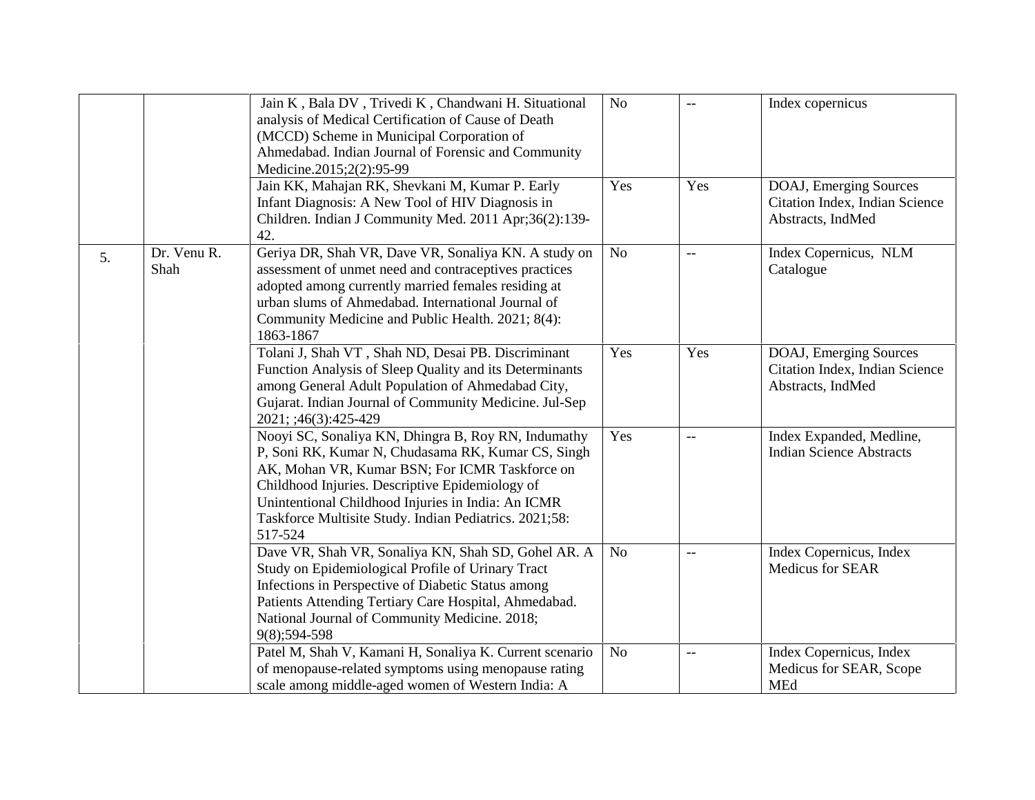| | | | | | |
|---|---|---|---|---|---|
| | | Jain K , Bala DV , Trivedi K , Chandwani H. Situational analysis of Medical Certification of Cause of Death (MCCD) Scheme in Municipal Corporation of Ahmedabad. Indian Journal of Forensic and Community Medicine.2015;2(2):95-99 | No | -- | Index copernicus |
| | | Jain KK, Mahajan RK, Shevkani M, Kumar P. Early Infant Diagnosis: A New Tool of HIV Diagnosis in Children. Indian J Community Med. 2011 Apr;36(2):139-42. | Yes | Yes | DOAJ, Emerging Sources Citation Index, Indian Science Abstracts, IndMed |
| 5. | Dr. Venu R. Shah | Geriya DR, Shah VR, Dave VR, Sonaliya KN. A study on assessment of unmet need and contraceptives practices adopted among currently married females residing at urban slums of Ahmedabad. International Journal of Community Medicine and Public Health. 2021; 8(4): 1863-1867 | No | -- | Index Copernicus, NLM Catalogue |
| | | Tolani J, Shah VT , Shah ND, Desai PB. Discriminant Function Analysis of Sleep Quality and its Determinants among General Adult Population of Ahmedabad City, Gujarat. Indian Journal of Community Medicine. Jul-Sep 2021; ;46(3):425-429 | Yes | Yes | DOAJ, Emerging Sources Citation Index, Indian Science Abstracts, IndMed |
| | | Nooyi SC, Sonaliya KN, Dhingra B, Roy RN, Indumathy P, Soni RK, Kumar N, Chudasama RK, Kumar CS, Singh AK, Mohan VR, Kumar BSN; For ICMR Taskforce on Childhood Injuries. Descriptive Epidemiology of Unintentional Childhood Injuries in India: An ICMR Taskforce Multisite Study. Indian Pediatrics. 2021;58: 517-524 | Yes | -- | Index Expanded, Medline, Indian Science Abstracts |
| | | Dave VR, Shah VR, Sonaliya KN, Shah SD, Gohel AR. A Study on Epidemiological Profile of Urinary Tract Infections in Perspective of Diabetic Status among Patients Attending Tertiary Care Hospital, Ahmedabad. National Journal of Community Medicine. 2018; 9(8);594-598 | No | -- | Index Copernicus, Index Medicus for SEAR |
| | | Patel M, Shah V, Kamani H, Sonaliya K. Current scenario of menopause-related symptoms using menopause rating scale among middle-aged women of Western India: A | No | -- | Index Copernicus, Index Medicus for SEAR, Scope MEd |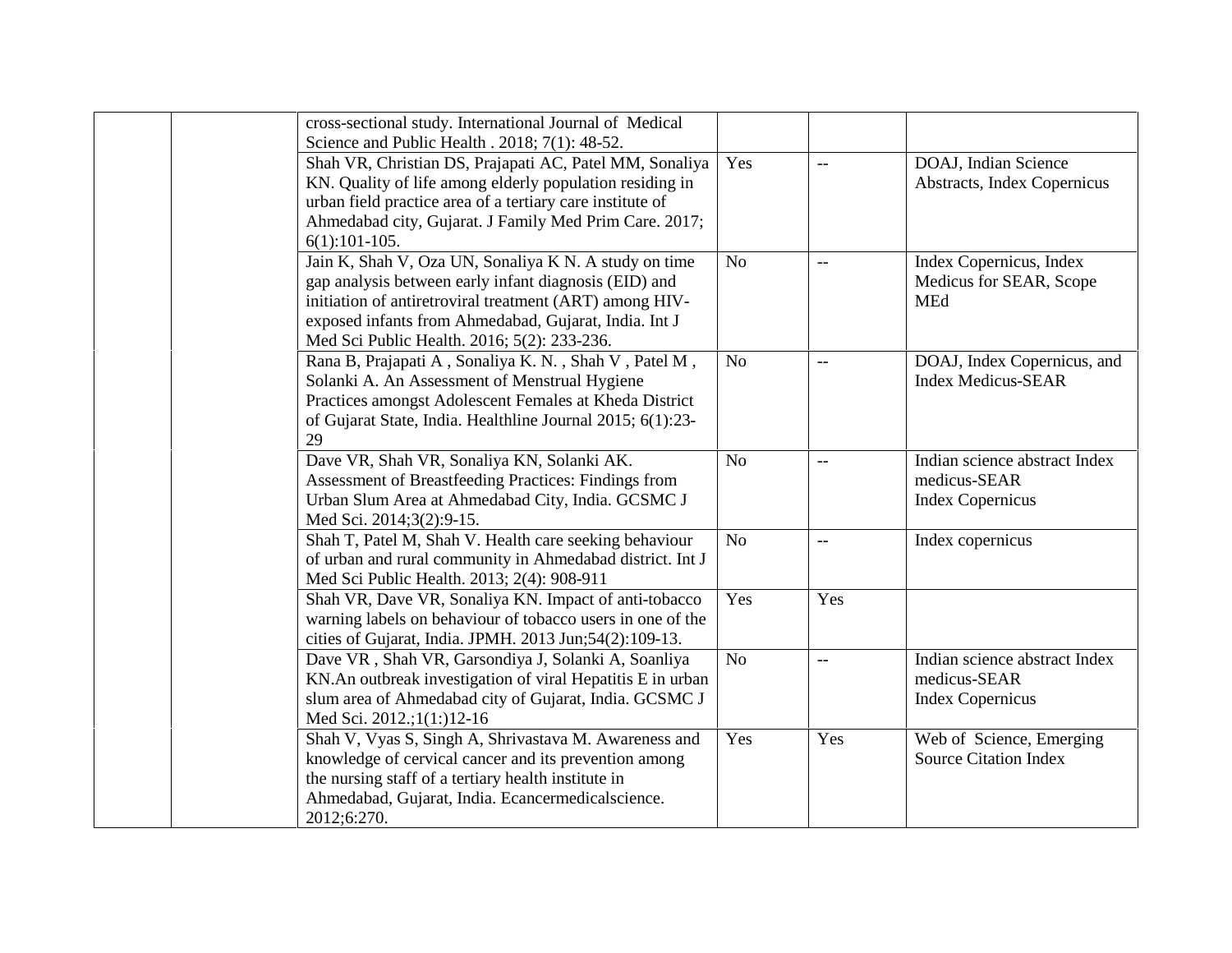| | | | | | |
|---|---|---|---|---|---|
| | | cross-sectional study. International Journal of Medical Science and Public Health . 2018; 7(1): 48-52. | | | |
| | | Shah VR, Christian DS, Prajapati AC, Patel MM, Sonaliya KN. Quality of life among elderly population residing in urban field practice area of a tertiary care institute of Ahmedabad city, Gujarat. J Family Med Prim Care. 2017; 6(1):101-105. | Yes | -- | DOAJ, Indian Science Abstracts, Index Copernicus |
| | | Jain K, Shah V, Oza UN, Sonaliya K N. A study on time gap analysis between early infant diagnosis (EID) and initiation of antiretroviral treatment (ART) among HIV-exposed infants from Ahmedabad, Gujarat, India. Int J Med Sci Public Health. 2016; 5(2): 233-236. | No | -- | Index Copernicus, Index Medicus for SEAR, Scope MEd |
| | | Rana B, Prajapati A , Sonaliya K. N. , Shah V , Patel M , Solanki A. An Assessment of Menstrual Hygiene Practices amongst Adolescent Females at Kheda District of Gujarat State, India. Healthline Journal 2015; 6(1):23-29 | No | -- | DOAJ, Index Copernicus, and Index Medicus-SEAR |
| | | Dave VR, Shah VR, Sonaliya KN, Solanki AK. Assessment of Breastfeeding Practices: Findings from Urban Slum Area at Ahmedabad City, India. GCSMC J Med Sci. 2014;3(2):9-15. | No | -- | Indian science abstract Index medicus-SEAR Index Copernicus |
| | | Shah T, Patel M, Shah V. Health care seeking behaviour of urban and rural community in Ahmedabad district. Int J Med Sci Public Health. 2013; 2(4): 908-911 | No | -- | Index copernicus |
| | | Shah VR, Dave VR, Sonaliya KN. Impact of anti-tobacco warning labels on behaviour of tobacco users in one of the cities of Gujarat, India. JPMH. 2013 Jun;54(2):109-13. | Yes | Yes | |
| | | Dave VR , Shah VR, Garsondiya J, Solanki A, Soanliya KN.An outbreak investigation of viral Hepatitis E in urban slum area of Ahmedabad city of Gujarat, India. GCSMC J Med Sci. 2012.;1(1:)12-16 | No | -- | Indian science abstract Index medicus-SEAR Index Copernicus |
| | | Shah V, Vyas S, Singh A, Shrivastava M. Awareness and knowledge of cervical cancer and its prevention among the nursing staff of a tertiary health institute in Ahmedabad, Gujarat, India. Ecancermedicalscience. 2012;6:270. | Yes | Yes | Web of Science, Emerging Source Citation Index |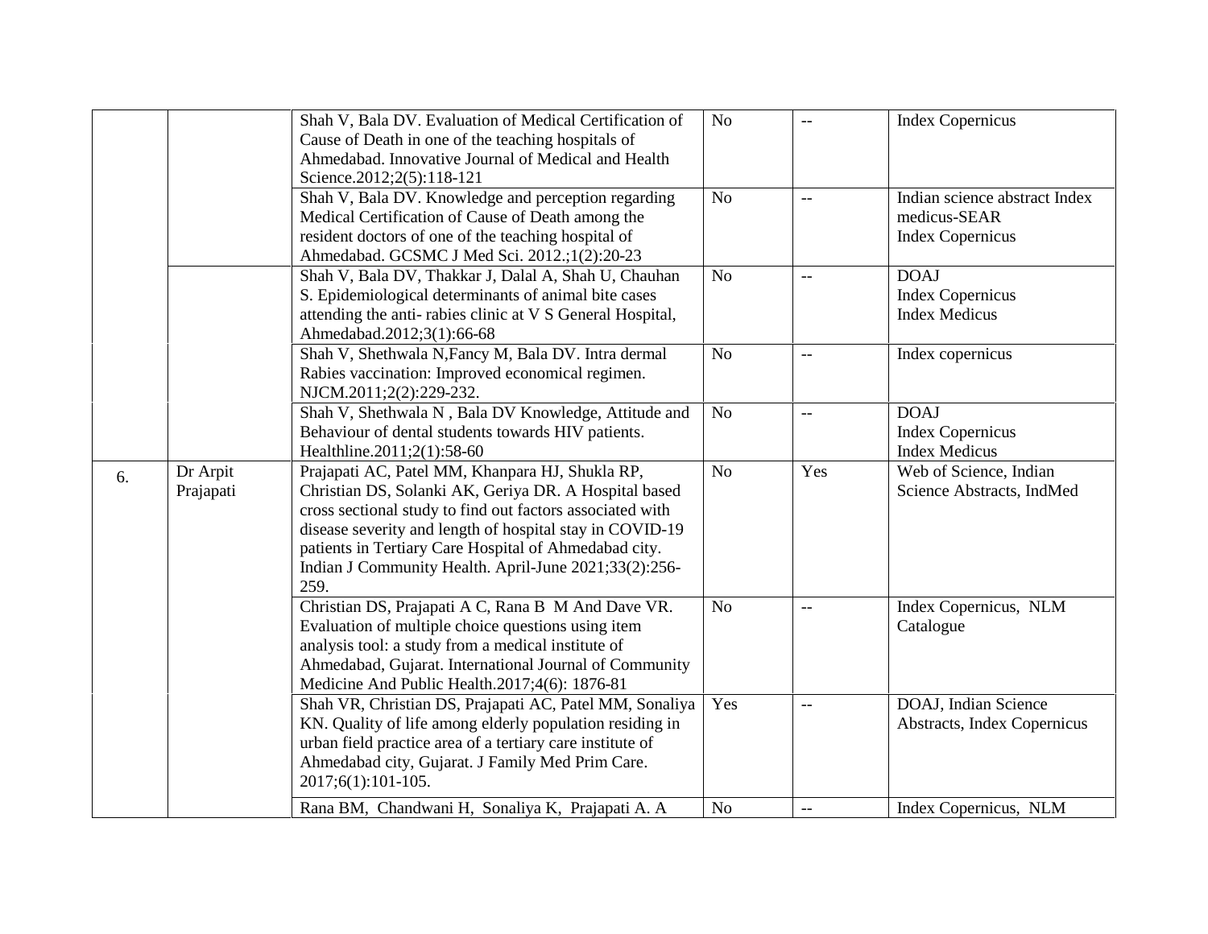|  |  |  |  |  |  |
|---|---|---|---|---|---|
|  |  | Shah V, Bala DV. Evaluation of Medical Certification of Cause of Death in one of the teaching hospitals of Ahmedabad. Innovative Journal of Medical and Health Science.2012;2(5):118-121 | No | -- | Index Copernicus |
|  |  | Shah V, Bala DV. Knowledge and perception regarding Medical Certification of Cause of Death among the resident doctors of one of the teaching hospital of Ahmedabad. GCSMC J Med Sci. 2012.;1(2):20-23 | No | -- | Indian science abstract Index medicus-SEAR Index Copernicus |
|  |  | Shah V, Bala DV, Thakkar J, Dalal A, Shah U, Chauhan S. Epidemiological determinants of animal bite cases attending the anti- rabies clinic at V S General Hospital, Ahmedabad.2012;3(1):66-68 | No | -- | DOAJ Index Copernicus Index Medicus |
|  |  | Shah V, Shethwala N,Fancy M, Bala DV. Intra dermal Rabies vaccination: Improved economical regimen. NJCM.2011;2(2):229-232. | No | -- | Index copernicus |
|  |  | Shah V, Shethwala N , Bala DV Knowledge, Attitude and Behaviour of dental students towards HIV patients. Healthline.2011;2(1):58-60 | No | -- | DOAJ Index Copernicus Index Medicus |
| 6. | Dr Arpit Prajapati | Prajapati AC, Patel MM, Khanpara HJ, Shukla RP, Christian DS, Solanki AK, Geriya DR. A Hospital based cross sectional study to find out factors associated with disease severity and length of hospital stay in COVID-19 patients in Tertiary Care Hospital of Ahmedabad city. Indian J Community Health. April-June 2021;33(2):256-259. | No | Yes | Web of Science, Indian Science Abstracts, IndMed |
|  |  | Christian DS, Prajapati A C, Rana B M And Dave VR. Evaluation of multiple choice questions using item analysis tool: a study from a medical institute of Ahmedabad, Gujarat. International Journal of Community Medicine And Public Health.2017;4(6): 1876-81 | No | -- | Index Copernicus, NLM Catalogue |
|  |  | Shah VR, Christian DS, Prajapati AC, Patel MM, Sonaliya KN. Quality of life among elderly population residing in urban field practice area of a tertiary care institute of Ahmedabad city, Gujarat. J Family Med Prim Care. 2017;6(1):101-105. | Yes | -- | DOAJ, Indian Science Abstracts, Index Copernicus |
|  |  | Rana BM, Chandwani H, Sonaliya K, Prajapati A. A | No | -- | Index Copernicus, NLM |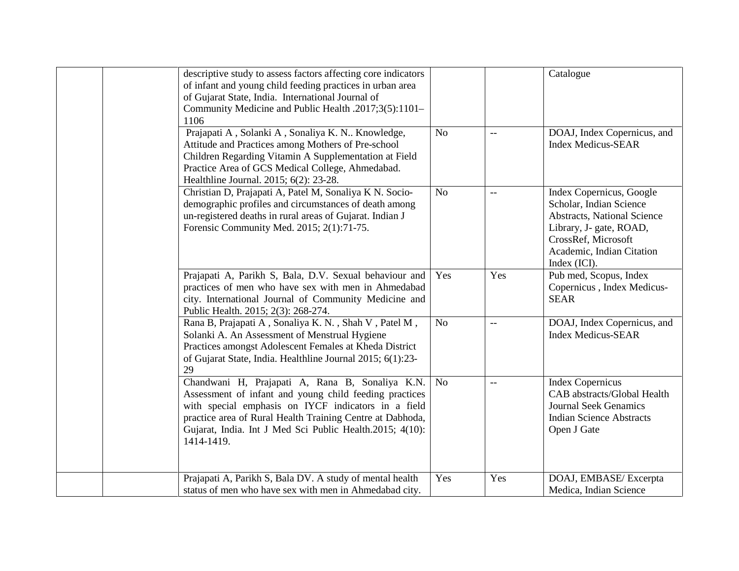| | | | | | |
|---|---|---|---|---|---|
| | | descriptive study to assess factors affecting core indicators of infant and young child feeding practices in urban area of Gujarat State, India. International Journal of Community Medicine and Public Health .2017;3(5):1101–1106 | | | Catalogue |
| | | Prajapati A , Solanki A , Sonaliya K. N.. Knowledge, Attitude and Practices among Mothers of Pre-school Children Regarding Vitamin A Supplementation at Field Practice Area of GCS Medical College, Ahmedabad. Healthline Journal. 2015; 6(2): 23-28. | No | -- | DOAJ, Index Copernicus, and Index Medicus-SEAR |
| | | Christian D, Prajapati A, Patel M, Sonaliya K N. Socio-demographic profiles and circumstances of death among un-registered deaths in rural areas of Gujarat. Indian J Forensic Community Med. 2015; 2(1):71-75. | No | -- | Index Copernicus, Google Scholar, Indian Science Abstracts, National Science Library, J- gate, ROAD, CrossRef, Microsoft Academic, Indian Citation Index (ICI). |
| | | Prajapati A, Parikh S, Bala, D.V. Sexual behaviour and practices of men who have sex with men in Ahmedabad city. International Journal of Community Medicine and Public Health. 2015; 2(3): 268-274. | Yes | Yes | Pub med, Scopus, Index Copernicus , Index Medicus-SEAR |
| | | Rana B, Prajapati A , Sonaliya K. N. , Shah V , Patel M , Solanki A. An Assessment of Menstrual Hygiene Practices amongst Adolescent Females at Kheda District of Gujarat State, India. Healthline Journal 2015; 6(1):23-29 | No | -- | DOAJ, Index Copernicus, and Index Medicus-SEAR |
| | | Chandwani H, Prajapati A, Rana B, Sonaliya K.N. Assessment of infant and young child feeding practices with special emphasis on IYCF indicators in a field practice area of Rural Health Training Centre at Dabhoda, Gujarat, India. Int J Med Sci Public Health.2015; 4(10): 1414-1419. | No | -- | Index Copernicus<br>CAB abstracts/Global Health<br>Journal Seek Genamics<br>Indian Science Abstracts<br>Open J Gate |
| | | Prajapati A, Parikh S, Bala DV. A study of mental health status of men who have sex with men in Ahmedabad city. | Yes | Yes | DOAJ, EMBASE/ Excerpta Medica, Indian Science |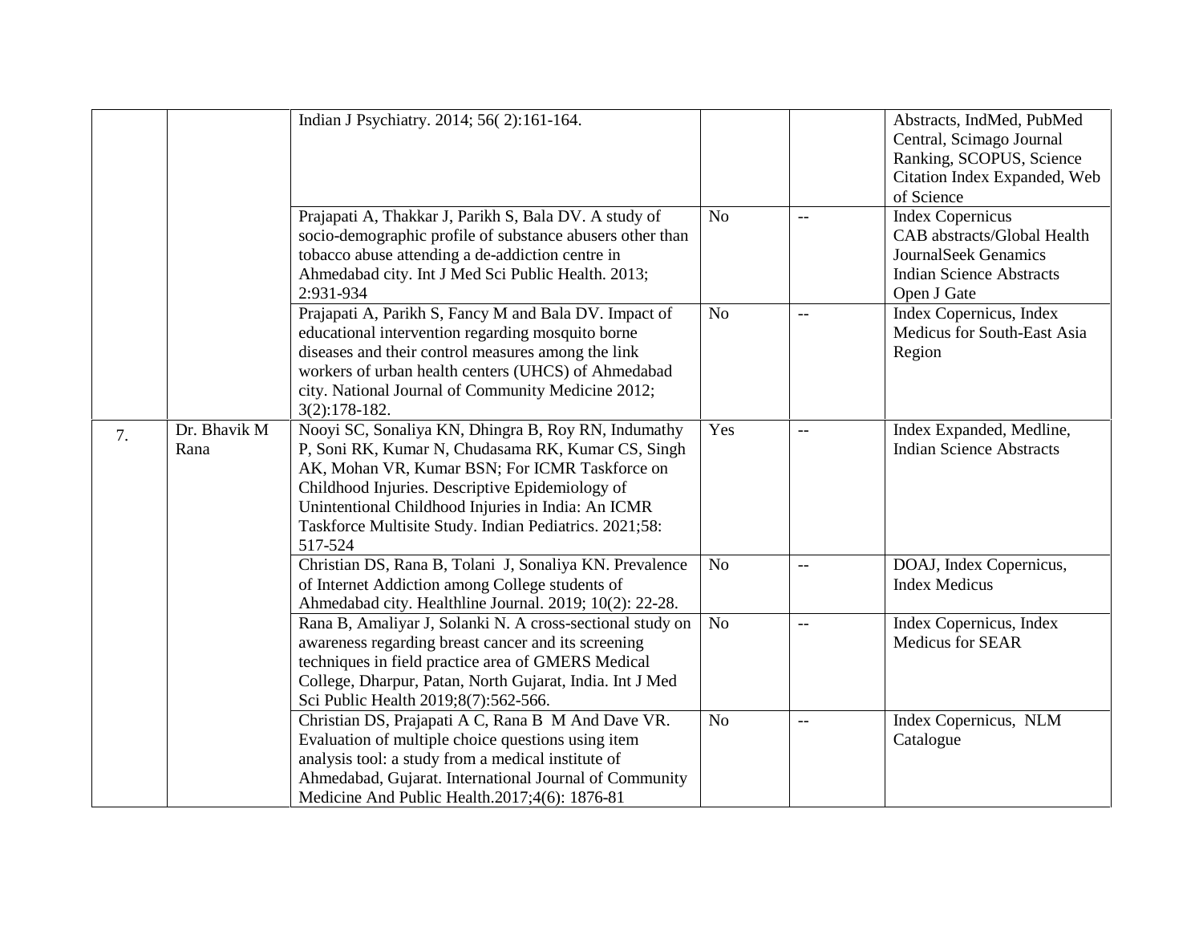| | | | | | |
|---|---|---|---|---|---|
| | | Indian J Psychiatry. 2014; 56( 2):161-164. | | | Abstracts, IndMed, PubMed Central, Scimago Journal Ranking, SCOPUS, Science Citation Index Expanded, Web of Science |
| | | Prajapati A, Thakkar J, Parikh S, Bala DV. A study of socio-demographic profile of substance abusers other than tobacco abuse attending a de-addiction centre in Ahmedabad city. Int J Med Sci Public Health. 2013; 2:931-934 | No | -- | Index Copernicus CAB abstracts/Global Health JournalSeek Genamics Indian Science Abstracts Open J Gate |
| | | Prajapati A, Parikh S, Fancy M and Bala DV. Impact of educational intervention regarding mosquito borne diseases and their control measures among the link workers of urban health centers (UHCS) of Ahmedabad city. National Journal of Community Medicine 2012; 3(2):178-182. | No | -- | Index Copernicus, Index Medicus for South-East Asia Region |
| 7. | Dr. Bhavik M Rana | Nooyi SC, Sonaliya KN, Dhingra B, Roy RN, Indumathy P, Soni RK, Kumar N, Chudasama RK, Kumar CS, Singh AK, Mohan VR, Kumar BSN; For ICMR Taskforce on Childhood Injuries. Descriptive Epidemiology of Unintentional Childhood Injuries in India: An ICMR Taskforce Multisite Study. Indian Pediatrics. 2021;58: 517-524 | Yes | -- | Index Expanded, Medline, Indian Science Abstracts |
| | | Christian DS, Rana B, Tolani J, Sonaliya KN. Prevalence of Internet Addiction among College students of Ahmedabad city. Healthline Journal. 2019; 10(2): 22-28. | No | -- | DOAJ, Index Copernicus, Index Medicus |
| | | Rana B, Amaliyar J, Solanki N. A cross-sectional study on awareness regarding breast cancer and its screening techniques in field practice area of GMERS Medical College, Dharpur, Patan, North Gujarat, India. Int J Med Sci Public Health 2019;8(7):562-566. | No | -- | Index Copernicus, Index Medicus for SEAR |
| | | Christian DS, Prajapati A C, Rana B M And Dave VR. Evaluation of multiple choice questions using item analysis tool: a study from a medical institute of Ahmedabad, Gujarat. International Journal of Community Medicine And Public Health.2017;4(6): 1876-81 | No | -- | Index Copernicus, NLM Catalogue |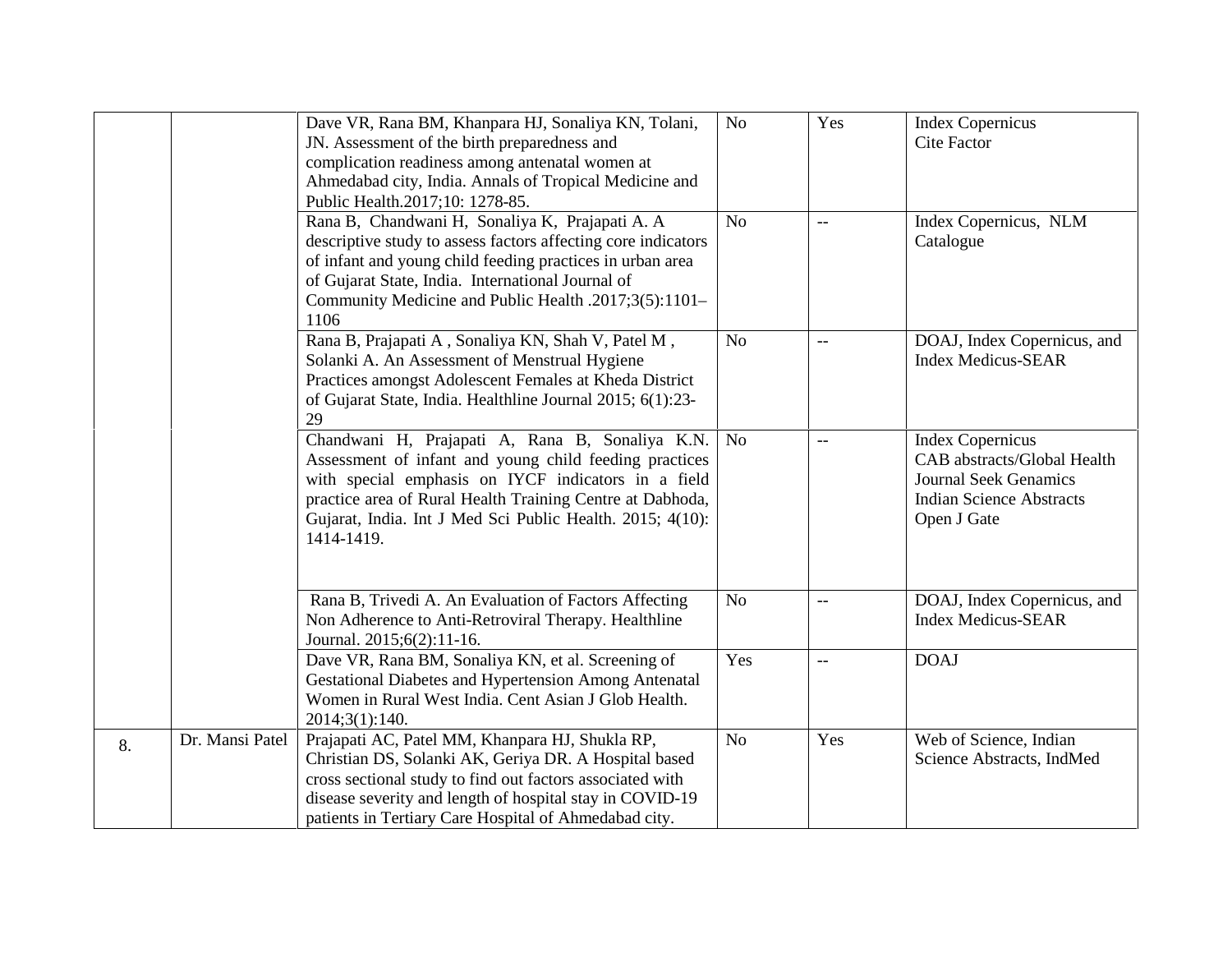| | | | | | |
|---|---|---|---|---|---|
| | | Dave VR, Rana BM, Khanpara HJ, Sonaliya KN, Tolani, JN. Assessment of the birth preparedness and complication readiness among antenatal women at Ahmedabad city, India. Annals of Tropical Medicine and Public Health.2017;10: 1278-85. | No | Yes | Index Copernicus<br>Cite Factor |
| | | Rana B, Chandwani H, Sonaliya K, Prajapati A. A descriptive study to assess factors affecting core indicators of infant and young child feeding practices in urban area of Gujarat State, India. International Journal of Community Medicine and Public Health .2017;3(5):1101–1106 | No | -- | Index Copernicus, NLM Catalogue |
| | | Rana B, Prajapati A , Sonaliya KN, Shah V, Patel M , Solanki A. An Assessment of Menstrual Hygiene Practices amongst Adolescent Females at Kheda District of Gujarat State, India. Healthline Journal 2015; 6(1):23-29 | No | -- | DOAJ, Index Copernicus, and Index Medicus-SEAR |
| | | Chandwani H, Prajapati A, Rana B, Sonaliya K.N. Assessment of infant and young child feeding practices with special emphasis on IYCF indicators in a field practice area of Rural Health Training Centre at Dabhoda, Gujarat, India. Int J Med Sci Public Health. 2015; 4(10): 1414-1419. | No | -- | Index Copernicus<br>CAB abstracts/Global Health<br>Journal Seek Genamics<br>Indian Science Abstracts<br>Open J Gate |
| | | Rana B, Trivedi A. An Evaluation of Factors Affecting Non Adherence to Anti-Retroviral Therapy. Healthline Journal. 2015;6(2):11-16. | No | -- | DOAJ, Index Copernicus, and Index Medicus-SEAR |
| | | Dave VR, Rana BM, Sonaliya KN, et al. Screening of Gestational Diabetes and Hypertension Among Antenatal Women in Rural West India. Cent Asian J Glob Health. 2014;3(1):140. | Yes | -- | DOAJ |
| 8. | Dr. Mansi Patel | Prajapati AC, Patel MM, Khanpara HJ, Shukla RP, Christian DS, Solanki AK, Geriya DR. A Hospital based cross sectional study to find out factors associated with disease severity and length of hospital stay in COVID-19 patients in Tertiary Care Hospital of Ahmedabad city. | No | Yes | Web of Science, Indian Science Abstracts, IndMed |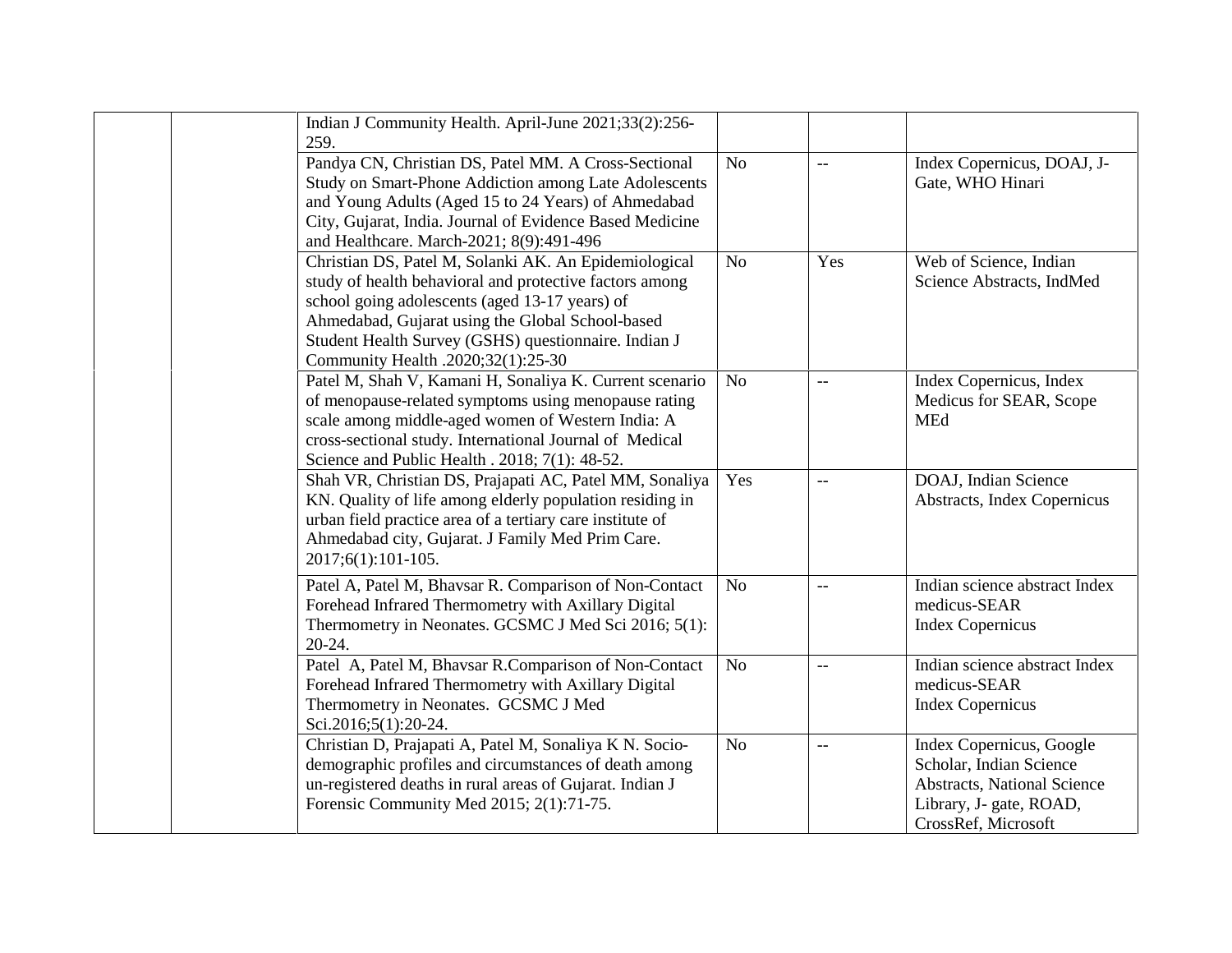| | | | | | |
|---|---|---|---|---|---|
| | | Indian J Community Health. April-June 2021;33(2):256-259. | | | |
| | | Pandya CN, Christian DS, Patel MM. A Cross-Sectional Study on Smart-Phone Addiction among Late Adolescents and Young Adults (Aged 15 to 24 Years) of Ahmedabad City, Gujarat, India. Journal of Evidence Based Medicine and Healthcare. March-2021; 8(9):491-496 | No | -- | Index Copernicus, DOAJ, J-Gate, WHO Hinari |
| | | Christian DS, Patel M, Solanki AK. An Epidemiological study of health behavioral and protective factors among school going adolescents (aged 13-17 years) of Ahmedabad, Gujarat using the Global School-based Student Health Survey (GSHS) questionnaire. Indian J Community Health .2020;32(1):25-30 | No | Yes | Web of Science, Indian Science Abstracts, IndMed |
| | | Patel M, Shah V, Kamani H, Sonaliya K. Current scenario of menopause-related symptoms using menopause rating scale among middle-aged women of Western India: A cross-sectional study. International Journal of Medical Science and Public Health . 2018; 7(1): 48-52. | No | -- | Index Copernicus, Index Medicus for SEAR, Scope MEd |
| | | Shah VR, Christian DS, Prajapati AC, Patel MM, Sonaliya KN. Quality of life among elderly population residing in urban field practice area of a tertiary care institute of Ahmedabad city, Gujarat. J Family Med Prim Care. 2017;6(1):101-105. | Yes | -- | DOAJ, Indian Science Abstracts, Index Copernicus |
| | | Patel A, Patel M, Bhavsar R. Comparison of Non-Contact Forehead Infrared Thermometry with Axillary Digital Thermometry in Neonates. GCSMC J Med Sci 2016; 5(1): 20-24. | No | -- | Indian science abstract Index medicus-SEAR Index Copernicus |
| | | Patel A, Patel M, Bhavsar R.Comparison of Non-Contact Forehead Infrared Thermometry with Axillary Digital Thermometry in Neonates. GCSMC J Med Sci.2016;5(1):20-24. | No | -- | Indian science abstract Index medicus-SEAR Index Copernicus |
| | | Christian D, Prajapati A, Patel M, Sonaliya K N. Socio-demographic profiles and circumstances of death among un-registered deaths in rural areas of Gujarat. Indian J Forensic Community Med 2015; 2(1):71-75. | No | -- | Index Copernicus, Google Scholar, Indian Science Abstracts, National Science Library, J- gate, ROAD, CrossRef, Microsoft |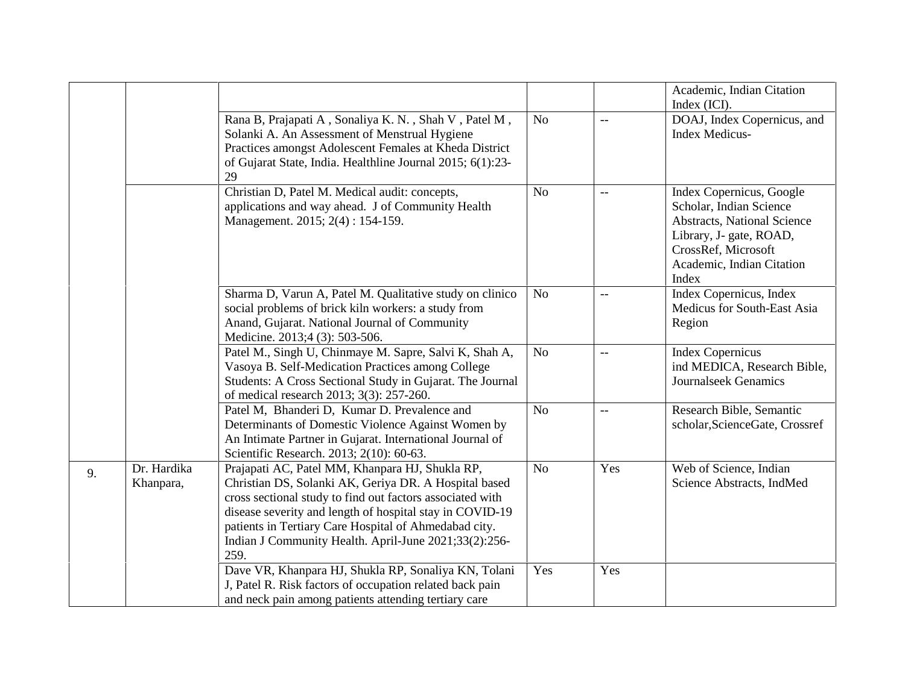| | | | | | |
|---|---|---|---|---|---|
| | | | | | Academic, Indian Citation Index (ICI). |
| | | Rana B, Prajapati A , Sonaliya K. N. , Shah V , Patel M , Solanki A. An Assessment of Menstrual Hygiene Practices amongst Adolescent Females at Kheda District of Gujarat State, India. Healthline Journal 2015; 6(1):23-29 | No | -- | DOAJ, Index Copernicus, and Index Medicus- |
| | | Christian D, Patel M. Medical audit: concepts, applications and way ahead. J of Community Health Management. 2015; 2(4) : 154-159. | No | -- | Index Copernicus, Google Scholar, Indian Science Abstracts, National Science Library, J- gate, ROAD, CrossRef, Microsoft Academic, Indian Citation Index |
| | | Sharma D, Varun A, Patel M. Qualitative study on clinico social problems of brick kiln workers: a study from Anand, Gujarat. National Journal of Community Medicine. 2013;4 (3): 503-506. | No | -- | Index Copernicus, Index Medicus for South-East Asia Region |
| | | Patel M., Singh U, Chinmaye M. Sapre, Salvi K, Shah A, Vasoya B. Self-Medication Practices among College Students: A Cross Sectional Study in Gujarat. The Journal of medical research 2013; 3(3): 257-260. | No | -- | Index Copernicus ind MEDICA, Research Bible, Journalseek Genamics |
| | | Patel M, Bhanderi D, Kumar D. Prevalence and Determinants of Domestic Violence Against Women by An Intimate Partner in Gujarat. International Journal of Scientific Research. 2013; 2(10): 60-63. | No | -- | Research Bible, Semantic scholar,ScienceGate, Crossref |
| 9. | Dr. Hardika Khanpara, | Prajapati AC, Patel MM, Khanpara HJ, Shukla RP, Christian DS, Solanki AK, Geriya DR. A Hospital based cross sectional study to find out factors associated with disease severity and length of hospital stay in COVID-19 patients in Tertiary Care Hospital of Ahmedabad city. Indian J Community Health. April-June 2021;33(2):256-259. | No | Yes | Web of Science, Indian Science Abstracts, IndMed |
| | | Dave VR, Khanpara HJ, Shukla RP, Sonaliya KN, Tolani J, Patel R. Risk factors of occupation related back pain and neck pain among patients attending tertiary care | Yes | Yes | |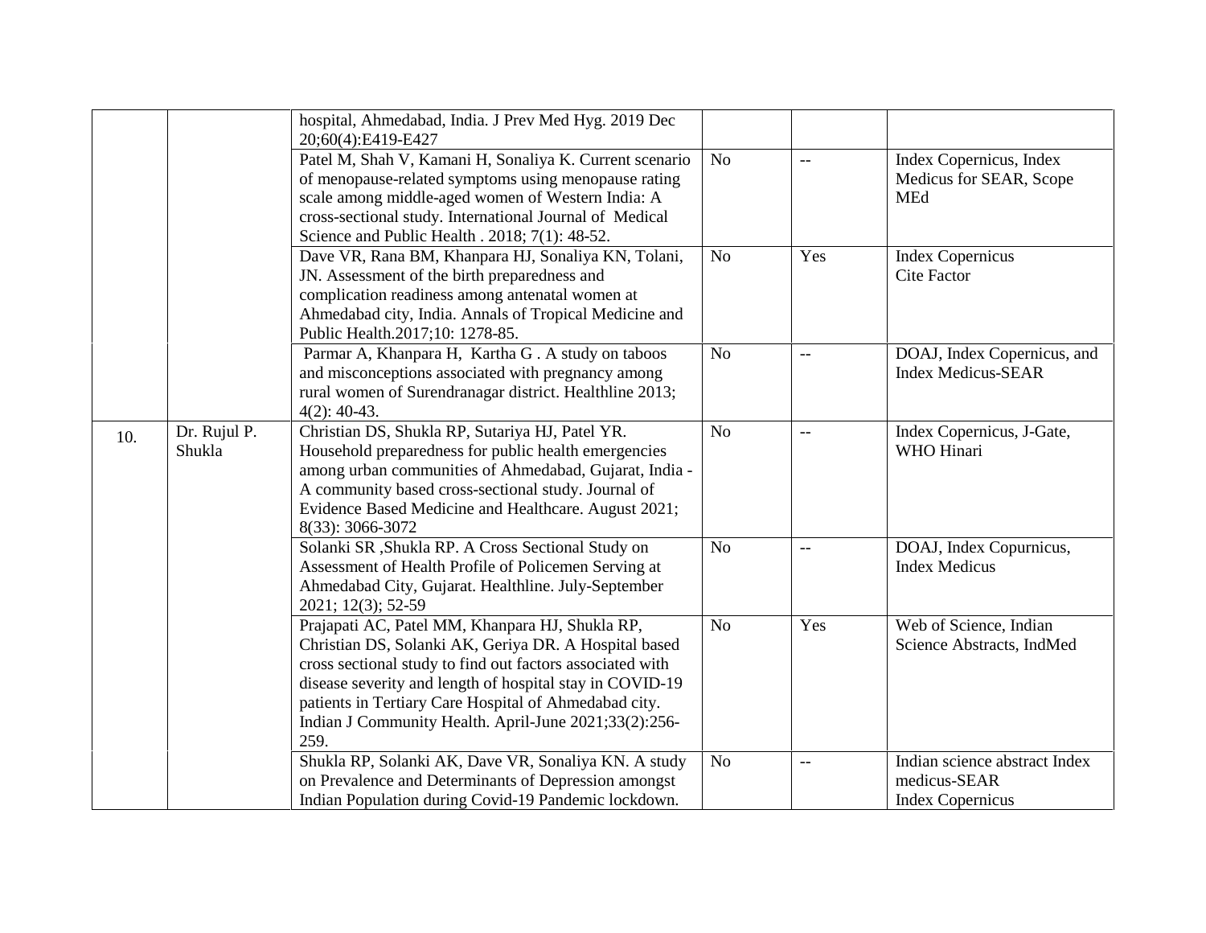| | | | | | |
|---|---|---|---|---|---|
| | | hospital, Ahmedabad, India. J Prev Med Hyg. 2019 Dec 20;60(4):E419-E427 | | | |
| | | Patel M, Shah V, Kamani H, Sonaliya K. Current scenario of menopause-related symptoms using menopause rating scale among middle-aged women of Western India: A cross-sectional study. International Journal of Medical Science and Public Health . 2018; 7(1): 48-52. | No | -- | Index Copernicus, Index Medicus for SEAR, Scope MEd |
| | | Dave VR, Rana BM, Khanpara HJ, Sonaliya KN, Tolani, JN. Assessment of the birth preparedness and complication readiness among antenatal women at Ahmedabad city, India. Annals of Tropical Medicine and Public Health.2017;10: 1278-85. | No | Yes | Index Copernicus<br>Cite Factor |
| | | Parmar A, Khanpara H, Kartha G . A study on taboos and misconceptions associated with pregnancy among rural women of Surendranagar district. Healthline 2013; 4(2): 40-43. | No | -- | DOAJ, Index Copernicus, and Index Medicus-SEAR |
| 10. | Dr. Rujul P. Shukla | Christian DS, Shukla RP, Sutariya HJ, Patel YR. Household preparedness for public health emergencies among urban communities of Ahmedabad, Gujarat, India - A community based cross-sectional study. Journal of Evidence Based Medicine and Healthcare. August 2021; 8(33): 3066-3072 | No | -- | Index Copernicus, J-Gate, WHO Hinari |
| | | Solanki SR ,Shukla RP. A Cross Sectional Study on Assessment of Health Profile of Policemen Serving at Ahmedabad City, Gujarat. Healthline. July-September 2021; 12(3); 52-59 | No | -- | DOAJ, Index Copurnicus, Index Medicus |
| | | Prajapati AC, Patel MM, Khanpara HJ, Shukla RP, Christian DS, Solanki AK, Geriya DR. A Hospital based cross sectional study to find out factors associated with disease severity and length of hospital stay in COVID-19 patients in Tertiary Care Hospital of Ahmedabad city. Indian J Community Health. April-June 2021;33(2):256-259. | No | Yes | Web of Science, Indian Science Abstracts, IndMed |
| | | Shukla RP, Solanki AK, Dave VR, Sonaliya KN. A study on Prevalence and Determinants of Depression amongst Indian Population during Covid-19 Pandemic lockdown. | No | -- | Indian science abstract Index medicus-SEAR<br>Index Copernicus |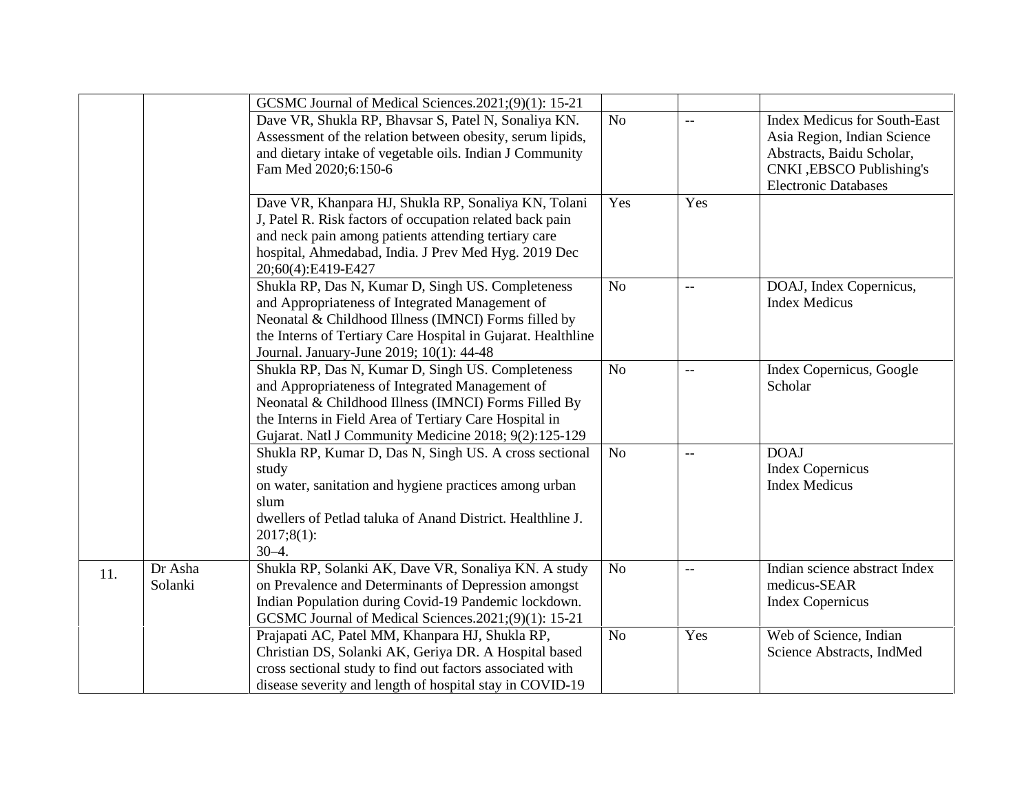| | | | | | |
|---|---|---|---|---|---|
| | | GCSMC Journal of Medical Sciences.2021;(9)(1): 15-21 | | | |
| | | Dave VR, Shukla RP, Bhavsar S, Patel N, Sonaliya KN. Assessment of the relation between obesity, serum lipids, and dietary intake of vegetable oils. Indian J Community Fam Med 2020;6:150-6 | No | -- | Index Medicus for South-East Asia Region, Indian Science Abstracts, Baidu Scholar, CNKI ,EBSCO Publishing's Electronic Databases |
| | | Dave VR, Khanpara HJ, Shukla RP, Sonaliya KN, Tolani J, Patel R. Risk factors of occupation related back pain and neck pain among patients attending tertiary care hospital, Ahmedabad, India. J Prev Med Hyg. 2019 Dec 20;60(4):E419-E427 | Yes | Yes | |
| | | Shukla RP, Das N, Kumar D, Singh US. Completeness and Appropriateness of Integrated Management of Neonatal & Childhood Illness (IMNCI) Forms filled by the Interns of Tertiary Care Hospital in Gujarat. Healthline Journal. January-June 2019; 10(1): 44-48 | No | -- | DOAJ, Index Copernicus, Index Medicus |
| | | Shukla RP, Das N, Kumar D, Singh US. Completeness and Appropriateness of Integrated Management of Neonatal & Childhood Illness (IMNCI) Forms Filled By the Interns in Field Area of Tertiary Care Hospital in Gujarat. Natl J Community Medicine 2018; 9(2):125-129 | No | -- | Index Copernicus, Google Scholar |
| | | Shukla RP, Kumar D, Das N, Singh US. A cross sectional study on water, sanitation and hygiene practices among urban slum dwellers of Petlad taluka of Anand District. Healthline J. 2017;8(1): 30–4. | No | -- | DOAJ<br>Index Copernicus<br>Index Medicus |
| 11. | Dr Asha Solanki | Shukla RP, Solanki AK, Dave VR, Sonaliya KN. A study on Prevalence and Determinants of Depression amongst Indian Population during Covid-19 Pandemic lockdown. GCSMC Journal of Medical Sciences.2021;(9)(1): 15-21 | No | -- | Indian science abstract Index medicus-SEAR<br>Index Copernicus |
| | | Prajapati AC, Patel MM, Khanpara HJ, Shukla RP, Christian DS, Solanki AK, Geriya DR. A Hospital based cross sectional study to find out factors associated with disease severity and length of hospital stay in COVID-19 | No | Yes | Web of Science, Indian Science Abstracts, IndMed |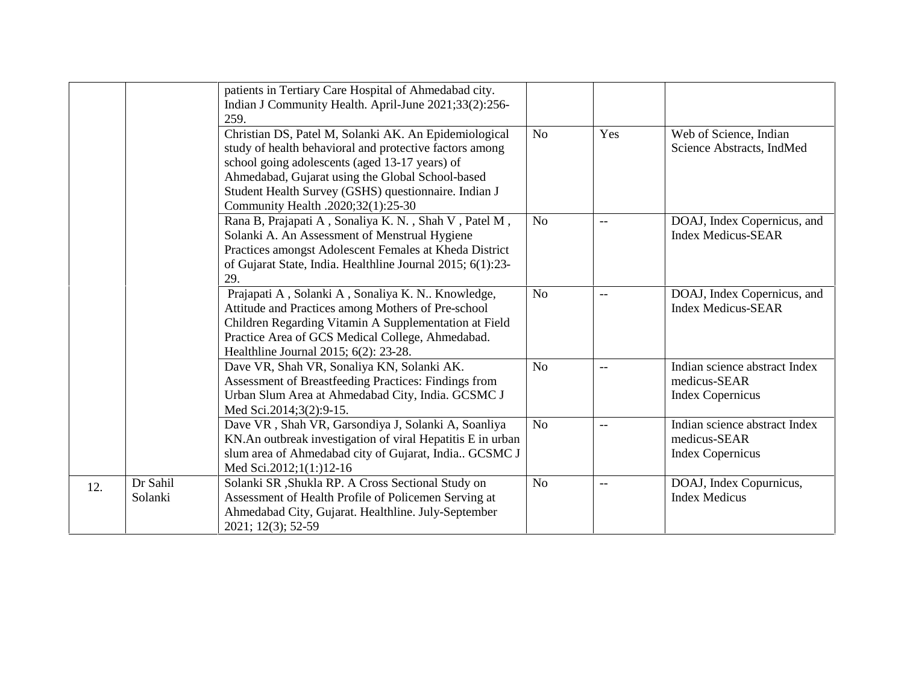| | | | | | |
|---|---|---|---|---|---|
| | | patients in Tertiary Care Hospital of Ahmedabad city. Indian J Community Health. April-June 2021;33(2):256-259. | | | |
| | | Christian DS, Patel M, Solanki AK. An Epidemiological study of health behavioral and protective factors among school going adolescents (aged 13-17 years) of Ahmedabad, Gujarat using the Global School-based Student Health Survey (GSHS) questionnaire. Indian J Community Health .2020;32(1):25-30 | No | Yes | Web of Science, Indian Science Abstracts, IndMed |
| | | Rana B, Prajapati A , Sonaliya K. N. , Shah V , Patel M , Solanki A. An Assessment of Menstrual Hygiene Practices amongst Adolescent Females at Kheda District of Gujarat State, India. Healthline Journal 2015; 6(1):23-29. | No | -- | DOAJ, Index Copernicus, and Index Medicus-SEAR |
| | | Prajapati A , Solanki A , Sonaliya K. N.. Knowledge, Attitude and Practices among Mothers of Pre-school Children Regarding Vitamin A Supplementation at Field Practice Area of GCS Medical College, Ahmedabad. Healthline Journal 2015; 6(2): 23-28. | No | -- | DOAJ, Index Copernicus, and Index Medicus-SEAR |
| | | Dave VR, Shah VR, Sonaliya KN, Solanki AK. Assessment of Breastfeeding Practices: Findings from Urban Slum Area at Ahmedabad City, India. GCSMC J Med Sci.2014;3(2):9-15. | No | -- | Indian science abstract Index medicus-SEAR Index Copernicus |
| | | Dave VR , Shah VR, Garsondiya J, Solanki A, Soanliya KN.An outbreak investigation of viral Hepatitis E in urban slum area of Ahmedabad city of Gujarat, India.. GCSMC J Med Sci.2012;1(1:)12-16 | No | -- | Indian science abstract Index medicus-SEAR Index Copernicus |
| 12. | Dr Sahil Solanki | Solanki SR ,Shukla RP. A Cross Sectional Study on Assessment of Health Profile of Policemen Serving at Ahmedabad City, Gujarat. Healthline. July-September 2021; 12(3); 52-59 | No | -- | DOAJ, Index Copurnicus, Index Medicus |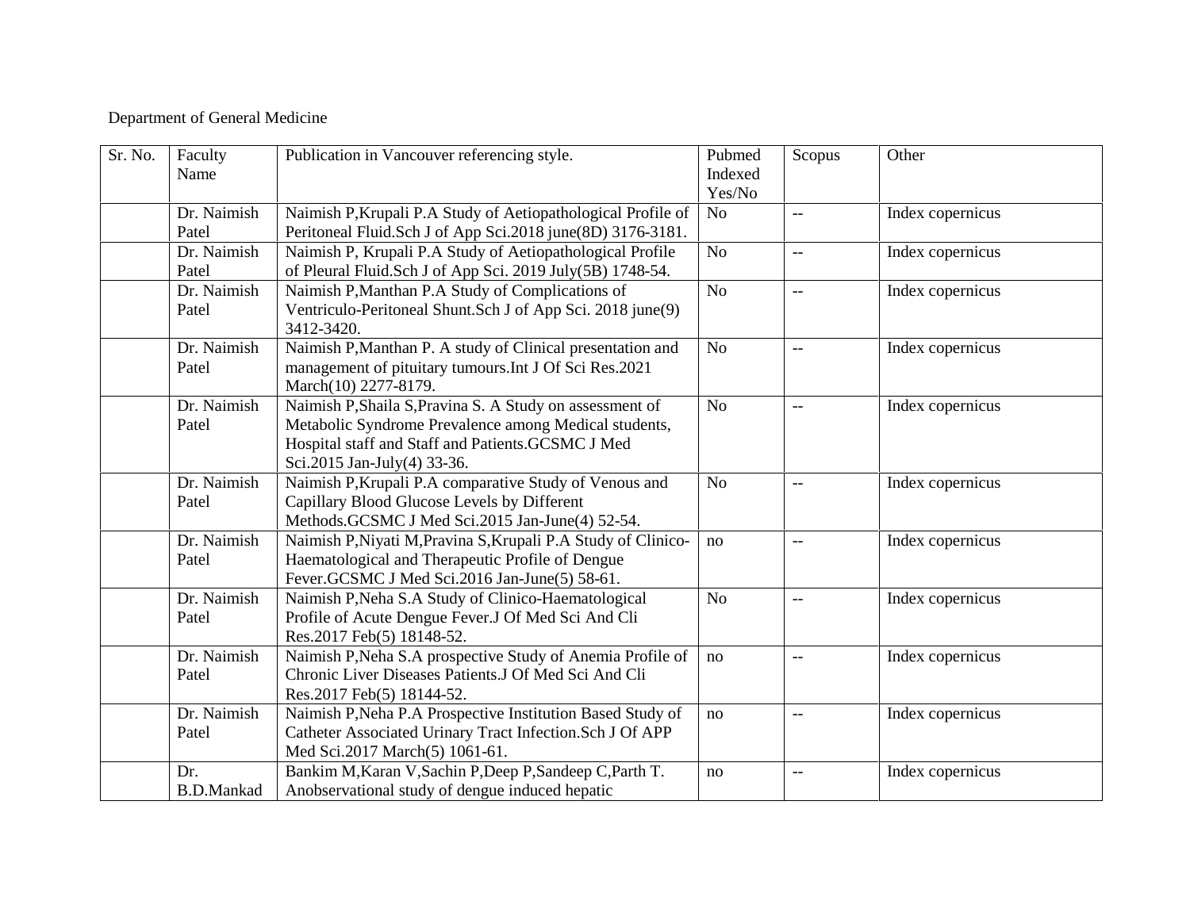Department of General Medicine

| Sr. No. | Faculty Name | Publication in Vancouver referencing style. | Pubmed Indexed Yes/No | Scopus | Other |
|---|---|---|---|---|---|
| | Dr. Naimish Patel | Naimish P,Krupali P.A Study of Aetiopathological Profile of Peritoneal Fluid.Sch J of App Sci.2018 june(8D) 3176-3181. | No | -- | Index copernicus |
| | Dr. Naimish Patel | Naimish P, Krupali P.A Study of Aetiopathological Profile of Pleural Fluid.Sch J of App Sci. 2019 July(5B) 1748-54. | No | -- | Index copernicus |
| | Dr. Naimish Patel | Naimish P,Manthan P.A Study of Complications of Ventriculo-Peritoneal Shunt.Sch J of App Sci. 2018 june(9) 3412-3420. | No | -- | Index copernicus |
| | Dr. Naimish Patel | Naimish P,Manthan P. A study of Clinical presentation and management of pituitary tumours.Int J Of Sci Res.2021 March(10) 2277-8179. | No | -- | Index copernicus |
| | Dr. Naimish Patel | Naimish P,Shaila S,Pravina S. A Study on assessment of Metabolic Syndrome Prevalence among Medical students, Hospital staff and Staff and Patients.GCSMC J Med Sci.2015 Jan-July(4) 33-36. | No | -- | Index copernicus |
| | Dr. Naimish Patel | Naimish P,Krupali P.A comparative Study of Venous and Capillary Blood Glucose Levels by Different Methods.GCSMC J Med Sci.2015 Jan-June(4) 52-54. | No | -- | Index copernicus |
| | Dr. Naimish Patel | Naimish P,Niyati M,Pravina S,Krupali P.A Study of Clinico-Haematological and Therapeutic Profile of Dengue Fever.GCSMC J Med Sci.2016 Jan-June(5) 58-61. | no | -- | Index copernicus |
| | Dr. Naimish Patel | Naimish P,Neha S.A Study of Clinico-Haematological Profile of Acute Dengue Fever.J Of Med Sci And Cli Res.2017 Feb(5) 18148-52. | No | -- | Index copernicus |
| | Dr. Naimish Patel | Naimish P,Neha S.A prospective Study of Anemia Profile of Chronic Liver Diseases Patients.J Of Med Sci And Cli Res.2017 Feb(5) 18144-52. | no | -- | Index copernicus |
| | Dr. Naimish Patel | Naimish P,Neha P.A Prospective Institution Based Study of Catheter Associated Urinary Tract Infection.Sch J Of APP Med Sci.2017 March(5) 1061-61. | no | -- | Index copernicus |
| | Dr. B.D.Mankad | Bankim M,Karan V,Sachin P,Deep P,Sandeep C,Parth T. Anobservational study of dengue induced hepatic | no | -- | Index copernicus |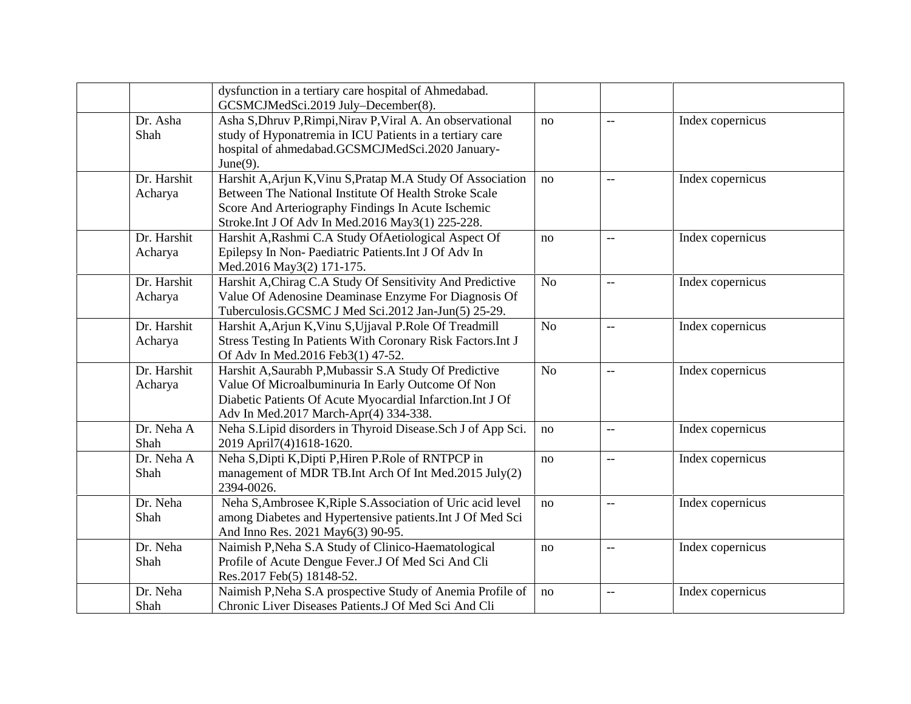| | | | | | |
|---|---|---|---|---|---|
| | | dysfunction in a tertiary care hospital of Ahmedabad. GCSMCJMedSci.2019 July–December(8). | | | |
| | Dr. Asha Shah | Asha S,Dhruv P,Rimpi,Nirav P,Viral A. An observational study of Hyponatremia in ICU Patients in a tertiary care hospital of ahmedabad.GCSMCJMedSci.2020 January-June(9). | no | -- | Index copernicus |
| | Dr. Harshit Acharya | Harshit A,Arjun K,Vinu S,Pratap M.A Study Of Association Between The National Institute Of Health Stroke Scale Score And Arteriography Findings In Acute Ischemic Stroke.Int J Of Adv In Med.2016 May3(1) 225-228. | no | -- | Index copernicus |
| | Dr. Harshit Acharya | Harshit A,Rashmi C.A Study OfAetiological Aspect Of Epilepsy In Non- Paediatric Patients.Int J Of Adv In Med.2016 May3(2) 171-175. | no | -- | Index copernicus |
| | Dr. Harshit Acharya | Harshit A,Chirag C.A Study Of Sensitivity And Predictive Value Of Adenosine Deaminase Enzyme For Diagnosis Of Tuberculosis.GCSMC J Med Sci.2012 Jan-Jun(5) 25-29. | No | -- | Index copernicus |
| | Dr. Harshit Acharya | Harshit A,Arjun K,Vinu S,Ujjaval P.Role Of Treadmill Stress Testing In Patients With Coronary Risk Factors.Int J Of Adv In Med.2016 Feb3(1) 47-52. | No | -- | Index copernicus |
| | Dr. Harshit Acharya | Harshit A,Saurabh P,Mubassir S.A Study Of Predictive Value Of Microalbuminuria In Early Outcome Of Non Diabetic Patients Of Acute Myocardial Infarction.Int J Of Adv In Med.2017 March-Apr(4) 334-338. | No | -- | Index copernicus |
| | Dr. Neha A Shah | Neha S.Lipid disorders in Thyroid Disease.Sch J of App Sci. 2019 April7(4)1618-1620. | no | -- | Index copernicus |
| | Dr. Neha A Shah | Neha S,Dipti K,Dipti P,Hiren P.Role of RNTPCP in management of MDR TB.Int Arch Of Int Med.2015 July(2) 2394-0026. | no | -- | Index copernicus |
| | Dr. Neha Shah | Neha S,Ambrosee K,Riple S.Association of Uric acid level among Diabetes and Hypertensive patients.Int J Of Med Sci And Inno Res. 2021 May6(3) 90-95. | no | -- | Index copernicus |
| | Dr. Neha Shah | Naimish P,Neha S.A Study of Clinico-Haematological Profile of Acute Dengue Fever.J Of Med Sci And Cli Res.2017 Feb(5) 18148-52. | no | -- | Index copernicus |
| | Dr. Neha Shah | Naimish P,Neha S.A prospective Study of Anemia Profile of Chronic Liver Diseases Patients.J Of Med Sci And Cli | no | -- | Index copernicus |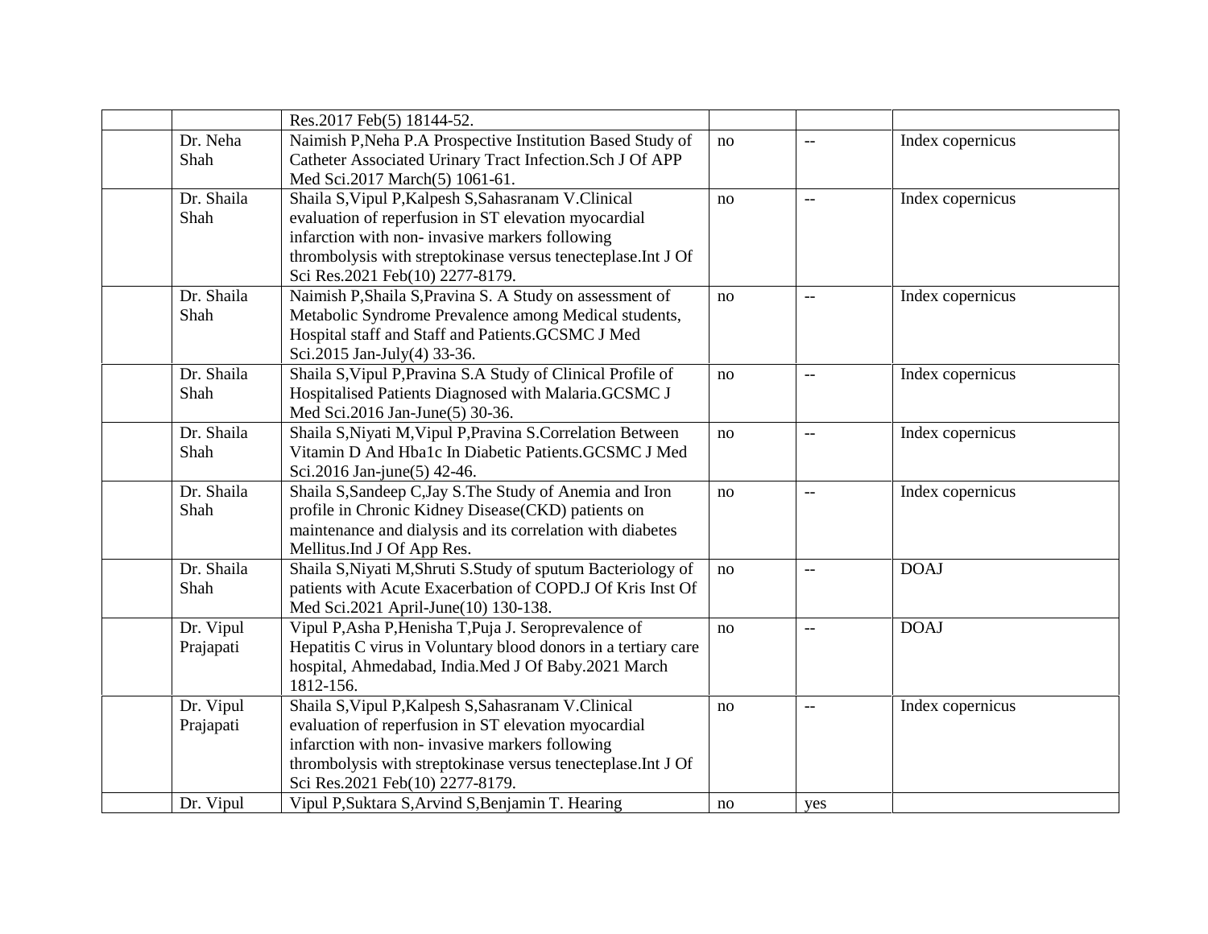| | | | | | |
|---|---|---|---|---|---|
| | | Res.2017 Feb(5) 18144-52. | | | |
| | Dr. Neha Shah | Naimish P,Neha P.A Prospective Institution Based Study of Catheter Associated Urinary Tract Infection.Sch J Of APP Med Sci.2017 March(5) 1061-61. | no | -- | Index copernicus |
| | Dr. Shaila Shah | Shaila S,Vipul P,Kalpesh S,Sahasranam V.Clinical evaluation of reperfusion in ST elevation myocardial infarction with non- invasive markers following thrombolysis with streptokinase versus tenecteplase.Int J Of Sci Res.2021 Feb(10) 2277-8179. | no | -- | Index copernicus |
| | Dr. Shaila Shah | Naimish P,Shaila S,Pravina S. A Study on assessment of Metabolic Syndrome Prevalence among Medical students, Hospital staff and Staff and Patients.GCSMC J Med Sci.2015 Jan-July(4) 33-36. | no | -- | Index copernicus |
| | Dr. Shaila Shah | Shaila S,Vipul P,Pravina S.A Study of Clinical Profile of Hospitalised Patients Diagnosed with Malaria.GCSMC J Med Sci.2016 Jan-June(5) 30-36. | no | -- | Index copernicus |
| | Dr. Shaila Shah | Shaila S,Niyati M,Vipul P,Pravina S.Correlation Between Vitamin D And Hba1c In Diabetic Patients.GCSMC J Med Sci.2016 Jan-june(5) 42-46. | no | -- | Index copernicus |
| | Dr. Shaila Shah | Shaila S,Sandeep C,Jay S.The Study of Anemia and Iron profile in Chronic Kidney Disease(CKD) patients on maintenance and dialysis and its correlation with diabetes Mellitus.Ind J Of App Res. | no | -- | Index copernicus |
| | Dr. Shaila Shah | Shaila S,Niyati M,Shruti S.Study of sputum Bacteriology of patients with Acute Exacerbation of COPD.J Of Kris Inst Of Med Sci.2021 April-June(10) 130-138. | no | -- | DOAJ |
| | Dr. Vipul Prajapati | Vipul P,Asha P,Henisha T,Puja J. Seroprevalence of Hepatitis C virus in Voluntary blood donors in a tertiary care hospital, Ahmedabad, India.Med J Of Baby.2021 March 1812-156. | no | -- | DOAJ |
| | Dr. Vipul Prajapati | Shaila S,Vipul P,Kalpesh S,Sahasranam V.Clinical evaluation of reperfusion in ST elevation myocardial infarction with non- invasive markers following thrombolysis with streptokinase versus tenecteplase.Int J Of Sci Res.2021 Feb(10) 2277-8179. | no | -- | Index copernicus |
| | Dr. Vipul | Vipul P,Suktara S,Arvind S,Benjamin T. Hearing | no | yes | |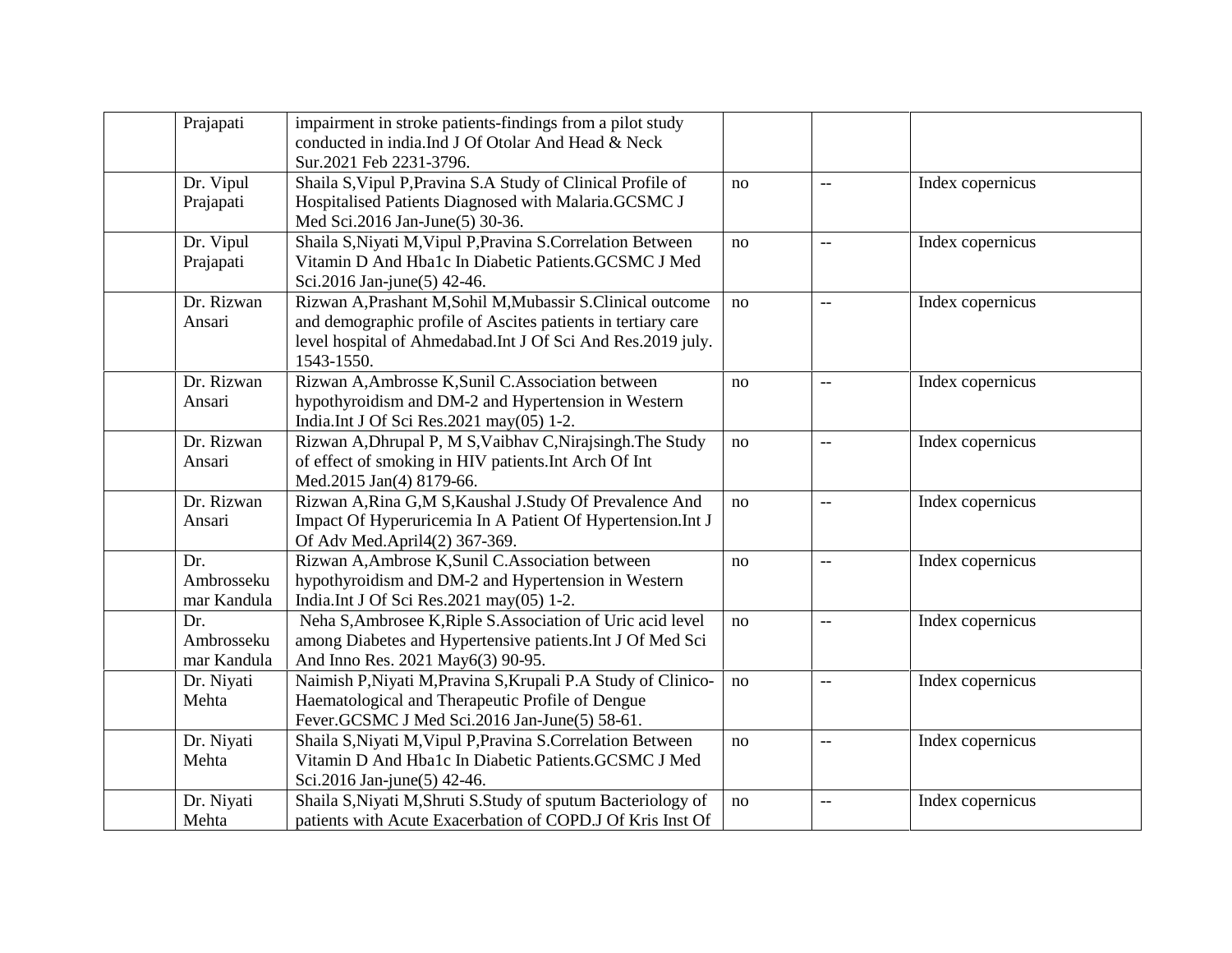|  |  |  |  |  |  |
|---|---|---|---|---|---|
|  | Prajapati | impairment in stroke patients-findings from a pilot study conducted in india.Ind J Of Otolar And Head & Neck Sur.2021 Feb 2231-3796. |  |  |  |
|  | Dr. Vipul Prajapati | Shaila S,Vipul P,Pravina S.A Study of Clinical Profile of Hospitalised Patients Diagnosed with Malaria.GCSMC J Med Sci.2016 Jan-June(5) 30-36. | no | -- | Index copernicus |
|  | Dr. Vipul Prajapati | Shaila S,Niyati M,Vipul P,Pravina S.Correlation Between Vitamin D And Hba1c In Diabetic Patients.GCSMC J Med Sci.2016 Jan-june(5) 42-46. | no | -- | Index copernicus |
|  | Dr. Rizwan Ansari | Rizwan A,Prashant M,Sohil M,Mubassir S.Clinical outcome and demographic profile of Ascites patients in tertiary care level hospital of Ahmedabad.Int J Of Sci And Res.2019 july. 1543-1550. | no | -- | Index copernicus |
|  | Dr. Rizwan Ansari | Rizwan A,Ambrosse K,Sunil C.Association between hypothyroidism and DM-2 and Hypertension in Western India.Int J Of Sci Res.2021 may(05) 1-2. | no | -- | Index copernicus |
|  | Dr. Rizwan Ansari | Rizwan A,Dhrupal P, M S,Vaibhav C,Nirajsingh.The Study of effect of smoking in HIV patients.Int Arch Of Int Med.2015 Jan(4) 8179-66. | no | -- | Index copernicus |
|  | Dr. Rizwan Ansari | Rizwan A,Rina G,M S,Kaushal J.Study Of Prevalence And Impact Of Hyperuricemia In A Patient Of Hypertension.Int J Of Adv Med.April4(2) 367-369. | no | -- | Index copernicus |
|  | Dr. Ambrossekumar Kandula | Rizwan A,Ambrose K,Sunil C.Association between hypothyroidism and DM-2 and Hypertension in Western India.Int J Of Sci Res.2021 may(05) 1-2. | no | -- | Index copernicus |
|  | Dr. Ambrossekumar Kandula | Neha S,Ambrosee K,Riple S.Association of Uric acid level among Diabetes and Hypertensive patients.Int J Of Med Sci And Inno Res. 2021 May6(3) 90-95. | no | -- | Index copernicus |
|  | Dr. Niyati Mehta | Naimish P,Niyati M,Pravina S,Krupali P.A Study of Clinico-Haematological and Therapeutic Profile of Dengue Fever.GCSMC J Med Sci.2016 Jan-June(5) 58-61. | no | -- | Index copernicus |
|  | Dr. Niyati Mehta | Shaila S,Niyati M,Vipul P,Pravina S.Correlation Between Vitamin D And Hba1c In Diabetic Patients.GCSMC J Med Sci.2016 Jan-june(5) 42-46. | no | -- | Index copernicus |
|  | Dr. Niyati Mehta | Shaila S,Niyati M,Shruti S.Study of sputum Bacteriology of patients with Acute Exacerbation of COPD.J Of Kris Inst Of | no | -- | Index copernicus |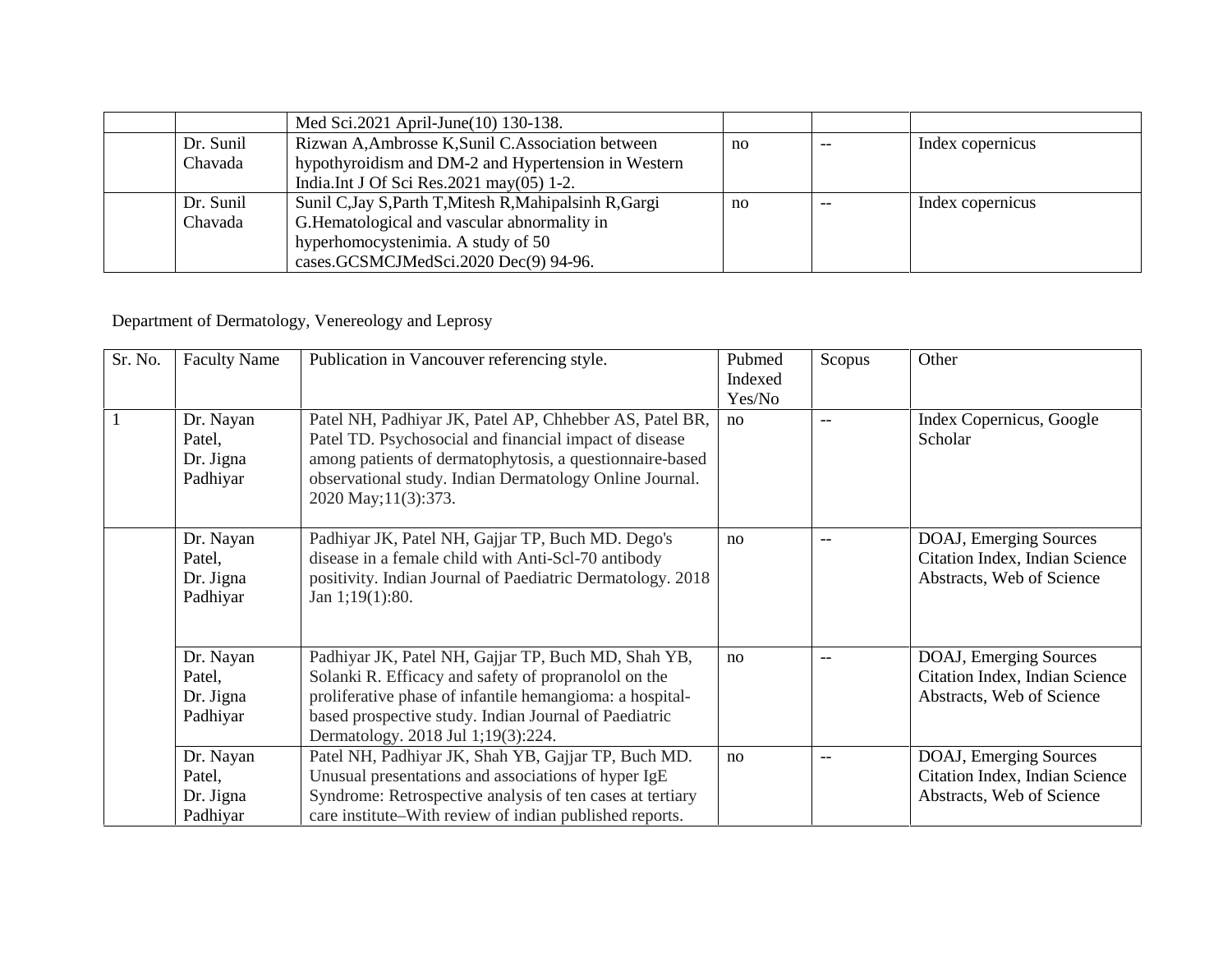| | | Med Sci.2021 April-June(10) 130-138. | | | |
|---|---|---|---|---|---|
| | Dr. Sunil Chavada | Rizwan A,Ambrosse K,Sunil C.Association between hypothyroidism and DM-2 and Hypertension in Western India.Int J Of Sci Res.2021 may(05) 1-2. | no | -- | Index copernicus |
| | Dr. Sunil Chavada | Sunil C,Jay S,Parth T,Mitesh R,Mahipalsinh R,Gargi G.Hematological and vascular abnormality in hyperhomocystenimia. A study of 50 cases.GCSMCJMedSci.2020 Dec(9) 94-96. | no | -- | Index copernicus |

Department of Dermatology, Venereology and Leprosy

| Sr. No. | Faculty Name | Publication in Vancouver referencing style. | Pubmed Indexed Yes/No | Scopus | Other |
|---|---|---|---|---|---|
| 1 | Dr. Nayan Patel, Dr. Jigna Padhiyar | Patel NH, Padhiyar JK, Patel AP, Chhebber AS, Patel BR, Patel TD. Psychosocial and financial impact of disease among patients of dermatophytosis, a questionnaire-based observational study. Indian Dermatology Online Journal. 2020 May;11(3):373. | no | -- | Index Copernicus, Google Scholar |
| | Dr. Nayan Patel, Dr. Jigna Padhiyar | Padhiyar JK, Patel NH, Gajjar TP, Buch MD. Dego's disease in a female child with Anti-Scl-70 antibody positivity. Indian Journal of Paediatric Dermatology. 2018 Jan 1;19(1):80. | no | -- | DOAJ, Emerging Sources Citation Index, Indian Science Abstracts, Web of Science |
| | Dr. Nayan Patel, Dr. Jigna Padhiyar | Padhiyar JK, Patel NH, Gajjar TP, Buch MD, Shah YB, Solanki R. Efficacy and safety of propranolol on the proliferative phase of infantile hemangioma: a hospital-based prospective study. Indian Journal of Paediatric Dermatology. 2018 Jul 1;19(3):224. | no | -- | DOAJ, Emerging Sources Citation Index, Indian Science Abstracts, Web of Science |
| | Dr. Nayan Patel, Dr. Jigna Padhiyar | Patel NH, Padhiyar JK, Shah YB, Gajjar TP, Buch MD. Unusual presentations and associations of hyper IgE Syndrome: Retrospective analysis of ten cases at tertiary care institute–With review of indian published reports. | no | -- | DOAJ, Emerging Sources Citation Index, Indian Science Abstracts, Web of Science |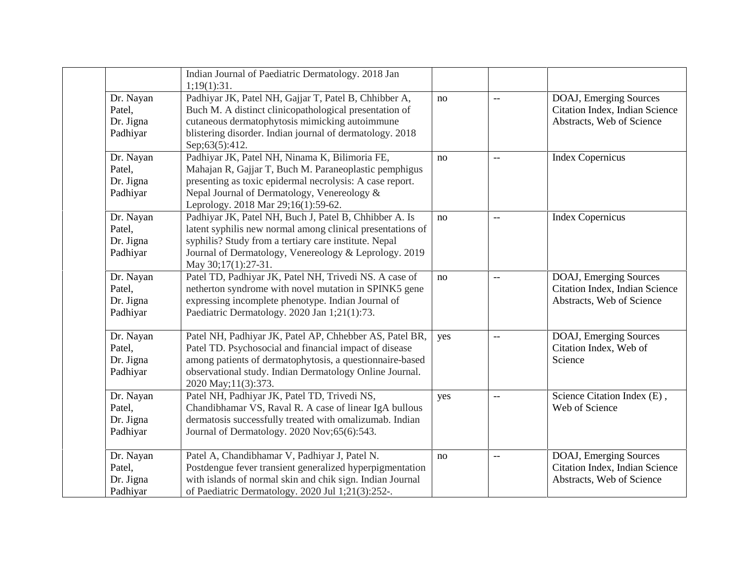| | | | | | |
|---|---|---|---|---|---|
| | | Indian Journal of Paediatric Dermatology. 2018 Jan 1;19(1):31. | | | |
| | Dr. Nayan Patel, Dr. Jigna Padhiyar | Padhiyar JK, Patel NH, Gajjar T, Patel B, Chhibber A, Buch M. A distinct clinicopathological presentation of cutaneous dermatophytosis mimicking autoimmune blistering disorder. Indian journal of dermatology. 2018 Sep;63(5):412. | no | -- | DOAJ, Emerging Sources Citation Index, Indian Science Abstracts, Web of Science |
| | Dr. Nayan Patel, Dr. Jigna Padhiyar | Padhiyar JK, Patel NH, Ninama K, Bilimoria FE, Mahajan R, Gajjar T, Buch M. Paraneoplastic pemphigus presenting as toxic epidermal necrolysis: A case report. Nepal Journal of Dermatology, Venereology & Leprology. 2018 Mar 29;16(1):59-62. | no | -- | Index Copernicus |
| | Dr. Nayan Patel, Dr. Jigna Padhiyar | Padhiyar JK, Patel NH, Buch J, Patel B, Chhibber A. Is latent syphilis new normal among clinical presentations of syphilis? Study from a tertiary care institute. Nepal Journal of Dermatology, Venereology & Leprology. 2019 May 30;17(1):27-31. | no | -- | Index Copernicus |
| | Dr. Nayan Patel, Dr. Jigna Padhiyar | Patel TD, Padhiyar JK, Patel NH, Trivedi NS. A case of netherton syndrome with novel mutation in SPINK5 gene expressing incomplete phenotype. Indian Journal of Paediatric Dermatology. 2020 Jan 1;21(1):73. | no | -- | DOAJ, Emerging Sources Citation Index, Indian Science Abstracts, Web of Science |
| | Dr. Nayan Patel, Dr. Jigna Padhiyar | Patel NH, Padhiyar JK, Patel AP, Chhebber AS, Patel BR, Patel TD. Psychosocial and financial impact of disease among patients of dermatophytosis, a questionnaire-based observational study. Indian Dermatology Online Journal. 2020 May;11(3):373. | yes | -- | DOAJ, Emerging Sources Citation Index, Web of Science |
| | Dr. Nayan Patel, Dr. Jigna Padhiyar | Patel NH, Padhiyar JK, Patel TD, Trivedi NS, Chandibhamar VS, Raval R. A case of linear IgA bullous dermatosis successfully treated with omalizumab. Indian Journal of Dermatology. 2020 Nov;65(6):543. | yes | -- | Science Citation Index (E) , Web of Science |
| | Dr. Nayan Patel, Dr. Jigna Padhiyar | Patel A, Chandibhamar V, Padhiyar J, Patel N. Postdengue fever transient generalized hyperpigmentation with islands of normal skin and chik sign. Indian Journal of Paediatric Dermatology. 2020 Jul 1;21(3):252-. | no | -- | DOAJ, Emerging Sources Citation Index, Indian Science Abstracts, Web of Science |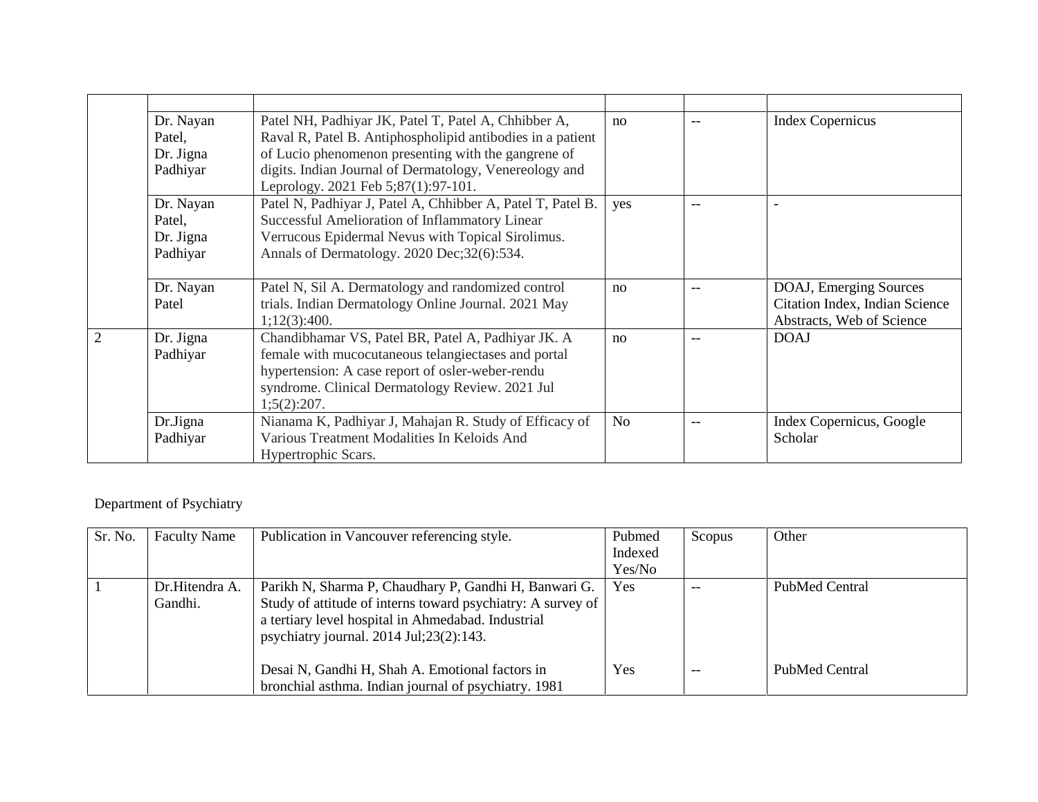| | | | | | |
|---|---|---|---|---|---|
| | Dr. Nayan Patel, Dr. Jigna Padhiyar | Patel NH, Padhiyar JK, Patel T, Patel A, Chhibber A, Raval R, Patel B. Antiphospholipid antibodies in a patient of Lucio phenomenon presenting with the gangrene of digits. Indian Journal of Dermatology, Venereology and Leprology. 2021 Feb 5;87(1):97-101. | no | -- | Index Copernicus |
| | Dr. Nayan Patel, Dr. Jigna Padhiyar | Patel N, Padhiyar J, Patel A, Chhibber A, Patel T, Patel B. Successful Amelioration of Inflammatory Linear Verrucous Epidermal Nevus with Topical Sirolimus. Annals of Dermatology. 2020 Dec;32(6):534. | yes | -- | - |
| | Dr. Nayan Patel | Patel N, Sil A. Dermatology and randomized control trials. Indian Dermatology Online Journal. 2021 May 1;12(3):400. | no | -- | DOAJ, Emerging Sources Citation Index, Indian Science Abstracts, Web of Science |
| 2 | Dr. Jigna Padhiyar | Chandibhamar VS, Patel BR, Patel A, Padhiyar JK. A female with mucocutaneous telangiectases and portal hypertension: A case report of osler-weber-rendu syndrome. Clinical Dermatology Review. 2021 Jul 1;5(2):207. | no | -- | DOAJ |
| | Dr.Jigna Padhiyar | Nianama K, Padhiyar J, Mahajan R. Study of Efficacy of Various Treatment Modalities In Keloids And Hypertrophic Scars. | No | -- | Index Copernicus, Google Scholar |

Department of Psychiatry

| Sr. No. | Faculty Name | Publication in Vancouver referencing style. | Pubmed Indexed Yes/No | Scopus | Other |
|---|---|---|---|---|---|
| 1 | Dr.Hitendra A. Gandhi. | Parikh N, Sharma P, Chaudhary P, Gandhi H, Banwari G. Study of attitude of interns toward psychiatry: A survey of a tertiary level hospital in Ahmedabad. Industrial psychiatry journal. 2014 Jul;23(2):143. | Yes | -- | PubMed Central |
| | | Desai N, Gandhi H, Shah A. Emotional factors in bronchial asthma. Indian journal of psychiatry. 1981 | Yes | -- | PubMed Central |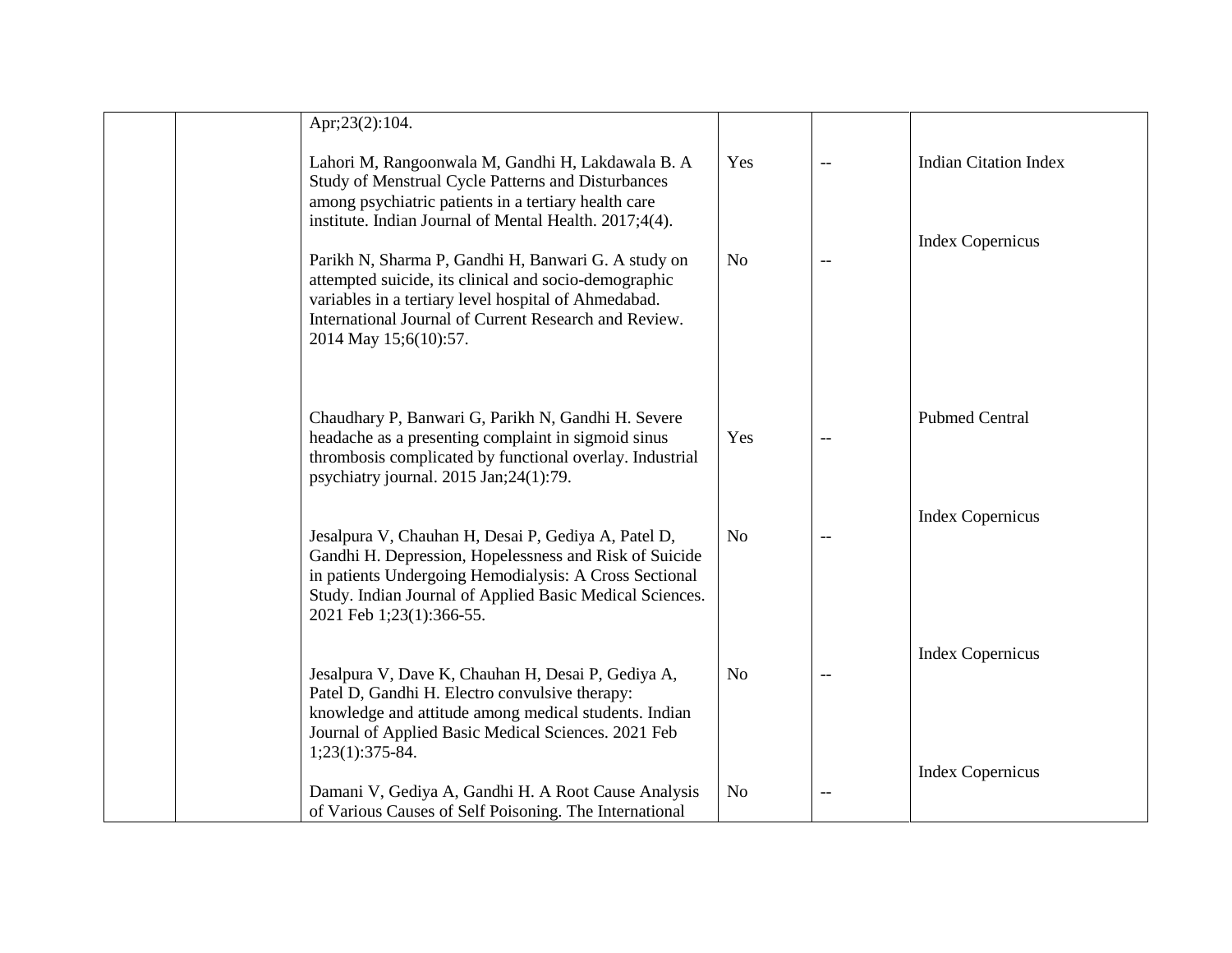| | | | | | |
|---|---|---|---|---|---|
| | | Apr;23(2):104. | | | |
| | | Lahori M, Rangoonwala M, Gandhi H, Lakdawala B. A Study of Menstrual Cycle Patterns and Disturbances among psychiatric patients in a tertiary health care institute. Indian Journal of Mental Health. 2017;4(4). | Yes | -- | Indian Citation Index |
| | | Parikh N, Sharma P, Gandhi H, Banwari G. A study on attempted suicide, its clinical and socio-demographic variables in a tertiary level hospital of Ahmedabad. International Journal of Current Research and Review. 2014 May 15;6(10):57. | No | -- | Index Copernicus |
| | | Chaudhary P, Banwari G, Parikh N, Gandhi H. Severe headache as a presenting complaint in sigmoid sinus thrombosis complicated by functional overlay. Industrial psychiatry journal. 2015 Jan;24(1):79. | Yes | -- | Pubmed Central |
| | | Jesalpura V, Chauhan H, Desai P, Gediya A, Patel D, Gandhi H. Depression, Hopelessness and Risk of Suicide in patients Undergoing Hemodialysis: A Cross Sectional Study. Indian Journal of Applied Basic Medical Sciences. 2021 Feb 1;23(1):366-55. | No | -- | Index Copernicus |
| | | Jesalpura V, Dave K, Chauhan H, Desai P, Gediya A, Patel D, Gandhi H. Electro convulsive therapy: knowledge and attitude among medical students. Indian Journal of Applied Basic Medical Sciences. 2021 Feb 1;23(1):375-84. | No | -- | Index Copernicus |
| | | Damani V, Gediya A, Gandhi H. A Root Cause Analysis of Various Causes of Self Poisoning. The International | No | -- | Index Copernicus |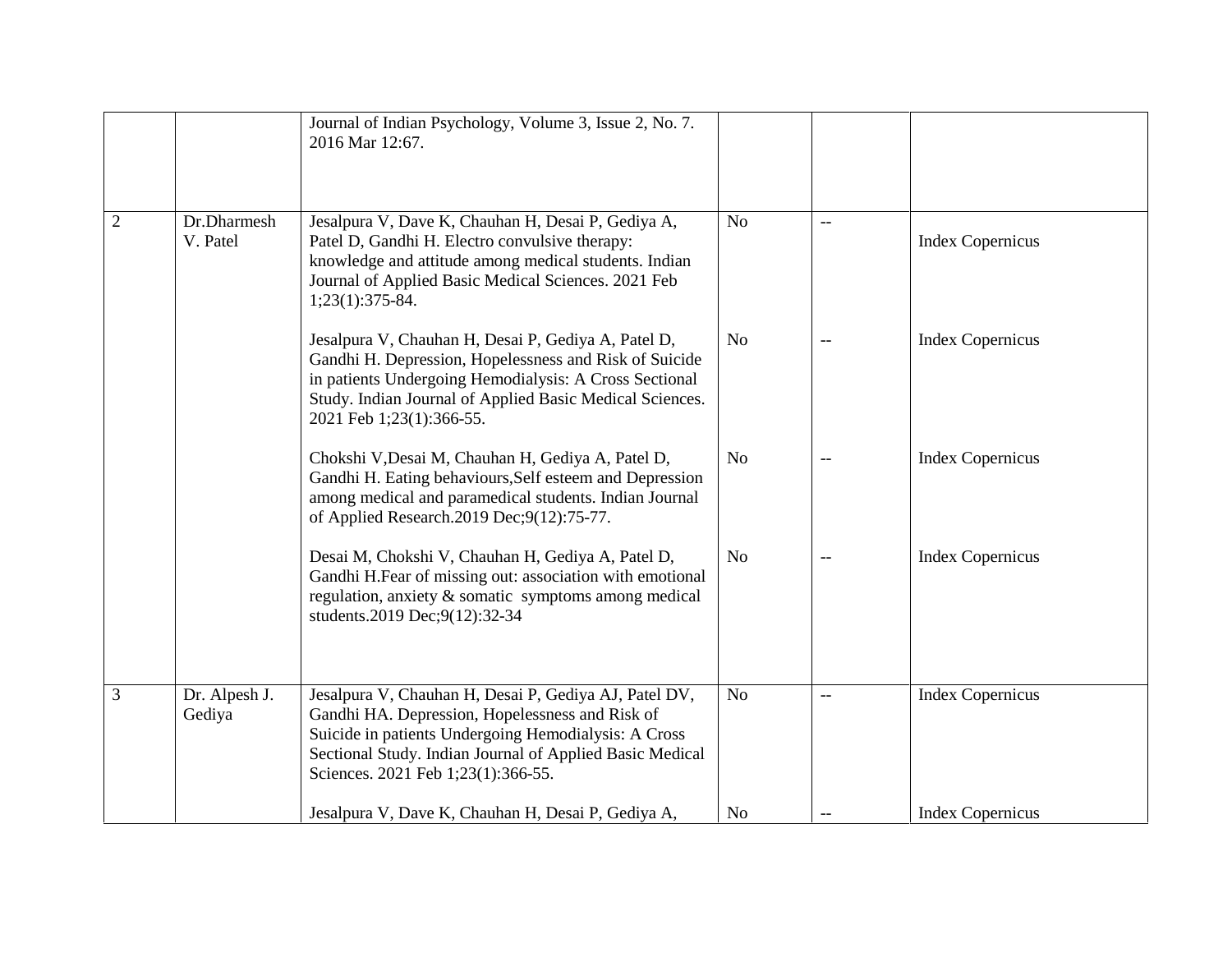|  |  |  |  |  |  |
|---|---|---|---|---|---|
|  |  | Journal of Indian Psychology, Volume 3, Issue 2, No. 7. 2016 Mar 12:67. |  |  |  |
| 2 | Dr.Dharmesh V. Patel | Jesalpura V, Dave K, Chauhan H, Desai P, Gediya A, Patel D, Gandhi H. Electro convulsive therapy: knowledge and attitude among medical students. Indian Journal of Applied Basic Medical Sciences. 2021 Feb 1;23(1):375-84. | No | -- | Index Copernicus |
|  |  | Jesalpura V, Chauhan H, Desai P, Gediya A, Patel D, Gandhi H. Depression, Hopelessness and Risk of Suicide in patients Undergoing Hemodialysis: A Cross Sectional Study. Indian Journal of Applied Basic Medical Sciences. 2021 Feb 1;23(1):366-55. | No | -- | Index Copernicus |
|  |  | Chokshi V,Desai M, Chauhan H, Gediya A, Patel D, Gandhi H. Eating behaviours,Self esteem and Depression among medical and paramedical students. Indian Journal of Applied Research.2019 Dec;9(12):75-77. | No | -- | Index Copernicus |
|  |  | Desai M, Chokshi V, Chauhan H, Gediya A, Patel D, Gandhi H.Fear of missing out: association with emotional regulation, anxiety & somatic symptoms among medical students.2019 Dec;9(12):32-34 | No | -- | Index Copernicus |
| 3 | Dr. Alpesh J. Gediya | Jesalpura V, Chauhan H, Desai P, Gediya AJ, Patel DV, Gandhi HA. Depression, Hopelessness and Risk of Suicide in patients Undergoing Hemodialysis: A Cross Sectional Study. Indian Journal of Applied Basic Medical Sciences. 2021 Feb 1;23(1):366-55. | No | -- | Index Copernicus |
|  |  | Jesalpura V, Dave K, Chauhan H, Desai P, Gediya A, | No | -- | Index Copernicus |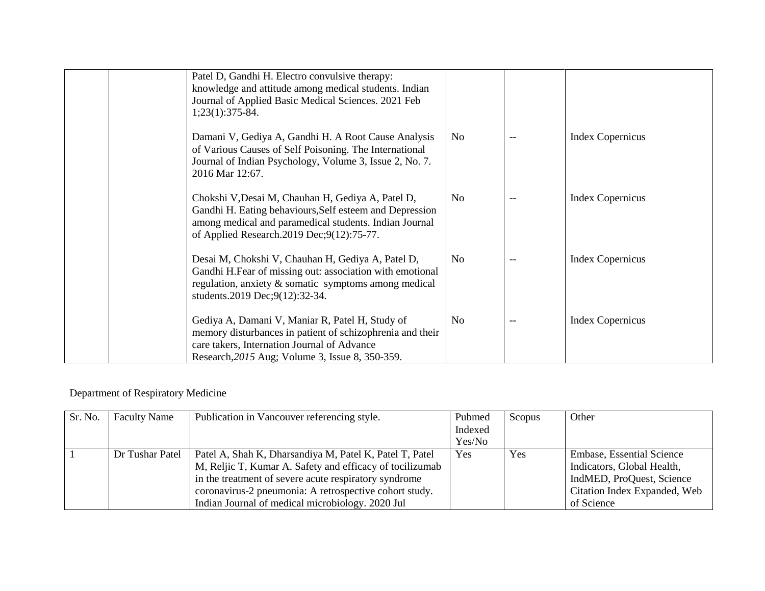| | | | | | |
|---|---|---|---|---|---|
| | | Patel D, Gandhi H. Electro convulsive therapy: knowledge and attitude among medical students. Indian Journal of Applied Basic Medical Sciences. 2021 Feb 1;23(1):375-84. | | | |
| | | Damani V, Gediya A, Gandhi H. A Root Cause Analysis of Various Causes of Self Poisoning. The International Journal of Indian Psychology, Volume 3, Issue 2, No. 7. 2016 Mar 12:67. | No | -- | Index Copernicus |
| | | Chokshi V,Desai M, Chauhan H, Gediya A, Patel D, Gandhi H. Eating behaviours,Self esteem and Depression among medical and paramedical students. Indian Journal of Applied Research.2019 Dec;9(12):75-77. | No | -- | Index Copernicus |
| | | Desai M, Chokshi V, Chauhan H, Gediya A, Patel D, Gandhi H.Fear of missing out: association with emotional regulation, anxiety & somatic symptoms among medical students.2019 Dec;9(12):32-34. | No | -- | Index Copernicus |
| | | Gediya A, Damani V, Maniar R, Patel H, Study of memory disturbances in patient of schizophrenia and their care takers, Internation Journal of Advance Research,*2015* Aug; Volume 3, Issue 8, 350-359. | No | -- | Index Copernicus |

Department of Respiratory Medicine

| Sr. No. | Faculty Name | Publication in Vancouver referencing style. | Pubmed Indexed Yes/No | Scopus | Other |
|---|---|---|---|---|---|
| 1 | Dr Tushar Patel | Patel A, Shah K, Dharsandiya M, Patel K, Patel T, Patel M, Reljic T, Kumar A. Safety and efficacy of tocilizumab in the treatment of severe acute respiratory syndrome coronavirus-2 pneumonia: A retrospective cohort study. Indian Journal of medical microbiology. 2020 Jul | Yes | Yes | Embase, Essential Science Indicators, Global Health, IndMED, ProQuest, Science Citation Index Expanded, Web of Science |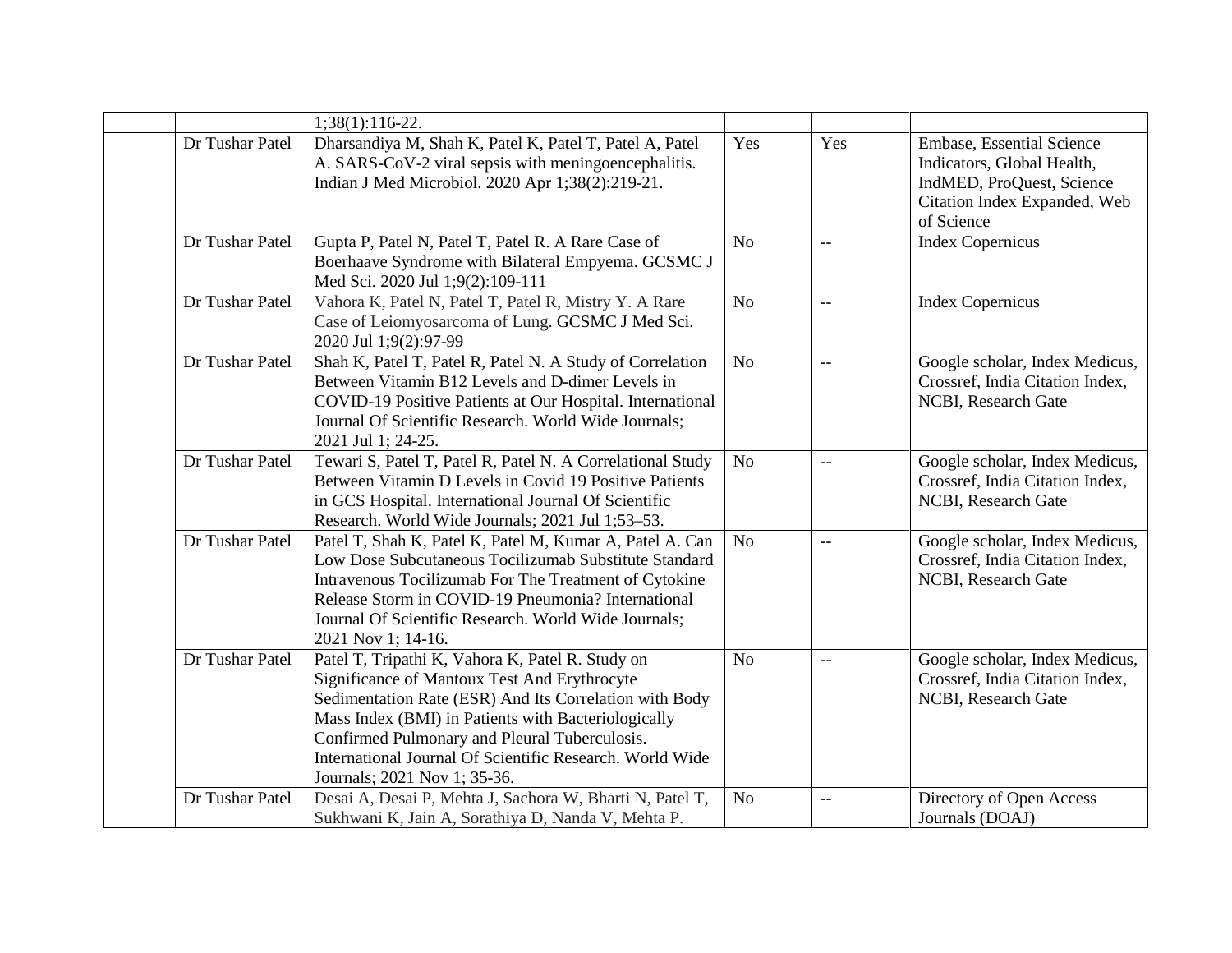| | | | | | |
|---|---|---|---|---|---|
| | | 1;38(1):116-22. | | | |
| | Dr Tushar Patel | Dharsandiya M, Shah K, Patel K, Patel T, Patel A, Patel A. SARS-CoV-2 viral sepsis with meningoencephalitis. Indian J Med Microbiol. 2020 Apr 1;38(2):219-21. | Yes | Yes | Embase, Essential Science Indicators, Global Health, IndMED, ProQuest, Science Citation Index Expanded, Web of Science |
| | Dr Tushar Patel | Gupta P, Patel N, Patel T, Patel R. A Rare Case of Boerhaave Syndrome with Bilateral Empyema. GCSMC J Med Sci. 2020 Jul 1;9(2):109-111 | No | -- | Index Copernicus |
| | Dr Tushar Patel | Vahora K, Patel N, Patel T, Patel R, Mistry Y. A Rare Case of Leiomyosarcoma of Lung. GCSMC J Med Sci. 2020 Jul 1;9(2):97-99 | No | -- | Index Copernicus |
| | Dr Tushar Patel | Shah K, Patel T, Patel R, Patel N. A Study of Correlation Between Vitamin B12 Levels and D-dimer Levels in COVID-19 Positive Patients at Our Hospital. International Journal Of Scientific Research. World Wide Journals; 2021 Jul 1; 24-25. | No | -- | Google scholar, Index Medicus, Crossref, India Citation Index, NCBI, Research Gate |
| | Dr Tushar Patel | Tewari S, Patel T, Patel R, Patel N. A Correlational Study Between Vitamin D Levels in Covid 19 Positive Patients in GCS Hospital. International Journal Of Scientific Research. World Wide Journals; 2021 Jul 1;53–53. | No | -- | Google scholar, Index Medicus, Crossref, India Citation Index, NCBI, Research Gate |
| | Dr Tushar Patel | Patel T, Shah K, Patel K, Patel M, Kumar A, Patel A. Can Low Dose Subcutaneous Tocilizumab Substitute Standard Intravenous Tocilizumab For The Treatment of Cytokine Release Storm in COVID-19 Pneumonia? International Journal Of Scientific Research. World Wide Journals; 2021 Nov 1; 14-16. | No | -- | Google scholar, Index Medicus, Crossref, India Citation Index, NCBI, Research Gate |
| | Dr Tushar Patel | Patel T, Tripathi K, Vahora K, Patel R. Study on Significance of Mantoux Test And Erythrocyte Sedimentation Rate (ESR) And Its Correlation with Body Mass Index (BMI) in Patients with Bacteriologically Confirmed Pulmonary and Pleural Tuberculosis. International Journal Of Scientific Research. World Wide Journals; 2021 Nov 1; 35-36. | No | -- | Google scholar, Index Medicus, Crossref, India Citation Index, NCBI, Research Gate |
| | Dr Tushar Patel | Desai A, Desai P, Mehta J, Sachora W, Bharti N, Patel T, Sukhwani K, Jain A, Sorathiya D, Nanda V, Mehta P. | No | -- | Directory of Open Access Journals (DOAJ) |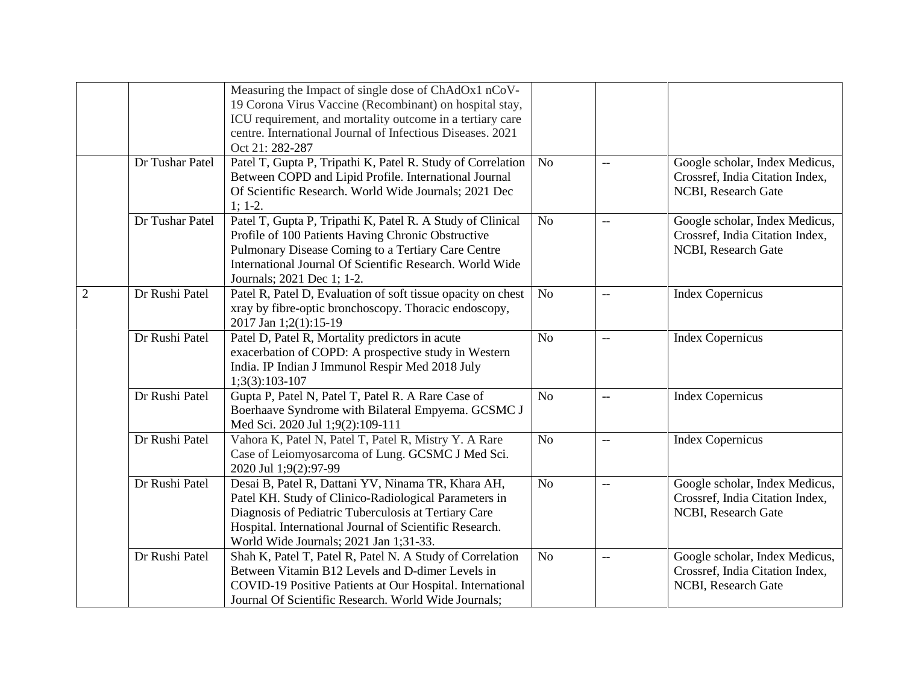| | | | | | |
|---|---|---|---|---|---|
| | | Measuring the Impact of single dose of ChAdOx1 nCoV-19 Corona Virus Vaccine (Recombinant) on hospital stay, ICU requirement, and mortality outcome in a tertiary care centre. International Journal of Infectious Diseases. 2021 Oct 21: 282-287 | | | |
| | Dr Tushar Patel | Patel T, Gupta P, Tripathi K, Patel R. Study of Correlation Between COPD and Lipid Profile. International Journal Of Scientific Research. World Wide Journals; 2021 Dec 1; 1-2. | No | -- | Google scholar, Index Medicus, Crossref, India Citation Index, NCBI, Research Gate |
| | Dr Tushar Patel | Patel T, Gupta P, Tripathi K, Patel R. A Study of Clinical Profile of 100 Patients Having Chronic Obstructive Pulmonary Disease Coming to a Tertiary Care Centre International Journal Of Scientific Research. World Wide Journals; 2021 Dec 1; 1-2. | No | -- | Google scholar, Index Medicus, Crossref, India Citation Index, NCBI, Research Gate |
| 2 | Dr Rushi Patel | Patel R, Patel D, Evaluation of soft tissue opacity on chest xray by fibre-optic bronchoscopy. Thoracic endoscopy, 2017 Jan 1;2(1):15-19 | No | -- | Index Copernicus |
| | Dr Rushi Patel | Patel D, Patel R, Mortality predictors in acute exacerbation of COPD: A prospective study in Western India. IP Indian J Immunol Respir Med 2018 July 1;3(3):103-107 | No | -- | Index Copernicus |
| | Dr Rushi Patel | Gupta P, Patel N, Patel T, Patel R. A Rare Case of Boerhaave Syndrome with Bilateral Empyema. GCSMC J Med Sci. 2020 Jul 1;9(2):109-111 | No | -- | Index Copernicus |
| | Dr Rushi Patel | Vahora K, Patel N, Patel T, Patel R, Mistry Y. A Rare Case of Leiomyosarcoma of Lung. GCSMC J Med Sci. 2020 Jul 1;9(2):97-99 | No | -- | Index Copernicus |
| | Dr Rushi Patel | Desai B, Patel R, Dattani YV, Ninama TR, Khara AH, Patel KH. Study of Clinico-Radiological Parameters in Diagnosis of Pediatric Tuberculosis at Tertiary Care Hospital. International Journal of Scientific Research. World Wide Journals; 2021 Jan 1;31-33. | No | -- | Google scholar, Index Medicus, Crossref, India Citation Index, NCBI, Research Gate |
| | Dr Rushi Patel | Shah K, Patel T, Patel R, Patel N. A Study of Correlation Between Vitamin B12 Levels and D-dimer Levels in COVID-19 Positive Patients at Our Hospital. International Journal Of Scientific Research. World Wide Journals; | No | -- | Google scholar, Index Medicus, Crossref, India Citation Index, NCBI, Research Gate |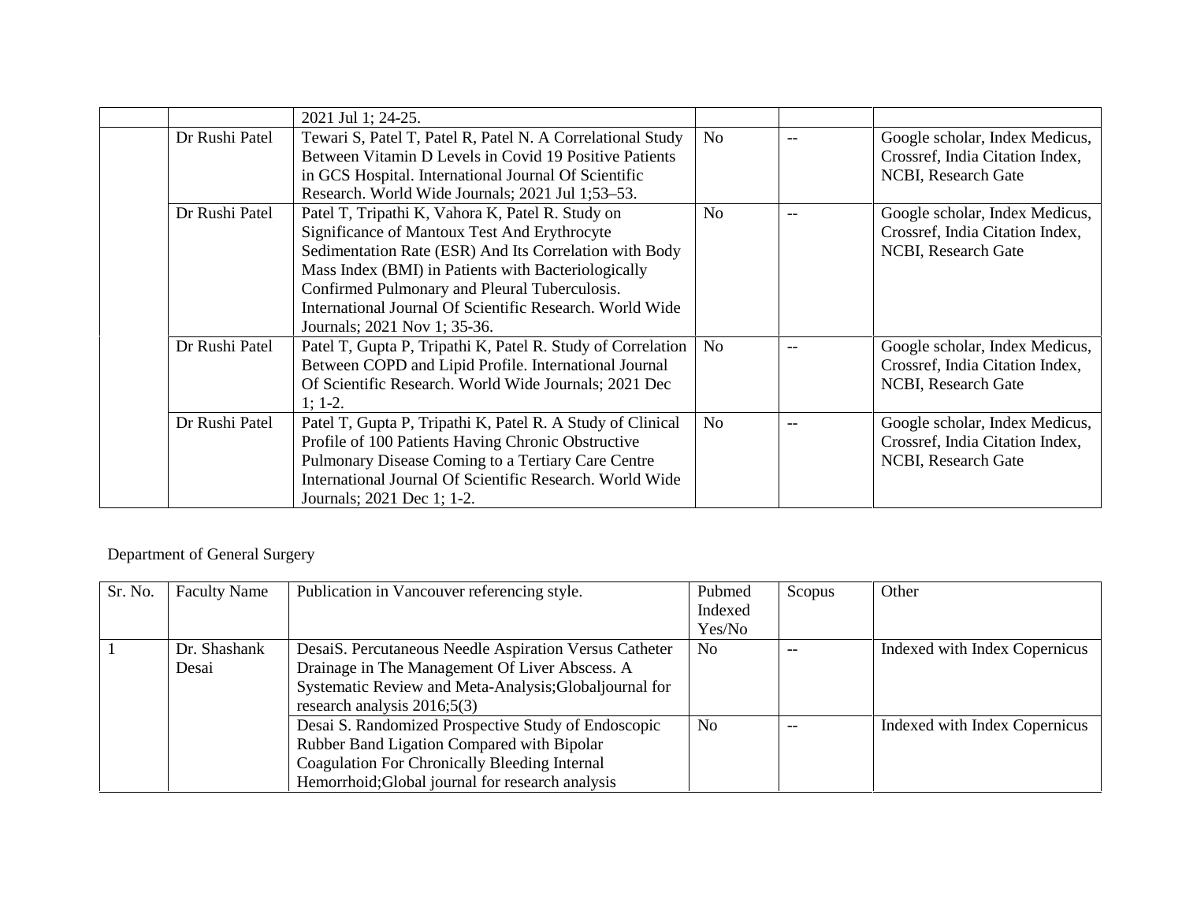| | | | | | |
|---|---|---|---|---|---|
| | | 2021 Jul 1; 24-25. | | | |
| | Dr Rushi Patel | Tewari S, Patel T, Patel R, Patel N. A Correlational Study Between Vitamin D Levels in Covid 19 Positive Patients in GCS Hospital. International Journal Of Scientific Research. World Wide Journals; 2021 Jul 1;53–53. | No | -- | Google scholar, Index Medicus, Crossref, India Citation Index, NCBI, Research Gate |
| | Dr Rushi Patel | Patel T, Tripathi K, Vahora K, Patel R. Study on Significance of Mantoux Test And Erythrocyte Sedimentation Rate (ESR) And Its Correlation with Body Mass Index (BMI) in Patients with Bacteriologically Confirmed Pulmonary and Pleural Tuberculosis. International Journal Of Scientific Research. World Wide Journals; 2021 Nov 1; 35-36. | No | -- | Google scholar, Index Medicus, Crossref, India Citation Index, NCBI, Research Gate |
| | Dr Rushi Patel | Patel T, Gupta P, Tripathi K, Patel R. Study of Correlation Between COPD and Lipid Profile. International Journal Of Scientific Research. World Wide Journals; 2021 Dec 1; 1-2. | No | -- | Google scholar, Index Medicus, Crossref, India Citation Index, NCBI, Research Gate |
| | Dr Rushi Patel | Patel T, Gupta P, Tripathi K, Patel R. A Study of Clinical Profile of 100 Patients Having Chronic Obstructive Pulmonary Disease Coming to a Tertiary Care Centre International Journal Of Scientific Research. World Wide Journals; 2021 Dec 1; 1-2. | No | -- | Google scholar, Index Medicus, Crossref, India Citation Index, NCBI, Research Gate |

Department of General Surgery

| Sr. No. | Faculty Name | Publication in Vancouver referencing style. | Pubmed Indexed Yes/No | Scopus | Other |
|---|---|---|---|---|---|
| 1 | Dr. Shashank Desai | DesaiS. Percutaneous Needle Aspiration Versus Catheter Drainage in The Management Of Liver Abscess. A Systematic Review and Meta-Analysis;Globaljournal for research analysis 2016;5(3) | No | -- | Indexed with Index Copernicus |
| | | Desai S. Randomized Prospective Study of Endoscopic Rubber Band Ligation Compared with Bipolar Coagulation For Chronically Bleeding Internal Hemorrhoid;Global journal for research analysis | No | -- | Indexed with Index Copernicus |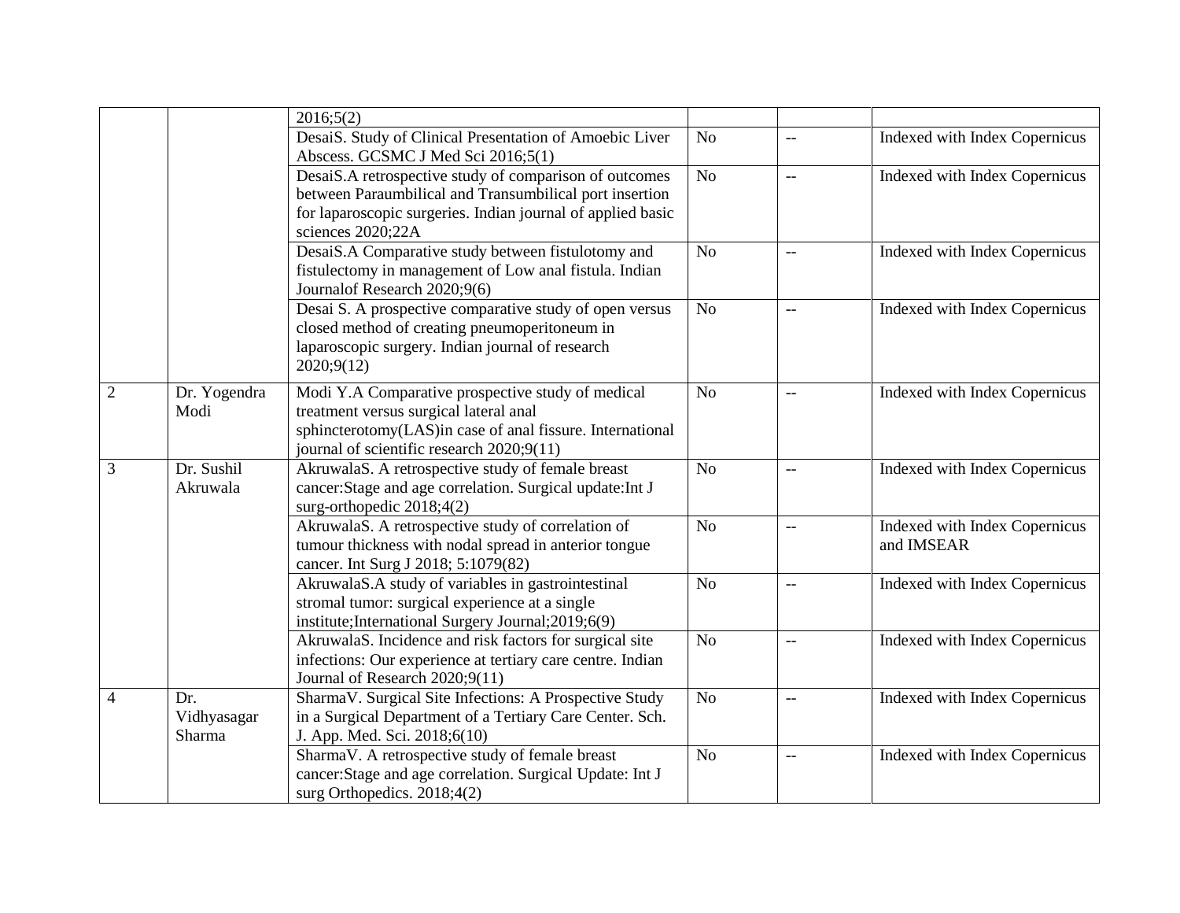| | | 2016;5(2) | | | |
|---|---|---|---|---|---|
| | | DesaiS. Study of Clinical Presentation of Amoebic Liver Abscess. GCSMC J Med Sci 2016;5(1) | No | -- | Indexed with Index Copernicus |
| | | DesaiS.A retrospective study of comparison of outcomes between Paraumbilical and Transumbilical port insertion for laparoscopic surgeries. Indian journal of applied basic sciences 2020;22A | No | -- | Indexed with Index Copernicus |
| | | DesaiS.A Comparative study between fistulotomy and fistulectomy in management of Low anal fistula. Indian Journalof Research 2020;9(6) | No | -- | Indexed with Index Copernicus |
| | | Desai S. A prospective comparative study of open versus closed method of creating pneumoperitoneum in laparoscopic surgery. Indian journal of research 2020;9(12) | No | -- | Indexed with Index Copernicus |
| 2 | Dr. Yogendra Modi | Modi Y.A Comparative prospective study of medical treatment versus surgical lateral anal sphincterotomy(LAS)in case of anal fissure. International journal of scientific research 2020;9(11) | No | -- | Indexed with Index Copernicus |
| 3 | Dr. Sushil Akruwala | AkruwalaS. A retrospective study of female breast cancer:Stage and age correlation. Surgical update:Int J surg-orthopedic 2018;4(2) | No | -- | Indexed with Index Copernicus |
| | | AkruwalaS. A retrospective study of correlation of tumour thickness with nodal spread in anterior tongue cancer. Int Surg J 2018; 5:1079(82) | No | -- | Indexed with Index Copernicus and IMSEAR |
| | | AkruwalaS.A study of variables in gastrointestinal stromal tumor: surgical experience at a single institute;International Surgery Journal;2019;6(9) | No | -- | Indexed with Index Copernicus |
| | | AkruwalaS. Incidence and risk factors for surgical site infections: Our experience at tertiary care centre. Indian Journal of Research 2020;9(11) | No | -- | Indexed with Index Copernicus |
| 4 | Dr. Vidhyasagar Sharma | SharmaV. Surgical Site Infections: A Prospective Study in a Surgical Department of a Tertiary Care Center. Sch. J. App. Med. Sci. 2018;6(10) | No | -- | Indexed with Index Copernicus |
| | | SharmaV. A retrospective study of female breast cancer:Stage and age correlation. Surgical Update: Int J surg Orthopedics. 2018;4(2) | No | -- | Indexed with Index Copernicus |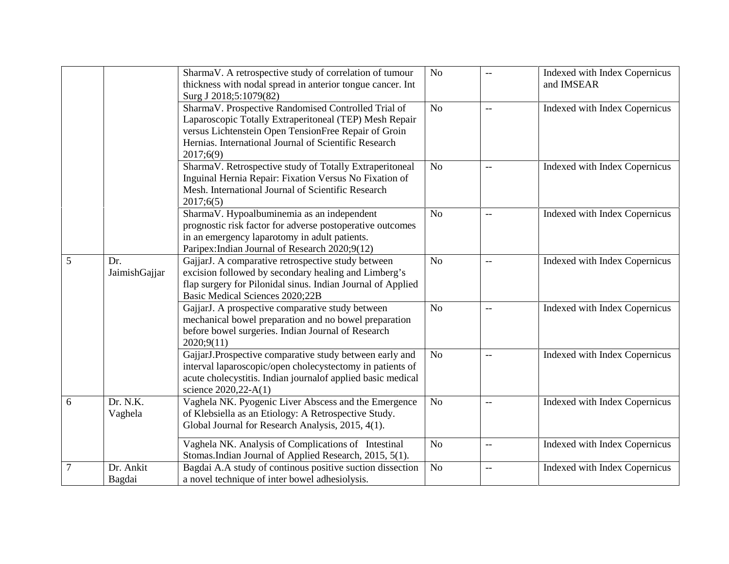| | | | | | |
|---|---|---|---|---|---|
| | | SharmaV. A retrospective study of correlation of tumour thickness with nodal spread in anterior tongue cancer. Int Surg J 2018;5:1079(82) | No | -- | Indexed with Index Copernicus and IMSEAR |
| | | SharmaV. Prospective Randomised Controlled Trial of Laparoscopic Totally Extraperitoneal (TEP) Mesh Repair versus Lichtenstein Open TensionFree Repair of Groin Hernias. International Journal of Scientific Research 2017;6(9) | No | -- | Indexed with Index Copernicus |
| | | SharmaV. Retrospective study of Totally Extraperitoneal Inguinal Hernia Repair: Fixation Versus No Fixation of Mesh. International Journal of Scientific Research 2017;6(5) | No | -- | Indexed with Index Copernicus |
| | | SharmaV. Hypoalbuminemia as an independent prognostic risk factor for adverse postoperative outcomes in an emergency laparotomy in adult patients. Paripex:Indian Journal of Research 2020;9(12) | No | -- | Indexed with Index Copernicus |
| 5 | Dr. JaimishGajjar | GajjarJ. A comparative retrospective study between excision followed by secondary healing and Limberg's flap surgery for Pilonidal sinus. Indian Journal of Applied Basic Medical Sciences 2020;22B | No | -- | Indexed with Index Copernicus |
| | | GajjarJ. A prospective comparative study between mechanical bowel preparation and no bowel preparation before bowel surgeries. Indian Journal of Research 2020;9(11) | No | -- | Indexed with Index Copernicus |
| | | GajjarJ.Prospective comparative study between early and interval laparoscopic/open cholecystectomy in patients of acute cholecystitis. Indian journalof applied basic medical science 2020,22-A(1) | No | -- | Indexed with Index Copernicus |
| 6 | Dr. N.K. Vaghela | Vaghela NK. Pyogenic Liver Abscess and the Emergence of Klebsiella as an Etiology: A Retrospective Study. Global Journal for Research Analysis, 2015, 4(1). | No | -- | Indexed with Index Copernicus |
| | | Vaghela NK. Analysis of Complications of Intestinal Stomas.Indian Journal of Applied Research, 2015, 5(1). | No | -- | Indexed with Index Copernicus |
| 7 | Dr. Ankit Bagdai | Bagdai A.A study of continous positive suction dissection a novel technique of inter bowel adhesiolysis. | No | -- | Indexed with Index Copernicus |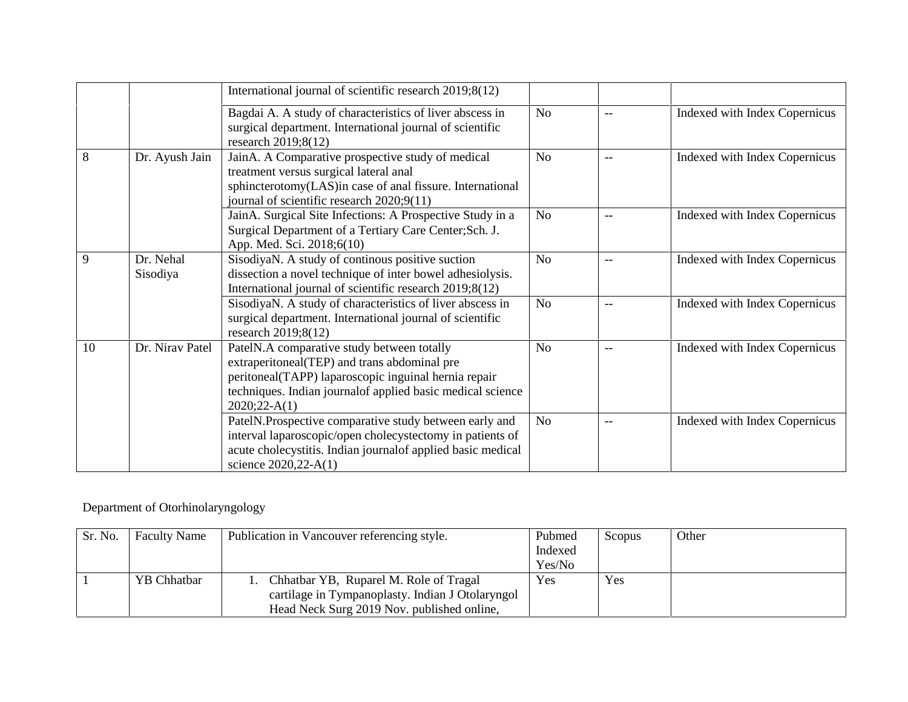| | | International journal of scientific research 2019;8(12) | | | |
|---|---|---|---|---|---|
| | | Bagdai A. A study of characteristics of liver abscess in surgical department. International journal of scientific research 2019;8(12) | No | -- | Indexed with Index Copernicus |
| 8 | Dr. Ayush Jain | JainA. A Comparative prospective study of medical treatment versus surgical lateral anal sphincterotomy(LAS)in case of anal fissure. International journal of scientific research 2020;9(11) | No | -- | Indexed with Index Copernicus |
| | | JainA. Surgical Site Infections: A Prospective Study in a Surgical Department of a Tertiary Care Center;Sch. J. App. Med. Sci. 2018;6(10) | No | -- | Indexed with Index Copernicus |
| 9 | Dr. Nehal Sisodiya | SisodiyaN. A study of continous positive suction dissection a novel technique of inter bowel adhesiolysis. International journal of scientific research 2019;8(12) | No | -- | Indexed with Index Copernicus |
| | | SisodiyaN. A study of characteristics of liver abscess in surgical department. International journal of scientific research 2019;8(12) | No | -- | Indexed with Index Copernicus |
| 10 | Dr. Nirav Patel | PatelN.A comparative study between totally extraperitoneal(TEP) and trans abdominal pre peritoneal(TAPP) laparoscopic inguinal hernia repair techniques. Indian journalof applied basic medical science 2020;22-A(1) | No | -- | Indexed with Index Copernicus |
| | | PatelN.Prospective comparative study between early and interval laparoscopic/open cholecystectomy in patients of acute cholecystitis. Indian journalof applied basic medical science 2020,22-A(1) | No | -- | Indexed with Index Copernicus |

Department of Otorhinolaryngology

| Sr. No. | Faculty Name | Publication in Vancouver referencing style. | Pubmed Indexed Yes/No | Scopus | Other |
|---|---|---|---|---|---|
| 1 | YB Chhatbar | 1. Chhatbar YB, Ruparel M. Role of Tragal cartilage in Tympanoplasty. Indian J Otolaryngol Head Neck Surg 2019 Nov. published online, | Yes | Yes | |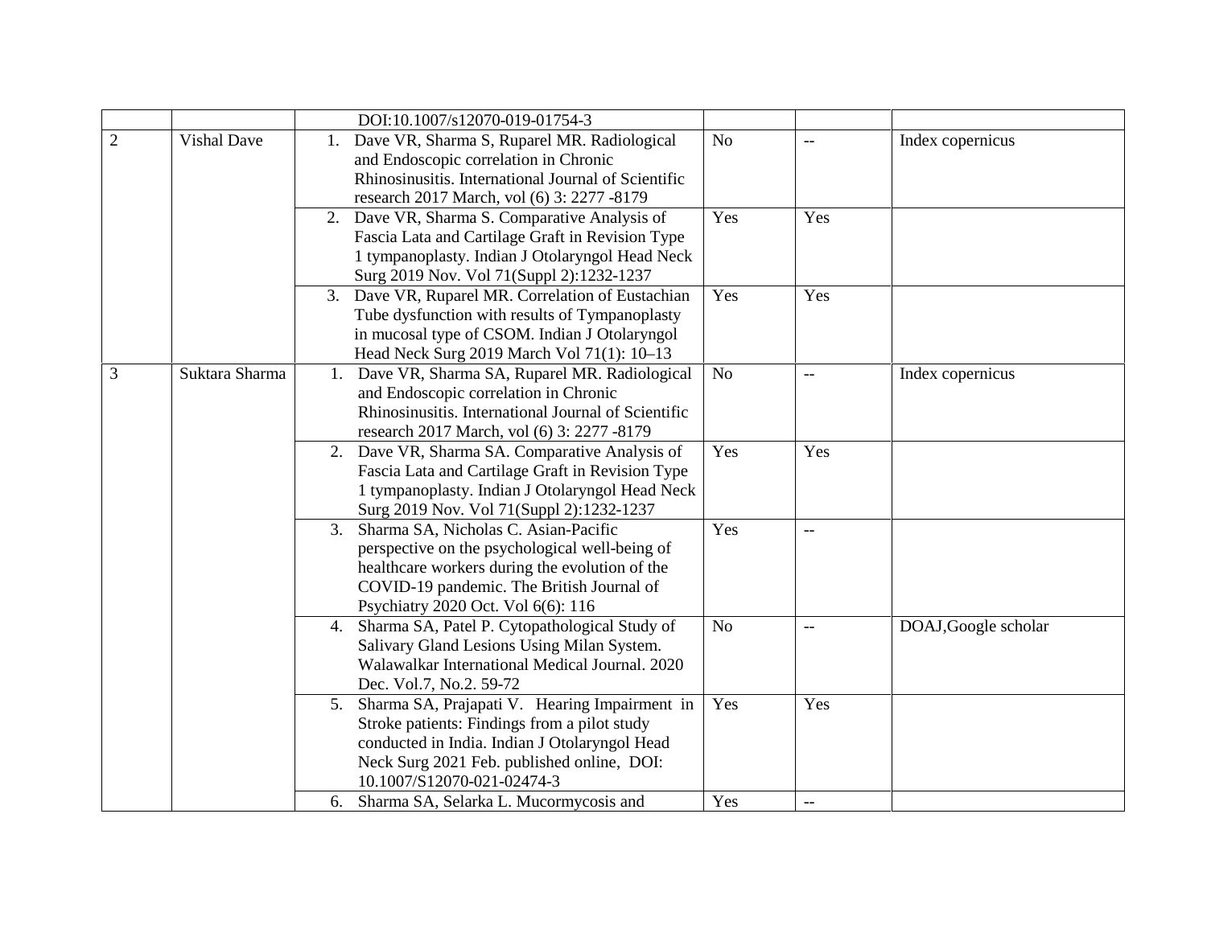| | | | | | |
|---|---|---|---|---|---|
| | | DOI:10.1007/s12070-019-01754-3 | | | |
| 2 | Vishal Dave | 1. Dave VR, Sharma S, Ruparel MR. Radiological and Endoscopic correlation in Chronic Rhinosinusitis. International Journal of Scientific research 2017 March, vol (6) 3: 2277 -8179 | No | -- | Index copernicus |
| | | 2. Dave VR, Sharma S. Comparative Analysis of Fascia Lata and Cartilage Graft in Revision Type 1 tympanoplasty. Indian J Otolaryngol Head Neck Surg 2019 Nov. Vol 71(Suppl 2):1232-1237 | Yes | Yes | |
| | | 3. Dave VR, Ruparel MR. Correlation of Eustachian Tube dysfunction with results of Tympanoplasty in mucosal type of CSOM. Indian J Otolaryngol Head Neck Surg 2019 March Vol 71(1): 10–13 | Yes | Yes | |
| 3 | Suktara Sharma | 1. Dave VR, Sharma SA, Ruparel MR. Radiological and Endoscopic correlation in Chronic Rhinosinusitis. International Journal of Scientific research 2017 March, vol (6) 3: 2277 -8179 | No | -- | Index copernicus |
| | | 2. Dave VR, Sharma SA. Comparative Analysis of Fascia Lata and Cartilage Graft in Revision Type 1 tympanoplasty. Indian J Otolaryngol Head Neck Surg 2019 Nov. Vol 71(Suppl 2):1232-1237 | Yes | Yes | |
| | | 3. Sharma SA, Nicholas C. Asian-Pacific perspective on the psychological well-being of healthcare workers during the evolution of the COVID-19 pandemic. The British Journal of Psychiatry 2020 Oct. Vol 6(6): 116 | Yes | -- | |
| | | 4. Sharma SA, Patel P. Cytopathological Study of Salivary Gland Lesions Using Milan System. Walawalkar International Medical Journal. 2020 Dec. Vol.7, No.2. 59-72 | No | -- | DOAJ,Google scholar |
| | | 5. Sharma SA, Prajapati V. Hearing Impairment in Stroke patients: Findings from a pilot study conducted in India. Indian J Otolaryngol Head Neck Surg 2021 Feb. published online, DOI: 10.1007/S12070-021-02474-3 | Yes | Yes | |
| | | 6. Sharma SA, Selarka L. Mucormycosis and | Yes | -- | |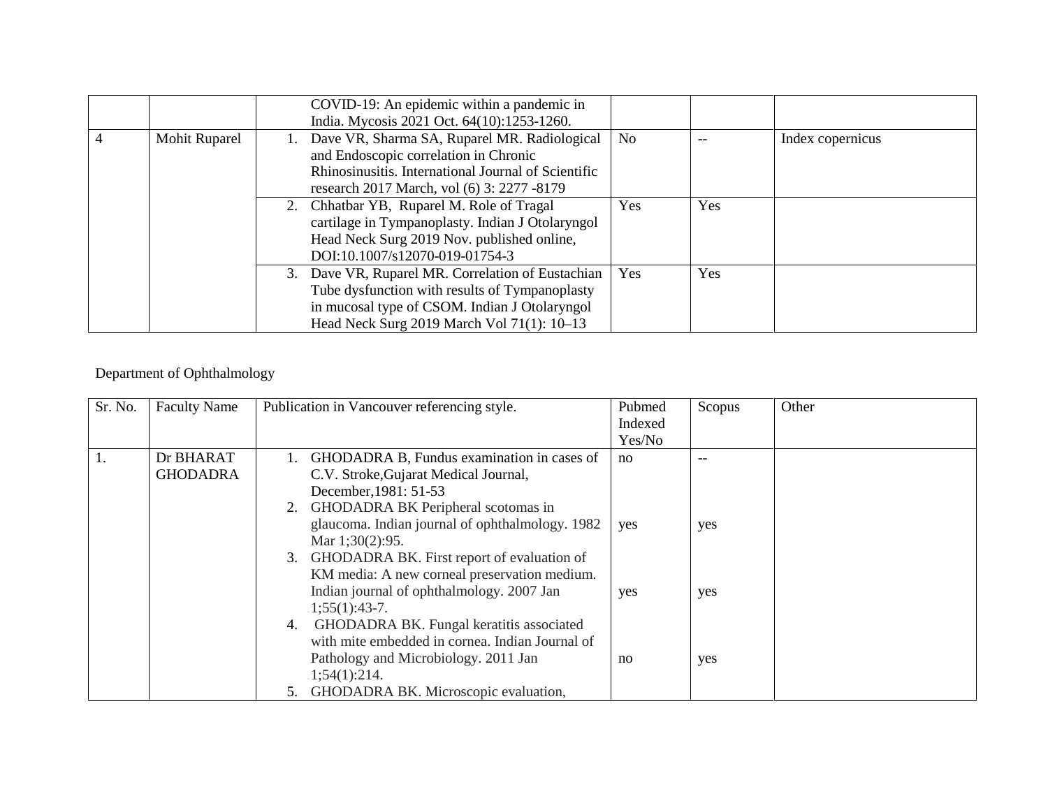| | | | | | |
|---|---|---|---|---|---|
| | | COVID-19: An epidemic within a pandemic in India. Mycosis 2021 Oct. 64(10):1253-1260. | | | |
| 4 | Mohit Ruparel | 1. Dave VR, Sharma SA, Ruparel MR. Radiological and Endoscopic correlation in Chronic Rhinosinusitis. International Journal of Scientific research 2017 March, vol (6) 3: 2277 -8179 | No | -- | Index copernicus |
| | | 2. Chhatbar YB, Ruparel M. Role of Tragal cartilage in Tympanoplasty. Indian J Otolaryngol Head Neck Surg 2019 Nov. published online, DOI:10.1007/s12070-019-01754-3 | Yes | Yes | |
| | | 3. Dave VR, Ruparel MR. Correlation of Eustachian Tube dysfunction with results of Tympanoplasty in mucosal type of CSOM. Indian J Otolaryngol Head Neck Surg 2019 March Vol 71(1): 10–13 | Yes | Yes | |

Department of Ophthalmology

| Sr. No. | Faculty Name | Publication in Vancouver referencing style. | Pubmed Indexed Yes/No | Scopus | Other |
|---|---|---|---|---|---|
| 1. | Dr BHARAT GHODADRA | 1. GHODADRA B, Fundus examination in cases of C.V. Stroke,Gujarat Medical Journal, December,1981: 51-53 | no | -- | |
| | | 2. GHODADRA BK Peripheral scotomas in glaucoma. Indian journal of ophthalmology. 1982 Mar 1;30(2):95. | yes | yes | |
| | | 3. GHODADRA BK. First report of evaluation of KM media: A new corneal preservation medium. Indian journal of ophthalmology. 2007 Jan 1;55(1):43-7. | yes | yes | |
| | | 4. GHODADRA BK. Fungal keratitis associated with mite embedded in cornea. Indian Journal of Pathology and Microbiology. 2011 Jan 1;54(1):214. | no | yes | |
| | | 5. GHODADRA BK. Microscopic evaluation, | | | |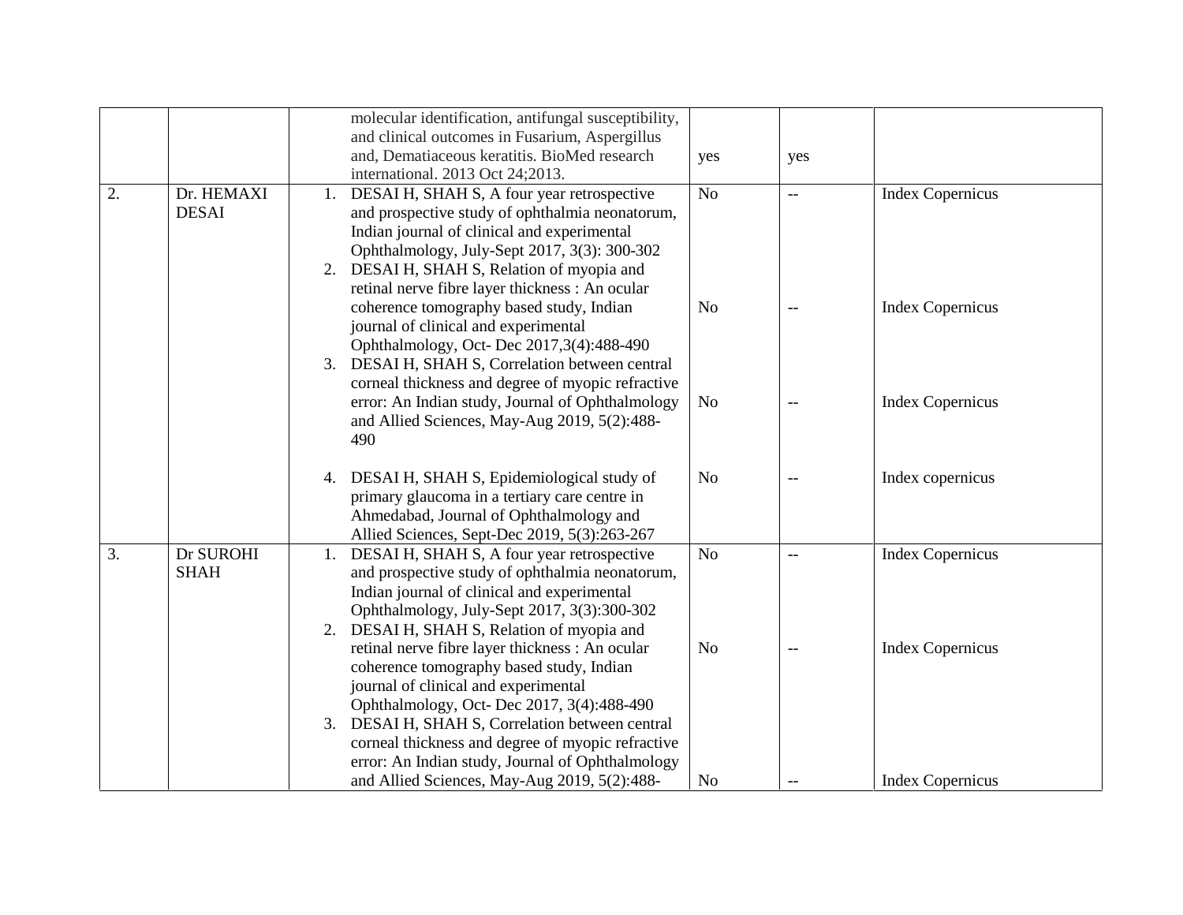| | | | | | |
|---|---|---|---|---|---|
| | | molecular identification, antifungal susceptibility, and clinical outcomes in Fusarium, Aspergillus and, Dematiaceous keratitis. BioMed research international. 2013 Oct 24;2013. | yes | yes | |
| 2. | Dr. HEMAXI DESAI | 1. DESAI H, SHAH S, A four year retrospective and prospective study of ophthalmia neonatorum, Indian journal of clinical and experimental Ophthalmology, July-Sept 2017, 3(3): 300-302 | No | -- | Index Copernicus |
| | | 2. DESAI H, SHAH S, Relation of myopia and retinal nerve fibre layer thickness : An ocular coherence tomography based study, Indian journal of clinical and experimental Ophthalmology, Oct- Dec 2017,3(4):488-490 | No | -- | Index Copernicus |
| | | 3. DESAI H, SHAH S, Correlation between central corneal thickness and degree of myopic refractive error: An Indian study, Journal of Ophthalmology and Allied Sciences, May-Aug 2019, 5(2):488-490 | No | -- | Index Copernicus |
| | | 4. DESAI H, SHAH S, Epidemiological study of primary glaucoma in a tertiary care centre in Ahmedabad, Journal of Ophthalmology and Allied Sciences, Sept-Dec 2019, 5(3):263-267 | No | -- | Index copernicus |
| 3. | Dr SUROHI SHAH | 1. DESAI H, SHAH S, A four year retrospective and prospective study of ophthalmia neonatorum, Indian journal of clinical and experimental Ophthalmology, July-Sept 2017, 3(3):300-302 | No | -- | Index Copernicus |
| | | 2. DESAI H, SHAH S, Relation of myopia and retinal nerve fibre layer thickness : An ocular coherence tomography based study, Indian journal of clinical and experimental Ophthalmology, Oct- Dec 2017, 3(4):488-490 | No | -- | Index Copernicus |
| | | 3. DESAI H, SHAH S, Correlation between central corneal thickness and degree of myopic refractive error: An Indian study, Journal of Ophthalmology and Allied Sciences, May-Aug 2019, 5(2):488- | No | -- | Index Copernicus |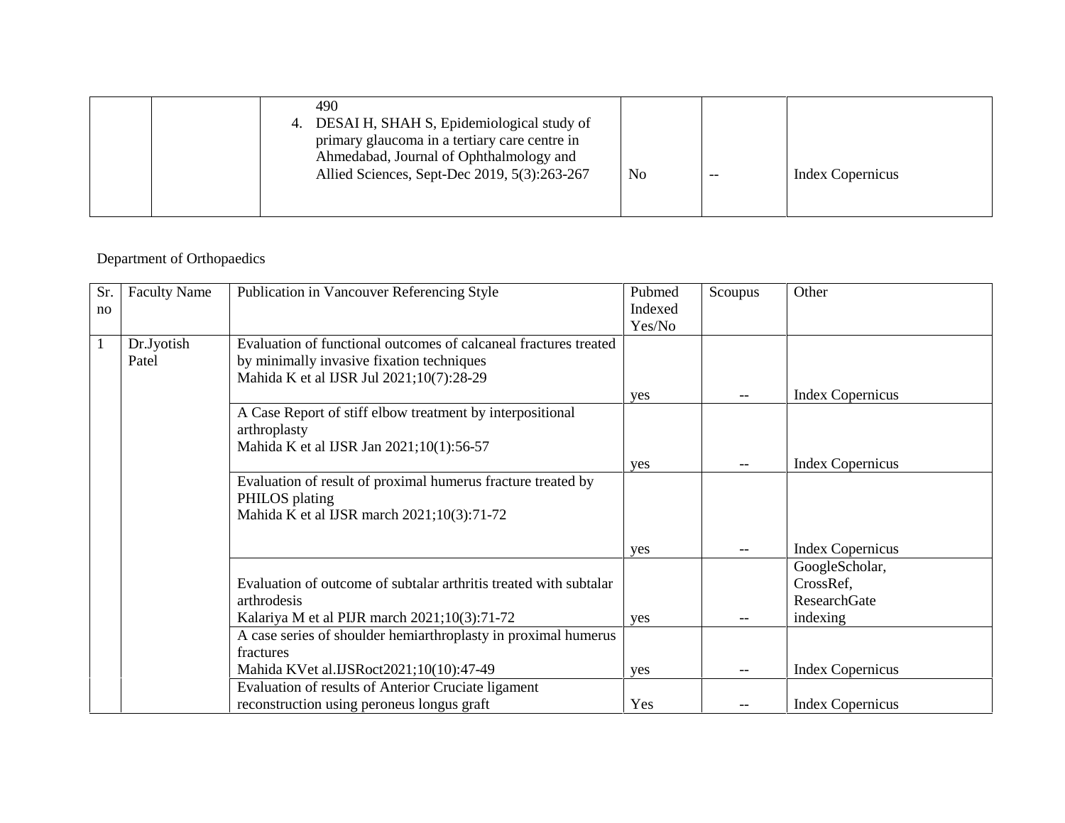| | | 490<br>4. DESAI H, SHAH S, Epidemiological study of primary glaucoma in a tertiary care centre in Ahmedabad, Journal of Ophthalmology and Allied Sciences, Sept-Dec 2019, 5(3):263-267 | No | -- | Index Copernicus |
|---|---|---|---|---|---|

Department of Orthopaedics

| Sr. no | Faculty Name | Publication in Vancouver Referencing Style | Pubmed Indexed Yes/No | Scoupus | Other |
|---|---|---|---|---|---|
| 1 | Dr.Jyotish Patel | Evaluation of functional outcomes of calcaneal fractures treated by minimally invasive fixation techniques<br>Mahida K et al IJSR Jul 2021;10(7):28-29 | yes | -- | Index Copernicus |
| | | A Case Report of stiff elbow treatment by interpositional arthroplasty<br>Mahida K et al IJSR Jan 2021;10(1):56-57 | yes | -- | Index Copernicus |
| | | Evaluation of result of proximal humerus fracture treated by PHILOS plating<br>Mahida K et al IJSR march 2021;10(3):71-72 | yes | -- | Index Copernicus |
| | | Evaluation of outcome of subtalar arthritis treated with subtalar arthrodesis<br>Kalariya M et al PIJR march 2021;10(3):71-72 | yes | -- | GoogleScholar, CrossRef, ResearchGate indexing |
| | | A case series of shoulder hemiarthroplasty in proximal humerus fractures<br>Mahida KVet al.IJSRoct2021;10(10):47-49 | yes | -- | Index Copernicus |
| | | Evaluation of results of Anterior Cruciate ligament reconstruction using peroneus longus graft | Yes | -- | Index Copernicus |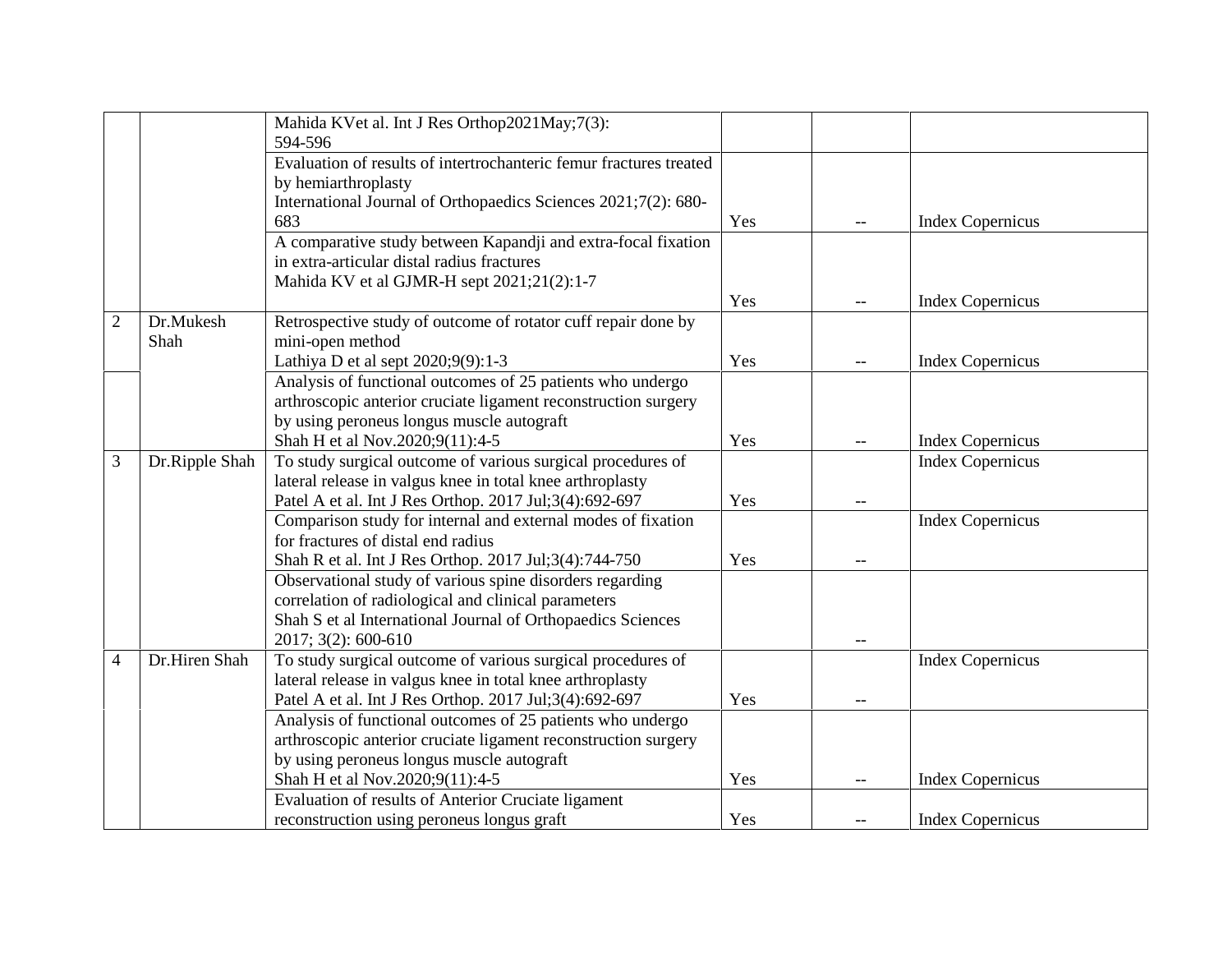| | | | | | |
|---|---|---|---|---|---|
| | | Mahida KVet al. Int J Res Orthop2021May;7(3): 594-596 | | | |
| | | Evaluation of results of intertrochanteric femur fractures treated by hemiarthroplasty International Journal of Orthopaedics Sciences 2021;7(2): 680-683 | Yes | -- | Index Copernicus |
| | | A comparative study between Kapandji and extra-focal fixation in extra-articular distal radius fractures Mahida KV et al GJMR-H sept 2021;21(2):1-7 | Yes | -- | Index Copernicus |
| 2 | Dr.Mukesh Shah | Retrospective study of outcome of rotator cuff repair done by mini-open method Lathiya D et al sept 2020;9(9):1-3 | Yes | -- | Index Copernicus |
| | | Analysis of functional outcomes of 25 patients who undergo arthroscopic anterior cruciate ligament reconstruction surgery by using peroneus longus muscle autograft Shah H et al Nov.2020;9(11):4-5 | Yes | -- | Index Copernicus |
| 3 | Dr.Ripple Shah | To study surgical outcome of various surgical procedures of lateral release in valgus knee in total knee arthroplasty Patel A et al. Int J Res Orthop. 2017 Jul;3(4):692-697 | Yes | -- | Index Copernicus |
| | | Comparison study for internal and external modes of fixation for fractures of distal end radius Shah R et al. Int J Res Orthop. 2017 Jul;3(4):744-750 | Yes | -- | Index Copernicus |
| | | Observational study of various spine disorders regarding correlation of radiological and clinical parameters Shah S et al International Journal of Orthopaedics Sciences 2017; 3(2): 600-610 | | -- | |
| 4 | Dr.Hiren Shah | To study surgical outcome of various surgical procedures of lateral release in valgus knee in total knee arthroplasty Patel A et al. Int J Res Orthop. 2017 Jul;3(4):692-697 | Yes | -- | Index Copernicus |
| | | Analysis of functional outcomes of 25 patients who undergo arthroscopic anterior cruciate ligament reconstruction surgery by using peroneus longus muscle autograft Shah H et al Nov.2020;9(11):4-5 | Yes | -- | Index Copernicus |
| | | Evaluation of results of Anterior Cruciate ligament reconstruction using peroneus longus graft | Yes | -- | Index Copernicus |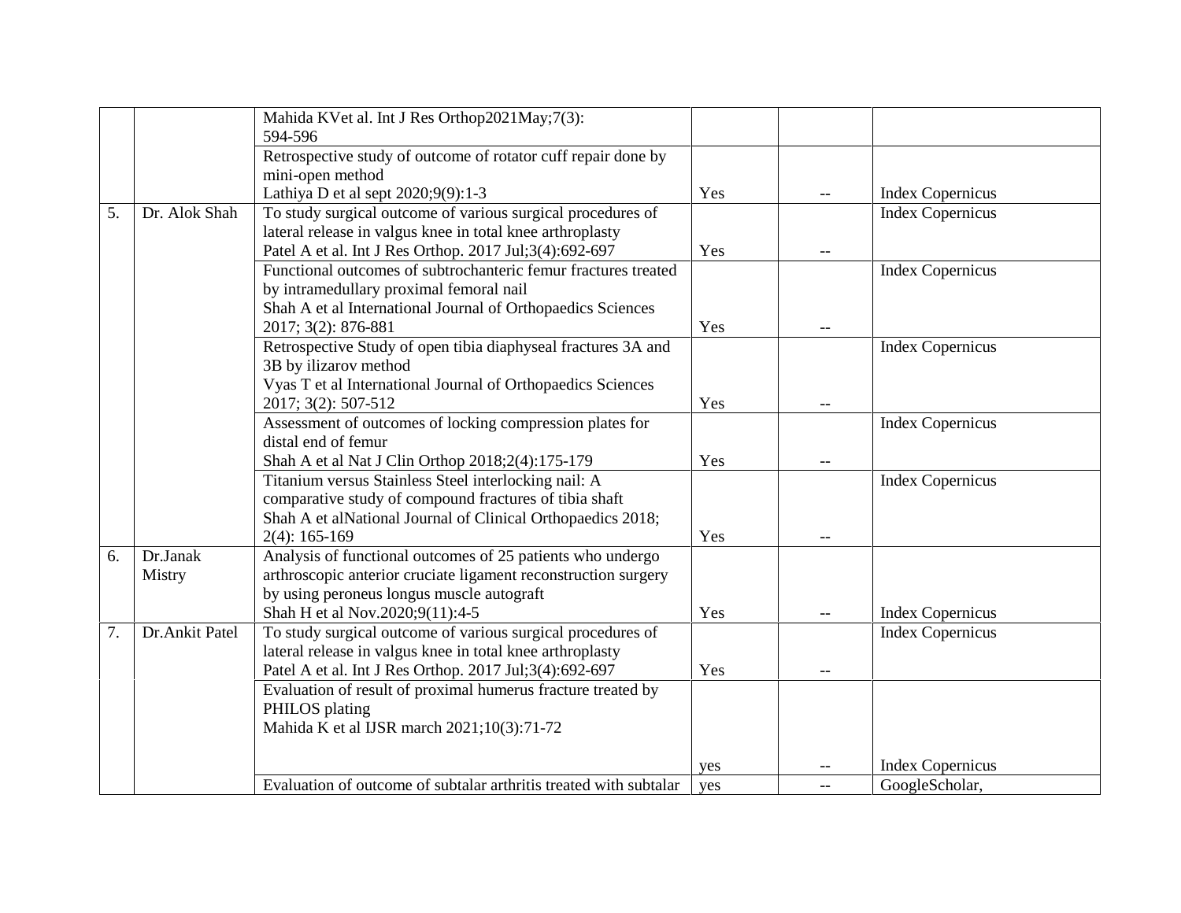| | | | | | |
|---|---|---|---|---|---|
| | | Mahida KVet al. Int J Res Orthop2021May;7(3): 594-596 | | | |
| | | Retrospective study of outcome of rotator cuff repair done by mini-open method Lathiya D et al sept 2020;9(9):1-3 | Yes | -- | Index Copernicus |
| 5. | Dr. Alok Shah | To study surgical outcome of various surgical procedures of lateral release in valgus knee in total knee arthroplasty Patel A et al. Int J Res Orthop. 2017 Jul;3(4):692-697 | Yes | -- | Index Copernicus |
| | | Functional outcomes of subtrochanteric femur fractures treated by intramedullary proximal femoral nail Shah A et al International Journal of Orthopaedics Sciences 2017; 3(2): 876-881 | Yes | -- | Index Copernicus |
| | | Retrospective Study of open tibia diaphyseal fractures 3A and 3B by ilizarov method Vyas T et al International Journal of Orthopaedics Sciences 2017; 3(2): 507-512 | Yes | -- | Index Copernicus |
| | | Assessment of outcomes of locking compression plates for distal end of femur Shah A et al Nat J Clin Orthop 2018;2(4):175-179 | Yes | -- | Index Copernicus |
| | | Titanium versus Stainless Steel interlocking nail: A comparative study of compound fractures of tibia shaft Shah A et alNational Journal of Clinical Orthopaedics 2018; 2(4): 165-169 | Yes | -- | Index Copernicus |
| 6. | Dr.Janak Mistry | Analysis of functional outcomes of 25 patients who undergo arthroscopic anterior cruciate ligament reconstruction surgery by using peroneus longus muscle autograft Shah H et al Nov.2020;9(11):4-5 | Yes | -- | Index Copernicus |
| 7. | Dr.Ankit Patel | To study surgical outcome of various surgical procedures of lateral release in valgus knee in total knee arthroplasty Patel A et al. Int J Res Orthop. 2017 Jul;3(4):692-697 | Yes | -- | Index Copernicus |
| | | Evaluation of result of proximal humerus fracture treated by PHILOS plating Mahida K et al IJSR march 2021;10(3):71-72 | yes | -- | Index Copernicus |
| | | Evaluation of outcome of subtalar arthritis treated with subtalar | yes | -- | GoogleScholar, |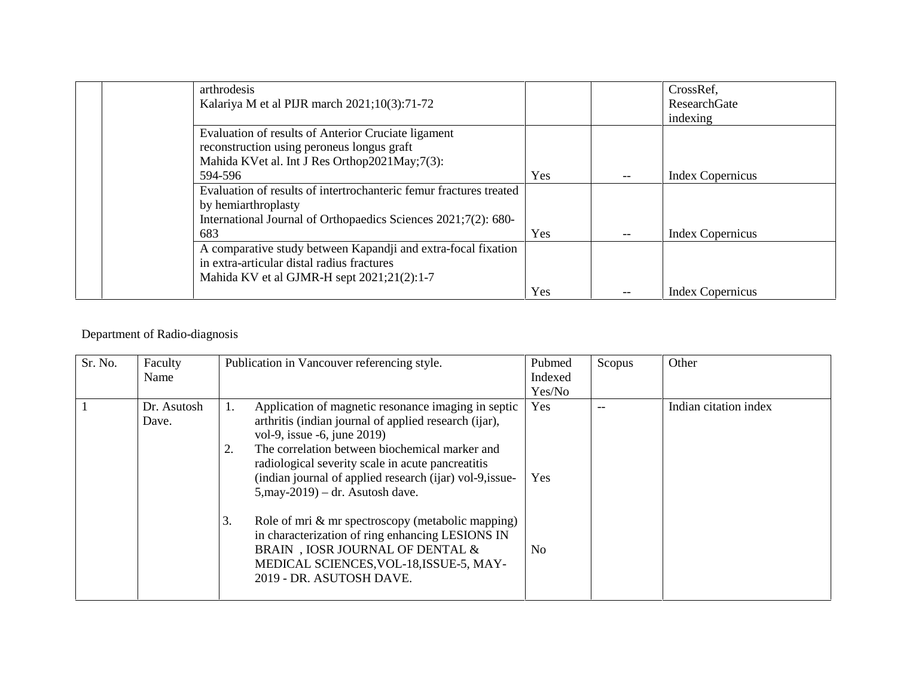| | | | | | |
|---|---|---|---|---|---|
| | | arthrodesis<br>Kalariya M et al PIJR march 2021;10(3):71-72 | | | CrossRef, ResearchGate indexing |
| | | Evaluation of results of Anterior Cruciate ligament reconstruction using peroneus longus graft<br>Mahida KVet al. Int J Res Orthop2021May;7(3): 594-596 | Yes | -- | Index Copernicus |
| | | Evaluation of results of intertrochanteric femur fractures treated by hemiarthroplasty<br>International Journal of Orthopaedics Sciences 2021;7(2): 680-683 | Yes | -- | Index Copernicus |
| | | A comparative study between Kapandji and extra-focal fixation in extra-articular distal radius fractures<br>Mahida KV et al GJMR-H sept 2021;21(2):1-7 | Yes | -- | Index Copernicus |

Department of Radio-diagnosis

| Sr. No. | Faculty Name | Publication in Vancouver referencing style. | Pubmed Indexed Yes/No | Scopus | Other |
|---|---|---|---|---|---|
| 1 | Dr. Asutosh Dave. | 1. Application of magnetic resonance imaging in septic arthritis (indian journal of applied research (ijar), vol-9, issue -6, june 2019)<br>2. The correlation between biochemical marker and radiological severity scale in acute pancreatitis (indian journal of applied research (ijar) vol-9,issue-5,may-2019) – dr. Asutosh dave.<br>3. Role of mri & mr spectroscopy (metabolic mapping) in characterization of ring enhancing LESIONS IN BRAIN , IOSR JOURNAL OF DENTAL & MEDICAL SCIENCES,VOL-18,ISSUE-5, MAY-2019 - DR. ASUTOSH DAVE. | Yes<br><br>Yes<br><br>No | -- | Indian citation index |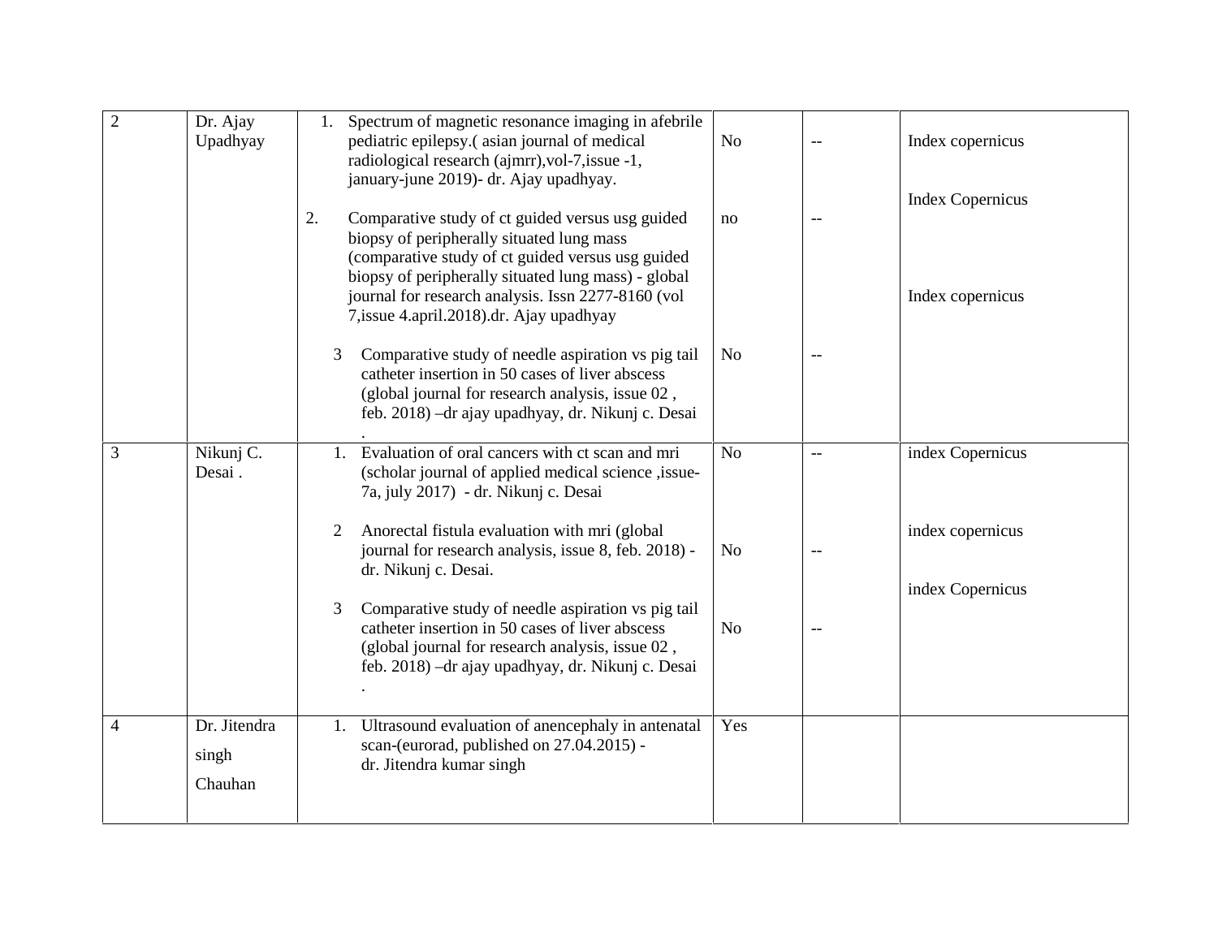| 2 | Dr. Ajay Upadhyay | 1. Spectrum of magnetic resonance imaging in afebrile pediatric epilepsy.( asian journal of medical radiological research (ajmrr),vol-7,issue -1, january-june 2019)- dr. Ajay upadhyay.<br><br>2. Comparative study of ct guided versus usg guided biopsy of peripherally situated lung mass (comparative study of ct guided versus usg guided biopsy of peripherally situated lung mass) - global journal for research analysis. Issn 2277-8160 (vol 7,issue 4.april.2018).dr. Ajay upadhyay<br><br>3 Comparative study of needle aspiration vs pig tail catheter insertion in 50 cases of liver abscess (global journal for research analysis, issue 02 , feb. 2018) –dr ajay upadhyay, dr. Nikunj c. Desai . | No<br><br>no<br><br>No | --<br><br>--<br><br>-- | Index copernicus<br><br>Index Copernicus<br><br>Index copernicus |
|---|---|---|---|---|---|
| 3 | Nikunj C. Desai . | 1. Evaluation of oral cancers with ct scan and mri (scholar journal of applied medical science ,issue-7a, july 2017) - dr. Nikunj c. Desai<br><br>2 Anorectal fistula evaluation with mri (global journal for research analysis, issue 8, feb. 2018) - dr. Nikunj c. Desai.<br><br>3 Comparative study of needle aspiration vs pig tail catheter insertion in 50 cases of liver abscess (global journal for research analysis, issue 02 , feb. 2018) –dr ajay upadhyay, dr. Nikunj c. Desai . | No<br><br>No<br><br>No | --<br><br>--<br><br>-- | index Copernicus<br><br>index copernicus<br><br>index Copernicus |
| 4 | Dr. Jitendra singh Chauhan | 1. Ultrasound evaluation of anencephaly in antenatal scan-(eurorad, published on 27.04.2015) - dr. Jitendra kumar singh | Yes | | |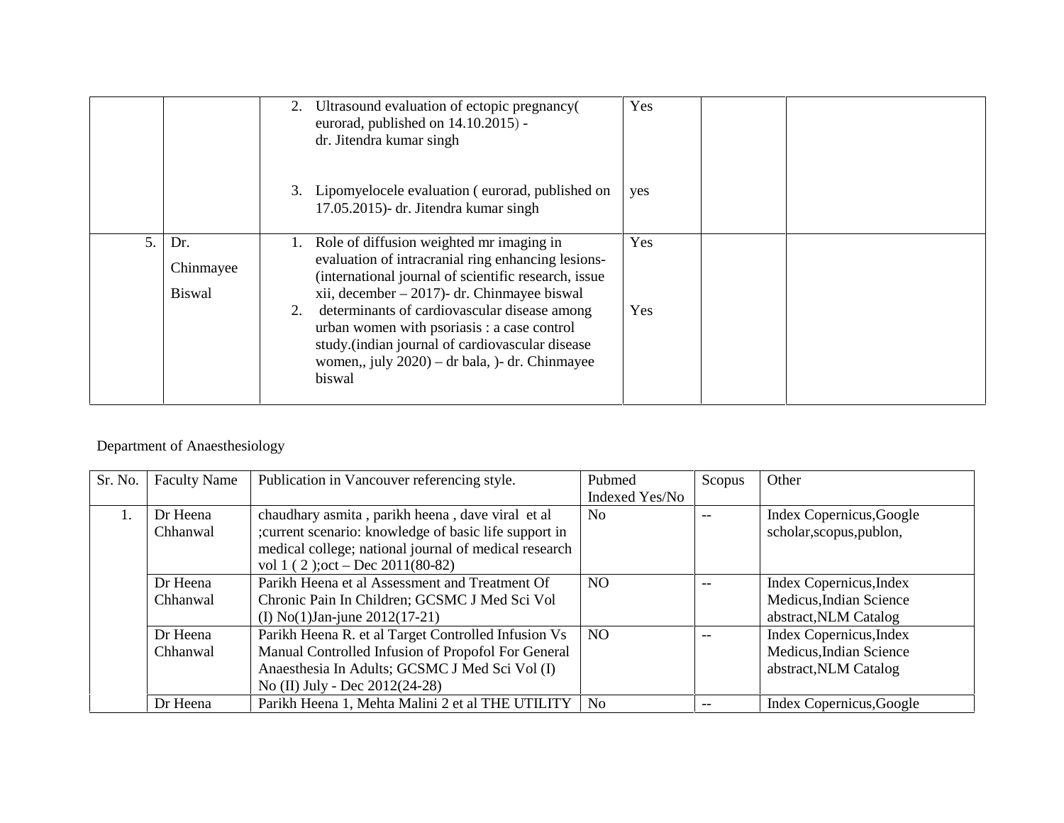| | | | | | |
|---|---|---|---|---|---|
| | | 2. Ultrasound evaluation of ectopic pregnancy( eurorad, published on 14.10.2015) - dr. Jitendra kumar singh<br><br>3. Lipomyelocele evaluation ( eurorad, published on 17.05.2015)- dr. Jitendra kumar singh | Yes<br><br>yes | | |
| 5. | Dr. Chinmayee Biswal | 1. Role of diffusion weighted mr imaging in evaluation of intracranial ring enhancing lesions- (international journal of scientific research, issue xii, december – 2017)- dr. Chinmayee biswal<br>2. determinants of cardiovascular disease among urban women with psoriasis : a case control study.(indian journal of cardiovascular disease women,, july 2020) – dr bala, )- dr. Chinmayee biswal | Yes<br><br>Yes | | |

Department of Anaesthesiology

| Sr. No. | Faculty Name | Publication in Vancouver referencing style. | Pubmed Indexed Yes/No | Scopus | Other |
|---|---|---|---|---|---|
| 1. | Dr Heena Chhanwal | chaudhary asmita , parikh heena , dave viral et al ;current scenario: knowledge of basic life support in medical college; national journal of medical research vol 1 ( 2 );oct – Dec 2011(80-82) | No | -- | Index Copernicus,Google scholar,scopus,publon, |
| | Dr Heena Chhanwal | Parikh Heena et al Assessment and Treatment Of Chronic Pain In Children; GCSMC J Med Sci Vol (I) No(1)Jan-june 2012(17-21) | NO | -- | Index Copernicus,Index Medicus,Indian Science abstract,NLM Catalog |
| | Dr Heena Chhanwal | Parikh Heena R. et al Target Controlled Infusion Vs Manual Controlled Infusion of Propofol For General Anaesthesia In Adults; GCSMC J Med Sci Vol (I) No (II) July - Dec 2012(24-28) | NO | -- | Index Copernicus,Index Medicus,Indian Science abstract,NLM Catalog |
| | Dr Heena | Parikh Heena 1, Mehta Malini 2 et al THE UTILITY | No | -- | Index Copernicus,Google |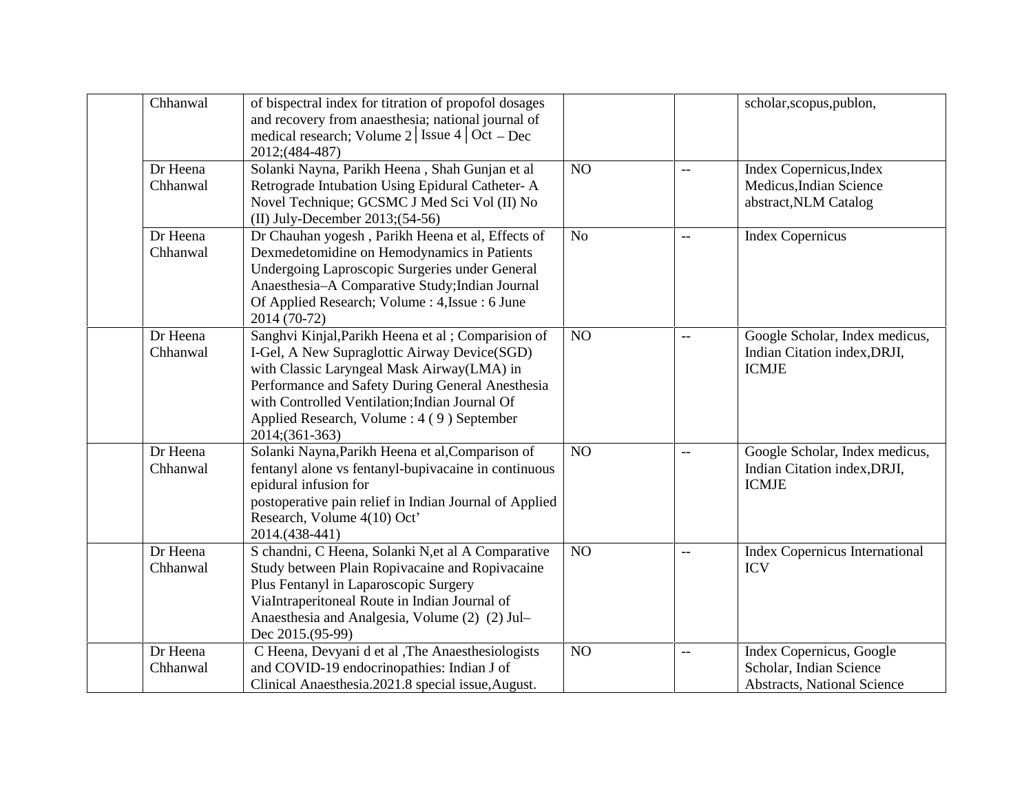|  | Chhanwal | of bispectral index for titration of propofol dosages and recovery from anaesthesia; national journal of medical research; Volume 2│Issue 4│Oct – Dec 2012;(484-487) |  |  | scholar,scopus,publon, |
|---|---|---|---|---|---|
|  | Dr Heena Chhanwal | Solanki Nayna, Parikh Heena , Shah Gunjan et al Retrograde Intubation Using Epidural Catheter- A Novel Technique; GCSMC J Med Sci Vol (II) No (II) July-December 2013;(54-56) | NO | -- | Index Copernicus,Index Medicus,Indian Science abstract,NLM Catalog |
|  | Dr Heena Chhanwal | Dr Chauhan yogesh , Parikh Heena et al, Effects of Dexmedetomidine on Hemodynamics in Patients Undergoing Laproscopic Surgeries under General Anaesthesia–A Comparative Study;Indian Journal Of Applied Research; Volume : 4,Issue : 6 June 2014 (70-72) | No | -- | Index Copernicus |
|  | Dr Heena Chhanwal | Sanghvi Kinjal,Parikh Heena et al ; Comparision of I-Gel, A New Supraglottic Airway Device(SGD) with Classic Laryngeal Mask Airway(LMA) in Performance and Safety During General Anesthesia with Controlled Ventilation;Indian Journal Of Applied Research, Volume : 4 ( 9 ) September 2014;(361-363) | NO | -- | Google Scholar, Index medicus, Indian Citation index,DRJI, ICMJE |
|  | Dr Heena Chhanwal | Solanki Nayna,Parikh Heena et al,Comparison of fentanyl alone vs fentanyl-bupivacaine in continuous epidural infusion for postoperative pain relief in Indian Journal of Applied Research, Volume 4(10) Oct' 2014.(438-441) | NO | -- | Google Scholar, Index medicus, Indian Citation index,DRJI, ICMJE |
|  | Dr Heena Chhanwal | S chandni, C Heena, Solanki N,et al A Comparative Study between Plain Ropivacaine and Ropivacaine Plus Fentanyl in Laparoscopic Surgery ViaIntraperitoneal Route in Indian Journal of Anaesthesia and Analgesia, Volume (2) (2) Jul–Dec 2015.(95-99) | NO | -- | Index Copernicus International ICV |
|  | Dr Heena Chhanwal | C Heena, Devyani d et al ,The Anaesthesiologists and COVID-19 endocrinopathies: Indian J of Clinical Anaesthesia.2021.8 special issue,August. | NO | -- | Index Copernicus, Google Scholar, Indian Science Abstracts, National Science |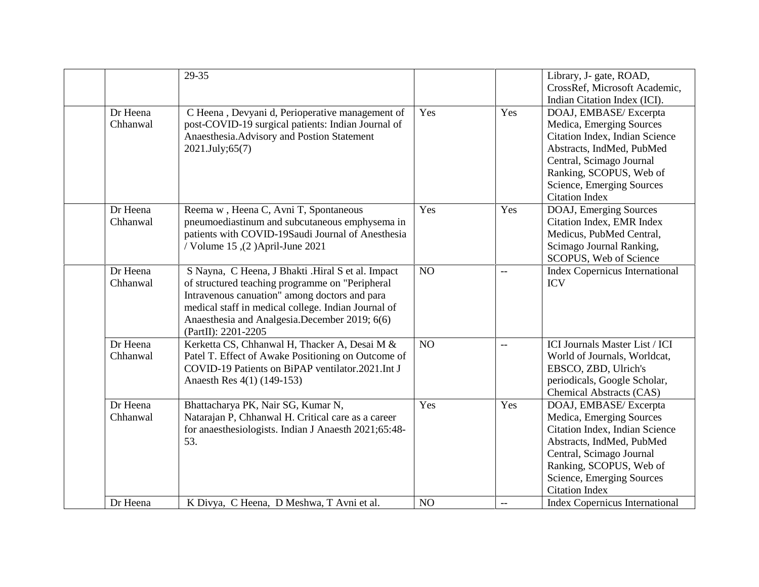| | | | | | |
|---|---|---|---|---|---|
| | | 29-35 | | | Library, J- gate, ROAD, CrossRef, Microsoft Academic, Indian Citation Index (ICI). |
| | Dr Heena Chhanwal | C Heena , Devyani d, Perioperative management of post-COVID-19 surgical patients: Indian Journal of Anaesthesia.Advisory and Postion Statement 2021.July;65(7) | Yes | Yes | DOAJ, EMBASE/ Excerpta Medica, Emerging Sources Citation Index, Indian Science Abstracts, IndMed, PubMed Central, Scimago Journal Ranking, SCOPUS, Web of Science, Emerging Sources Citation Index |
| | Dr Heena Chhanwal | Reema w , Heena C, Avni T, Spontaneous pneumoediastinum and subcutaneous emphysema in patients with COVID-19Saudi Journal of Anesthesia / Volume 15 ,(2 )April-June 2021 | Yes | Yes | DOAJ, Emerging Sources Citation Index, EMR Index Medicus, PubMed Central, Scimago Journal Ranking, SCOPUS, Web of Science |
| | Dr Heena Chhanwal | S Nayna, C Heena, J Bhakti .Hiral S et al. Impact of structured teaching programme on "Peripheral Intravenous canuation" among doctors and para medical staff in medical college. Indian Journal of Anaesthesia and Analgesia.December 2019; 6(6) (PartII): 2201-2205 | NO | -- | Index Copernicus International ICV |
| | Dr Heena Chhanwal | Kerketta CS, Chhanwal H, Thacker A, Desai M & Patel T. Effect of Awake Positioning on Outcome of COVID-19 Patients on BiPAP ventilator.2021.Int J Anaesth Res 4(1) (149-153) | NO | -- | ICI Journals Master List / ICI World of Journals, Worldcat, EBSCO, ZBD, Ulrich's periodicals, Google Scholar, Chemical Abstracts (CAS) |
| | Dr Heena Chhanwal | Bhattacharya PK, Nair SG, Kumar N, Natarajan P, Chhanwal H. Critical care as a career for anaesthesiologists. Indian J Anaesth 2021;65:48-53. | Yes | Yes | DOAJ, EMBASE/ Excerpta Medica, Emerging Sources Citation Index, Indian Science Abstracts, IndMed, PubMed Central, Scimago Journal Ranking, SCOPUS, Web of Science, Emerging Sources Citation Index |
| | Dr Heena | K Divya, C Heena, D Meshwa, T Avni et al. | NO | -- | Index Copernicus International |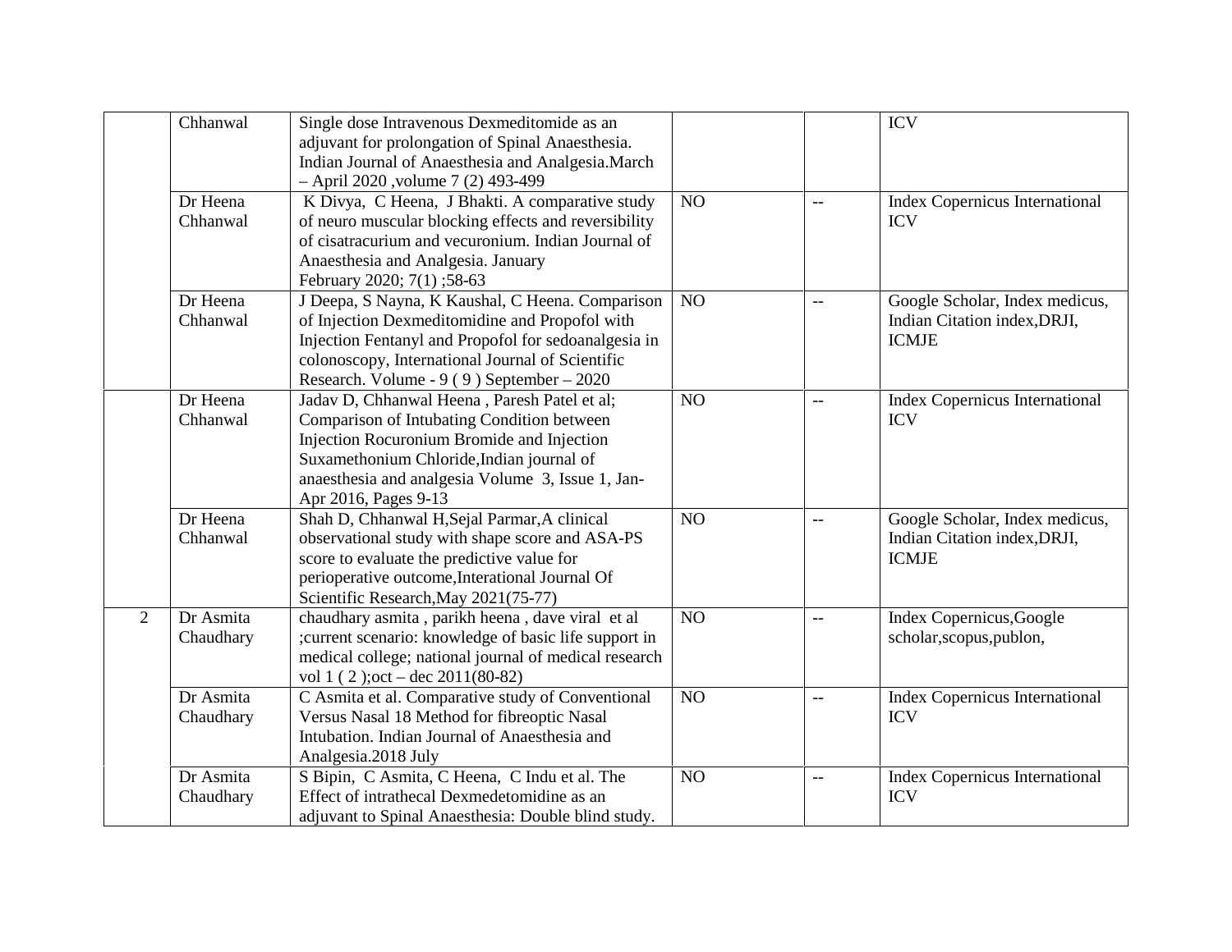| | | | | | |
|---|---|---|---|---|---|
| | Chhanwal | Single dose Intravenous Dexmeditomide as an adjuvant for prolongation of Spinal Anaesthesia. Indian Journal of Anaesthesia and Analgesia.March – April 2020 ,volume 7 (2) 493-499 | | | ICV |
| | Dr Heena Chhanwal | K Divya, C Heena, J Bhakti. A comparative study of neuro muscular blocking effects and reversibility of cisatracurium and vecuronium. Indian Journal of Anaesthesia and Analgesia. January February 2020; 7(1) ;58-63 | NO | -- | Index Copernicus International ICV |
| | Dr Heena Chhanwal | J Deepa, S Nayna, K Kaushal, C Heena. Comparison of Injection Dexmeditomidine and Propofol with Injection Fentanyl and Propofol for sedoanalgesia in colonoscopy, International Journal of Scientific Research. Volume - 9 ( 9 ) September – 2020 | NO | -- | Google Scholar, Index medicus, Indian Citation index,DRJI, ICMJE |
| | Dr Heena Chhanwal | Jadav D, Chhanwal Heena , Paresh Patel et al; Comparison of Intubating Condition between Injection Rocuronium Bromide and Injection Suxamethonium Chloride,Indian journal of anaesthesia and analgesia Volume 3, Issue 1, Jan-Apr 2016, Pages 9-13 | NO | -- | Index Copernicus International ICV |
| | Dr Heena Chhanwal | Shah D, Chhanwal H,Sejal Parmar,A clinical observational study with shape score and ASA-PS score to evaluate the predictive value for perioperative outcome,Interational Journal Of Scientific Research,May 2021(75-77) | NO | -- | Google Scholar, Index medicus, Indian Citation index,DRJI, ICMJE |
| 2 | Dr Asmita Chaudhary | chaudhary asmita , parikh heena , dave viral et al ;current scenario: knowledge of basic life support in medical college; national journal of medical research vol 1 ( 2 );oct – dec 2011(80-82) | NO | -- | Index Copernicus,Google scholar,scopus,publon, |
| | Dr Asmita Chaudhary | C Asmita et al. Comparative study of Conventional Versus Nasal 18 Method for fibreoptic Nasal Intubation. Indian Journal of Anaesthesia and Analgesia.2018 July | NO | -- | Index Copernicus International ICV |
| | Dr Asmita Chaudhary | S Bipin, C Asmita, C Heena, C Indu et al. The Effect of intrathecal Dexmedetomidine as an adjuvant to Spinal Anaesthesia: Double blind study. | NO | -- | Index Copernicus International ICV |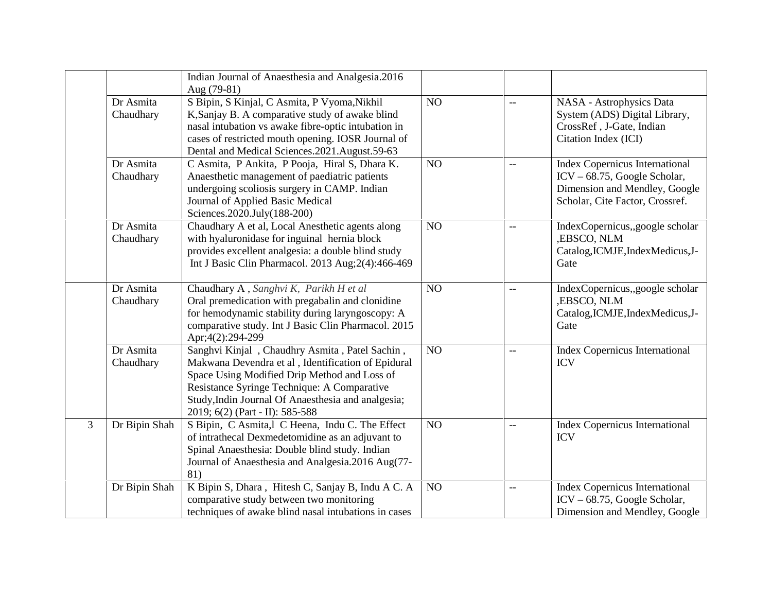| | | | | | |
|---|---|---|---|---|---|
| | | Indian Journal of Anaesthesia and Analgesia.2016 Aug (79-81) | | | |
| | Dr Asmita Chaudhary | S Bipin, S Kinjal, C Asmita, P Vyoma,Nikhil K,Sanjay B. A comparative study of awake blind nasal intubation vs awake fibre-optic intubation in cases of restricted mouth opening. IOSR Journal of Dental and Medical Sciences.2021.August.59-63 | NO | -- | NASA - Astrophysics Data System (ADS) Digital Library, CrossRef , J-Gate, Indian Citation Index (ICI) |
| | Dr Asmita Chaudhary | C Asmita, P Ankita, P Pooja, Hiral S, Dhara K. Anaesthetic management of paediatric patients undergoing scoliosis surgery in CAMP. Indian Journal of Applied Basic Medical Sciences.2020.July(188-200) | NO | -- | Index Copernicus International ICV – 68.75, Google Scholar, Dimension and Mendley, Google Scholar, Cite Factor, Crossref. |
| | Dr Asmita Chaudhary | Chaudhary A et al, Local Anesthetic agents along with hyaluronidase for inguinal hernia block provides excellent analgesia: a double blind study Int J Basic Clin Pharmacol. 2013 Aug;2(4):466-469 | NO | -- | IndexCopernicus,,google scholar ,EBSCO, NLM Catalog,ICMJE,IndexMedicus,J-Gate |
| | Dr Asmita Chaudhary | Chaudhary A , *Sanghvi K, Parikh H et al* Oral premedication with pregabalin and clonidine for hemodynamic stability during laryngoscopy: A comparative study. Int J Basic Clin Pharmacol. 2015 Apr;4(2):294-299 | NO | -- | IndexCopernicus,,google scholar ,EBSCO, NLM Catalog,ICMJE,IndexMedicus,J-Gate |
| | Dr Asmita Chaudhary | Sanghvi Kinjal , Chaudhry Asmita , Patel Sachin , Makwana Devendra et al , Identification of Epidural Space Using Modified Drip Method and Loss of Resistance Syringe Technique: A Comparative Study,Indin Journal Of Anaesthesia and analgesia; 2019; 6(2) (Part - II): 585-588 | NO | -- | Index Copernicus International ICV |
| 3 | Dr Bipin Shah | S Bipin, C Asmita,l C Heena, Indu C. The Effect of intrathecal Dexmedetomidine as an adjuvant to Spinal Anaesthesia: Double blind study. Indian Journal of Anaesthesia and Analgesia.2016 Aug(77-81) | NO | -- | Index Copernicus International ICV |
| | Dr Bipin Shah | K Bipin S, Dhara , Hitesh C, Sanjay B, Indu A C. A comparative study between two monitoring techniques of awake blind nasal intubations in cases | NO | -- | Index Copernicus International ICV – 68.75, Google Scholar, Dimension and Mendley, Google |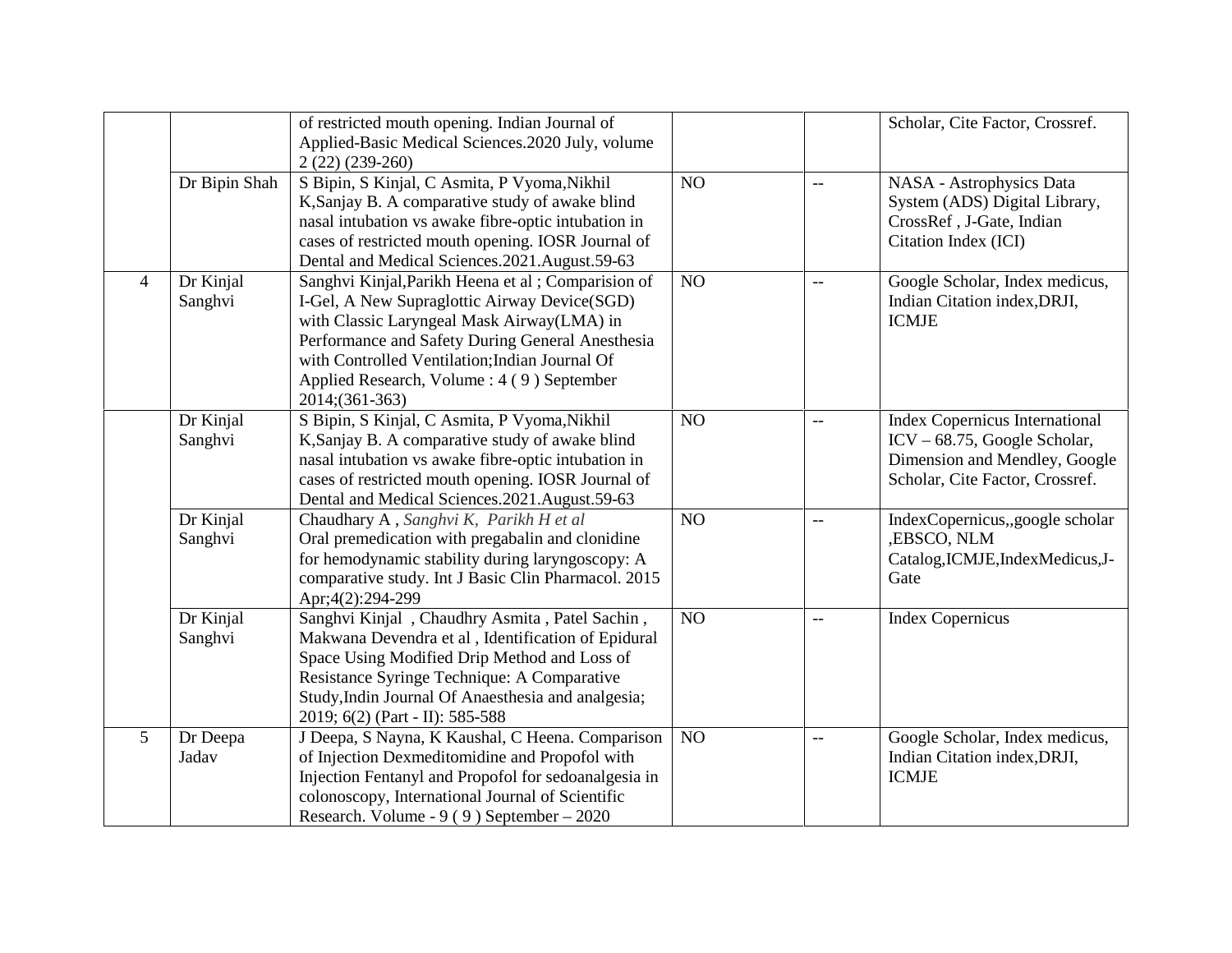| | | | | | |
|---|---|---|---|---|---|
| | | of restricted mouth opening. Indian Journal of Applied-Basic Medical Sciences.2020 July, volume 2 (22) (239-260) | | | Scholar, Cite Factor, Crossref. |
| | Dr Bipin Shah | S Bipin, S Kinjal, C Asmita, P Vyoma,Nikhil K,Sanjay B. A comparative study of awake blind nasal intubation vs awake fibre-optic intubation in cases of restricted mouth opening. IOSR Journal of Dental and Medical Sciences.2021.August.59-63 | NO | -- | NASA - Astrophysics Data System (ADS) Digital Library, CrossRef , J-Gate, Indian Citation Index (ICI) |
| 4 | Dr Kinjal Sanghvi | Sanghvi Kinjal,Parikh Heena et al ; Comparision of I-Gel, A New Supraglottic Airway Device(SGD) with Classic Laryngeal Mask Airway(LMA) in Performance and Safety During General Anesthesia with Controlled Ventilation;Indian Journal Of Applied Research, Volume : 4 ( 9 ) September 2014;(361-363) | NO | -- | Google Scholar, Index medicus, Indian Citation index,DRJI, ICMJE |
| | Dr Kinjal Sanghvi | S Bipin, S Kinjal, C Asmita, P Vyoma,Nikhil K,Sanjay B. A comparative study of awake blind nasal intubation vs awake fibre-optic intubation in cases of restricted mouth opening. IOSR Journal of Dental and Medical Sciences.2021.August.59-63 | NO | -- | Index Copernicus International ICV – 68.75, Google Scholar, Dimension and Mendley, Google Scholar, Cite Factor, Crossref. |
| | Dr Kinjal Sanghvi | Chaudhary A , *Sanghvi K, Parikh H et al* Oral premedication with pregabalin and clonidine for hemodynamic stability during laryngoscopy: A comparative study. Int J Basic Clin Pharmacol. 2015 Apr;4(2):294-299 | NO | -- | IndexCopernicus,,google scholar ,EBSCO, NLM Catalog,ICMJE,IndexMedicus,J-Gate |
| | Dr Kinjal Sanghvi | Sanghvi Kinjal , Chaudhry Asmita , Patel Sachin , Makwana Devendra et al , Identification of Epidural Space Using Modified Drip Method and Loss of Resistance Syringe Technique: A Comparative Study,Indin Journal Of Anaesthesia and analgesia; 2019; 6(2) (Part - II): 585-588 | NO | -- | Index Copernicus |
| 5 | Dr Deepa Jadav | J Deepa, S Nayna, K Kaushal, C Heena. Comparison of Injection Dexmeditomidine and Propofol with Injection Fentanyl and Propofol for sedoanalgesia in colonoscopy, International Journal of Scientific Research. Volume - 9 ( 9 ) September – 2020 | NO | -- | Google Scholar, Index medicus, Indian Citation index,DRJI, ICMJE |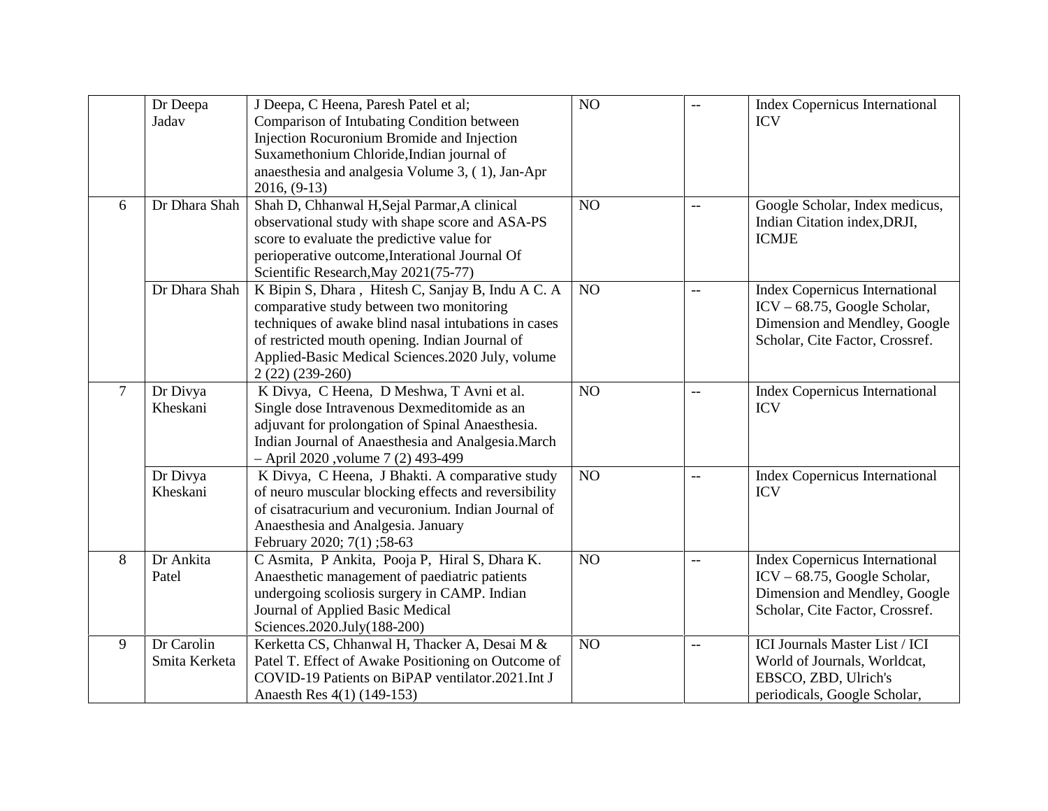|  | Dr Deepa Jadav | J Deepa, C Heena, Paresh Patel et al; Comparison of Intubating Condition between Injection Rocuronium Bromide and Injection Suxamethonium Chloride,Indian journal of anaesthesia and analgesia Volume 3, ( 1), Jan-Apr 2016, (9-13) | NO | -- | Index Copernicus International ICV |
|---|---|---|---|---|---|
| 6 | Dr Dhara Shah | Shah D, Chhanwal H,Sejal Parmar,A clinical observational study with shape score and ASA-PS score to evaluate the predictive value for perioperative outcome,Interational Journal Of Scientific Research,May 2021(75-77) | NO | -- | Google Scholar, Index medicus, Indian Citation index,DRJI, ICMJE |
|  | Dr Dhara Shah | K Bipin S, Dhara , Hitesh C, Sanjay B, Indu A C. A comparative study between two monitoring techniques of awake blind nasal intubations in cases of restricted mouth opening. Indian Journal of Applied-Basic Medical Sciences.2020 July, volume 2 (22) (239-260) | NO | -- | Index Copernicus International ICV – 68.75, Google Scholar, Dimension and Mendley, Google Scholar, Cite Factor, Crossref. |
| 7 | Dr Divya Kheskani | K Divya, C Heena, D Meshwa, T Avni et al. Single dose Intravenous Dexmeditomide as an adjuvant for prolongation of Spinal Anaesthesia. Indian Journal of Anaesthesia and Analgesia.March – April 2020 ,volume 7 (2) 493-499 | NO | -- | Index Copernicus International ICV |
|  | Dr Divya Kheskani | K Divya, C Heena, J Bhakti. A comparative study of neuro muscular blocking effects and reversibility of cisatracurium and vecuronium. Indian Journal of Anaesthesia and Analgesia. January February 2020; 7(1) ;58-63 | NO | -- | Index Copernicus International ICV |
| 8 | Dr Ankita Patel | C Asmita, P Ankita, Pooja P, Hiral S, Dhara K. Anaesthetic management of paediatric patients undergoing scoliosis surgery in CAMP. Indian Journal of Applied Basic Medical Sciences.2020.July(188-200) | NO | -- | Index Copernicus International ICV – 68.75, Google Scholar, Dimension and Mendley, Google Scholar, Cite Factor, Crossref. |
| 9 | Dr Carolin Smita Kerketa | Kerketta CS, Chhanwal H, Thacker A, Desai M & Patel T. Effect of Awake Positioning on Outcome of COVID-19 Patients on BiPAP ventilator.2021.Int J Anaesth Res 4(1) (149-153) | NO | -- | ICI Journals Master List / ICI World of Journals, Worldcat, EBSCO, ZBD, Ulrich's periodicals, Google Scholar, |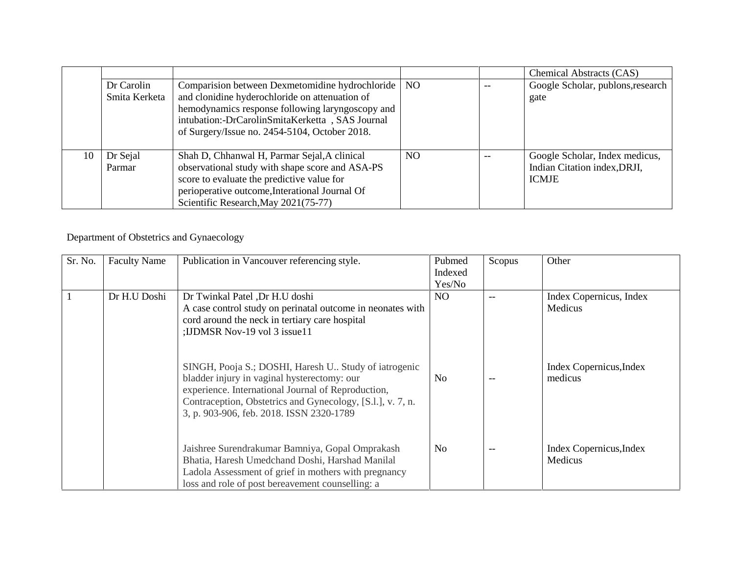| | | | | | |
|---|---|---|---|---|---|
| | | | | | Chemical Abstracts (CAS) |
| | Dr Carolin Smita Kerketa | Comparision between Dexmetomidine hydrochloride and clonidine hyderochloride on attenuation of hemodynamics response following laryngoscopy and intubation:-DrCarolinSmitaKerketta , SAS Journal of Surgery/Issue no. 2454-5104, October 2018. | NO | -- | Google Scholar, publons,research gate |
| 10 | Dr Sejal Parmar | Shah D, Chhanwal H, Parmar Sejal,A clinical observational study with shape score and ASA-PS score to evaluate the predictive value for perioperative outcome,Interational Journal Of Scientific Research,May 2021(75-77) | NO | -- | Google Scholar, Index medicus, Indian Citation index,DRJI, ICMJE |

Department of Obstetrics and Gynaecology

| Sr. No. | Faculty Name | Publication in Vancouver referencing style. | Pubmed Indexed Yes/No | Scopus | Other |
|---|---|---|---|---|---|
| 1 | Dr H.U Doshi | Dr Twinkal Patel ,Dr H.U doshi A case control study on perinatal outcome in neonates with cord around the neck in tertiary care hospital ;IJDMSR Nov-19 vol 3 issue11 | NO | -- | Index Copernicus, Index Medicus |
| | | SINGH, Pooja S.; DOSHI, Haresh U.. Study of iatrogenic bladder injury in vaginal hysterectomy: our experience. International Journal of Reproduction, Contraception, Obstetrics and Gynecology, [S.l.], v. 7, n. 3, p. 903-906, feb. 2018. ISSN 2320-1789 | No | -- | Index Copernicus,Index medicus |
| | | Jaishree Surendrakumar Bamniya, Gopal Omprakash Bhatia, Haresh Umedchand Doshi, Harshad Manilal Ladola Assessment of grief in mothers with pregnancy loss and role of post bereavement counselling: a | No | -- | Index Copernicus,Index Medicus |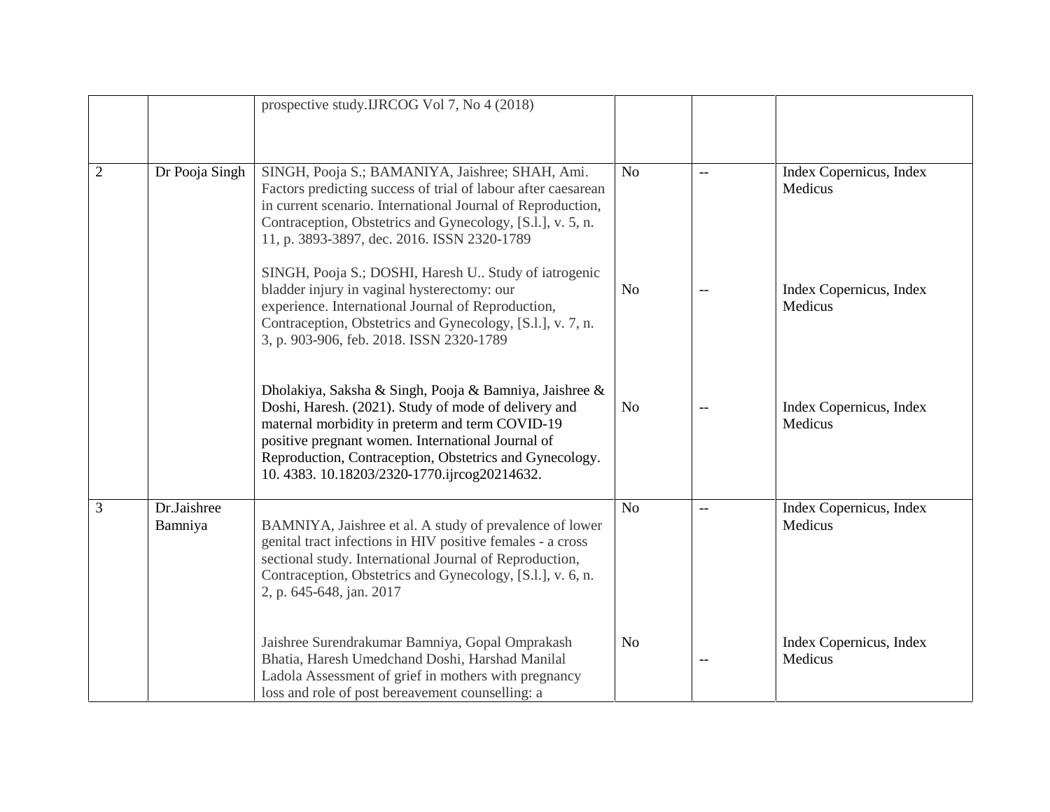| | | | | | |
|---|---|---|---|---|---|
| | | prospective study.IJRCOG Vol 7, No 4 (2018) | | | |
| 2 | Dr Pooja Singh | SINGH, Pooja S.; BAMANIYA, Jaishree; SHAH, Ami. Factors predicting success of trial of labour after caesarean in current scenario. International Journal of Reproduction, Contraception, Obstetrics and Gynecology, [S.l.], v. 5, n. 11, p. 3893-3897, dec. 2016. ISSN 2320-1789 | No | -- | Index Copernicus, Index Medicus |
| | | SINGH, Pooja S.; DOSHI, Haresh U.. Study of iatrogenic bladder injury in vaginal hysterectomy: our experience. International Journal of Reproduction, Contraception, Obstetrics and Gynecology, [S.l.], v. 7, n. 3, p. 903-906, feb. 2018. ISSN 2320-1789 | No | -- | Index Copernicus, Index Medicus |
| | | Dholakiya, Saksha & Singh, Pooja & Bamniya, Jaishree & Doshi, Haresh. (2021). Study of mode of delivery and maternal morbidity in preterm and term COVID-19 positive pregnant women. International Journal of Reproduction, Contraception, Obstetrics and Gynecology. 10. 4383. 10.18203/2320-1770.ijrcog20214632. | No | -- | Index Copernicus, Index Medicus |
| 3 | Dr.Jaishree Bamniya | BAMNIYA, Jaishree et al. A study of prevalence of lower genital tract infections in HIV positive females - a cross sectional study. International Journal of Reproduction, Contraception, Obstetrics and Gynecology, [S.l.], v. 6, n. 2, p. 645-648, jan. 2017 | No | -- | Index Copernicus, Index Medicus |
| | | Jaishree Surendrakumar Bamniya, Gopal Omprakash Bhatia, Haresh Umedchand Doshi, Harshad Manilal Ladola Assessment of grief in mothers with pregnancy loss and role of post bereavement counselling: a | No | -- | Index Copernicus, Index Medicus |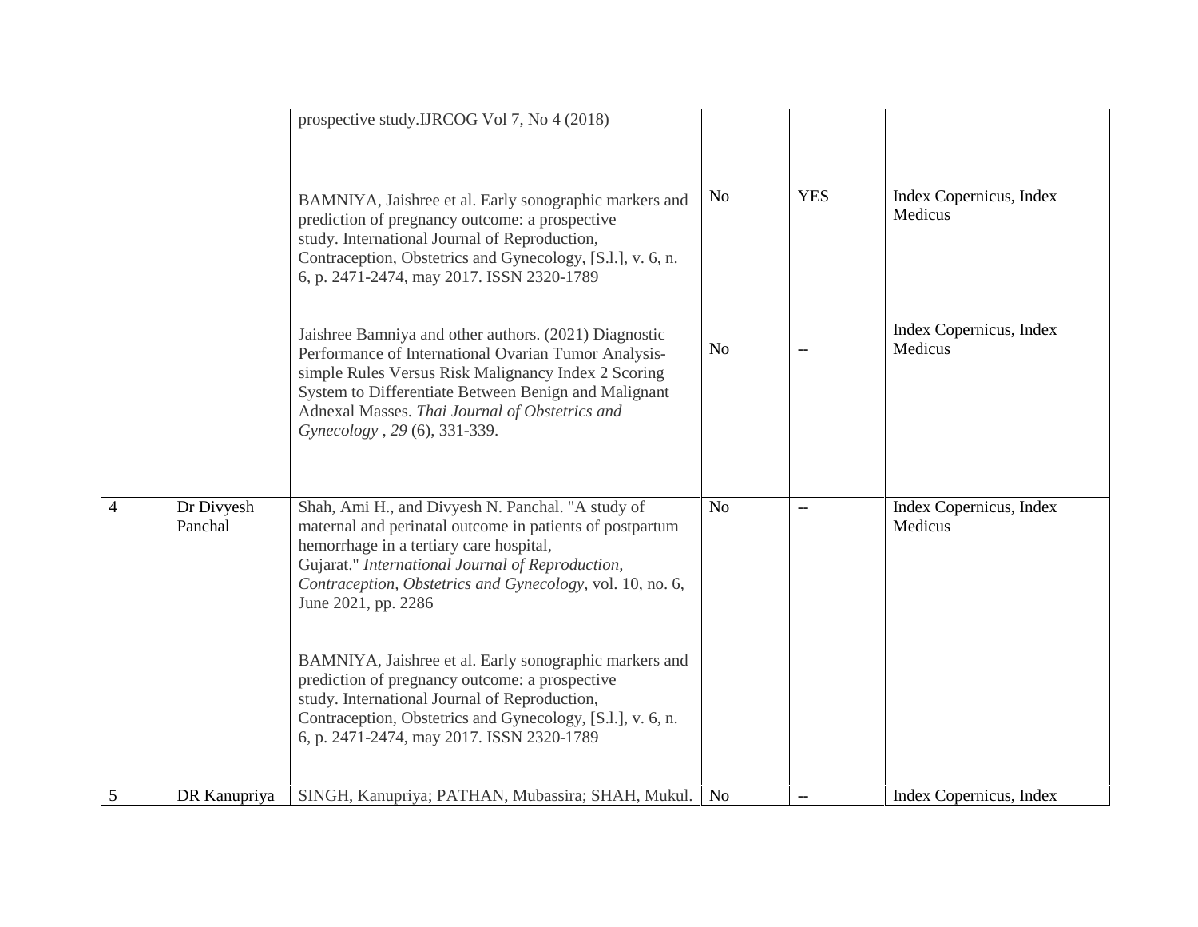| | | | | | |
|---|---|---|---|---|---|
| | | prospective study.IJRCOG Vol 7, No 4 (2018)<br><br>BAMNIYA, Jaishree et al. Early sonographic markers and prediction of pregnancy outcome: a prospective study. International Journal of Reproduction, Contraception, Obstetrics and Gynecology, [S.l.], v. 6, n. 6, p. 2471-2474, may 2017. ISSN 2320-1789<br><br>Jaishree Bamniya and other authors. (2021) Diagnostic Performance of International Ovarian Tumor Analysis-simple Rules Versus Risk Malignancy Index 2 Scoring System to Differentiate Between Benign and Malignant Adnexal Masses. *Thai Journal of Obstetrics and Gynecology , 29* (6), 331-339. | No<br><br>No | YES<br><br>-- | Index Copernicus, Index Medicus<br><br>Index Copernicus, Index Medicus |
| 4 | Dr Divyesh Panchal | Shah, Ami H., and Divyesh N. Panchal. "A study of maternal and perinatal outcome in patients of postpartum hemorrhage in a tertiary care hospital, Gujarat." *International Journal of Reproduction, Contraception, Obstetrics and Gynecology*, vol. 10, no. 6, June 2021, pp. 2286<br><br>BAMNIYA, Jaishree et al. Early sonographic markers and prediction of pregnancy outcome: a prospective study. International Journal of Reproduction, Contraception, Obstetrics and Gynecology, [S.l.], v. 6, n. 6, p. 2471-2474, may 2017. ISSN 2320-1789 | No | -- | Index Copernicus, Index Medicus |
| 5 | DR Kanupriya | SINGH, Kanupriya; PATHAN, Mubassira; SHAH, Mukul. | No | -- | Index Copernicus, Index |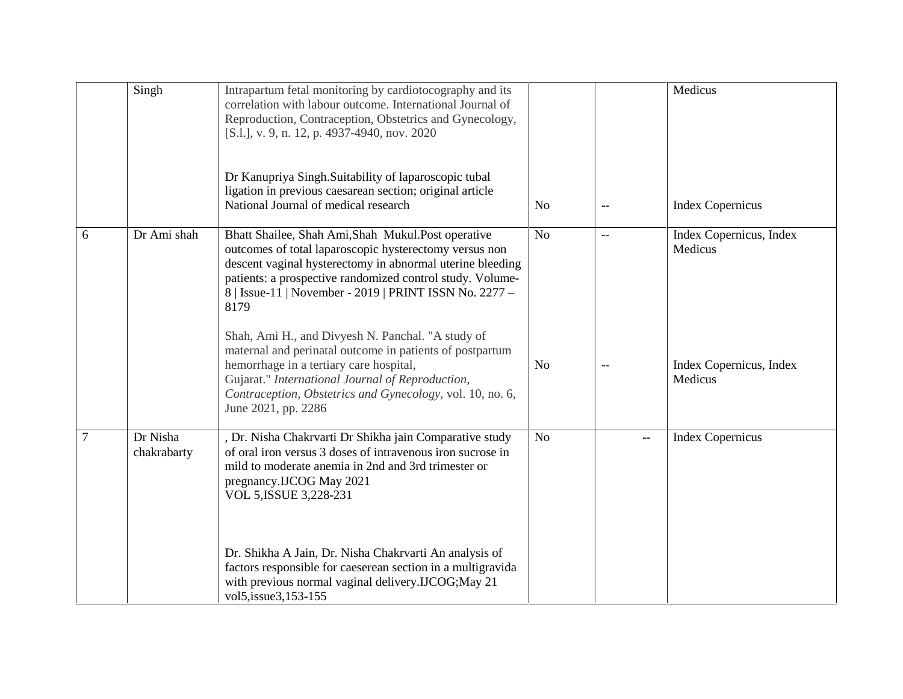| | | | | | |
|---|---|---|---|---|---|
| | Singh | Intrapartum fetal monitoring by cardiotocography and its correlation with labour outcome. International Journal of Reproduction, Contraception, Obstetrics and Gynecology, [S.l.], v. 9, n. 12, p. 4937-4940, nov. 2020<br><br>Dr Kanupriya Singh.Suitability of laparoscopic tubal ligation in previous caesarean section; original article National Journal of medical research | <br><br><br><br>No | <br><br><br><br>-- | Medicus<br><br><br><br>Index Copernicus |
| 6 | Dr Ami shah | Bhatt Shailee, Shah Ami,Shah Mukul.Post operative outcomes of total laparoscopic hysterectomy versus non descent vaginal hysterectomy in abnormal uterine bleeding patients: a prospective randomized control study. Volume-8 \| Issue-11 \| November - 2019 \| PRINT ISSN No. 2277 – 8179<br><br>Shah, Ami H., and Divyesh N. Panchal. "A study of maternal and perinatal outcome in patients of postpartum hemorrhage in a tertiary care hospital, Gujarat." *International Journal of Reproduction, Contraception, Obstetrics and Gynecology*, vol. 10, no. 6, June 2021, pp. 2286 | No<br><br><br><br>No | --<br><br><br><br>-- | Index Copernicus, Index Medicus<br><br><br><br>Index Copernicus, Index Medicus |
| 7 | Dr Nisha chakrabarty | , Dr. Nisha Chakrvarti Dr Shikha jain Comparative study of oral iron versus 3 doses of intravenous iron sucrose in mild to moderate anemia in 2nd and 3rd trimester or pregnancy.IJCOG May 2021 VOL 5,ISSUE 3,228-231<br><br>Dr. Shikha A Jain, Dr. Nisha Chakrvarti An analysis of factors responsible for caeserean section in a multigravida with previous normal vaginal delivery.IJCOG;May 21 vol5,issue3,153-155 | No | -- | Index Copernicus |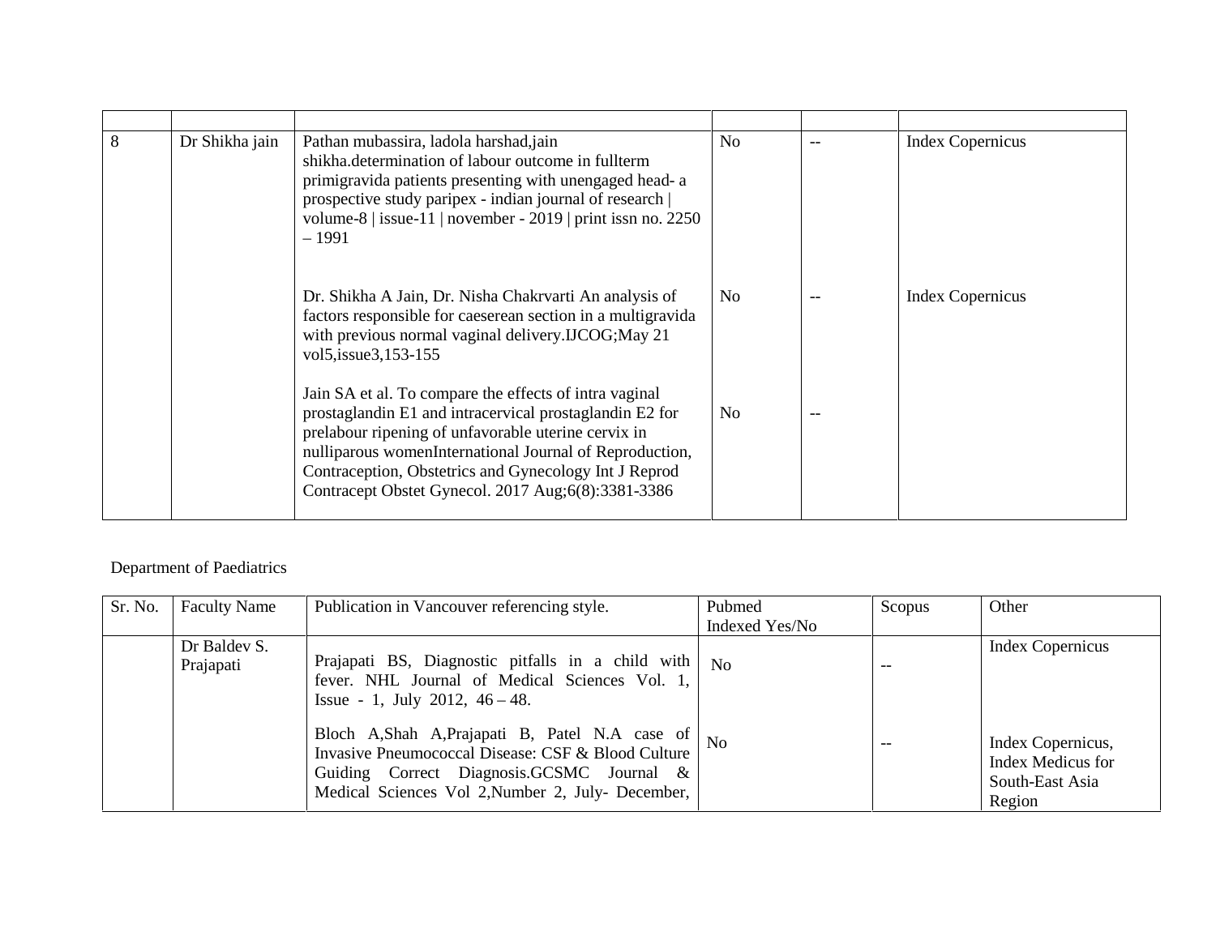| | | | | | |
|---|---|---|---|---|---|
| 8 | Dr Shikha jain | Pathan mubassira, ladola harshad,jain shikha.determination of labour outcome in fullterm primigravida patients presenting with unengaged head- a prospective study paripex - indian journal of research \| volume-8 \| issue-11 \| november - 2019 \| print issn no. 2250 – 1991 | No | -- | Index Copernicus |
| | | Dr. Shikha A Jain, Dr. Nisha Chakrvarti An analysis of factors responsible for caeserean section in a multigravida with previous normal vaginal delivery.IJCOG;May 21 vol5,issue3,153-155 | No | -- | Index Copernicus |
| | | Jain SA et al. To compare the effects of intra vaginal prostaglandin E1 and intracervical prostaglandin E2 for prelabour ripening of unfavorable uterine cervix in nulliparous womenInternational Journal of Reproduction, Contraception, Obstetrics and Gynecology Int J Reprod Contracept Obstet Gynecol. 2017 Aug;6(8):3381-3386 | No | -- | |

Department of Paediatrics

| Sr. No. | Faculty Name | Publication in Vancouver referencing style. | Pubmed Indexed Yes/No | Scopus | Other |
|---|---|---|---|---|---|
| | Dr Baldev S. Prajapati | Prajapati BS, Diagnostic pitfalls in a child with fever. NHL Journal of Medical Sciences Vol. 1, Issue - 1, July 2012, 46 – 48. | No | -- | Index Copernicus |
| | | Bloch A,Shah A,Prajapati B, Patel N.A case of Invasive Pneumococcal Disease: CSF & Blood Culture Guiding Correct Diagnosis.GCSMC Journal & Medical Sciences Vol 2,Number 2, July- December, | No | -- | Index Copernicus, Index Medicus for South-East Asia Region |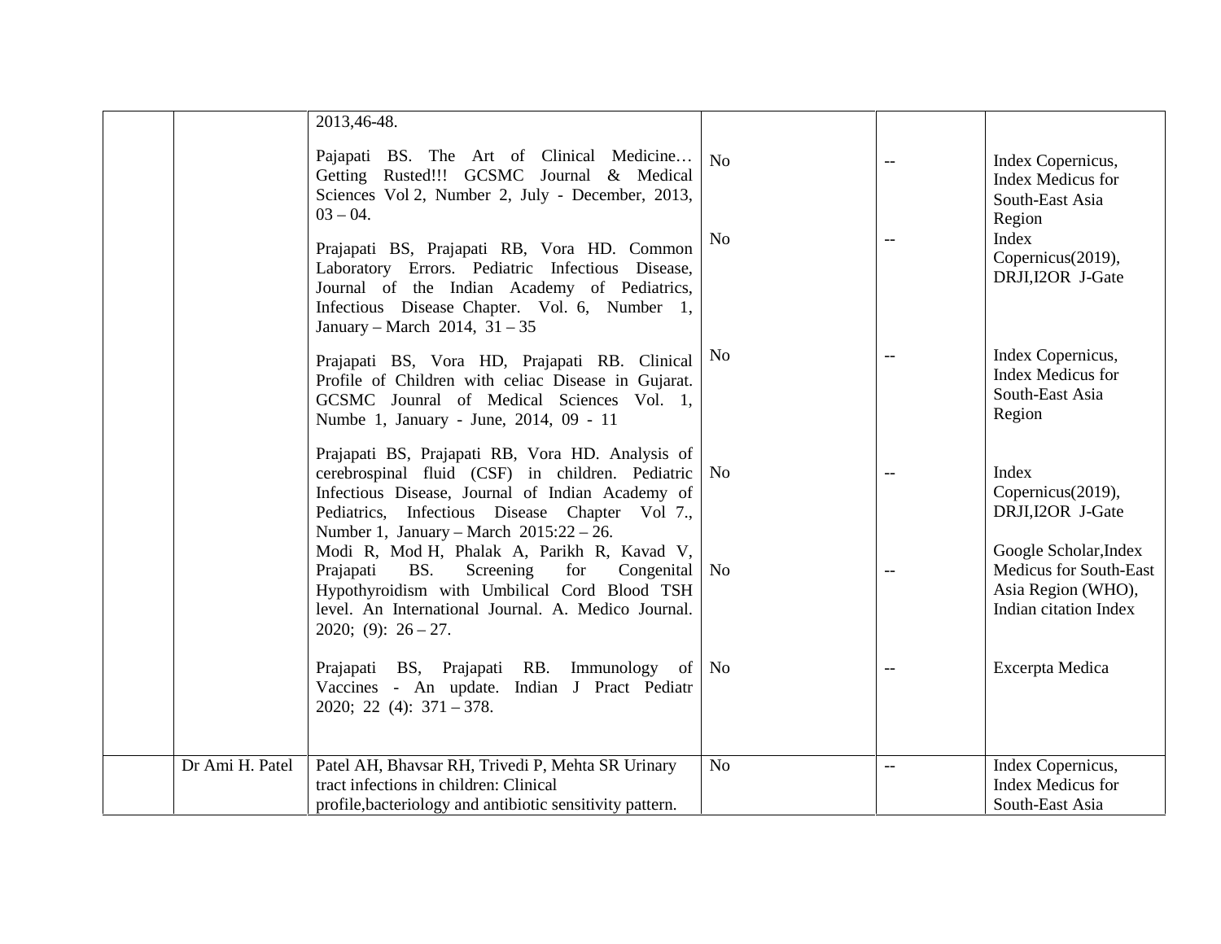| | | | | | |
|---|---|---|---|---|---|
| | | 2013,46-48. | | | |
| | | Pajapati BS. The Art of Clinical Medicine… Getting Rusted!!! GCSMC Journal & Medical Sciences Vol 2, Number 2, July - December, 2013, 03 – 04. | No | -- | Index Copernicus, Index Medicus for South-East Asia Region |
| | | Prajapati BS, Prajapati RB, Vora HD. Common Laboratory Errors. Pediatric Infectious Disease, Journal of the Indian Academy of Pediatrics, Infectious Disease Chapter. Vol. 6, Number 1, January – March 2014, 31 – 35 | No | -- | Index Copernicus(2019), DRJI,I2OR J-Gate |
| | | Prajapati BS, Vora HD, Prajapati RB. Clinical Profile of Children with celiac Disease in Gujarat. GCSMC Jounral of Medical Sciences Vol. 1, Numbe 1, January - June, 2014, 09 - 11 | No | -- | Index Copernicus, Index Medicus for South-East Asia Region |
| | | Prajapati BS, Prajapati RB, Vora HD. Analysis of cerebrospinal fluid (CSF) in children. Pediatric Infectious Disease, Journal of Indian Academy of Pediatrics, Infectious Disease Chapter Vol 7., Number 1, January – March 2015:22 – 26. | No | -- | Index Copernicus(2019), DRJI,I2OR J-Gate |
| | | Modi R, Mod H, Phalak A, Parikh R, Kavad V, Prajapati BS. Screening for Congenital Hypothyroidism with Umbilical Cord Blood TSH level. An International Journal. A. Medico Journal. 2020; (9): 26 – 27. | No | -- | Google Scholar,Index Medicus for South-East Asia Region (WHO), Indian citation Index |
| | | Prajapati BS, Prajapati RB. Immunology of Vaccines - An update. Indian J Pract Pediatr 2020; 22 (4): 371 – 378. | No | -- | Excerpta Medica |
| | Dr Ami H. Patel | Patel AH, Bhavsar RH, Trivedi P, Mehta SR Urinary tract infections in children: Clinical profile,bacteriology and antibiotic sensitivity pattern. | No | -- | Index Copernicus, Index Medicus for South-East Asia |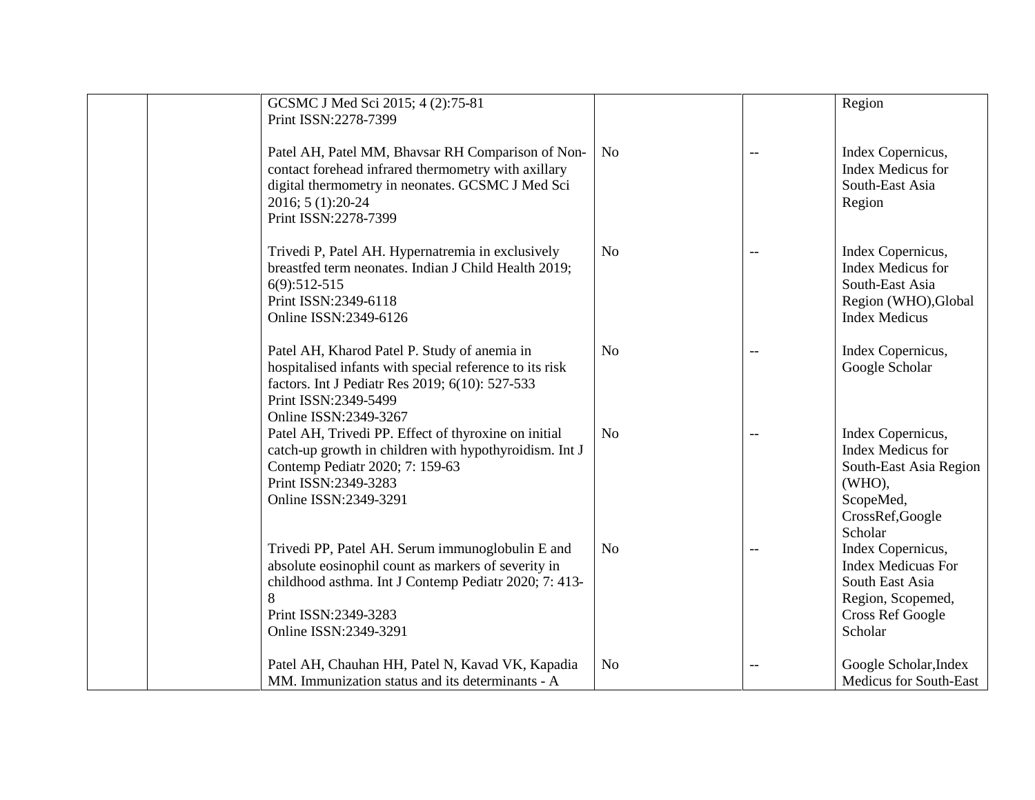|  |  |  |  |  |  |
|---|---|---|---|---|---|
|  |  | GCSMC J Med Sci 2015; 4 (2):75-81<br>Print ISSN:2278-7399 |  |  | Region |
|  |  | Patel AH, Patel MM, Bhavsar RH Comparison of Non-contact forehead infrared thermometry with axillary digital thermometry in neonates. GCSMC J Med Sci 2016; 5 (1):20-24<br>Print ISSN:2278-7399 | No | -- | Index Copernicus, Index Medicus for South-East Asia Region |
|  |  | Trivedi P, Patel AH. Hypernatremia in exclusively breastfed term neonates. Indian J Child Health 2019; 6(9):512-515<br>Print ISSN:2349-6118<br>Online ISSN:2349-6126 | No | -- | Index Copernicus, Index Medicus for South-East Asia Region (WHO),Global Index Medicus |
|  |  | Patel AH, Kharod Patel P. Study of anemia in hospitalised infants with special reference to its risk factors. Int J Pediatr Res 2019; 6(10): 527-533<br>Print ISSN:2349-5499<br>Online ISSN:2349-3267 | No | -- | Index Copernicus, Google Scholar |
|  |  | Patel AH, Trivedi PP. Effect of thyroxine on initial catch-up growth in children with hypothyroidism. Int J Contemp Pediatr 2020; 7: 159-63<br>Print ISSN:2349-3283<br>Online ISSN:2349-3291 | No | -- | Index Copernicus, Index Medicus for South-East Asia Region (WHO), ScopeMed, CrossRef,Google Scholar |
|  |  | Trivedi PP, Patel AH. Serum immunoglobulin E and absolute eosinophil count as markers of severity in childhood asthma. Int J Contemp Pediatr 2020; 7: 413-8<br>Print ISSN:2349-3283<br>Online ISSN:2349-3291 | No | -- | Index Copernicus, Index Medicuas For South East Asia Region, Scopemed, Cross Ref Google Scholar |
|  |  | Patel AH, Chauhan HH, Patel N, Kavad VK, Kapadia MM. Immunization status and its determinants - A | No | -- | Google Scholar,Index Medicus for South-East |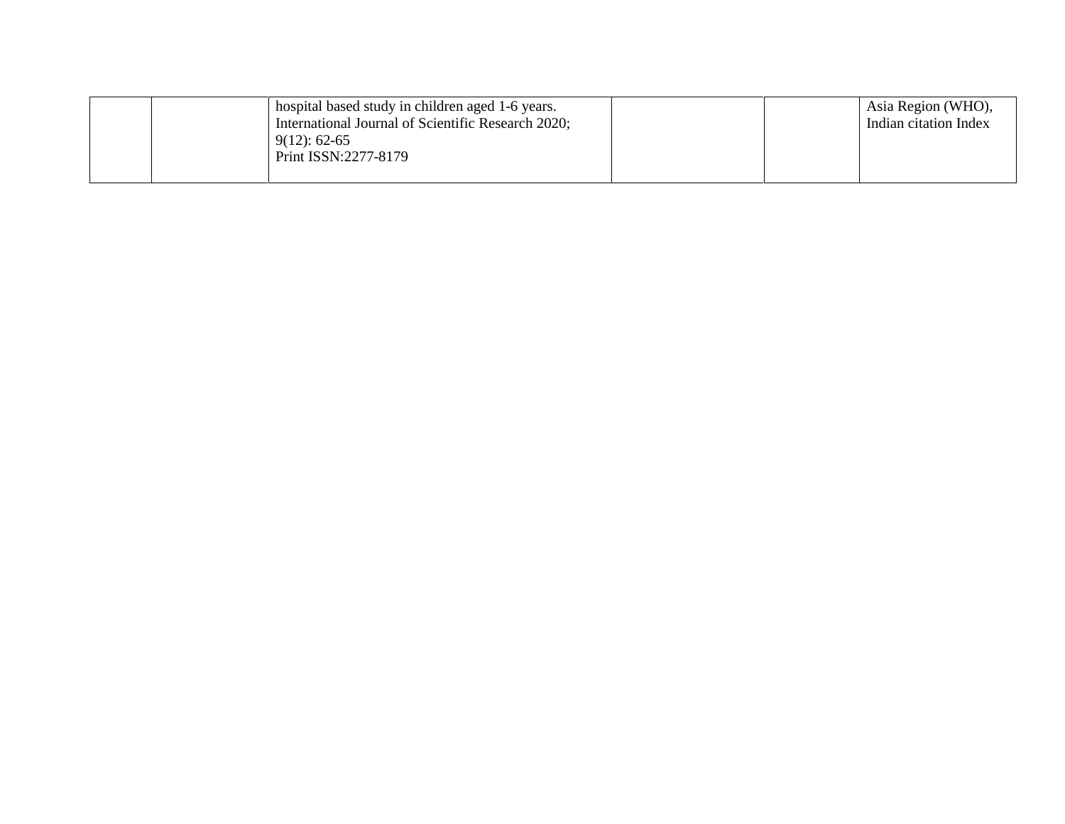| | | hospital based study in children aged 1-6 years. International Journal of Scientific Research 2020; 9(12): 62-65 Print ISSN:2277-8179 | | | Asia Region (WHO), Indian citation Index |
|---|---|---|---|---|---|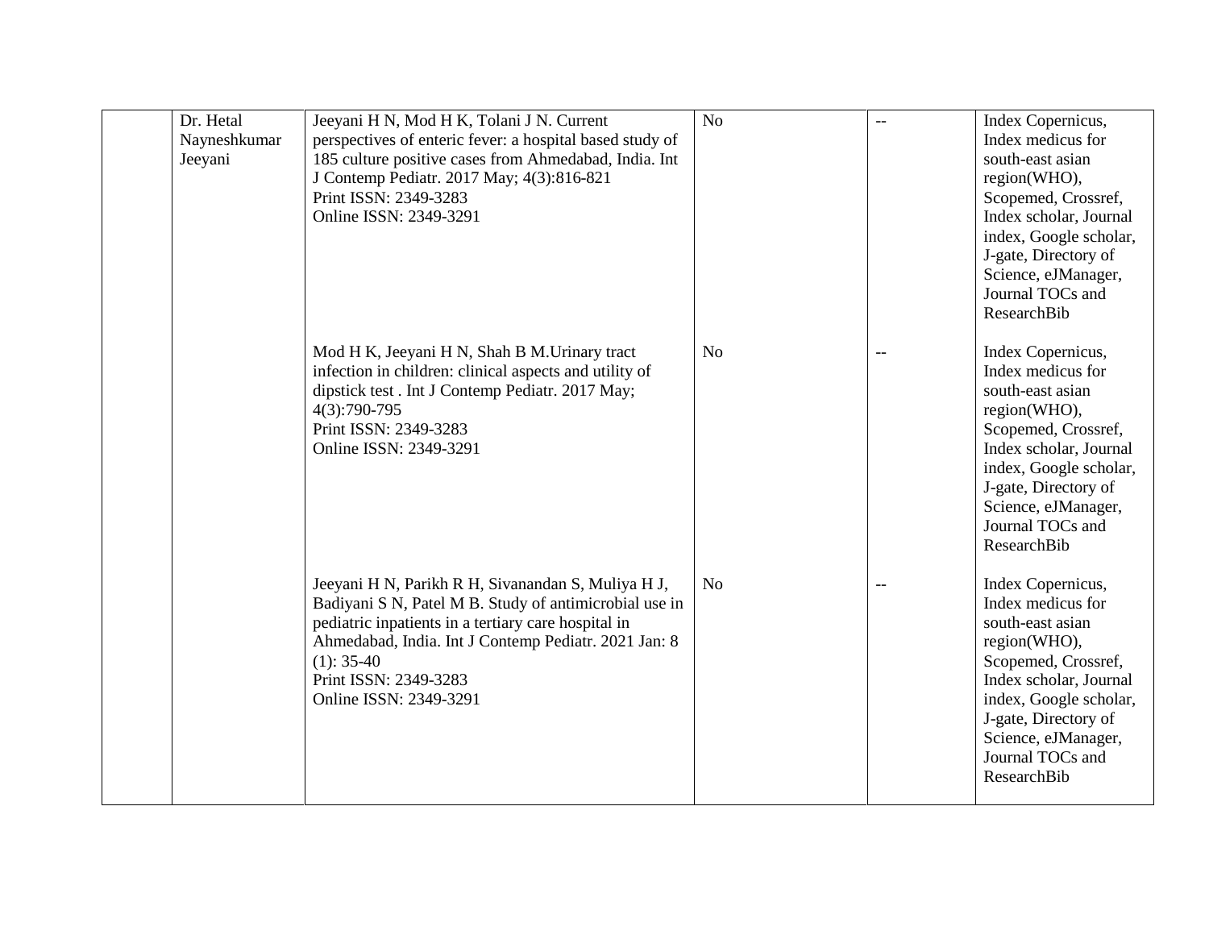| | | | | | |
|---|---|---|---|---|---|
| | Dr. Hetal Nayneshkumar Jeeyani | Jeeyani H N, Mod H K, Tolani J N. Current perspectives of enteric fever: a hospital based study of 185 culture positive cases from Ahmedabad, India. Int J Contemp Pediatr. 2017 May; 4(3):816-821<br>Print ISSN: 2349-3283<br>Online ISSN: 2349-3291 | No | -- | Index Copernicus, Index medicus for south-east asian region(WHO), Scopemed, Crossref, Index scholar, Journal index, Google scholar, J-gate, Directory of Science, eJManager, Journal TOCs and ResearchBib |
| | | Mod H K, Jeeyani H N, Shah B M.Urinary tract infection in children: clinical aspects and utility of dipstick test . Int J Contemp Pediatr. 2017 May; 4(3):790-795<br>Print ISSN: 2349-3283<br>Online ISSN: 2349-3291 | No | -- | Index Copernicus, Index medicus for south-east asian region(WHO), Scopemed, Crossref, Index scholar, Journal index, Google scholar, J-gate, Directory of Science, eJManager, Journal TOCs and ResearchBib |
| | | Jeeyani H N, Parikh R H, Sivanandan S, Muliya H J, Badiyani S N, Patel M B. Study of antimicrobial use in pediatric inpatients in a tertiary care hospital in Ahmedabad, India. Int J Contemp Pediatr. 2021 Jan: 8 (1): 35-40<br>Print ISSN: 2349-3283<br>Online ISSN: 2349-3291 | No | -- | Index Copernicus, Index medicus for south-east asian region(WHO), Scopemed, Crossref, Index scholar, Journal index, Google scholar, J-gate, Directory of Science, eJManager, Journal TOCs and ResearchBib |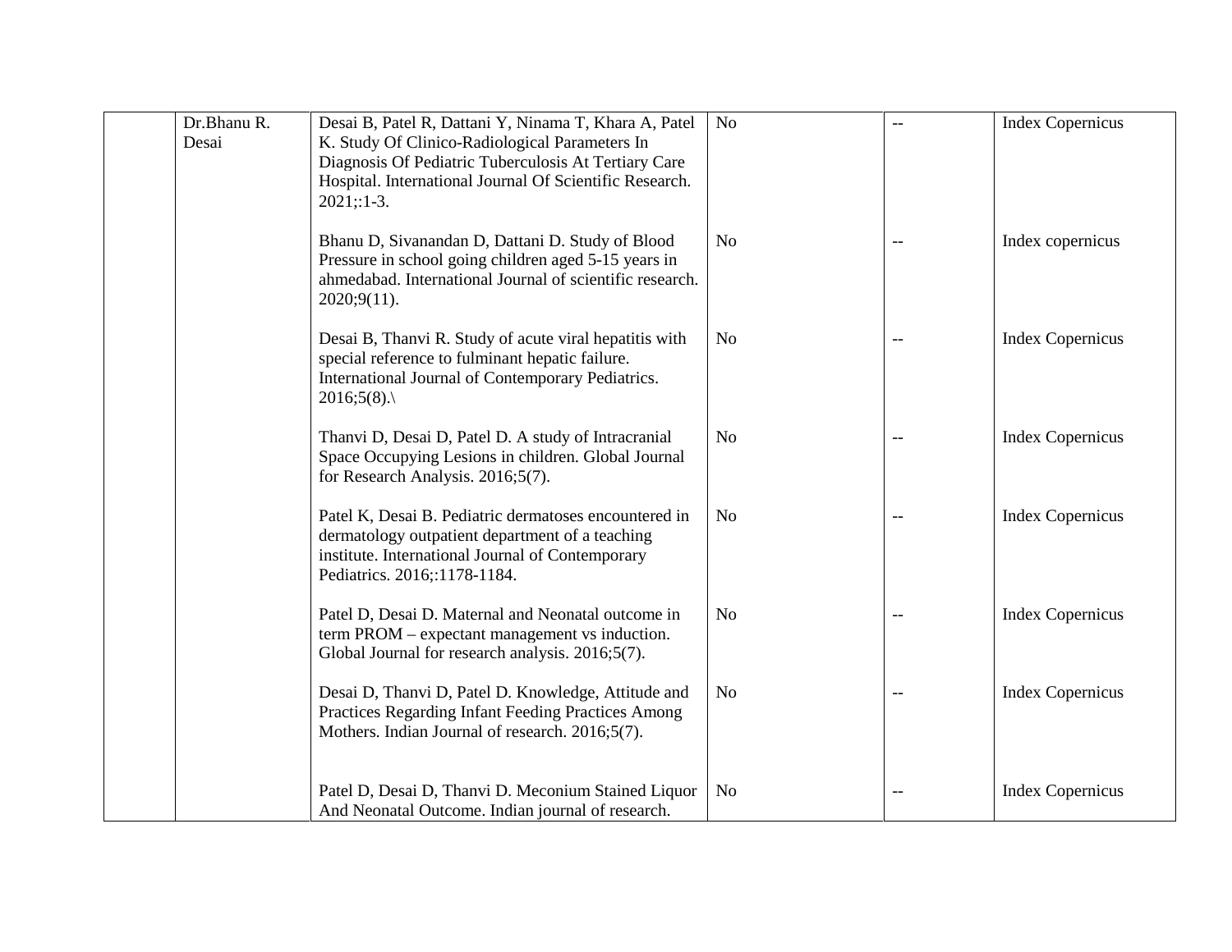| | | | | | |
|---|---|---|---|---|---|
| | Dr.Bhanu R. Desai | Desai B, Patel R, Dattani Y, Ninama T, Khara A, Patel K. Study Of Clinico-Radiological Parameters In Diagnosis Of Pediatric Tuberculosis At Tertiary Care Hospital. International Journal Of Scientific Research. 2021;:1-3. | No | -- | Index Copernicus |
| | | Bhanu D, Sivanandan D, Dattani D. Study of Blood Pressure in school going children aged 5-15 years in ahmedabad. International Journal of scientific research. 2020;9(11). | No | -- | Index copernicus |
| | | Desai B, Thanvi R. Study of acute viral hepatitis with special reference to fulminant hepatic failure. International Journal of Contemporary Pediatrics. 2016;5(8).\ | No | -- | Index Copernicus |
| | | Thanvi D, Desai D, Patel D. A study of Intracranial Space Occupying Lesions in children. Global Journal for Research Analysis. 2016;5(7). | No | -- | Index Copernicus |
| | | Patel K, Desai B. Pediatric dermatoses encountered in dermatology outpatient department of a teaching institute. International Journal of Contemporary Pediatrics. 2016;:1178-1184. | No | -- | Index Copernicus |
| | | Patel D, Desai D. Maternal and Neonatal outcome in term PROM – expectant management vs induction. Global Journal for research analysis. 2016;5(7). | No | -- | Index Copernicus |
| | | Desai D, Thanvi D, Patel D. Knowledge, Attitude and Practices Regarding Infant Feeding Practices Among Mothers. Indian Journal of research. 2016;5(7). | No | -- | Index Copernicus |
| | | Patel D, Desai D, Thanvi D. Meconium Stained Liquor And Neonatal Outcome. Indian journal of research. | No | -- | Index Copernicus |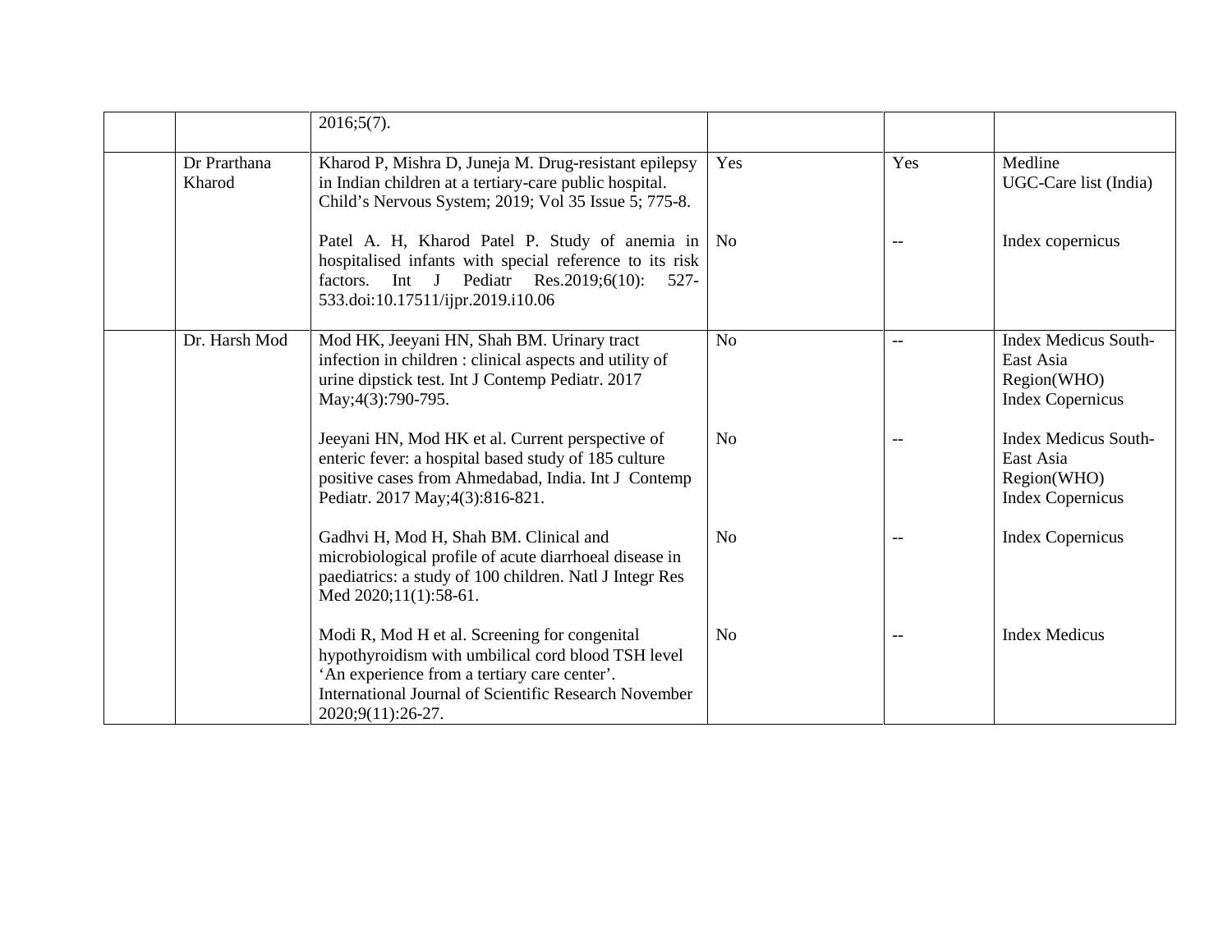|  |  |  |  |  |  |
|---|---|---|---|---|---|
|  |  | 2016;5(7). |  |  |  |
|  | Dr Prarthana Kharod | Kharod P, Mishra D, Juneja M. Drug-resistant epilepsy in Indian children at a tertiary-care public hospital. Child's Nervous System; 2019; Vol 35 Issue 5; 775-8. | Yes | Yes | Medline<br>UGC-Care list (India) |
|  |  | Patel A. H, Kharod Patel P. Study of anemia in hospitalised infants with special reference to its risk factors. Int J Pediatr Res.2019;6(10): 527-533.doi:10.17511/ijpr.2019.i10.06 | No | -- | Index copernicus |
|  | Dr. Harsh Mod | Mod HK, Jeeyani HN, Shah BM. Urinary tract infection in children : clinical aspects and utility of urine dipstick test. Int J Contemp Pediatr. 2017 May;4(3):790-795. | No | -- | Index Medicus South-East Asia Region(WHO)<br>Index Copernicus |
|  |  | Jeeyani HN, Mod HK et al. Current perspective of enteric fever: a hospital based study of 185 culture positive cases from Ahmedabad, India. Int J Contemp Pediatr. 2017 May;4(3):816-821. | No | -- | Index Medicus South-East Asia Region(WHO)<br>Index Copernicus |
|  |  | Gadhvi H, Mod H, Shah BM. Clinical and microbiological profile of acute diarrhoeal disease in paediatrics: a study of 100 children. Natl J Integr Res Med 2020;11(1):58-61. | No | -- | Index Copernicus |
|  |  | Modi R, Mod H et al. Screening for congenital hypothyroidism with umbilical cord blood TSH level 'An experience from a tertiary care center'. International Journal of Scientific Research November 2020;9(11):26-27. | No | -- | Index Medicus |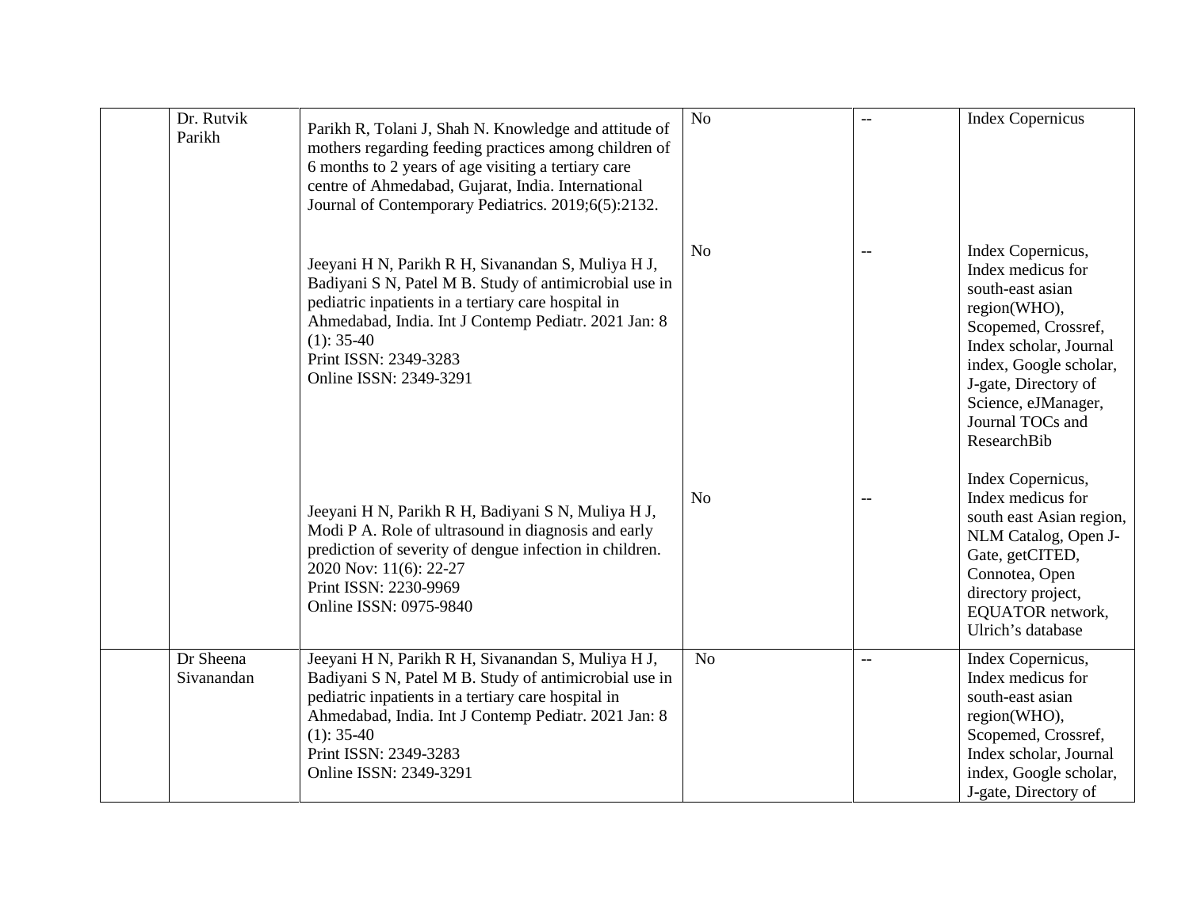|  | Dr. Rutvik Parikh | Parikh R, Tolani J, Shah N. Knowledge and attitude of mothers regarding feeding practices among children of 6 months to 2 years of age visiting a tertiary care centre of Ahmedabad, Gujarat, India. International Journal of Contemporary Pediatrics. 2019;6(5):2132. | No | -- | Index Copernicus |
|---|---|---|---|---|---|
|  |  | Jeeyani H N, Parikh R H, Sivanandan S, Muliya H J, Badiyani S N, Patel M B. Study of antimicrobial use in pediatric inpatients in a tertiary care hospital in Ahmedabad, India. Int J Contemp Pediatr. 2021 Jan: 8 (1): 35-40<br>Print ISSN: 2349-3283<br>Online ISSN: 2349-3291 | No | -- | Index Copernicus, Index medicus for south-east asian region(WHO), Scopemed, Crossref, Index scholar, Journal index, Google scholar, J-gate, Directory of Science, eJManager, Journal TOCs and ResearchBib |
|  |  | Jeeyani H N, Parikh R H, Badiyani S N, Muliya H J, Modi P A. Role of ultrasound in diagnosis and early prediction of severity of dengue infection in children. 2020 Nov: 11(6): 22-27<br>Print ISSN: 2230-9969<br>Online ISSN: 0975-9840 | No | -- | Index Copernicus, Index medicus for south east Asian region, NLM Catalog, Open J-Gate, getCITED, Connotea, Open directory project, EQUATOR network, Ulrich's database |
|  | Dr Sheena Sivanandan | Jeeyani H N, Parikh R H, Sivanandan S, Muliya H J, Badiyani S N, Patel M B. Study of antimicrobial use in pediatric inpatients in a tertiary care hospital in Ahmedabad, India. Int J Contemp Pediatr. 2021 Jan: 8 (1): 35-40<br>Print ISSN: 2349-3283<br>Online ISSN: 2349-3291 | No | -- | Index Copernicus, Index medicus for south-east asian region(WHO), Scopemed, Crossref, Index scholar, Journal index, Google scholar, J-gate, Directory of |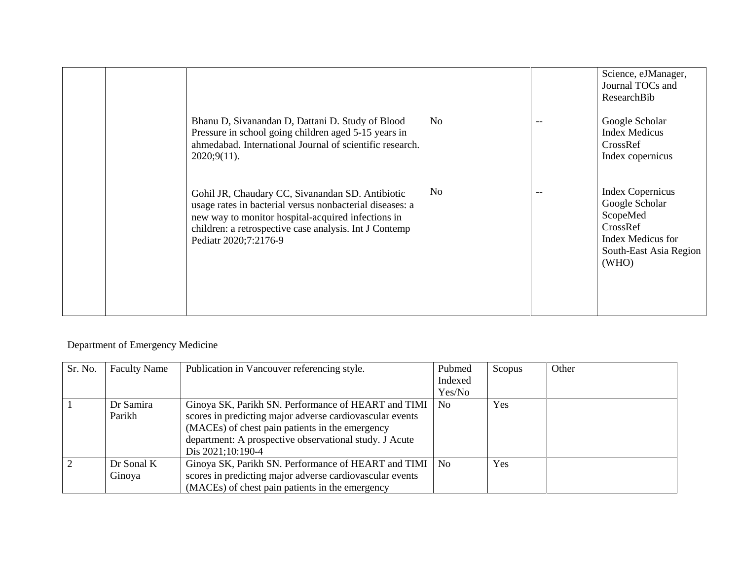| | | | | | Science, eJManager, Journal TOCs and ResearchBib |
|---|---|---|---|---|---|
| | | Bhanu D, Sivanandan D, Dattani D. Study of Blood Pressure in school going children aged 5-15 years in ahmedabad. International Journal of scientific research. 2020;9(11). | No | -- | Google Scholar<br>Index Medicus<br>CrossRef<br>Index copernicus |
| | | Gohil JR, Chaudary CC, Sivanandan SD. Antibiotic usage rates in bacterial versus nonbacterial diseases: a new way to monitor hospital-acquired infections in children: a retrospective case analysis. Int J Contemp Pediatr 2020;7:2176-9 | No | -- | Index Copernicus<br>Google Scholar<br>ScopeMed<br>CrossRef<br>Index Medicus for South-East Asia Region (WHO) |

Department of Emergency Medicine

| Sr. No. | Faculty Name | Publication in Vancouver referencing style. | Pubmed Indexed Yes/No | Scopus | Other |
|---|---|---|---|---|---|
| 1 | Dr Samira Parikh | Ginoya SK, Parikh SN. Performance of HEART and TIMI scores in predicting major adverse cardiovascular events (MACEs) of chest pain patients in the emergency department: A prospective observational study. J Acute Dis 2021;10:190-4 | No | Yes | |
| 2 | Dr Sonal K Ginoya | Ginoya SK, Parikh SN. Performance of HEART and TIMI scores in predicting major adverse cardiovascular events (MACEs) of chest pain patients in the emergency | No | Yes | |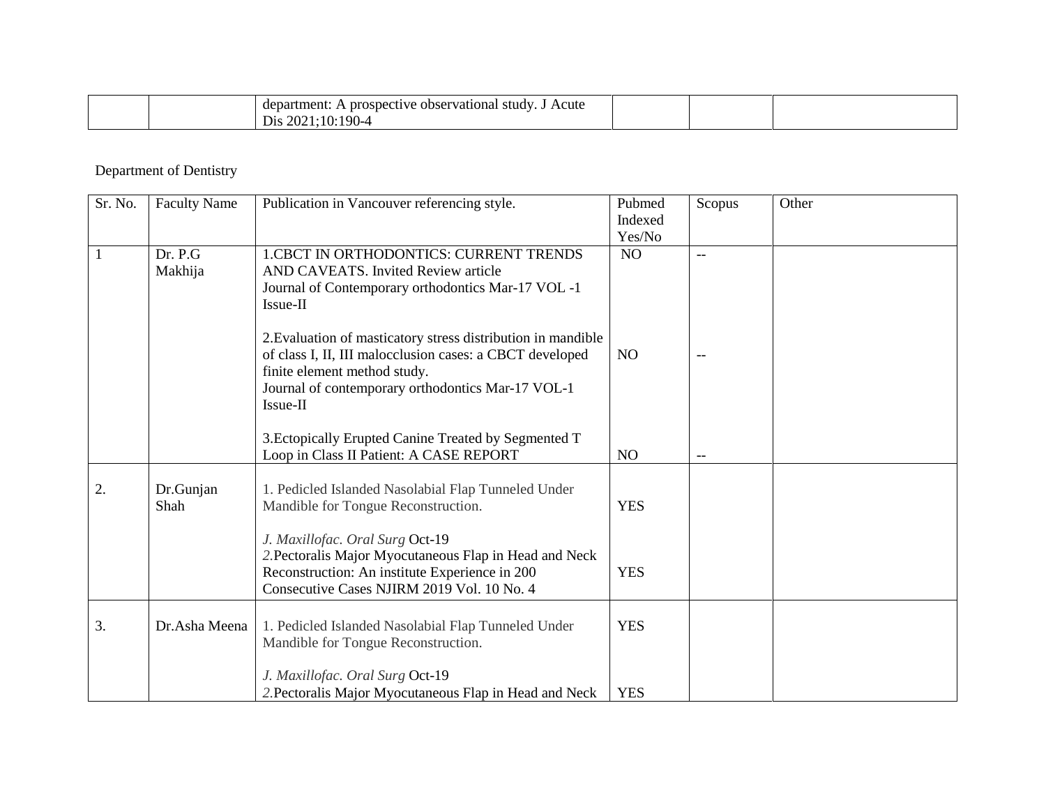| | | department: A prospective observational study. J Acute Dis 2021;10:190-4 | | | |
|---|---|---|---|---|---|

Department of Dentistry

| Sr. No. | Faculty Name | Publication in Vancouver referencing style. | Pubmed Indexed Yes/No | Scopus | Other |
|---|---|---|---|---|---|
| 1 | Dr. P.G Makhija | 1.CBCT IN ORTHODONTICS: CURRENT TRENDS AND CAVEATS. Invited Review article Journal of Contemporary orthodontics Mar-17 VOL -1 Issue-II<br><br>2.Evaluation of masticatory stress distribution in mandible of class I, II, III malocclusion cases: a CBCT developed finite element method study. Journal of contemporary orthodontics Mar-17 VOL-1 Issue-II<br><br>3.Ectopically Erupted Canine Treated by Segmented T Loop in Class II Patient: A CASE REPORT | NO<br><br>NO<br><br>NO | --<br><br>--<br><br>-- | |
| 2. | Dr.Gunjan Shah | 1. Pedicled Islanded Nasolabial Flap Tunneled Under Mandible for Tongue Reconstruction.<br><br>*J. Maxillofac. Oral Surg* Oct-19<br>*2.*Pectoralis Major Myocutaneous Flap in Head and Neck Reconstruction: An institute Experience in 200 Consecutive Cases NJIRM 2019 Vol. 10 No. 4 | YES<br><br>YES | | |
| 3. | Dr.Asha Meena | 1. Pedicled Islanded Nasolabial Flap Tunneled Under Mandible for Tongue Reconstruction.<br><br>*J. Maxillofac. Oral Surg* Oct-19<br>*2.*Pectoralis Major Myocutaneous Flap in Head and Neck | YES<br><br>YES | | |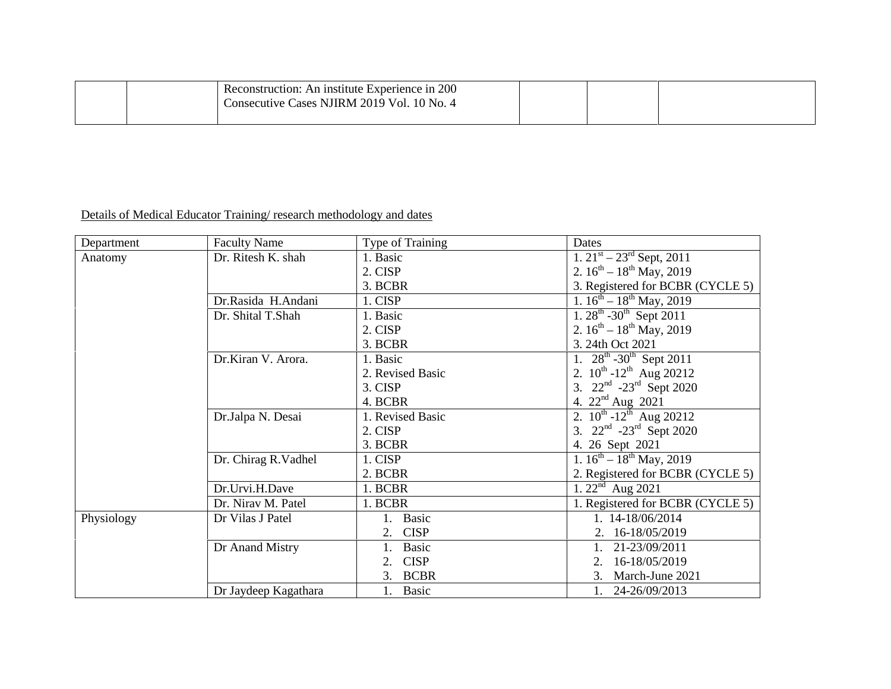| | | Reconstruction: An institute Experience in 200 Consecutive Cases NJIRM 2019 Vol. 10 No. 4 | | | |
|---|---|---|---|---|---|

Details of Medical Educator Training/ research methodology and dates

| Department | Faculty Name | Type of Training | Dates |
|---|---|---|---|
| Anatomy | Dr. Ritesh K. shah | 1. Basic<br>2. CISP<br>3. BCBR | 1. 21st – 23rd Sept, 2011<br>2. 16th – 18th May, 2019<br>3. Registered for BCBR (CYCLE 5) |
| | Dr.Rasida H.Andani | 1. CISP | 1. 16th – 18th May, 2019 |
| | Dr. Shital T.Shah | 1. Basic<br>2. CISP<br>3. BCBR | 1. 28th -30th Sept 2011<br>2. 16th – 18th May, 2019<br>3. 24th Oct 2021 |
| | Dr.Kiran V. Arora. | 1. Basic<br>2. Revised Basic<br>3. CISP<br>4. BCBR | 1. 28th -30th Sept 2011<br>2. 10th -12th Aug 20212<br>3. 22nd -23rd Sept 2020<br>4. 22nd Aug 2021 |
| | Dr.Jalpa N. Desai | 1. Revised Basic<br>2. CISP<br>3. BCBR | 2. 10th -12th Aug 20212<br>3. 22nd -23rd Sept 2020<br>4. 26 Sept 2021 |
| | Dr. Chirag R.Vadhel | 1. CISP<br>2. BCBR | 1. 16th – 18th May, 2019<br>2. Registered for BCBR (CYCLE 5) |
| | Dr.Urvi.H.Dave | 1. BCBR | 1. 22nd Aug 2021 |
| | Dr. Nirav M. Patel | 1. BCBR | 1. Registered for BCBR (CYCLE 5) |
| Physiology | Dr Vilas J Patel | 1. Basic<br>2. CISP | 1. 14-18/06/2014<br>2. 16-18/05/2019 |
| | Dr Anand Mistry | 1. Basic<br>2. CISP<br>3. BCBR | 1. 21-23/09/2011<br>2. 16-18/05/2019<br>3. March-June 2021 |
| | Dr Jaydeep Kagathara | 1. Basic | 1. 24-26/09/2013 |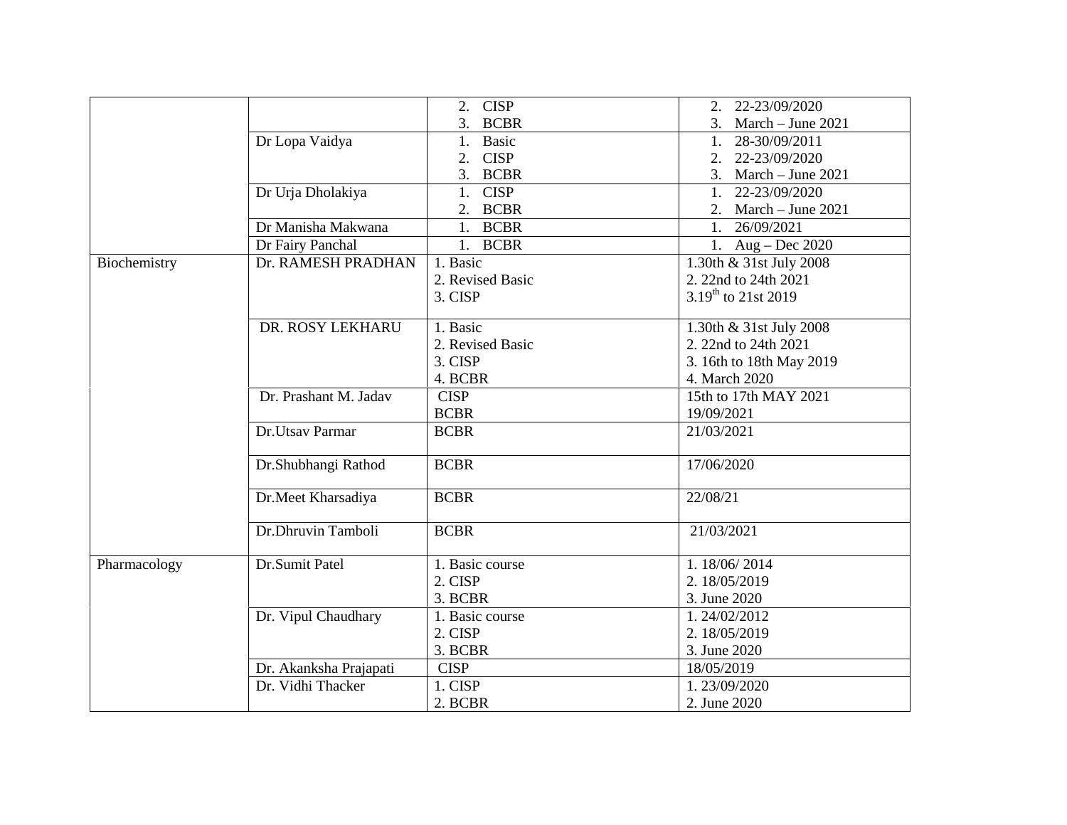| | | | |
|---|---|---|---|
| | | 2. CISP<br>3. BCBR | 2. 22-23/09/2020<br>3. March – June 2021 |
| | Dr Lopa Vaidya | 1. Basic<br>2. CISP<br>3. BCBR | 1. 28-30/09/2011<br>2. 22-23/09/2020<br>3. March – June 2021 |
| | Dr Urja Dholakiya | 1. CISP<br>2. BCBR | 1. 22-23/09/2020<br>2. March – June 2021 |
| | Dr Manisha Makwana | 1. BCBR | 1. 26/09/2021 |
| | Dr Fairy Panchal | 1. BCBR | 1. Aug – Dec 2020 |
| Biochemistry | Dr. RAMESH PRADHAN | 1. Basic<br>2. Revised Basic<br>3. CISP | 1.30th & 31st July 2008<br>2. 22nd to 24th 2021<br>3.19th to 21st 2019 |
| | DR. ROSY LEKHARU | 1. Basic<br>2. Revised Basic<br>3. CISP<br>4. BCBR | 1.30th & 31st July 2008<br>2. 22nd to 24th 2021<br>3. 16th to 18th May 2019<br>4. March 2020 |
| | Dr. Prashant M. Jadav | CISP<br>BCBR | 15th to 17th MAY 2021<br>19/09/2021 |
| | Dr.Utsav Parmar | BCBR | 21/03/2021 |
| | Dr.Shubhangi Rathod | BCBR | 17/06/2020 |
| | Dr.Meet Kharsadiya | BCBR | 22/08/21 |
| | Dr.Dhruvin Tamboli | BCBR | 21/03/2021 |
| Pharmacology | Dr.Sumit Patel | 1. Basic course<br>2. CISP<br>3. BCBR | 1. 18/06/ 2014<br>2. 18/05/2019<br>3. June 2020 |
| | Dr. Vipul Chaudhary | 1. Basic course<br>2. CISP<br>3. BCBR | 1. 24/02/2012<br>2. 18/05/2019<br>3. June 2020 |
| | Dr. Akanksha Prajapati | CISP | 18/05/2019 |
| | Dr. Vidhi Thacker | 1. CISP<br>2. BCBR | 1. 23/09/2020<br>2. June 2020 |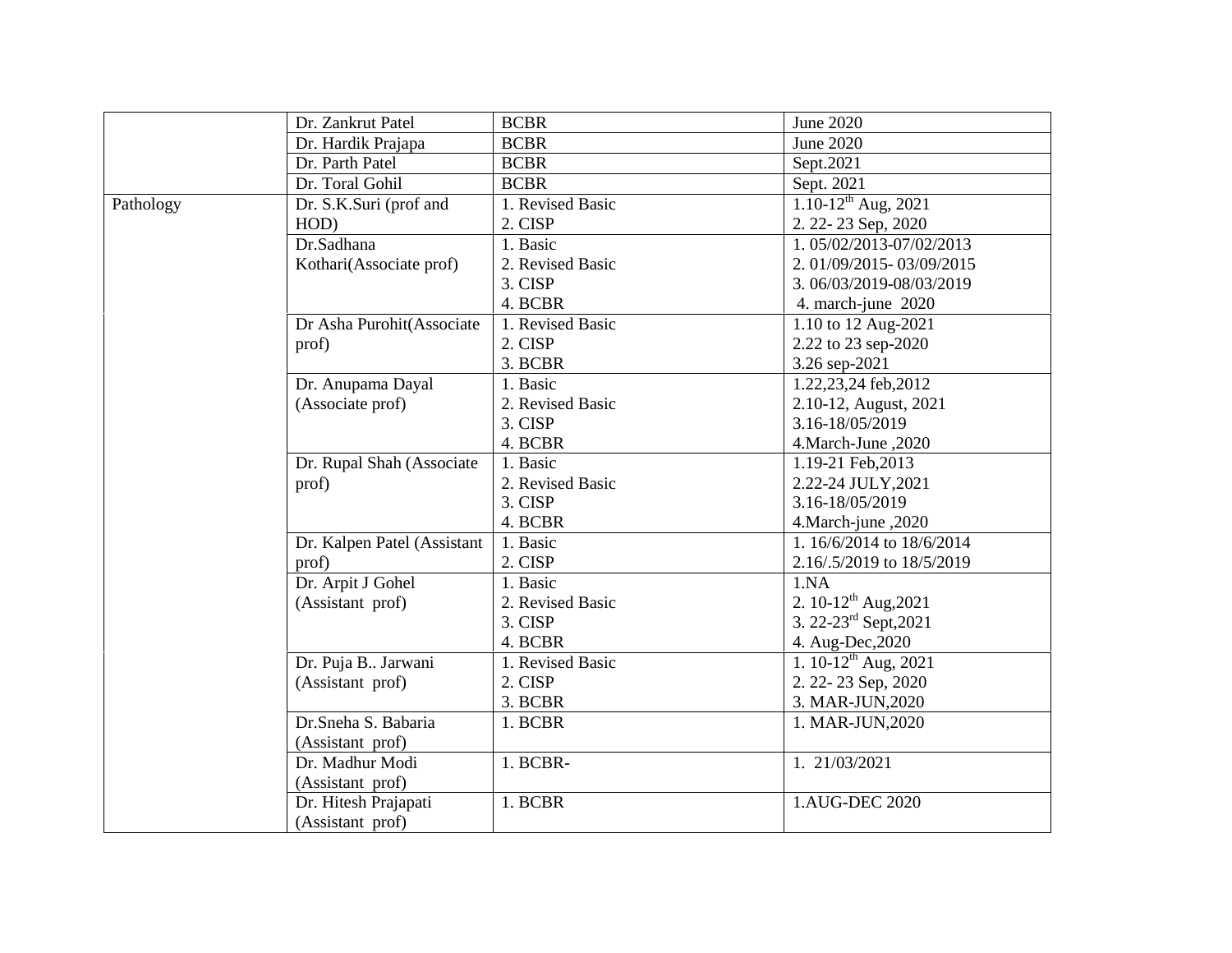| | | | |
|---|---|---|---|
| | Dr. Zankrut Patel | BCBR | June 2020 |
| | Dr. Hardik Prajapa | BCBR | June 2020 |
| | Dr. Parth Patel | BCBR | Sept.2021 |
| | Dr. Toral Gohil | BCBR | Sept. 2021 |
| Pathology | Dr. S.K.Suri (prof and HOD) | 1. Revised Basic<br>2. CISP | 1.10-12th Aug, 2021<br>2. 22- 23 Sep, 2020 |
| | Dr.Sadhana Kothari(Associate prof) | 1. Basic<br>2. Revised Basic<br>3. CISP<br>4. BCBR | 1. 05/02/2013-07/02/2013<br>2. 01/09/2015- 03/09/2015<br>3. 06/03/2019-08/03/2019<br>4. march-june 2020 |
| | Dr Asha Purohit(Associate prof) | 1. Revised Basic<br>2. CISP<br>3. BCBR | 1.10 to 12 Aug-2021<br>2.22 to 23 sep-2020<br>3.26 sep-2021 |
| | Dr. Anupama Dayal (Associate prof) | 1. Basic<br>2. Revised Basic<br>3. CISP<br>4. BCBR | 1.22,23,24 feb,2012<br>2.10-12, August, 2021<br>3.16-18/05/2019<br>4.March-June ,2020 |
| | Dr. Rupal Shah (Associate prof) | 1. Basic<br>2. Revised Basic<br>3. CISP<br>4. BCBR | 1.19-21 Feb,2013<br>2.22-24 JULY,2021<br>3.16-18/05/2019<br>4.March-june ,2020 |
| | Dr. Kalpen Patel (Assistant prof) | 1. Basic<br>2. CISP | 1. 16/6/2014 to 18/6/2014<br>2.16/.5/2019 to 18/5/2019 |
| | Dr. Arpit J Gohel (Assistant prof) | 1. Basic<br>2. Revised Basic<br>3. CISP<br>4. BCBR | 1.NA<br>2. 10-12th Aug,2021<br>3. 22-23rd Sept,2021<br>4. Aug-Dec,2020 |
| | Dr. Puja B.. Jarwani (Assistant prof) | 1. Revised Basic<br>2. CISP<br>3. BCBR | 1. 10-12th Aug, 2021<br>2. 22- 23 Sep, 2020<br>3. MAR-JUN,2020 |
| | Dr.Sneha S. Babaria (Assistant prof) | 1. BCBR | 1. MAR-JUN,2020 |
| | Dr. Madhur Modi (Assistant prof) | 1. BCBR- | 1. 21/03/2021 |
| | Dr. Hitesh Prajapati (Assistant prof) | 1. BCBR | 1.AUG-DEC 2020 |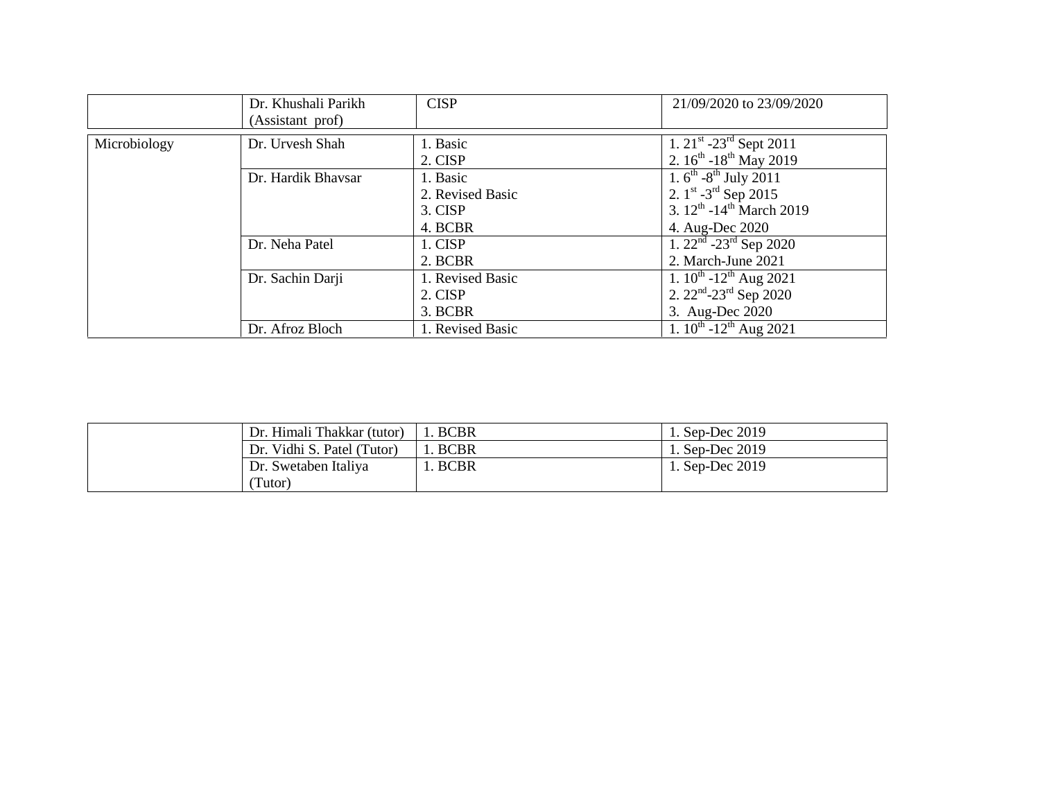| | Dr. Khushali Parikh (Assistant prof) | CISP | 21/09/2020 to 23/09/2020 |
|---|---|---|---|

| | | | |
|---|---|---|---|
| Microbiology | Dr. Urvesh Shah | 1. Basic<br>2. CISP | 1. 21st -23rd Sept 2011<br>2. 16th -18th May 2019 |
| | Dr. Hardik Bhavsar | 1. Basic<br>2. Revised Basic<br>3. CISP<br>4. BCBR | 1. 6th -8th July 2011<br>2. 1st -3rd Sep 2015<br>3. 12th -14th March 2019<br>4. Aug-Dec 2020 |
| | Dr. Neha Patel | 1. CISP<br>2. BCBR | 1. 22nd -23rd Sep 2020<br>2. March-June 2021 |
| | Dr. Sachin Darji | 1. Revised Basic<br>2. CISP<br>3. BCBR | 1. 10th -12th Aug 2021<br>2. 22nd-23rd Sep 2020<br>3. Aug-Dec 2020 |
| | Dr. Afroz Bloch | 1. Revised Basic | 1. 10th -12th Aug 2021 |

| | | | |
|---|---|---|---|
| | Dr. Himali Thakkar (tutor) | 1. BCBR | 1. Sep-Dec 2019 |
| | Dr. Vidhi S. Patel (Tutor) | 1. BCBR | 1. Sep-Dec 2019 |
| | Dr. Swetaben Italiya (Tutor) | 1. BCBR | 1. Sep-Dec 2019 |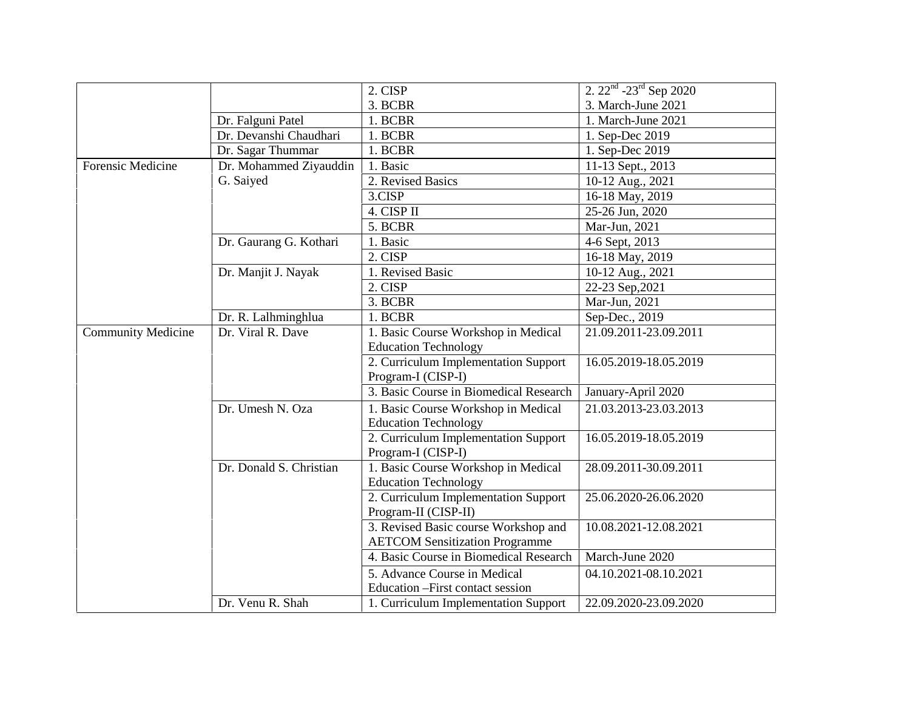| | | 2. CISP | 2. 22nd -23rd Sep 2020 |
|---|---|---|---|
| | | 3. BCBR | 3. March-June 2021 |
| | Dr. Falguni Patel | 1. BCBR | 1. March-June 2021 |
| | Dr. Devanshi Chaudhari | 1. BCBR | 1. Sep-Dec 2019 |
| | Dr. Sagar Thummar | 1. BCBR | 1. Sep-Dec 2019 |
| Forensic Medicine | Dr. Mohammed Ziyauddin G. Saiyed | 1. Basic | 11-13 Sept., 2013 |
| | | 2. Revised Basics | 10-12 Aug., 2021 |
| | | 3.CISP | 16-18 May, 2019 |
| | | 4. CISP II | 25-26 Jun, 2020 |
| | | 5. BCBR | Mar-Jun, 2021 |
| | Dr. Gaurang G. Kothari | 1. Basic | 4-6 Sept, 2013 |
| | | 2. CISP | 16-18 May, 2019 |
| | Dr. Manjit J. Nayak | 1. Revised Basic | 10-12 Aug., 2021 |
| | | 2. CISP | 22-23 Sep,2021 |
| | | 3. BCBR | Mar-Jun, 2021 |
| | Dr. R. Lalhminghlua | 1. BCBR | Sep-Dec., 2019 |
| Community Medicine | Dr. Viral R. Dave | 1. Basic Course Workshop in Medical Education Technology | 21.09.2011-23.09.2011 |
| | | 2. Curriculum Implementation Support Program-I (CISP-I) | 16.05.2019-18.05.2019 |
| | | 3. Basic Course in Biomedical Research | January-April 2020 |
| | Dr. Umesh N. Oza | 1. Basic Course Workshop in Medical Education Technology | 21.03.2013-23.03.2013 |
| | | 2. Curriculum Implementation Support Program-I (CISP-I) | 16.05.2019-18.05.2019 |
| | Dr. Donald S. Christian | 1. Basic Course Workshop in Medical Education Technology | 28.09.2011-30.09.2011 |
| | | 2. Curriculum Implementation Support Program-II (CISP-II) | 25.06.2020-26.06.2020 |
| | | 3. Revised Basic course Workshop and AETCOM Sensitization Programme | 10.08.2021-12.08.2021 |
| | | 4. Basic Course in Biomedical Research | March-June 2020 |
| | | 5. Advance Course in Medical Education –First contact session | 04.10.2021-08.10.2021 |
| | Dr. Venu R. Shah | 1. Curriculum Implementation Support | 22.09.2020-23.09.2020 |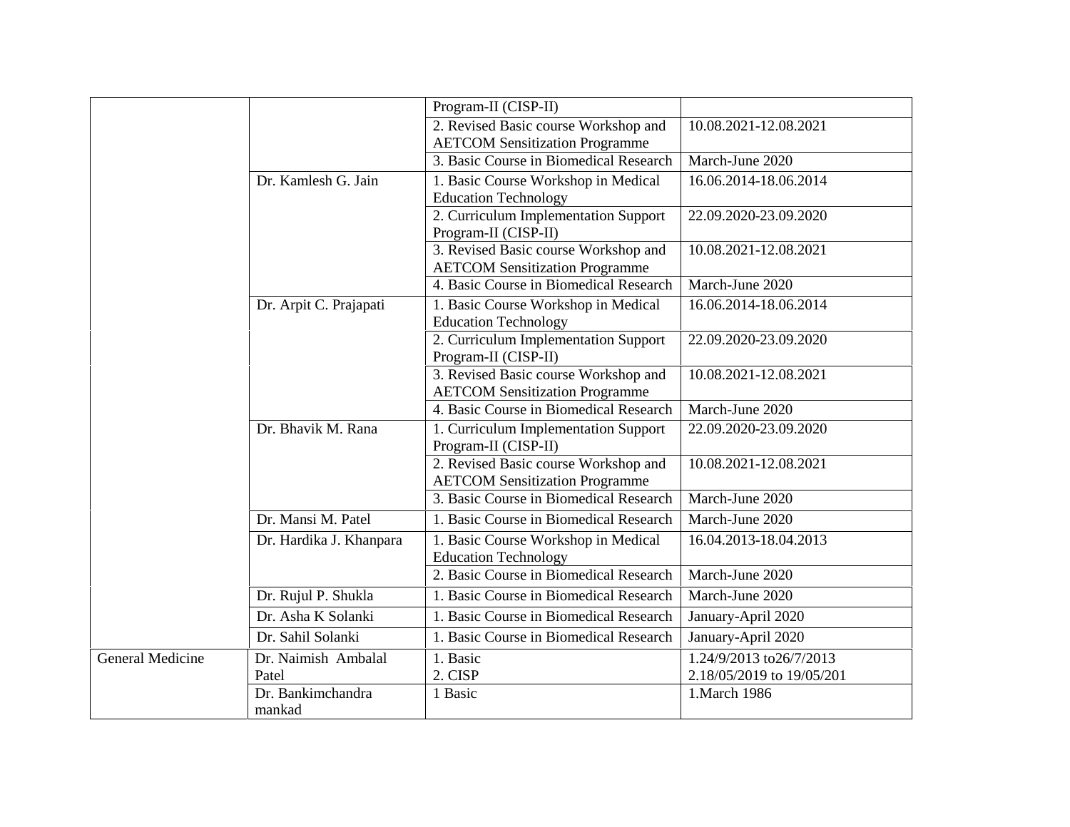| | | | |
|---|---|---|---|
| | | Program-II (CISP-II) | |
| | | 2. Revised Basic course Workshop and AETCOM Sensitization Programme | 10.08.2021-12.08.2021 |
| | | 3. Basic Course in Biomedical Research | March-June 2020 |
| | Dr. Kamlesh G. Jain | 1. Basic Course Workshop in Medical Education Technology | 16.06.2014-18.06.2014 |
| | | 2. Curriculum Implementation Support Program-II (CISP-II) | 22.09.2020-23.09.2020 |
| | | 3. Revised Basic course Workshop and AETCOM Sensitization Programme | 10.08.2021-12.08.2021 |
| | | 4. Basic Course in Biomedical Research | March-June 2020 |
| | Dr. Arpit C. Prajapati | 1. Basic Course Workshop in Medical Education Technology | 16.06.2014-18.06.2014 |
| | | 2. Curriculum Implementation Support Program-II (CISP-II) | 22.09.2020-23.09.2020 |
| | | 3. Revised Basic course Workshop and AETCOM Sensitization Programme | 10.08.2021-12.08.2021 |
| | | 4. Basic Course in Biomedical Research | March-June 2020 |
| | Dr. Bhavik M. Rana | 1. Curriculum Implementation Support Program-II (CISP-II) | 22.09.2020-23.09.2020 |
| | | 2. Revised Basic course Workshop and AETCOM Sensitization Programme | 10.08.2021-12.08.2021 |
| | | 3. Basic Course in Biomedical Research | March-June 2020 |
| | Dr. Mansi M. Patel | 1. Basic Course in Biomedical Research | March-June 2020 |
| | Dr. Hardika J. Khanpara | 1. Basic Course Workshop in Medical Education Technology | 16.04.2013-18.04.2013 |
| | | 2. Basic Course in Biomedical Research | March-June 2020 |
| | Dr. Rujul P. Shukla | 1. Basic Course in Biomedical Research | March-June 2020 |
| | Dr. Asha K Solanki | 1. Basic Course in Biomedical Research | January-April 2020 |
| | Dr. Sahil Solanki | 1. Basic Course in Biomedical Research | January-April 2020 |
| General Medicine | Dr. Naimish Ambalal Patel | 1. Basic<br>2. CISP | 1.24/9/2013 to26/7/2013<br>2.18/05/2019 to 19/05/201 |
| | Dr. Bankimchandra mankad | 1 Basic | 1.March 1986 |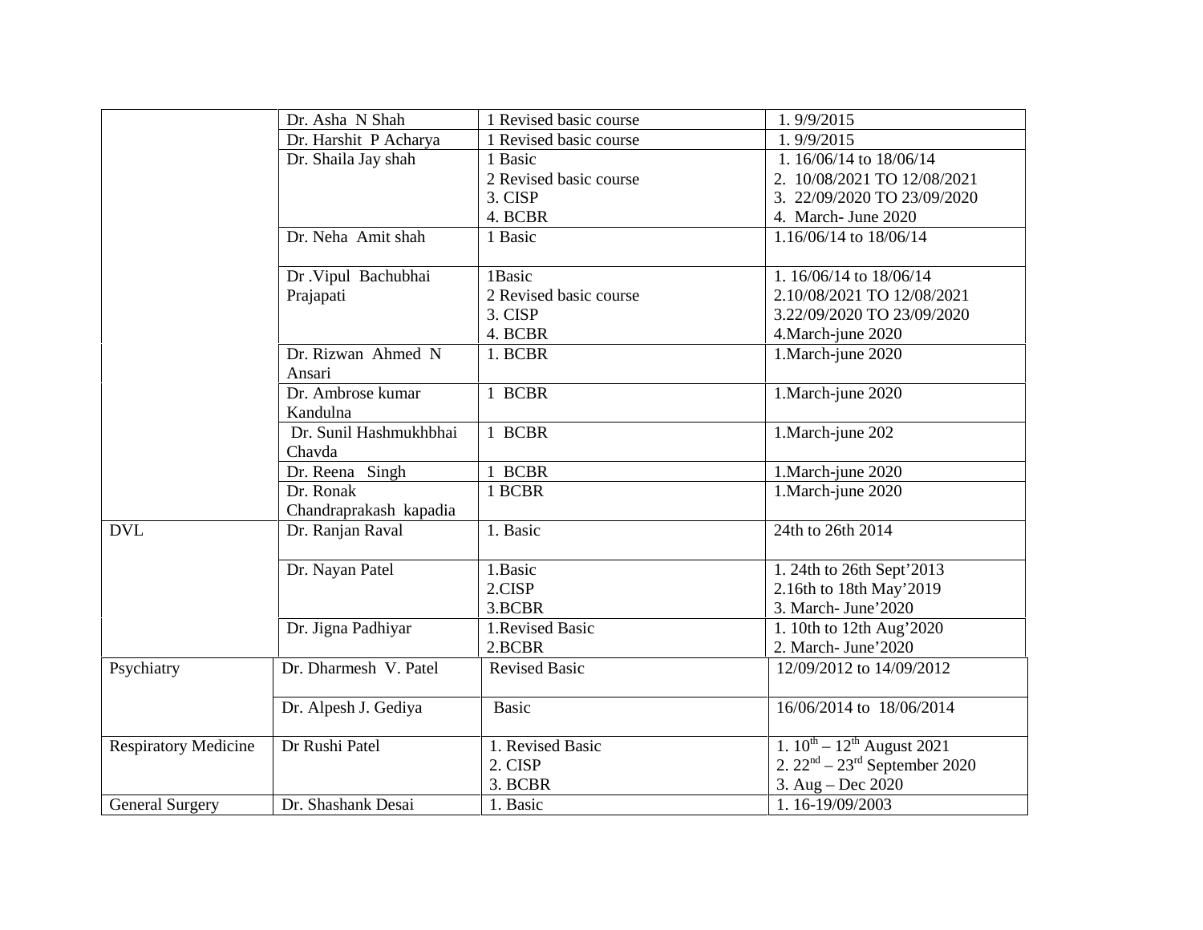| | | | |
|---|---|---|---|
| | Dr. Asha N Shah | 1 Revised basic course | 1. 9/9/2015 |
| | Dr. Harshit P Acharya | 1 Revised basic course | 1. 9/9/2015 |
| | Dr. Shaila Jay shah | 1 Basic<br>2 Revised basic course<br>3. CISP<br>4. BCBR | 1. 16/06/14 to 18/06/14<br>2. 10/08/2021 TO 12/08/2021<br>3. 22/09/2020 TO 23/09/2020<br>4. March- June 2020 |
| | Dr. Neha Amit shah | 1 Basic | 1.16/06/14 to 18/06/14 |
| | Dr .Vipul Bachubhai Prajapati | 1Basic<br>2 Revised basic course<br>3. CISP<br>4. BCBR | 1. 16/06/14 to 18/06/14<br>2.10/08/2021 TO 12/08/2021<br>3.22/09/2020 TO 23/09/2020<br>4.March-june 2020 |
| | Dr. Rizwan Ahmed N Ansari | 1. BCBR | 1.March-june 2020 |
| | Dr. Ambrose kumar Kandulna | 1 BCBR | 1.March-june 2020 |
| | Dr. Sunil Hashmukhbhai Chavda | 1 BCBR | 1.March-june 202 |
| | Dr. Reena Singh | 1 BCBR | 1.March-june 2020 |
| | Dr. Ronak Chandraprakash kapadia | 1 BCBR | 1.March-june 2020 |
| DVL | Dr. Ranjan Raval | 1. Basic | 24th to 26th 2014 |
| | Dr. Nayan Patel | 1.Basic<br>2.CISP<br>3.BCBR | 1. 24th to 26th Sept'2013<br>2.16th to 18th May'2019<br>3. March- June'2020 |
| | Dr. Jigna Padhiyar | 1.Revised Basic<br>2.BCBR | 1. 10th to 12th Aug'2020<br>2. March- June'2020 |
| Psychiatry | Dr. Dharmesh V. Patel | Revised Basic | 12/09/2012 to 14/09/2012 |
| | Dr. Alpesh J. Gediya | Basic | 16/06/2014 to 18/06/2014 |
| Respiratory Medicine | Dr Rushi Patel | 1. Revised Basic<br>2. CISP<br>3. BCBR | 1. $10^{th}$ – $12^{th}$ August 2021<br>2. $22^{nd}$ – $23^{rd}$ September 2020<br>3. Aug – Dec 2020 |
| General Surgery | Dr. Shashank Desai | 1. Basic | 1. 16-19/09/2003 |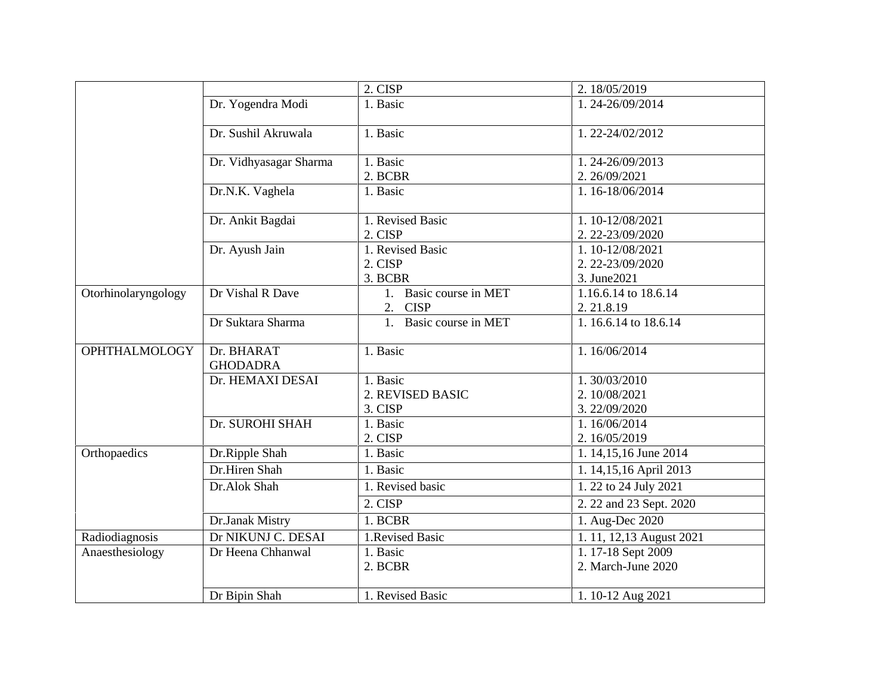| | | | |
|---|---|---|---|
| | | 2. CISP | 2. 18/05/2019 |
| | Dr. Yogendra Modi | 1. Basic | 1. 24-26/09/2014 |
| | Dr. Sushil Akruwala | 1. Basic | 1. 22-24/02/2012 |
| | Dr. Vidhyasagar Sharma | 1. Basic<br>2. BCBR | 1. 24-26/09/2013<br>2. 26/09/2021 |
| | Dr.N.K. Vaghela | 1. Basic | 1. 16-18/06/2014 |
| | Dr. Ankit Bagdai | 1. Revised Basic<br>2. CISP | 1. 10-12/08/2021<br>2. 22-23/09/2020 |
| | Dr. Ayush Jain | 1. Revised Basic<br>2. CISP<br>3. BCBR | 1. 10-12/08/2021<br>2. 22-23/09/2020<br>3. June2021 |
| Otorhinolaryngology | Dr Vishal R Dave | 1. Basic course in MET<br>2. CISP | 1.16.6.14 to 18.6.14<br>2. 21.8.19 |
| | Dr Suktara Sharma | 1. Basic course in MET | 1. 16.6.14 to 18.6.14 |
| OPHTHALMOLOGY | Dr. BHARAT GHODADRA | 1. Basic | 1. 16/06/2014 |
| | Dr. HEMAXI DESAI | 1. Basic<br>2. REVISED BASIC<br>3. CISP | 1. 30/03/2010<br>2. 10/08/2021<br>3. 22/09/2020 |
| | Dr. SUROHI SHAH | 1. Basic<br>2. CISP | 1. 16/06/2014<br>2. 16/05/2019 |
| Orthopaedics | Dr.Ripple Shah | 1. Basic | 1. 14,15,16 June 2014 |
| | Dr.Hiren Shah | 1. Basic | 1. 14,15,16 April 2013 |
| | Dr.Alok Shah | 1. Revised basic | 1. 22 to 24 July 2021 |
| | | 2. CISP | 2. 22 and 23 Sept. 2020 |
| | Dr.Janak Mistry | 1. BCBR | 1. Aug-Dec 2020 |
| Radiodiagnosis | Dr NIKUNJ C. DESAI | 1.Revised Basic | 1. 11, 12,13 August 2021 |
| Anaesthesiology | Dr Heena Chhanwal | 1. Basic<br>2. BCBR | 1. 17-18 Sept 2009<br>2. March-June 2020 |
| | Dr Bipin Shah | 1. Revised Basic | 1. 10-12 Aug 2021 |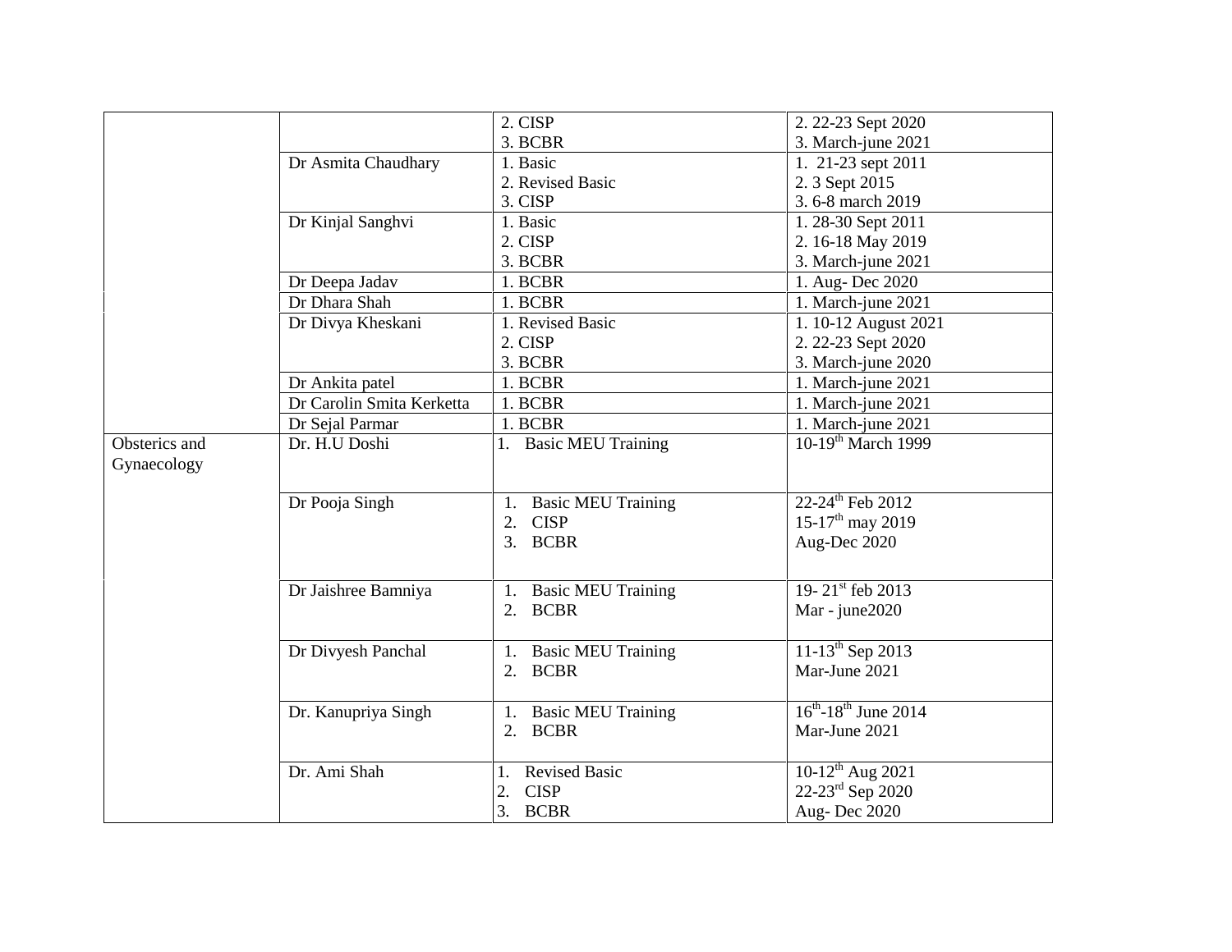| | | | |
|---|---|---|---|
| | | 2. CISP<br>3. BCBR | 2. 22-23 Sept 2020<br>3. March-june 2021 |
| | Dr Asmita Chaudhary | 1. Basic<br>2. Revised Basic<br>3. CISP | 1. 21-23 sept 2011<br>2. 3 Sept 2015<br>3. 6-8 march 2019 |
| | Dr Kinjal Sanghvi | 1. Basic<br>2. CISP<br>3. BCBR | 1. 28-30 Sept 2011<br>2. 16-18 May 2019<br>3. March-june 2021 |
| | Dr Deepa Jadav | 1. BCBR | 1. Aug- Dec 2020 |
| | Dr Dhara Shah | 1. BCBR | 1. March-june 2021 |
| | Dr Divya Kheskani | 1. Revised Basic<br>2. CISP<br>3. BCBR | 1. 10-12 August 2021<br>2. 22-23 Sept 2020<br>3. March-june 2020 |
| | Dr Ankita patel | 1. BCBR | 1. March-june 2021 |
| | Dr Carolin Smita Kerketta | 1. BCBR | 1. March-june 2021 |
| | Dr Sejal Parmar | 1. BCBR | 1. March-june 2021 |
| Obsterics and Gynaecology | Dr. H.U Doshi | 1. Basic MEU Training | 10-19th March 1999 |
| | Dr Pooja Singh | 1. Basic MEU Training<br>2. CISP<br>3. BCBR | 22-24th Feb 2012<br>15-17th may 2019<br>Aug-Dec 2020 |
| | Dr Jaishree Bamniya | 1. Basic MEU Training<br>2. BCBR | 19- 21st feb 2013<br>Mar - june2020 |
| | Dr Divyesh Panchal | 1. Basic MEU Training<br>2. BCBR | 11-13th Sep 2013<br>Mar-June 2021 |
| | Dr. Kanupriya Singh | 1. Basic MEU Training<br>2. BCBR | 16th-18th June 2014<br>Mar-June 2021 |
| | Dr. Ami Shah | 1. Revised Basic<br>2. CISP<br>3. BCBR | 10-12th Aug 2021<br>22-23rd Sep 2020<br>Aug- Dec 2020 |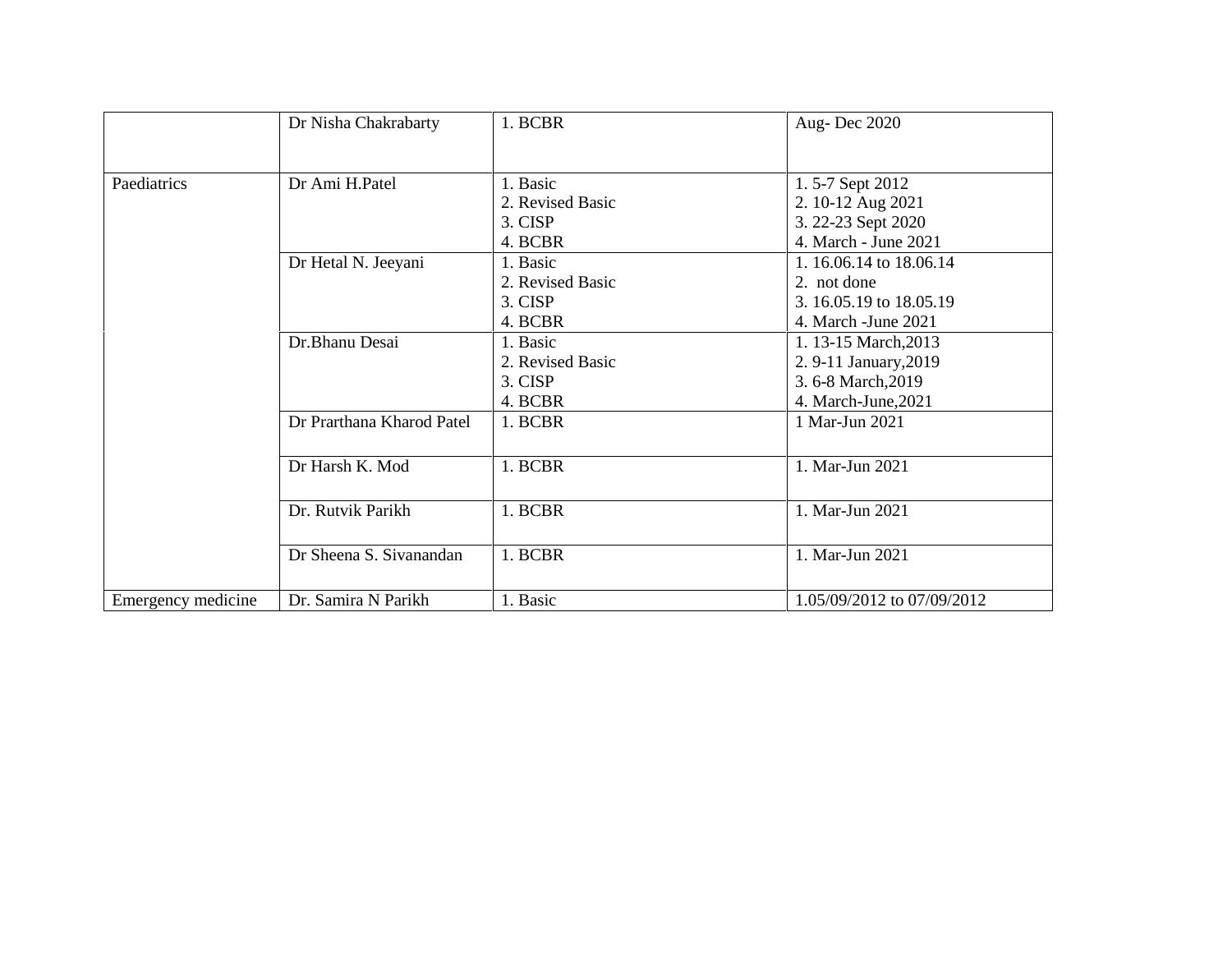| | | | |
|---|---|---|---|
| | Dr Nisha Chakrabarty | 1. BCBR | Aug- Dec 2020 |
| Paediatrics | Dr Ami H.Patel | 1. Basic<br>2. Revised Basic<br>3. CISP<br>4. BCBR | 1. 5-7 Sept 2012<br>2. 10-12 Aug 2021<br>3. 22-23 Sept 2020<br>4. March - June 2021 |
| | Dr Hetal N. Jeeyani | 1. Basic<br>2. Revised Basic<br>3. CISP<br>4. BCBR | 1. 16.06.14 to 18.06.14<br>2. not done<br>3. 16.05.19 to 18.05.19<br>4. March -June 2021 |
| | Dr.Bhanu Desai | 1. Basic<br>2. Revised Basic<br>3. CISP<br>4. BCBR | 1. 13-15 March,2013<br>2. 9-11 January,2019<br>3. 6-8 March,2019<br>4. March-June,2021 |
| | Dr Prarthana Kharod Patel | 1. BCBR | 1 Mar-Jun 2021 |
| | Dr Harsh K. Mod | 1. BCBR | 1. Mar-Jun 2021 |
| | Dr. Rutvik Parikh | 1. BCBR | 1. Mar-Jun 2021 |
| | Dr Sheena S. Sivanandan | 1. BCBR | 1. Mar-Jun 2021 |
| Emergency medicine | Dr. Samira N Parikh | 1. Basic | 1.05/09/2012 to 07/09/2012 |